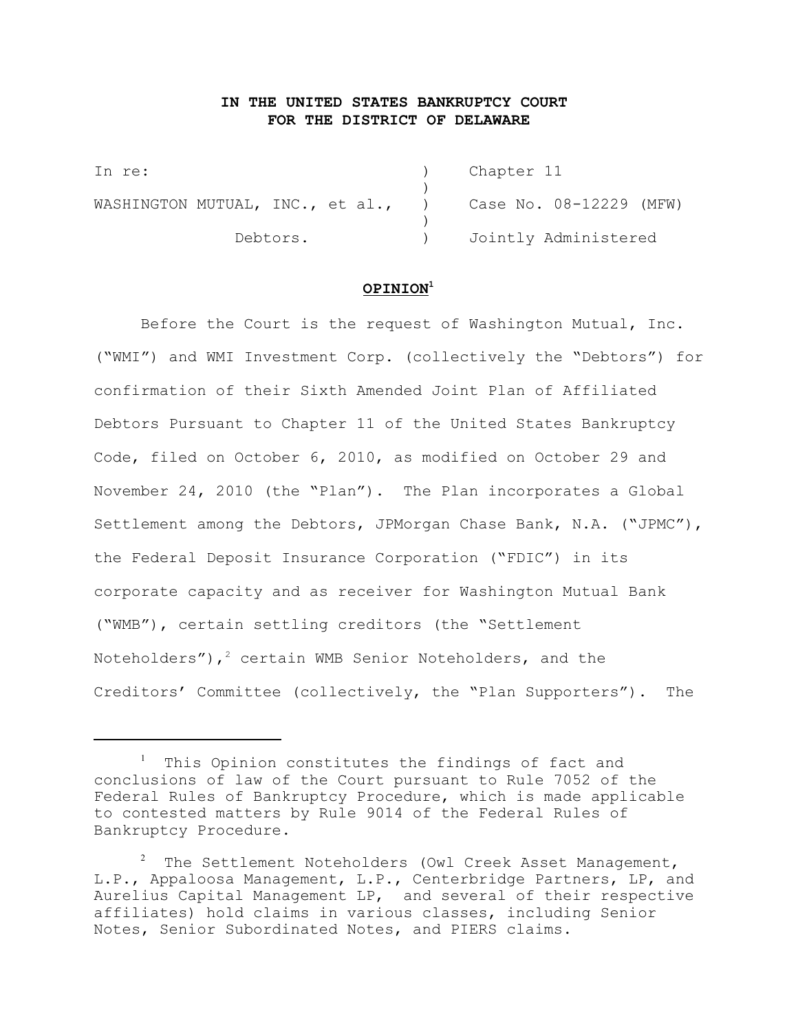# IN THE UNITED STATES BANKRUPTCY COURT FOR THE DISTRICT OF DELAWARE

| | | |
|---|---|---|
| In re: | ) | Chapter 11 |
| | ) | |
| WASHINGTON MUTUAL, INC., et al., | ) | Case No. 08-12229 (MFW) |
| | ) | |
| Debtors. | ) | Jointly Administered |

## OPINION[1]

Before the Court is the request of Washington Mutual, Inc. ("WMI") and WMI Investment Corp. (collectively the "Debtors") for confirmation of their Sixth Amended Joint Plan of Affiliated Debtors Pursuant to Chapter 11 of the United States Bankruptcy Code, filed on October 6, 2010, as modified on October 29 and November 24, 2010 (the "Plan"). The Plan incorporates a Global Settlement among the Debtors, JPMorgan Chase Bank, N.A. ("JPMC"), the Federal Deposit Insurance Corporation ("FDIC") in its corporate capacity and as receiver for Washington Mutual Bank ("WMB"), certain settling creditors (the "Settlement Noteholders"),[2] certain WMB Senior Noteholders, and the Creditors' Committee (collectively, the "Plan Supporters"). The

---

[1] This Opinion constitutes the findings of fact and conclusions of law of the Court pursuant to Rule 7052 of the Federal Rules of Bankruptcy Procedure, which is made applicable to contested matters by Rule 9014 of the Federal Rules of Bankruptcy Procedure.

[2] The Settlement Noteholders (Owl Creek Asset Management, L.P., Appaloosa Management, L.P., Centerbridge Partners, LP, and Aurelius Capital Management LP, and several of their respective affiliates) hold claims in various classes, including Senior Notes, Senior Subordinated Notes, and PIERS claims.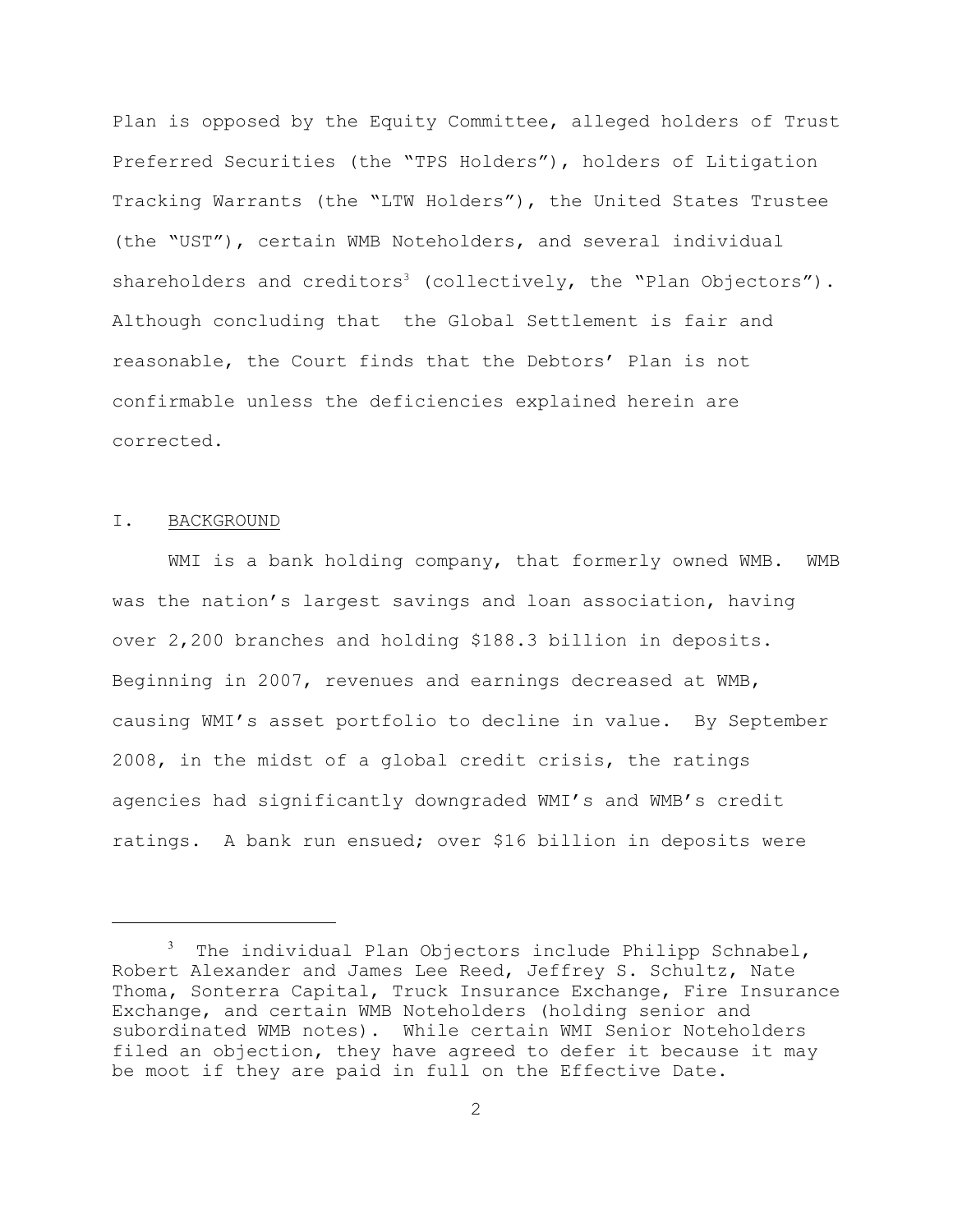Plan is opposed by the Equity Committee, alleged holders of Trust Preferred Securities (the "TPS Holders"), holders of Litigation Tracking Warrants (the "LTW Holders"), the United States Trustee (the "UST"), certain WMB Noteholders, and several individual shareholders and creditors[3] (collectively, the "Plan Objectors"). Although concluding that the Global Settlement is fair and reasonable, the Court finds that the Debtors' Plan is not confirmable unless the deficiencies explained herein are corrected.

## I. BACKGROUND

WMI is a bank holding company, that formerly owned WMB. WMB was the nation's largest savings and loan association, having over 2,200 branches and holding $188.3 billion in deposits. Beginning in 2007, revenues and earnings decreased at WMB, causing WMI's asset portfolio to decline in value. By September 2008, in the midst of a global credit crisis, the ratings agencies had significantly downgraded WMI's and WMB's credit ratings. A bank run ensued; over $16 billion in deposits were

[3] The individual Plan Objectors include Philipp Schnabel, Robert Alexander and James Lee Reed, Jeffrey S. Schultz, Nate Thoma, Sonterra Capital, Truck Insurance Exchange, Fire Insurance Exchange, and certain WMB Noteholders (holding senior and subordinated WMB notes). While certain WMI Senior Noteholders filed an objection, they have agreed to defer it because it may be moot if they are paid in full on the Effective Date.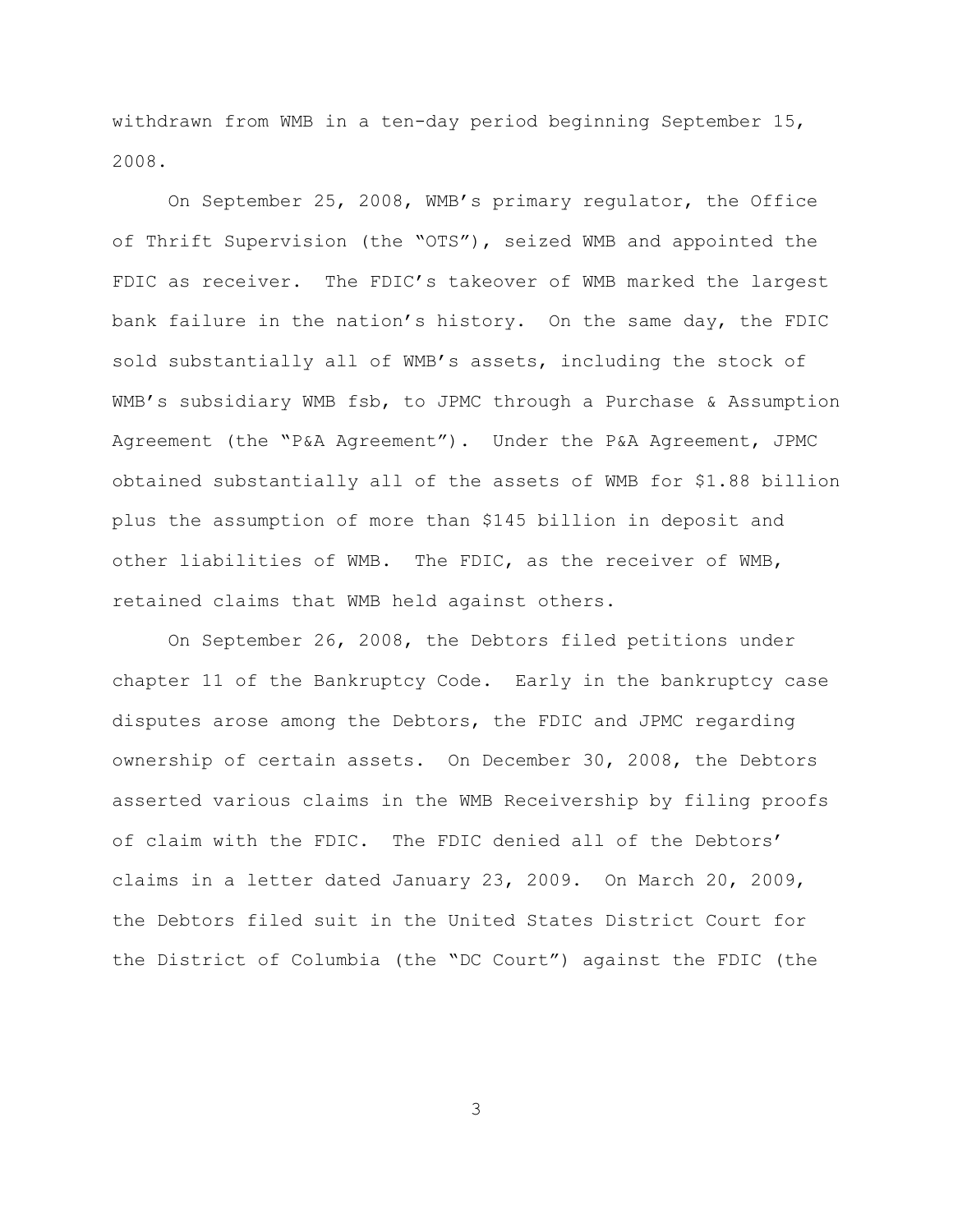withdrawn from WMB in a ten-day period beginning September 15, 2008.

On September 25, 2008, WMB's primary regulator, the Office of Thrift Supervision (the "OTS"), seized WMB and appointed the FDIC as receiver. The FDIC's takeover of WMB marked the largest bank failure in the nation's history. On the same day, the FDIC sold substantially all of WMB's assets, including the stock of WMB's subsidiary WMB fsb, to JPMC through a Purchase & Assumption Agreement (the "P&A Agreement"). Under the P&A Agreement, JPMC obtained substantially all of the assets of WMB for $1.88 billion plus the assumption of more than $145 billion in deposit and other liabilities of WMB. The FDIC, as the receiver of WMB, retained claims that WMB held against others.

On September 26, 2008, the Debtors filed petitions under chapter 11 of the Bankruptcy Code. Early in the bankruptcy case disputes arose among the Debtors, the FDIC and JPMC regarding ownership of certain assets. On December 30, 2008, the Debtors asserted various claims in the WMB Receivership by filing proofs of claim with the FDIC. The FDIC denied all of the Debtors' claims in a letter dated January 23, 2009. On March 20, 2009, the Debtors filed suit in the United States District Court for the District of Columbia (the "DC Court") against the FDIC (the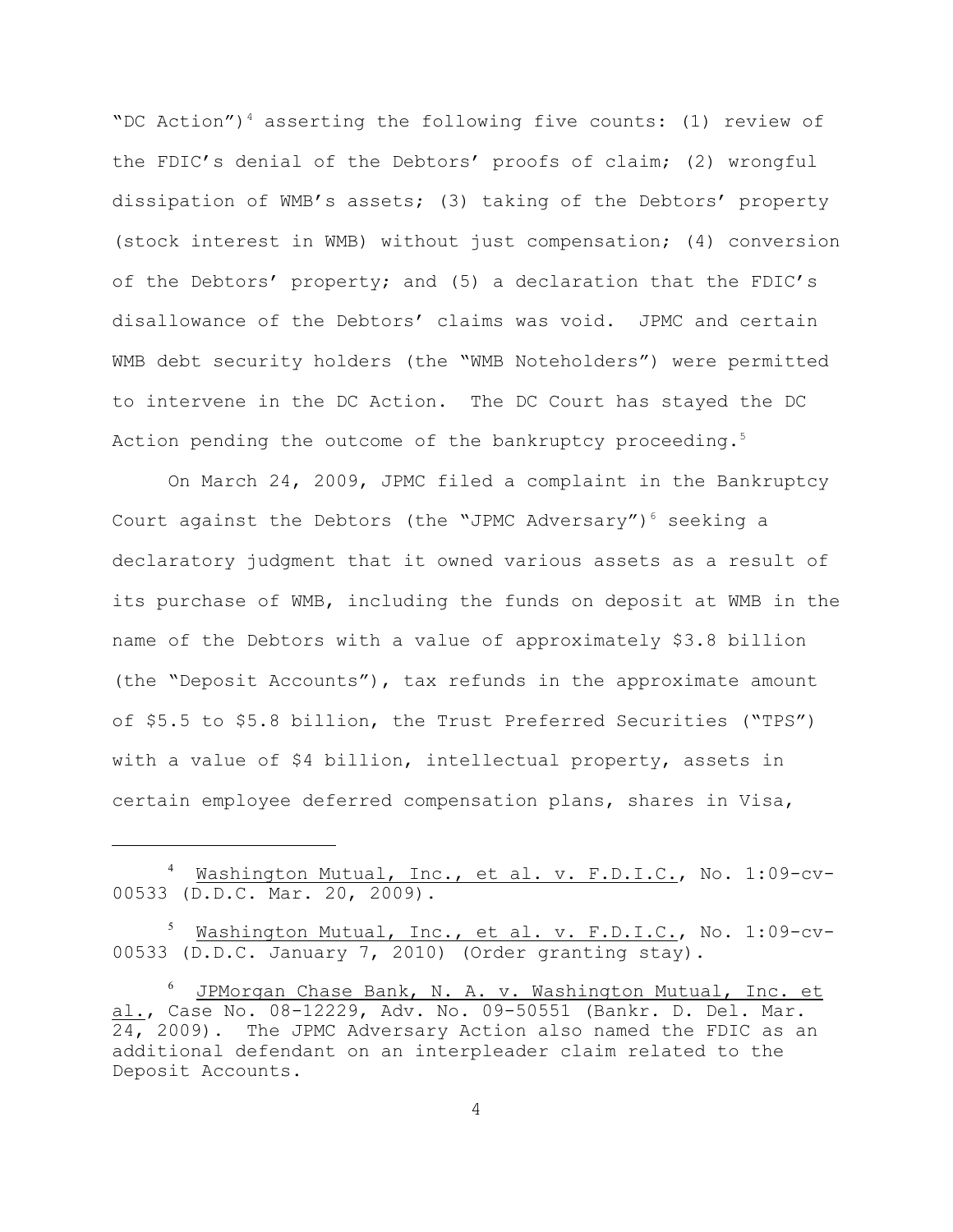"DC Action")[4] asserting the following five counts: (1) review of the FDIC's denial of the Debtors' proofs of claim; (2) wrongful dissipation of WMB's assets; (3) taking of the Debtors' property (stock interest in WMB) without just compensation; (4) conversion of the Debtors' property; and (5) a declaration that the FDIC's disallowance of the Debtors' claims was void. JPMC and certain WMB debt security holders (the "WMB Noteholders") were permitted to intervene in the DC Action. The DC Court has stayed the DC Action pending the outcome of the bankruptcy proceeding.[5]

On March 24, 2009, JPMC filed a complaint in the Bankruptcy Court against the Debtors (the "JPMC Adversary")[6] seeking a declaratory judgment that it owned various assets as a result of its purchase of WMB, including the funds on deposit at WMB in the name of the Debtors with a value of approximately $3.8 billion (the "Deposit Accounts"), tax refunds in the approximate amount of $5.5 to $5.8 billion, the Trust Preferred Securities ("TPS") with a value of $4 billion, intellectual property, assets in certain employee deferred compensation plans, shares in Visa,

---

[4] Washington Mutual, Inc., et al. v. F.D.I.C., No. 1:09-cv-00533 (D.D.C. Mar. 20, 2009).

[5] Washington Mutual, Inc., et al. v. F.D.I.C., No. 1:09-cv-00533 (D.D.C. January 7, 2010) (Order granting stay).

[6] JPMorgan Chase Bank, N. A. v. Washington Mutual, Inc. et al., Case No. 08-12229, Adv. No. 09-50551 (Bankr. D. Del. Mar. 24, 2009). The JPMC Adversary Action also named the FDIC as an additional defendant on an interpleader claim related to the Deposit Accounts.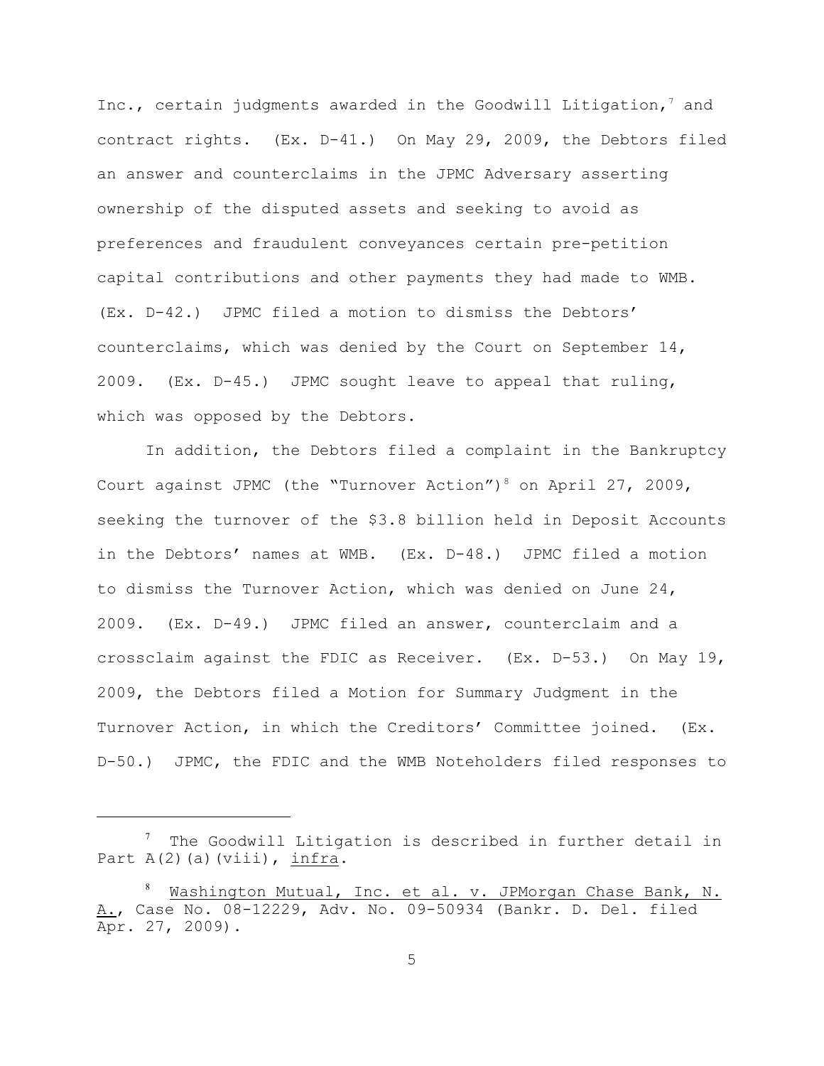Inc., certain judgments awarded in the Goodwill Litigation,[7] and contract rights. (Ex. D-41.) On May 29, 2009, the Debtors filed an answer and counterclaims in the JPMC Adversary asserting ownership of the disputed assets and seeking to avoid as preferences and fraudulent conveyances certain pre-petition capital contributions and other payments they had made to WMB. (Ex. D-42.) JPMC filed a motion to dismiss the Debtors' counterclaims, which was denied by the Court on September 14, 2009. (Ex. D-45.) JPMC sought leave to appeal that ruling, which was opposed by the Debtors.

In addition, the Debtors filed a complaint in the Bankruptcy Court against JPMC (the "Turnover Action")[8] on April 27, 2009, seeking the turnover of the $3.8 billion held in Deposit Accounts in the Debtors' names at WMB. (Ex. D-48.) JPMC filed a motion to dismiss the Turnover Action, which was denied on June 24, 2009. (Ex. D-49.) JPMC filed an answer, counterclaim and a crossclaim against the FDIC as Receiver. (Ex. D-53.) On May 19, 2009, the Debtors filed a Motion for Summary Judgment in the Turnover Action, in which the Creditors' Committee joined. (Ex. D-50.) JPMC, the FDIC and the WMB Noteholders filed responses to

---

[7] The Goodwill Litigation is described in further detail in Part A(2)(a)(viii), _infra_.

[8] _Washington Mutual, Inc. et al. v. JPMorgan Chase Bank, N. A._, Case No. 08-12229, Adv. No. 09-50934 (Bankr. D. Del. filed Apr. 27, 2009).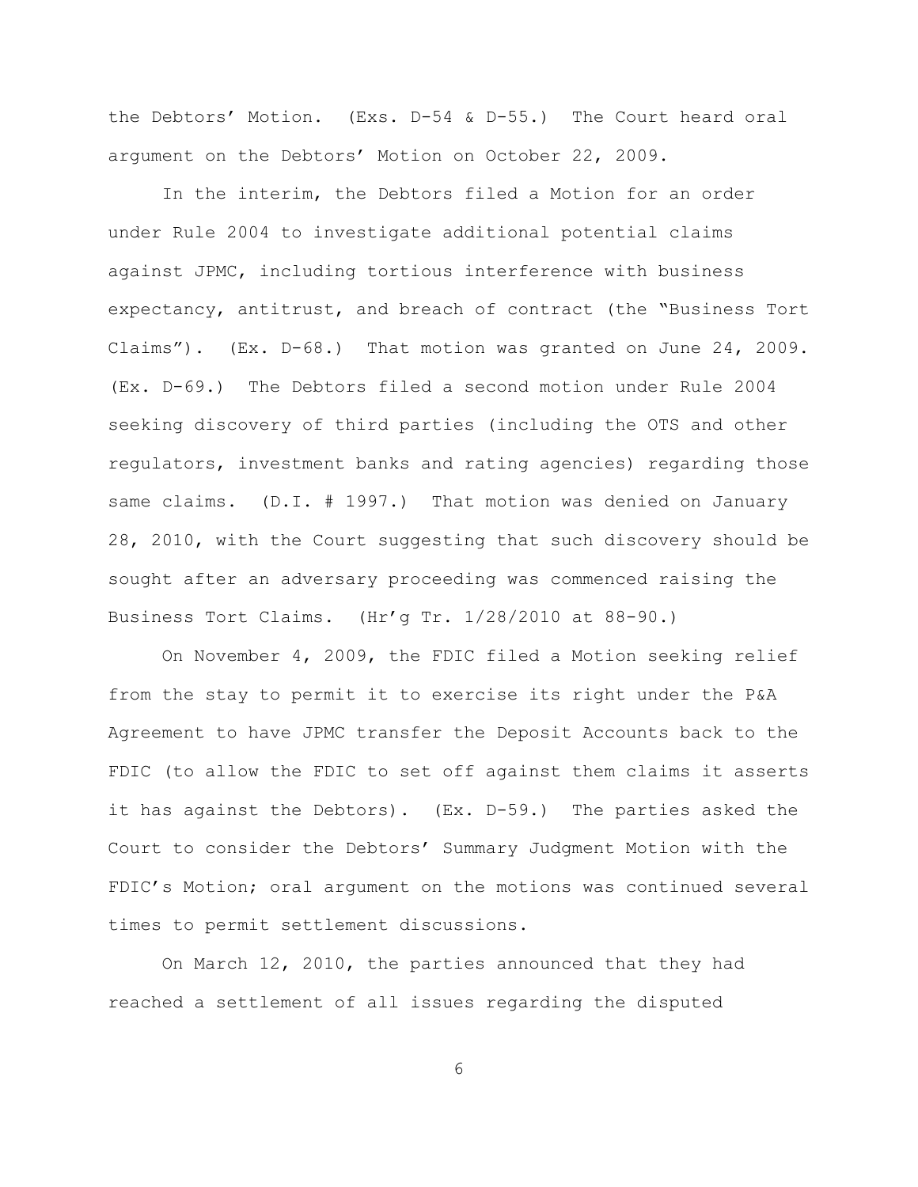the Debtors' Motion. (Exs. D-54 & D-55.) The Court heard oral argument on the Debtors' Motion on October 22, 2009.

In the interim, the Debtors filed a Motion for an order under Rule 2004 to investigate additional potential claims against JPMC, including tortious interference with business expectancy, antitrust, and breach of contract (the "Business Tort Claims"). (Ex. D-68.) That motion was granted on June 24, 2009. (Ex. D-69.) The Debtors filed a second motion under Rule 2004 seeking discovery of third parties (including the OTS and other regulators, investment banks and rating agencies) regarding those same claims. (D.I. # 1997.) That motion was denied on January 28, 2010, with the Court suggesting that such discovery should be sought after an adversary proceeding was commenced raising the Business Tort Claims. (Hr'g Tr. 1/28/2010 at 88-90.)

On November 4, 2009, the FDIC filed a Motion seeking relief from the stay to permit it to exercise its right under the P&A Agreement to have JPMC transfer the Deposit Accounts back to the FDIC (to allow the FDIC to set off against them claims it asserts it has against the Debtors). (Ex. D-59.) The parties asked the Court to consider the Debtors' Summary Judgment Motion with the FDIC's Motion; oral argument on the motions was continued several times to permit settlement discussions.

On March 12, 2010, the parties announced that they had reached a settlement of all issues regarding the disputed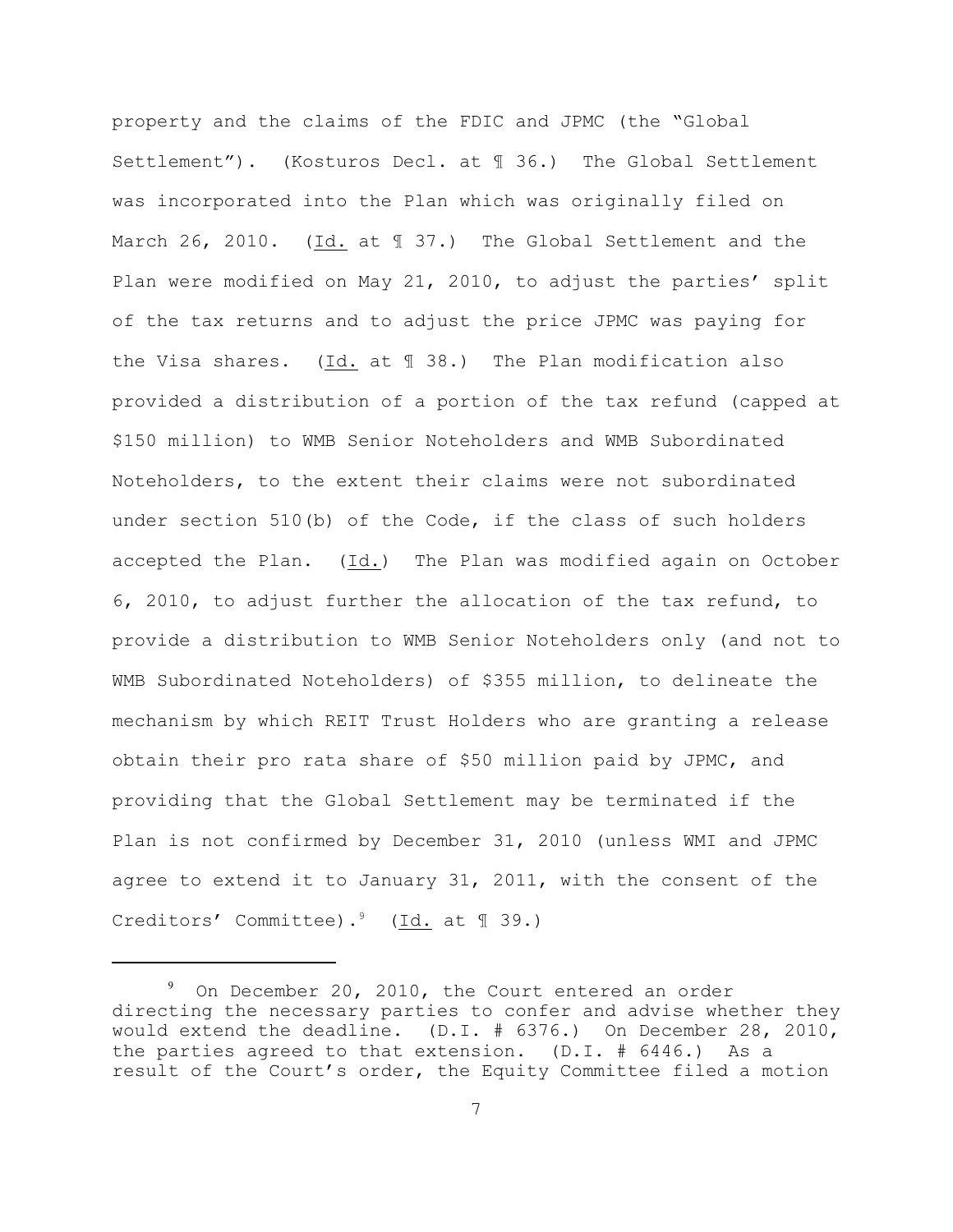property and the claims of the FDIC and JPMC (the "Global Settlement"). (Kosturos Decl. at ¶ 36.) The Global Settlement was incorporated into the Plan which was originally filed on March 26, 2010. (Id. at ¶ 37.) The Global Settlement and the Plan were modified on May 21, 2010, to adjust the parties' split of the tax returns and to adjust the price JPMC was paying for the Visa shares. (Id. at ¶ 38.) The Plan modification also provided a distribution of a portion of the tax refund (capped at $150 million) to WMB Senior Noteholders and WMB Subordinated Noteholders, to the extent their claims were not subordinated under section 510(b) of the Code, if the class of such holders accepted the Plan. (Id.) The Plan was modified again on October 6, 2010, to adjust further the allocation of the tax refund, to provide a distribution to WMB Senior Noteholders only (and not to WMB Subordinated Noteholders) of $355 million, to delineate the mechanism by which REIT Trust Holders who are granting a release obtain their pro rata share of $50 million paid by JPMC, and providing that the Global Settlement may be terminated if the Plan is not confirmed by December 31, 2010 (unless WMI and JPMC agree to extend it to January 31, 2011, with the consent of the Creditors' Committee).[9] (Id. at ¶ 39.)

---

[9] On December 20, 2010, the Court entered an order directing the necessary parties to confer and advise whether they would extend the deadline. (D.I. # 6376.) On December 28, 2010, the parties agreed to that extension. (D.I. # 6446.) As a result of the Court's order, the Equity Committee filed a motion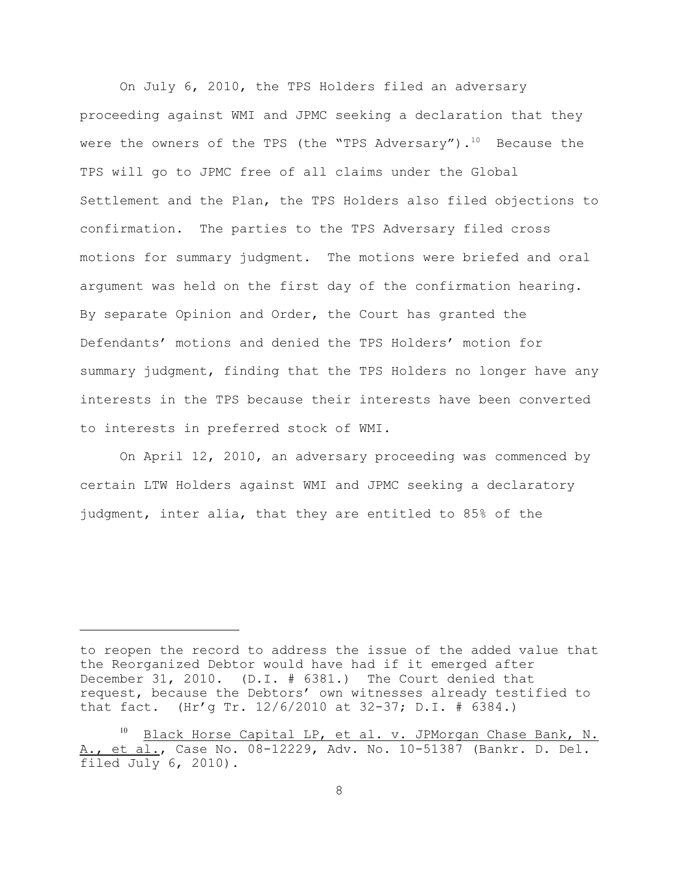On July 6, 2010, the TPS Holders filed an adversary proceeding against WMI and JPMC seeking a declaration that they were the owners of the TPS (the "TPS Adversary").[10] Because the TPS will go to JPMC free of all claims under the Global Settlement and the Plan, the TPS Holders also filed objections to confirmation. The parties to the TPS Adversary filed cross motions for summary judgment. The motions were briefed and oral argument was held on the first day of the confirmation hearing. By separate Opinion and Order, the Court has granted the Defendants' motions and denied the TPS Holders' motion for summary judgment, finding that the TPS Holders no longer have any interests in the TPS because their interests have been converted to interests in preferred stock of WMI.

On April 12, 2010, an adversary proceeding was commenced by certain LTW Holders against WMI and JPMC seeking a declaratory judgment, inter alia, that they are entitled to 85% of the

---

to reopen the record to address the issue of the added value that the Reorganized Debtor would have had if it emerged after December 31, 2010. (D.I. # 6381.) The Court denied that request, because the Debtors' own witnesses already testified to that fact. (Hr'g Tr. 12/6/2010 at 32-37; D.I. # 6384.)

[10] Black Horse Capital LP, et al. v. JPMorgan Chase Bank, N. A., et al., Case No. 08-12229, Adv. No. 10-51387 (Bankr. D. Del. filed July 6, 2010).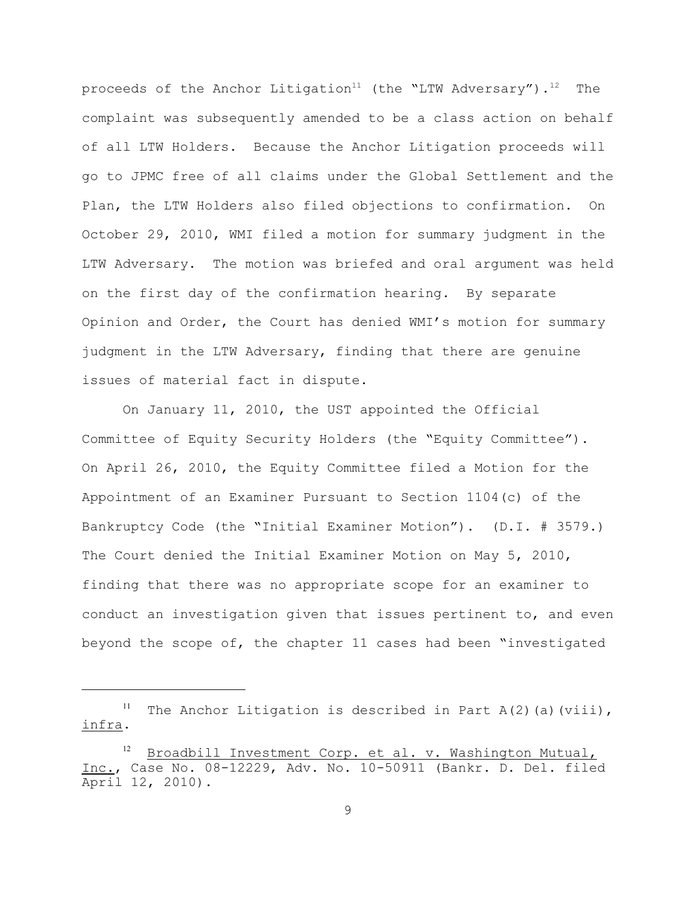proceeds of the Anchor Litigation[11] (the "LTW Adversary").[12] The complaint was subsequently amended to be a class action on behalf of all LTW Holders. Because the Anchor Litigation proceeds will go to JPMC free of all claims under the Global Settlement and the Plan, the LTW Holders also filed objections to confirmation. On October 29, 2010, WMI filed a motion for summary judgment in the LTW Adversary. The motion was briefed and oral argument was held on the first day of the confirmation hearing. By separate Opinion and Order, the Court has denied WMI's motion for summary judgment in the LTW Adversary, finding that there are genuine issues of material fact in dispute.

On January 11, 2010, the UST appointed the Official Committee of Equity Security Holders (the "Equity Committee"). On April 26, 2010, the Equity Committee filed a Motion for the Appointment of an Examiner Pursuant to Section 1104(c) of the Bankruptcy Code (the "Initial Examiner Motion"). (D.I. # 3579.) The Court denied the Initial Examiner Motion on May 5, 2010, finding that there was no appropriate scope for an examiner to conduct an investigation given that issues pertinent to, and even beyond the scope of, the chapter 11 cases had been "investigated

---

[11] The Anchor Litigation is described in Part A(2)(a)(viii), <u>infra</u>.

[12] <u>Broadbill Investment Corp. et al. v. Washington Mutual, Inc.</u>, Case No. 08-12229, Adv. No. 10-50911 (Bankr. D. Del. filed April 12, 2010).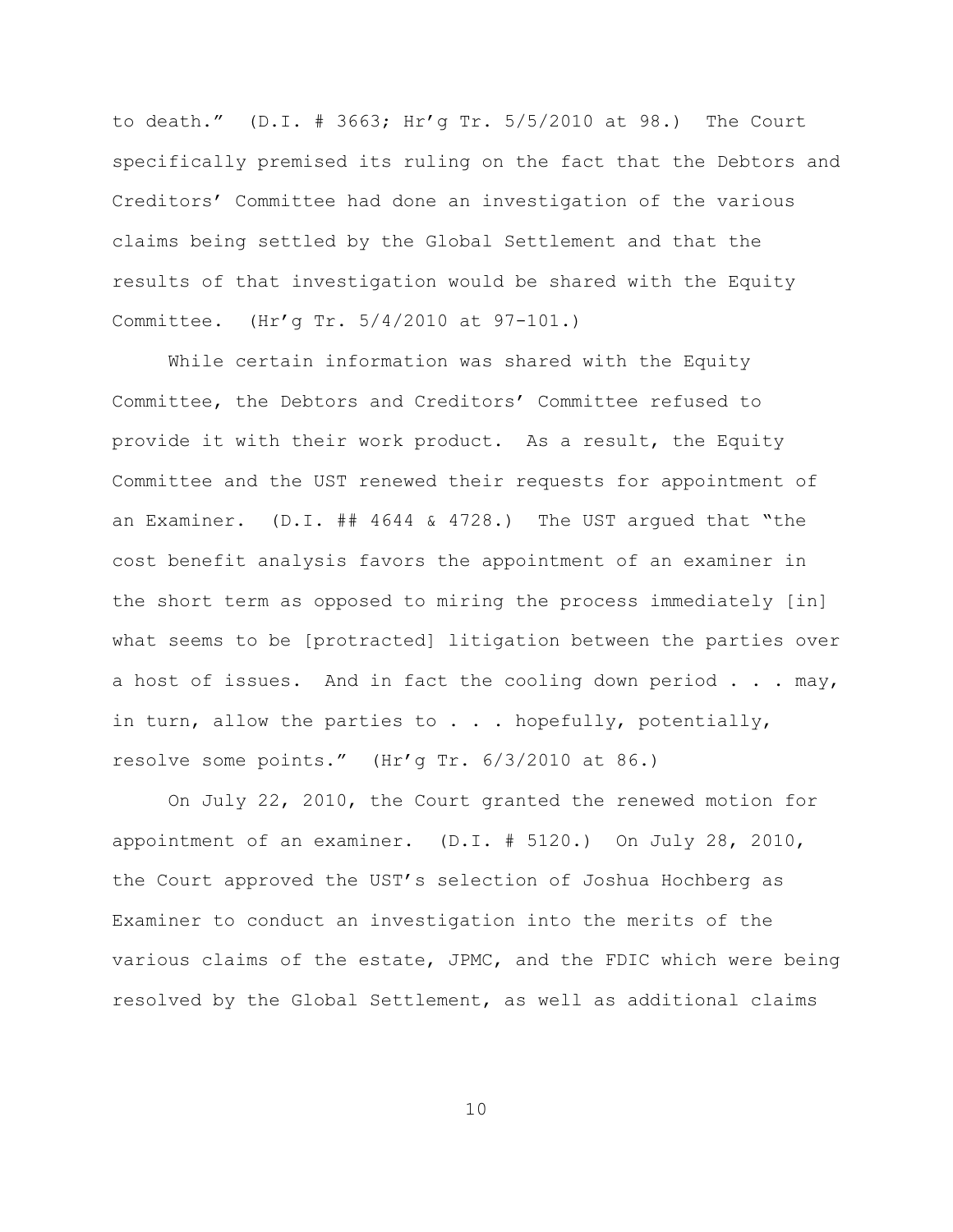to death." (D.I. # 3663; Hr'g Tr. 5/5/2010 at 98.) The Court specifically premised its ruling on the fact that the Debtors and Creditors' Committee had done an investigation of the various claims being settled by the Global Settlement and that the results of that investigation would be shared with the Equity Committee. (Hr'g Tr. 5/4/2010 at 97-101.)

While certain information was shared with the Equity Committee, the Debtors and Creditors' Committee refused to provide it with their work product. As a result, the Equity Committee and the UST renewed their requests for appointment of an Examiner. (D.I. ## 4644 & 4728.) The UST argued that "the cost benefit analysis favors the appointment of an examiner in the short term as opposed to miring the process immediately [in] what seems to be [protracted] litigation between the parties over a host of issues. And in fact the cooling down period . . . may, in turn, allow the parties to . . . hopefully, potentially, resolve some points." (Hr'g Tr. 6/3/2010 at 86.)

On July 22, 2010, the Court granted the renewed motion for appointment of an examiner. (D.I. # 5120.) On July 28, 2010, the Court approved the UST's selection of Joshua Hochberg as Examiner to conduct an investigation into the merits of the various claims of the estate, JPMC, and the FDIC which were being resolved by the Global Settlement, as well as additional claims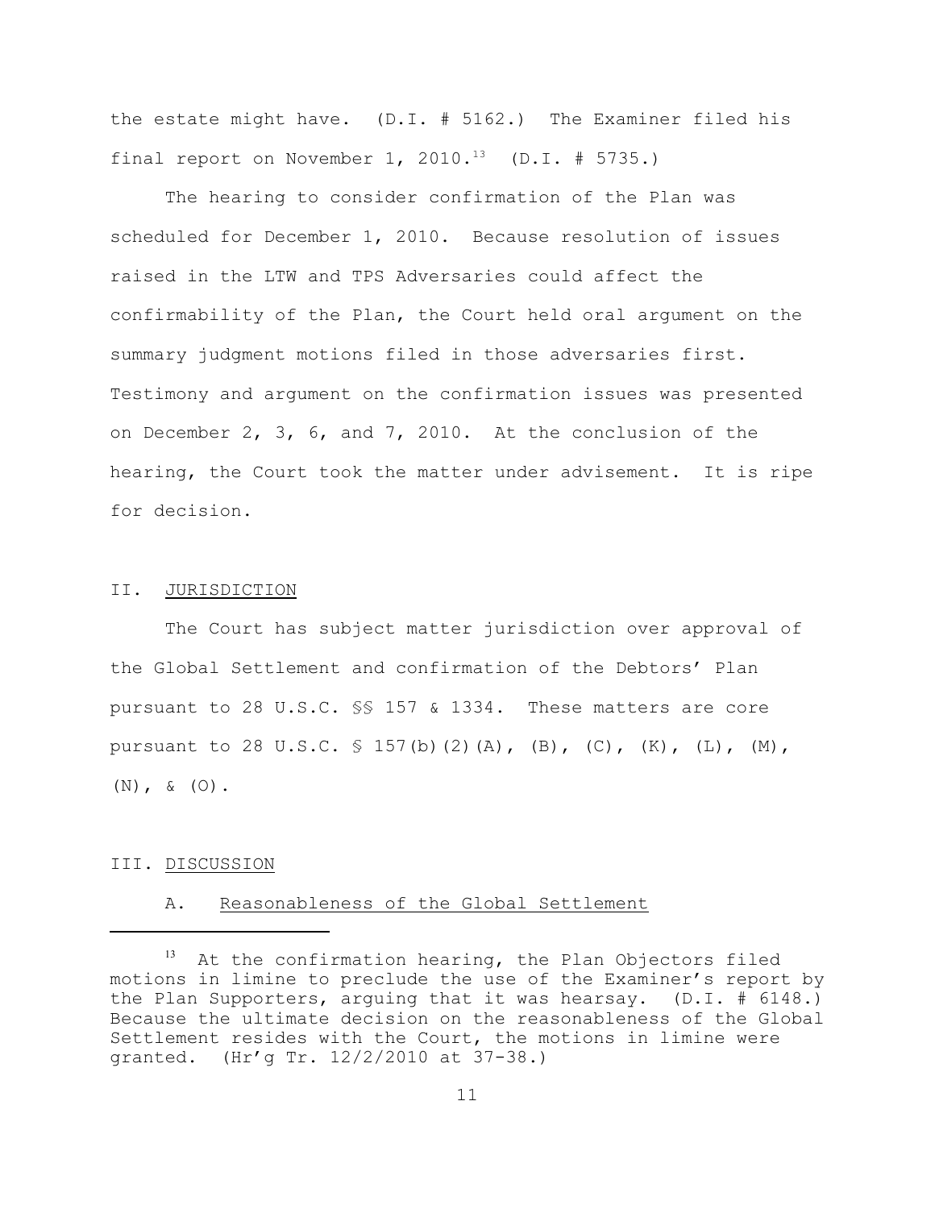the estate might have. (D.I. # 5162.) The Examiner filed his final report on November 1, 2010.[13] (D.I. # 5735.)

The hearing to consider confirmation of the Plan was scheduled for December 1, 2010. Because resolution of issues raised in the LTW and TPS Adversaries could affect the confirmability of the Plan, the Court held oral argument on the summary judgment motions filed in those adversaries first. Testimony and argument on the confirmation issues was presented on December 2, 3, 6, and 7, 2010. At the conclusion of the hearing, the Court took the matter under advisement. It is ripe for decision.

## II. JURISDICTION

The Court has subject matter jurisdiction over approval of the Global Settlement and confirmation of the Debtors' Plan pursuant to 28 U.S.C. §§ 157 & 1334. These matters are core pursuant to 28 U.S.C. § 157(b)(2)(A), (B), (C), (K), (L), (M), (N), & (O).

## III. DISCUSSION

### A. Reasonableness of the Global Settlement

---

[13] At the confirmation hearing, the Plan Objectors filed motions in limine to preclude the use of the Examiner's report by the Plan Supporters, arguing that it was hearsay. (D.I. # 6148.) Because the ultimate decision on the reasonableness of the Global Settlement resides with the Court, the motions in limine were granted. (Hr'g Tr. 12/2/2010 at 37-38.)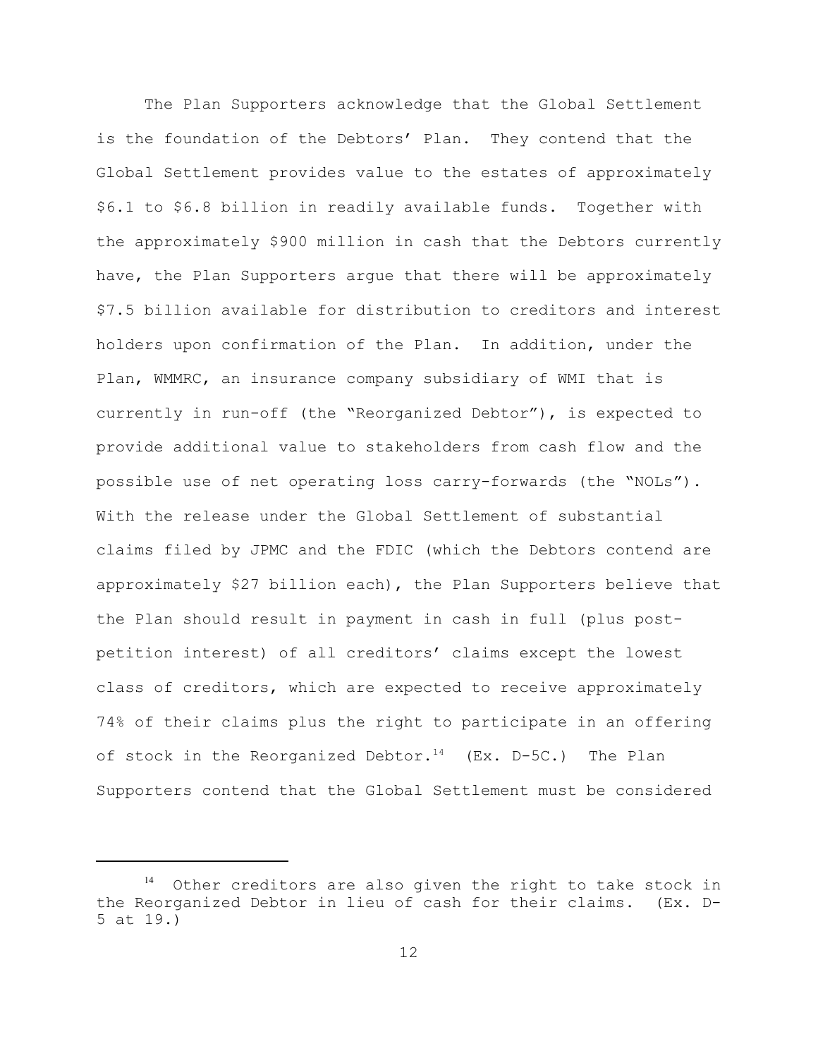The Plan Supporters acknowledge that the Global Settlement is the foundation of the Debtors' Plan. They contend that the Global Settlement provides value to the estates of approximately \$6.1 to \$6.8 billion in readily available funds. Together with the approximately \$900 million in cash that the Debtors currently have, the Plan Supporters argue that there will be approximately \$7.5 billion available for distribution to creditors and interest holders upon confirmation of the Plan. In addition, under the Plan, WMMRC, an insurance company subsidiary of WMI that is currently in run-off (the "Reorganized Debtor"), is expected to provide additional value to stakeholders from cash flow and the possible use of net operating loss carry-forwards (the "NOLs"). With the release under the Global Settlement of substantial claims filed by JPMC and the FDIC (which the Debtors contend are approximately \$27 billion each), the Plan Supporters believe that the Plan should result in payment in cash in full (plus post-petition interest) of all creditors' claims except the lowest class of creditors, which are expected to receive approximately 74% of their claims plus the right to participate in an offering of stock in the Reorganized Debtor.[14] (Ex. D-5C.) The Plan Supporters contend that the Global Settlement must be considered

---

[14] Other creditors are also given the right to take stock in the Reorganized Debtor in lieu of cash for their claims. (Ex. D-5 at 19.)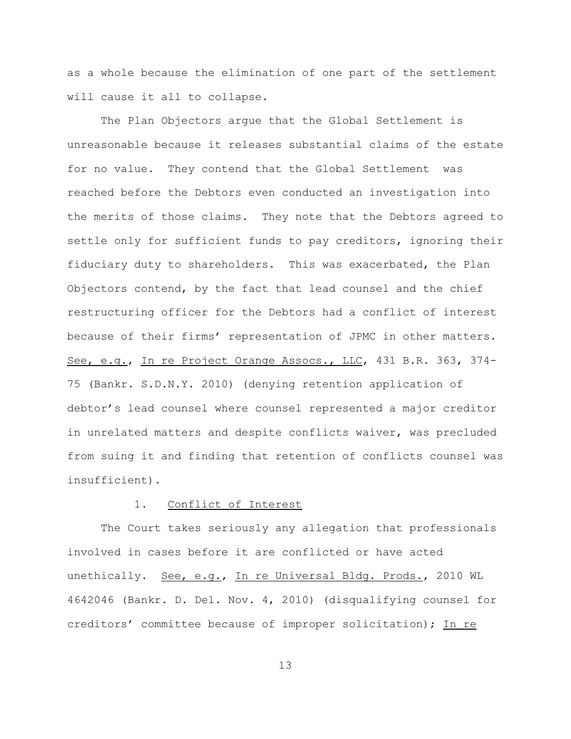as a whole because the elimination of one part of the settlement will cause it all to collapse.

The Plan Objectors argue that the Global Settlement is unreasonable because it releases substantial claims of the estate for no value. They contend that the Global Settlement was reached before the Debtors even conducted an investigation into the merits of those claims. They note that the Debtors agreed to settle only for sufficient funds to pay creditors, ignoring their fiduciary duty to shareholders. This was exacerbated, the Plan Objectors contend, by the fact that lead counsel and the chief restructuring officer for the Debtors had a conflict of interest because of their firms' representation of JPMC in other matters. See, e.g., In re Project Orange Assocs., LLC, 431 B.R. 363, 374-75 (Bankr. S.D.N.Y. 2010) (denying retention application of debtor's lead counsel where counsel represented a major creditor in unrelated matters and despite conflicts waiver, was precluded from suing it and finding that retention of conflicts counsel was insufficient).

### 1. Conflict of Interest

The Court takes seriously any allegation that professionals involved in cases before it are conflicted or have acted unethically. See, e.g., In re Universal Bldg. Prods., 2010 WL 4642046 (Bankr. D. Del. Nov. 4, 2010) (disqualifying counsel for creditors' committee because of improper solicitation); In re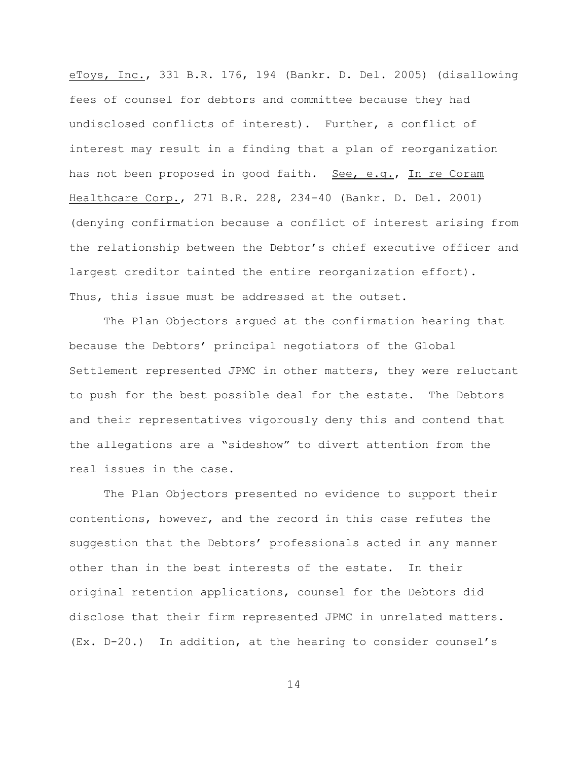_eToys, Inc._, 331 B.R. 176, 194 (Bankr. D. Del. 2005) (disallowing fees of counsel for debtors and committee because they had undisclosed conflicts of interest). Further, a conflict of interest may result in a finding that a plan of reorganization has not been proposed in good faith. _See, e.g._, _In re Coram Healthcare Corp._, 271 B.R. 228, 234-40 (Bankr. D. Del. 2001) (denying confirmation because a conflict of interest arising from the relationship between the Debtor's chief executive officer and largest creditor tainted the entire reorganization effort). Thus, this issue must be addressed at the outset.

The Plan Objectors argued at the confirmation hearing that because the Debtors' principal negotiators of the Global Settlement represented JPMC in other matters, they were reluctant to push for the best possible deal for the estate. The Debtors and their representatives vigorously deny this and contend that the allegations are a "sideshow" to divert attention from the real issues in the case.

The Plan Objectors presented no evidence to support their contentions, however, and the record in this case refutes the suggestion that the Debtors' professionals acted in any manner other than in the best interests of the estate. In their original retention applications, counsel for the Debtors did disclose that their firm represented JPMC in unrelated matters. (Ex. D-20.) In addition, at the hearing to consider counsel's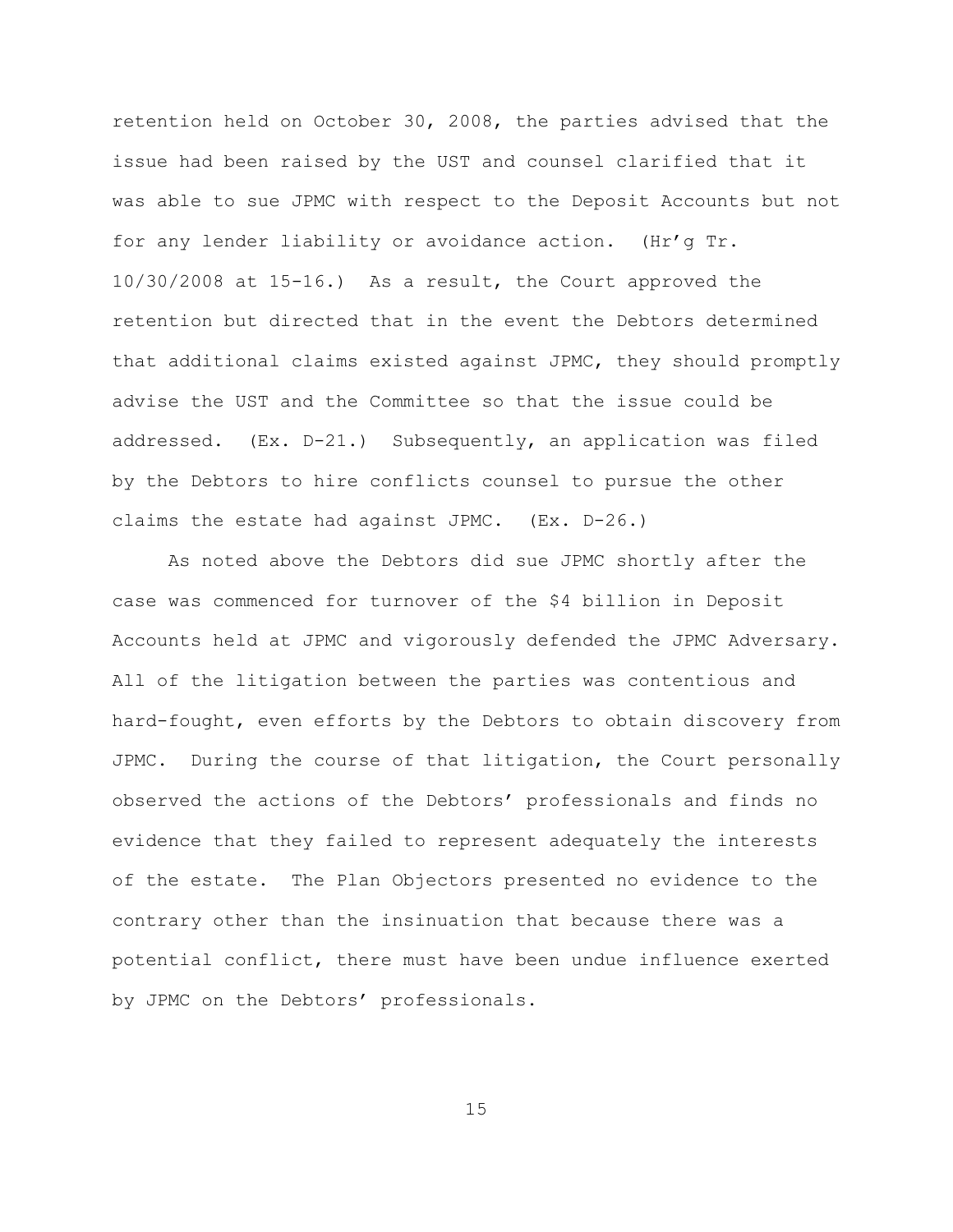retention held on October 30, 2008, the parties advised that the issue had been raised by the UST and counsel clarified that it was able to sue JPMC with respect to the Deposit Accounts but not for any lender liability or avoidance action. (Hr'g Tr. 10/30/2008 at 15-16.) As a result, the Court approved the retention but directed that in the event the Debtors determined that additional claims existed against JPMC, they should promptly advise the UST and the Committee so that the issue could be addressed. (Ex. D-21.) Subsequently, an application was filed by the Debtors to hire conflicts counsel to pursue the other claims the estate had against JPMC. (Ex. D-26.)

As noted above the Debtors did sue JPMC shortly after the case was commenced for turnover of the $4 billion in Deposit Accounts held at JPMC and vigorously defended the JPMC Adversary. All of the litigation between the parties was contentious and hard-fought, even efforts by the Debtors to obtain discovery from JPMC. During the course of that litigation, the Court personally observed the actions of the Debtors' professionals and finds no evidence that they failed to represent adequately the interests of the estate. The Plan Objectors presented no evidence to the contrary other than the insinuation that because there was a potential conflict, there must have been undue influence exerted by JPMC on the Debtors' professionals.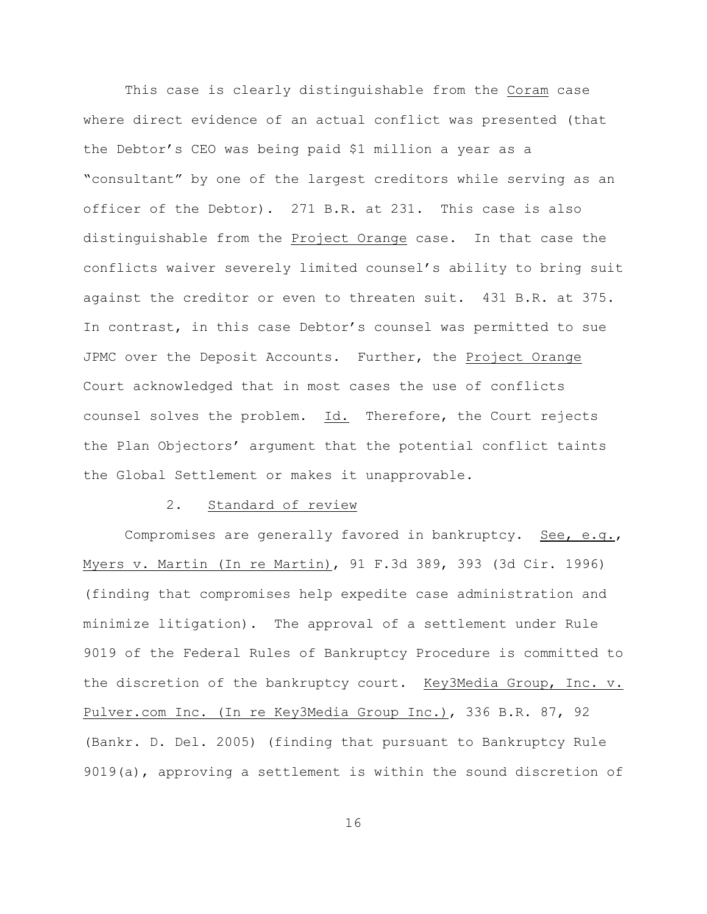This case is clearly distinguishable from the _Coram_ case where direct evidence of an actual conflict was presented (that the Debtor's CEO was being paid $1 million a year as a "consultant" by one of the largest creditors while serving as an officer of the Debtor). 271 B.R. at 231. This case is also distinguishable from the _Project Orange_ case. In that case the conflicts waiver severely limited counsel's ability to bring suit against the creditor or even to threaten suit. 431 B.R. at 375. In contrast, in this case Debtor's counsel was permitted to sue JPMC over the Deposit Accounts. Further, the _Project Orange_ Court acknowledged that in most cases the use of conflicts counsel solves the problem. _Id._ Therefore, the Court rejects the Plan Objectors' argument that the potential conflict taints the Global Settlement or makes it unapprovable.

2. _Standard of review_

Compromises are generally favored in bankruptcy. _See, e.g._, _Myers v. Martin (In re Martin)_, 91 F.3d 389, 393 (3d Cir. 1996) (finding that compromises help expedite case administration and minimize litigation). The approval of a settlement under Rule 9019 of the Federal Rules of Bankruptcy Procedure is committed to the discretion of the bankruptcy court. _Key3Media Group, Inc. v. Pulver.com Inc. (In re Key3Media Group Inc.)_, 336 B.R. 87, 92 (Bankr. D. Del. 2005) (finding that pursuant to Bankruptcy Rule 9019(a), approving a settlement is within the sound discretion of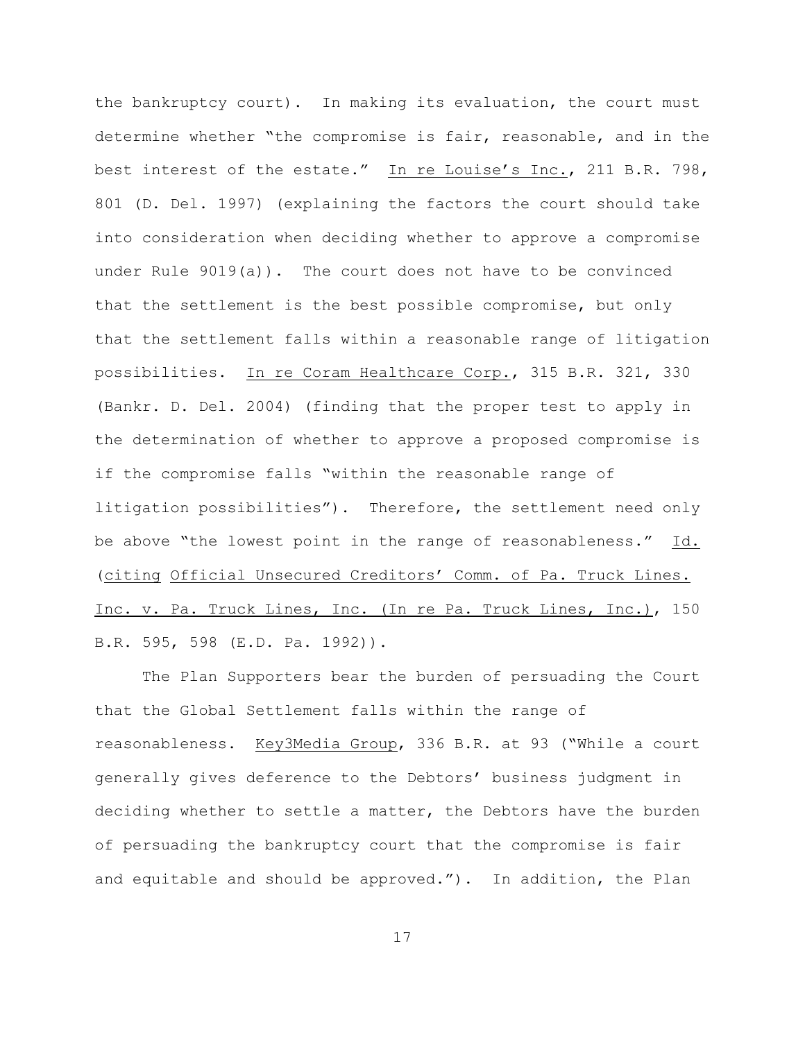the bankruptcy court). In making its evaluation, the court must determine whether "the compromise is fair, reasonable, and in the best interest of the estate." In re Louise's Inc., 211 B.R. 798, 801 (D. Del. 1997) (explaining the factors the court should take into consideration when deciding whether to approve a compromise under Rule 9019(a)). The court does not have to be convinced that the settlement is the best possible compromise, but only that the settlement falls within a reasonable range of litigation possibilities. In re Coram Healthcare Corp., 315 B.R. 321, 330 (Bankr. D. Del. 2004) (finding that the proper test to apply in the determination of whether to approve a proposed compromise is if the compromise falls "within the reasonable range of litigation possibilities"). Therefore, the settlement need only be above "the lowest point in the range of reasonableness." Id. (citing Official Unsecured Creditors' Comm. of Pa. Truck Lines. Inc. v. Pa. Truck Lines, Inc. (In re Pa. Truck Lines, Inc.), 150 B.R. 595, 598 (E.D. Pa. 1992)).

The Plan Supporters bear the burden of persuading the Court that the Global Settlement falls within the range of reasonableness. Key3Media Group, 336 B.R. at 93 ("While a court generally gives deference to the Debtors' business judgment in deciding whether to settle a matter, the Debtors have the burden of persuading the bankruptcy court that the compromise is fair and equitable and should be approved."). In addition, the Plan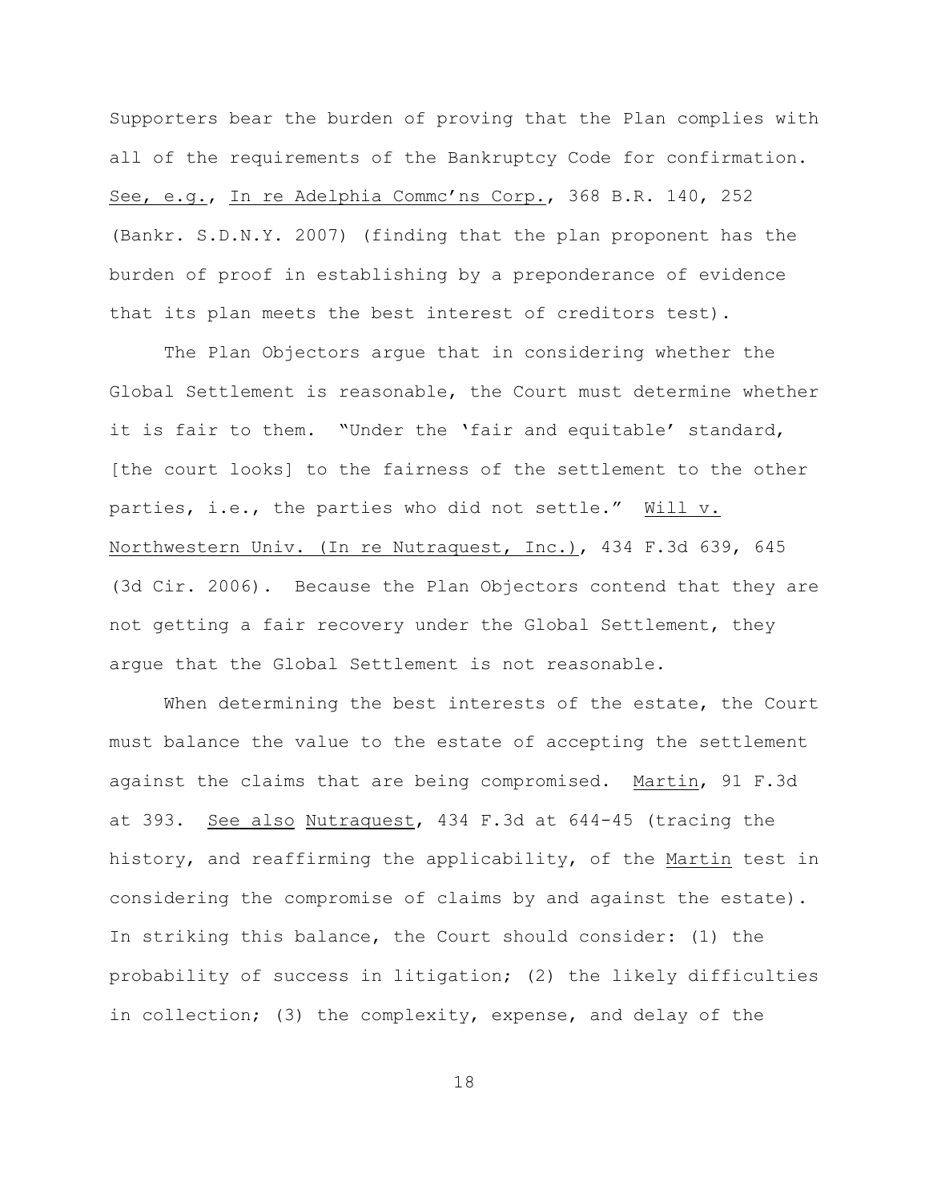Supporters bear the burden of proving that the Plan complies with all of the requirements of the Bankruptcy Code for confirmation. See, e.g., In re Adelphia Commc'ns Corp., 368 B.R. 140, 252 (Bankr. S.D.N.Y. 2007) (finding that the plan proponent has the burden of proof in establishing by a preponderance of evidence that its plan meets the best interest of creditors test).

The Plan Objectors argue that in considering whether the Global Settlement is reasonable, the Court must determine whether it is fair to them. "Under the 'fair and equitable' standard, [the court looks] to the fairness of the settlement to the other parties, i.e., the parties who did not settle." Will v. Northwestern Univ. (In re Nutraquest, Inc.), 434 F.3d 639, 645 (3d Cir. 2006). Because the Plan Objectors contend that they are not getting a fair recovery under the Global Settlement, they argue that the Global Settlement is not reasonable.

When determining the best interests of the estate, the Court must balance the value to the estate of accepting the settlement against the claims that are being compromised. Martin, 91 F.3d at 393. See also Nutraquest, 434 F.3d at 644-45 (tracing the history, and reaffirming the applicability, of the Martin test in considering the compromise of claims by and against the estate). In striking this balance, the Court should consider: (1) the probability of success in litigation; (2) the likely difficulties in collection; (3) the complexity, expense, and delay of the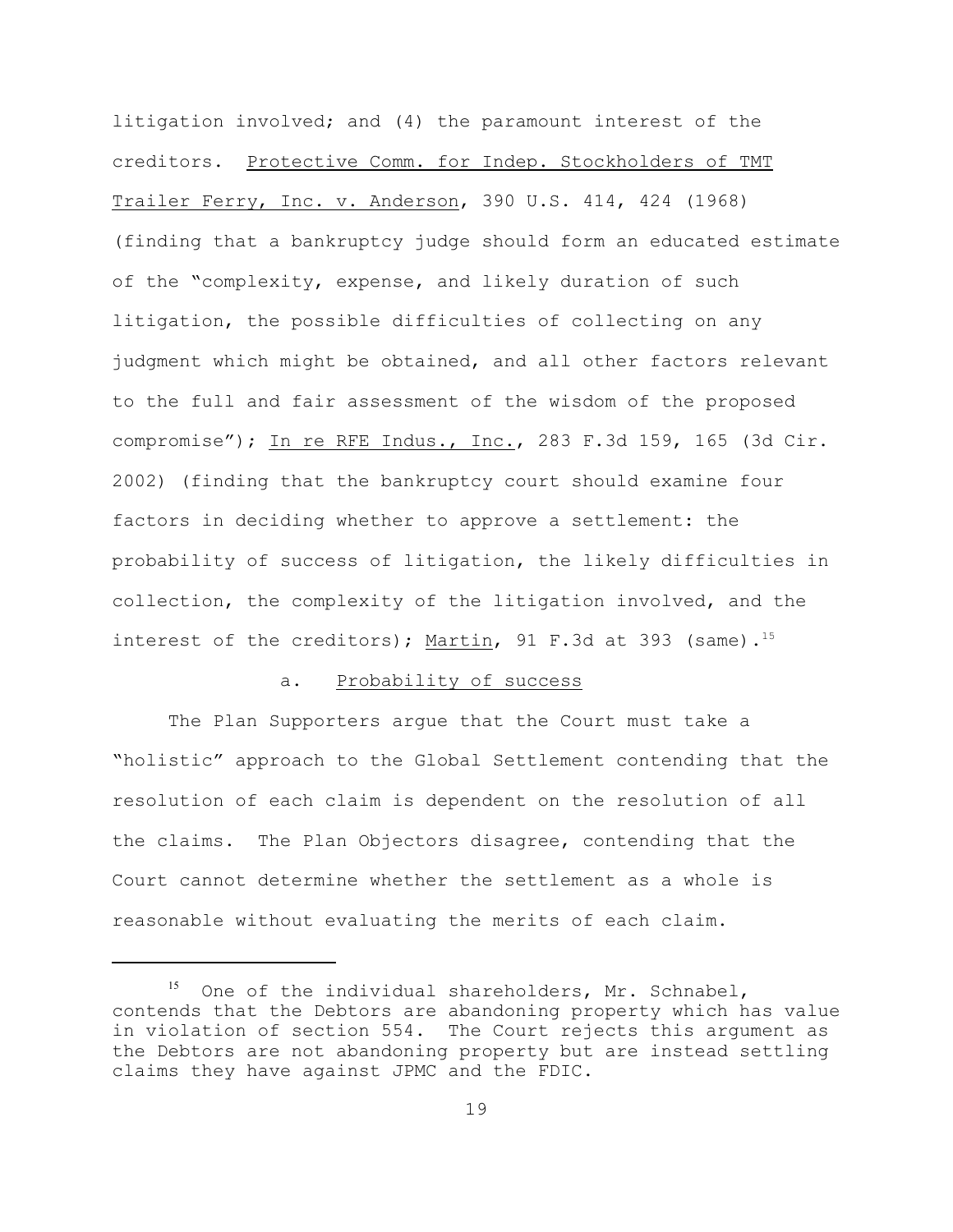litigation involved; and (4) the paramount interest of the creditors. Protective Comm. for Indep. Stockholders of TMT Trailer Ferry, Inc. v. Anderson, 390 U.S. 414, 424 (1968) (finding that a bankruptcy judge should form an educated estimate of the "complexity, expense, and likely duration of such litigation, the possible difficulties of collecting on any judgment which might be obtained, and all other factors relevant to the full and fair assessment of the wisdom of the proposed compromise"); In re RFE Indus., Inc., 283 F.3d 159, 165 (3d Cir. 2002) (finding that the bankruptcy court should examine four factors in deciding whether to approve a settlement: the probability of success of litigation, the likely difficulties in collection, the complexity of the litigation involved, and the interest of the creditors); Martin, 91 F.3d at 393 (same).[15]

a. Probability of success

The Plan Supporters argue that the Court must take a "holistic" approach to the Global Settlement contending that the resolution of each claim is dependent on the resolution of all the claims. The Plan Objectors disagree, contending that the Court cannot determine whether the settlement as a whole is reasonable without evaluating the merits of each claim.

---

[15] One of the individual shareholders, Mr. Schnabel, contends that the Debtors are abandoning property which has value in violation of section 554. The Court rejects this argument as the Debtors are not abandoning property but are instead settling claims they have against JPMC and the FDIC.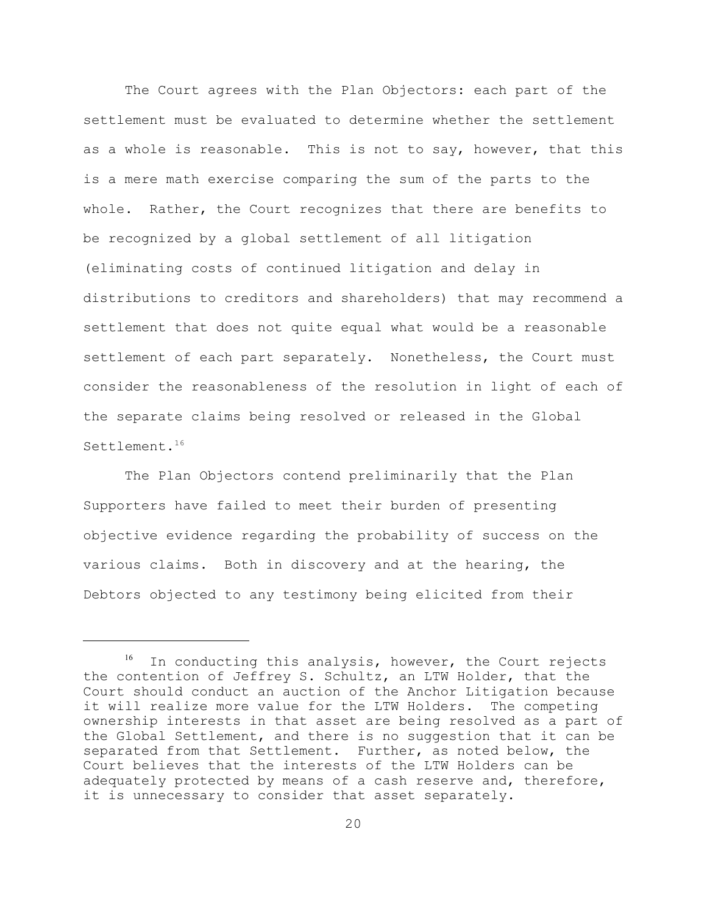The Court agrees with the Plan Objectors: each part of the settlement must be evaluated to determine whether the settlement as a whole is reasonable. This is not to say, however, that this is a mere math exercise comparing the sum of the parts to the whole. Rather, the Court recognizes that there are benefits to be recognized by a global settlement of all litigation (eliminating costs of continued litigation and delay in distributions to creditors and shareholders) that may recommend a settlement that does not quite equal what would be a reasonable settlement of each part separately. Nonetheless, the Court must consider the reasonableness of the resolution in light of each of the separate claims being resolved or released in the Global Settlement.[16]

The Plan Objectors contend preliminarily that the Plan Supporters have failed to meet their burden of presenting objective evidence regarding the probability of success on the various claims. Both in discovery and at the hearing, the Debtors objected to any testimony being elicited from their

---

[16] In conducting this analysis, however, the Court rejects the contention of Jeffrey S. Schultz, an LTW Holder, that the Court should conduct an auction of the Anchor Litigation because it will realize more value for the LTW Holders. The competing ownership interests in that asset are being resolved as a part of the Global Settlement, and there is no suggestion that it can be separated from that Settlement. Further, as noted below, the Court believes that the interests of the LTW Holders can be adequately protected by means of a cash reserve and, therefore, it is unnecessary to consider that asset separately.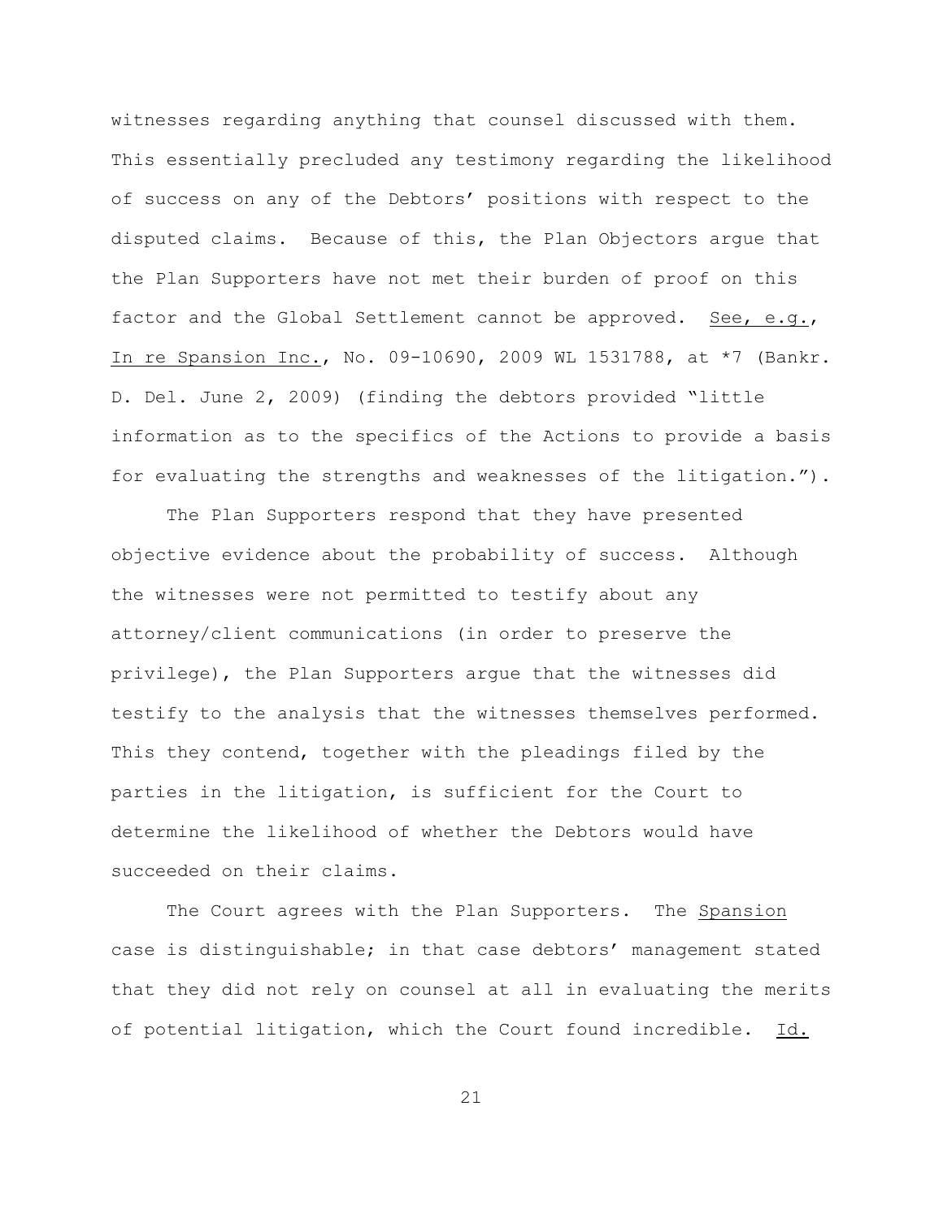witnesses regarding anything that counsel discussed with them. This essentially precluded any testimony regarding the likelihood of success on any of the Debtors' positions with respect to the disputed claims. Because of this, the Plan Objectors argue that the Plan Supporters have not met their burden of proof on this factor and the Global Settlement cannot be approved. See, e.g., In re Spansion Inc., No. 09-10690, 2009 WL 1531788, at *7 (Bankr. D. Del. June 2, 2009) (finding the debtors provided "little information as to the specifics of the Actions to provide a basis for evaluating the strengths and weaknesses of the litigation.").

The Plan Supporters respond that they have presented objective evidence about the probability of success. Although the witnesses were not permitted to testify about any attorney/client communications (in order to preserve the privilege), the Plan Supporters argue that the witnesses did testify to the analysis that the witnesses themselves performed. This they contend, together with the pleadings filed by the parties in the litigation, is sufficient for the Court to determine the likelihood of whether the Debtors would have succeeded on their claims.

The Court agrees with the Plan Supporters. The Spansion case is distinguishable; in that case debtors' management stated that they did not rely on counsel at all in evaluating the merits of potential litigation, which the Court found incredible. Id.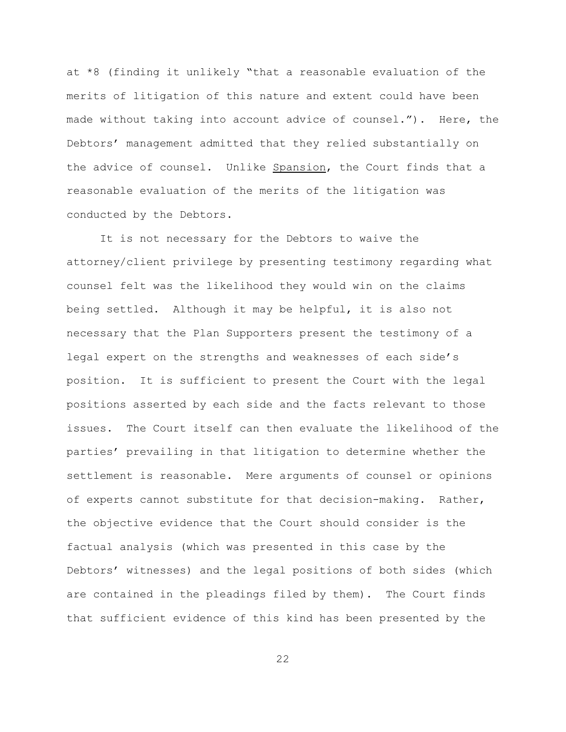at *8 (finding it unlikely "that a reasonable evaluation of the merits of litigation of this nature and extent could have been made without taking into account advice of counsel."). Here, the Debtors' management admitted that they relied substantially on the advice of counsel. Unlike Spansion, the Court finds that a reasonable evaluation of the merits of the litigation was conducted by the Debtors.

It is not necessary for the Debtors to waive the attorney/client privilege by presenting testimony regarding what counsel felt was the likelihood they would win on the claims being settled. Although it may be helpful, it is also not necessary that the Plan Supporters present the testimony of a legal expert on the strengths and weaknesses of each side's position. It is sufficient to present the Court with the legal positions asserted by each side and the facts relevant to those issues. The Court itself can then evaluate the likelihood of the parties' prevailing in that litigation to determine whether the settlement is reasonable. Mere arguments of counsel or opinions of experts cannot substitute for that decision-making. Rather, the objective evidence that the Court should consider is the factual analysis (which was presented in this case by the Debtors' witnesses) and the legal positions of both sides (which are contained in the pleadings filed by them). The Court finds that sufficient evidence of this kind has been presented by the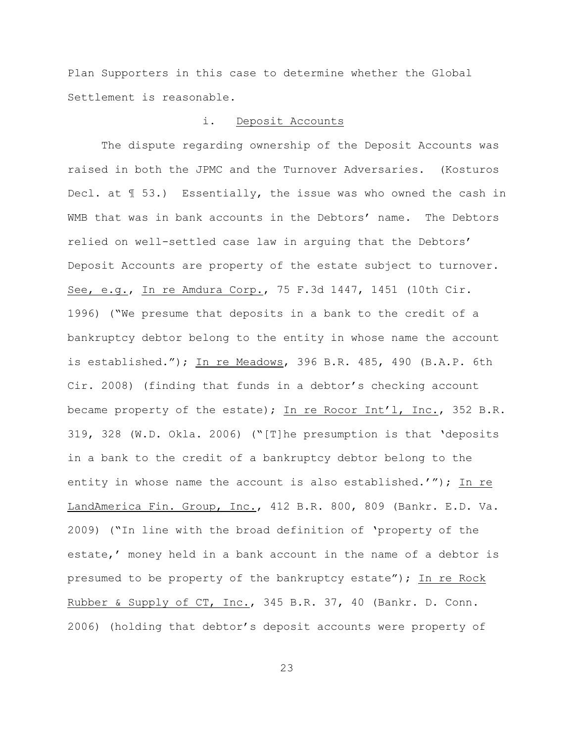Plan Supporters in this case to determine whether the Global Settlement is reasonable.

### i. Deposit Accounts

The dispute regarding ownership of the Deposit Accounts was raised in both the JPMC and the Turnover Adversaries. (Kosturos Decl. at ¶ 53.) Essentially, the issue was who owned the cash in WMB that was in bank accounts in the Debtors' name. The Debtors relied on well-settled case law in arguing that the Debtors' Deposit Accounts are property of the estate subject to turnover. See, e.g., In re Amdura Corp., 75 F.3d 1447, 1451 (10th Cir. 1996) ("We presume that deposits in a bank to the credit of a bankruptcy debtor belong to the entity in whose name the account is established."); In re Meadows, 396 B.R. 485, 490 (B.A.P. 6th Cir. 2008) (finding that funds in a debtor's checking account became property of the estate); In re Rocor Int'l, Inc., 352 B.R. 319, 328 (W.D. Okla. 2006) ("[T]he presumption is that 'deposits in a bank to the credit of a bankruptcy debtor belong to the entity in whose name the account is also established.'"); In re LandAmerica Fin. Group, Inc., 412 B.R. 800, 809 (Bankr. E.D. Va. 2009) ("In line with the broad definition of 'property of the estate,' money held in a bank account in the name of a debtor is presumed to be property of the bankruptcy estate"); In re Rock Rubber & Supply of CT, Inc., 345 B.R. 37, 40 (Bankr. D. Conn. 2006) (holding that debtor's deposit accounts were property of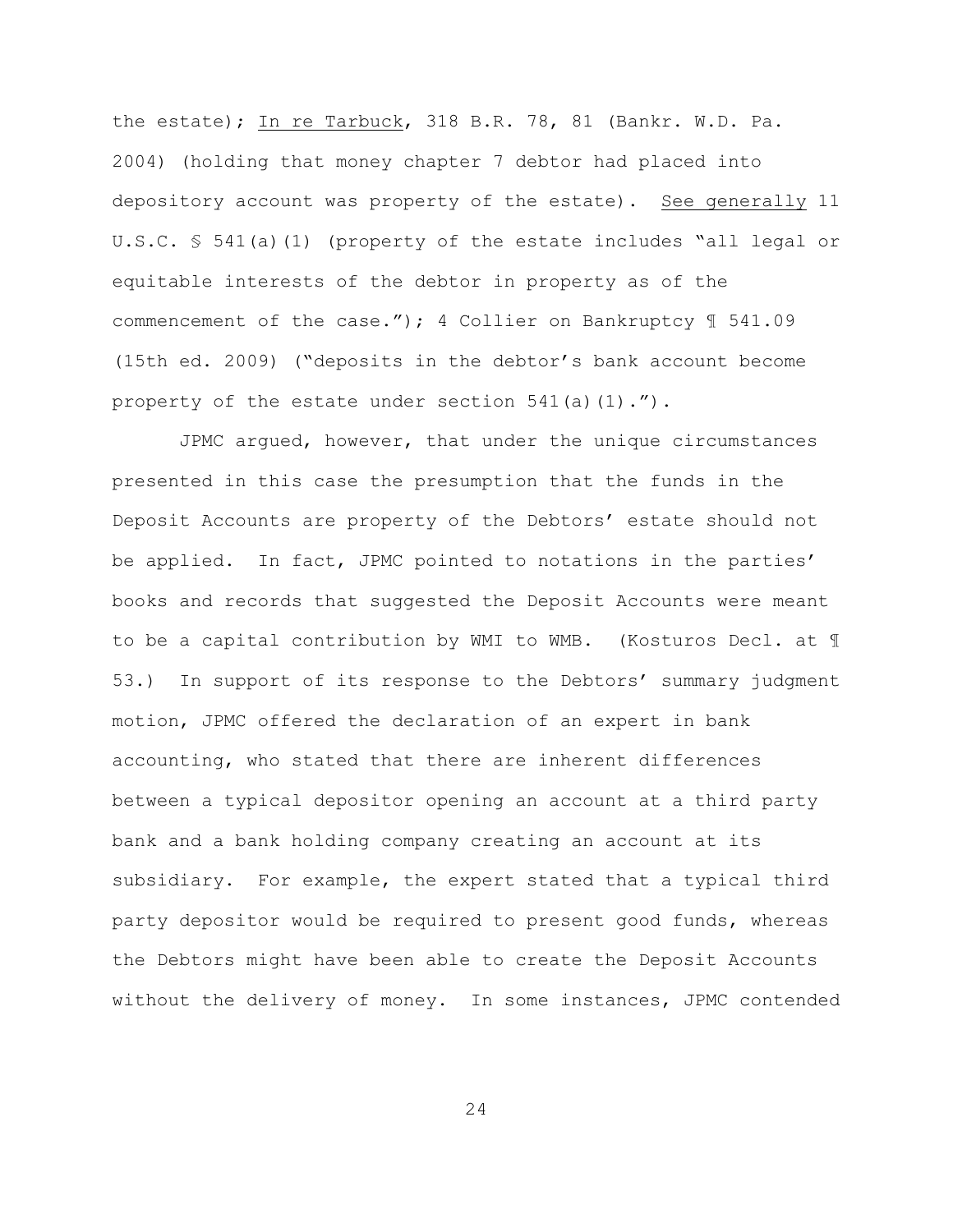the estate); In re Tarbuck, 318 B.R. 78, 81 (Bankr. W.D. Pa. 2004) (holding that money chapter 7 debtor had placed into depository account was property of the estate). See generally 11 U.S.C. § 541(a)(1) (property of the estate includes "all legal or equitable interests of the debtor in property as of the commencement of the case."); 4 Collier on Bankruptcy ¶ 541.09 (15th ed. 2009) ("deposits in the debtor's bank account become property of the estate under section 541(a)(1).").

JPMC argued, however, that under the unique circumstances presented in this case the presumption that the funds in the Deposit Accounts are property of the Debtors' estate should not be applied. In fact, JPMC pointed to notations in the parties' books and records that suggested the Deposit Accounts were meant to be a capital contribution by WMI to WMB. (Kosturos Decl. at ¶ 53.) In support of its response to the Debtors' summary judgment motion, JPMC offered the declaration of an expert in bank accounting, who stated that there are inherent differences between a typical depositor opening an account at a third party bank and a bank holding company creating an account at its subsidiary. For example, the expert stated that a typical third party depositor would be required to present good funds, whereas the Debtors might have been able to create the Deposit Accounts without the delivery of money. In some instances, JPMC contended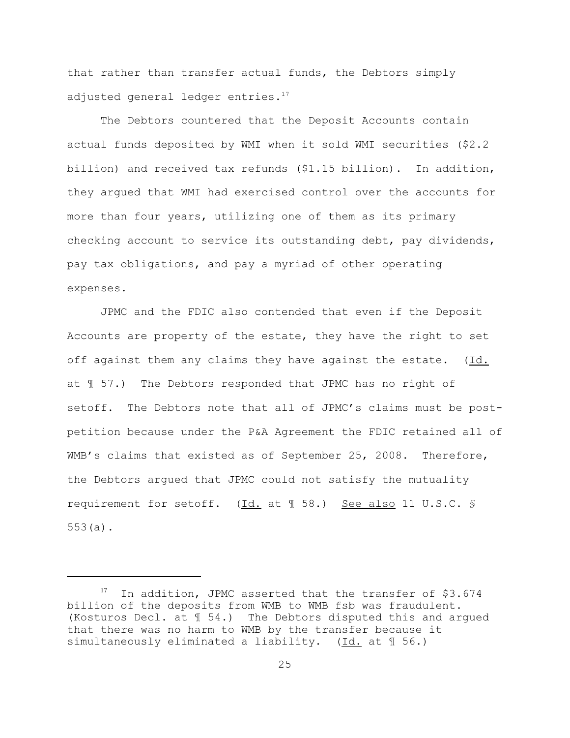that rather than transfer actual funds, the Debtors simply adjusted general ledger entries.[17]

The Debtors countered that the Deposit Accounts contain actual funds deposited by WMI when it sold WMI securities ($2.2 billion) and received tax refunds ($1.15 billion). In addition, they argued that WMI had exercised control over the accounts for more than four years, utilizing one of them as its primary checking account to service its outstanding debt, pay dividends, pay tax obligations, and pay a myriad of other operating expenses.

JPMC and the FDIC also contended that even if the Deposit Accounts are property of the estate, they have the right to set off against them any claims they have against the estate. (Id. at ¶ 57.) The Debtors responded that JPMC has no right of setoff. The Debtors note that all of JPMC's claims must be post-petition because under the P&A Agreement the FDIC retained all of WMB's claims that existed as of September 25, 2008. Therefore, the Debtors argued that JPMC could not satisfy the mutuality requirement for setoff. (Id. at ¶ 58.) See also 11 U.S.C. § 553(a).

---

[17] In addition, JPMC asserted that the transfer of $3.674 billion of the deposits from WMB to WMB fsb was fraudulent. (Kosturos Decl. at ¶ 54.) The Debtors disputed this and argued that there was no harm to WMB by the transfer because it simultaneously eliminated a liability. (Id. at ¶ 56.)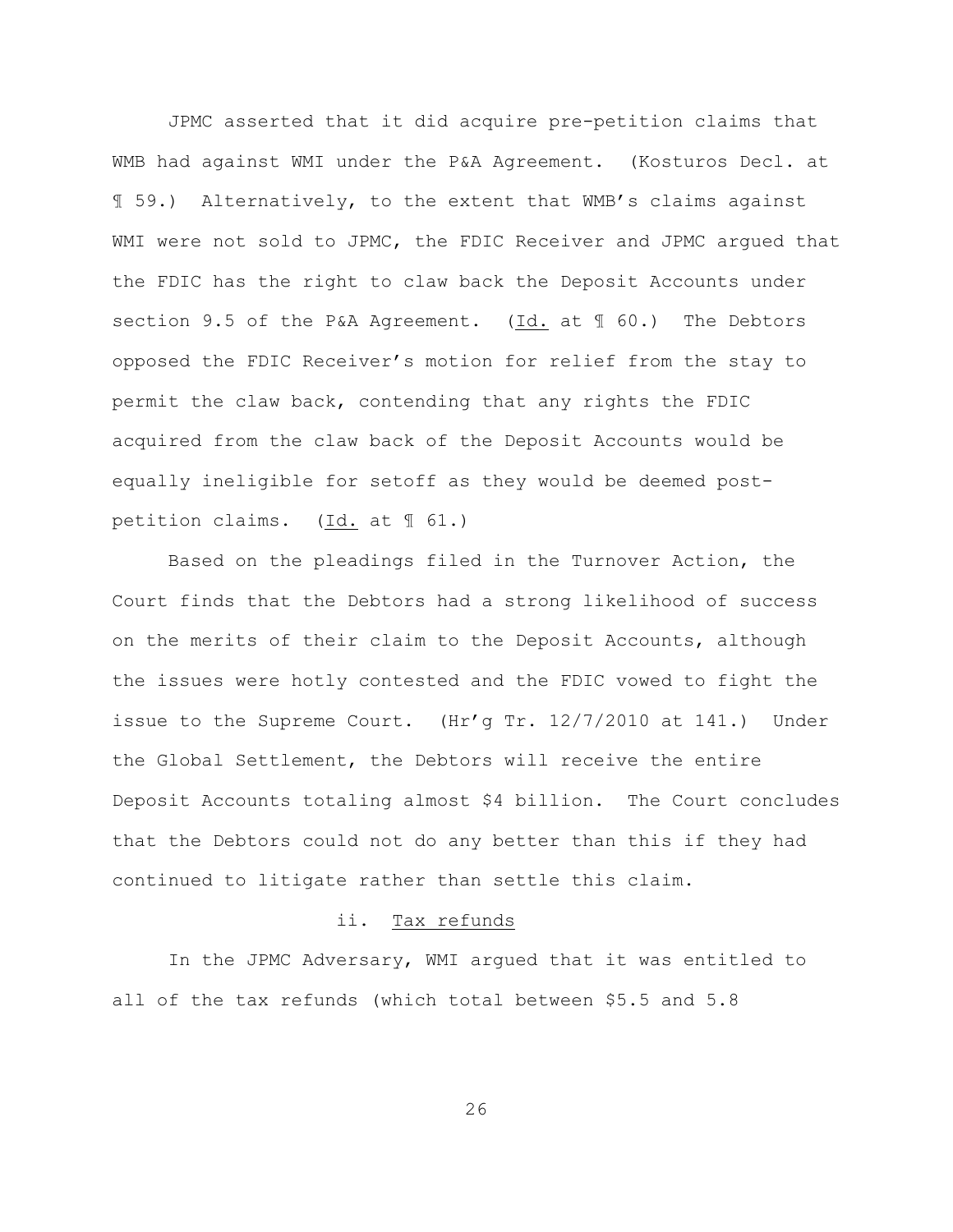JPMC asserted that it did acquire pre-petition claims that WMB had against WMI under the P&A Agreement. (Kosturos Decl. at ¶ 59.) Alternatively, to the extent that WMB's claims against WMI were not sold to JPMC, the FDIC Receiver and JPMC argued that the FDIC has the right to claw back the Deposit Accounts under section 9.5 of the P&A Agreement. (Id. at ¶ 60.) The Debtors opposed the FDIC Receiver's motion for relief from the stay to permit the claw back, contending that any rights the FDIC acquired from the claw back of the Deposit Accounts would be equally ineligible for setoff as they would be deemed post-petition claims. (Id. at ¶ 61.)

Based on the pleadings filed in the Turnover Action, the Court finds that the Debtors had a strong likelihood of success on the merits of their claim to the Deposit Accounts, although the issues were hotly contested and the FDIC vowed to fight the issue to the Supreme Court. (Hr'g Tr. 12/7/2010 at 141.) Under the Global Settlement, the Debtors will receive the entire Deposit Accounts totaling almost $4 billion. The Court concludes that the Debtors could not do any better than this if they had continued to litigate rather than settle this claim.

ii. Tax refunds

In the JPMC Adversary, WMI argued that it was entitled to all of the tax refunds (which total between $5.5 and 5.8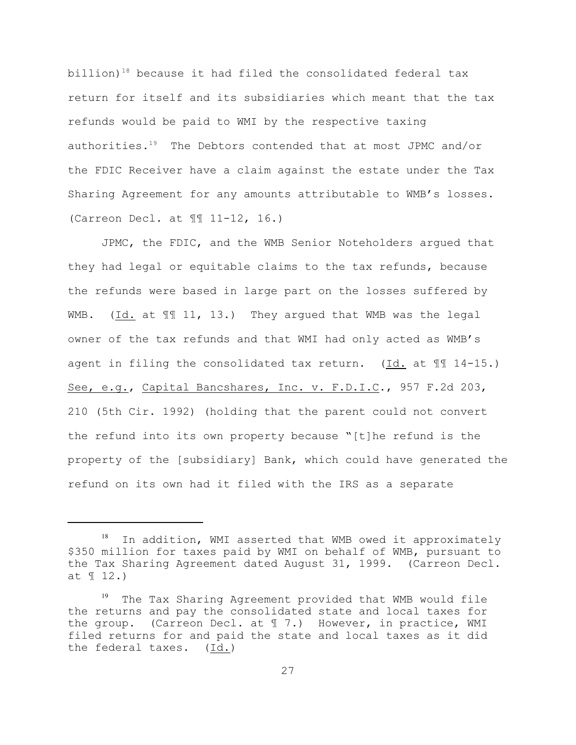billion)[18] because it had filed the consolidated federal tax return for itself and its subsidiaries which meant that the tax refunds would be paid to WMI by the respective taxing authorities.[19] The Debtors contended that at most JPMC and/or the FDIC Receiver have a claim against the estate under the Tax Sharing Agreement for any amounts attributable to WMB's losses. (Carreon Decl. at ¶¶ 11-12, 16.)

JPMC, the FDIC, and the WMB Senior Noteholders argued that they had legal or equitable claims to the tax refunds, because the refunds were based in large part on the losses suffered by WMB. (Id. at ¶¶ 11, 13.) They argued that WMB was the legal owner of the tax refunds and that WMI had only acted as WMB's agent in filing the consolidated tax return. (Id. at ¶¶ 14-15.) See, e.g., Capital Bancshares, Inc. v. F.D.I.C., 957 F.2d 203, 210 (5th Cir. 1992) (holding that the parent could not convert the refund into its own property because "[t]he refund is the property of the [subsidiary] Bank, which could have generated the refund on its own had it filed with the IRS as a separate

---

[18] In addition, WMI asserted that WMB owed it approximately $350 million for taxes paid by WMI on behalf of WMB, pursuant to the Tax Sharing Agreement dated August 31, 1999. (Carreon Decl. at ¶ 12.)

[19] The Tax Sharing Agreement provided that WMB would file the returns and pay the consolidated state and local taxes for the group. (Carreon Decl. at ¶ 7.) However, in practice, WMI filed returns for and paid the state and local taxes as it did the federal taxes. (Id.)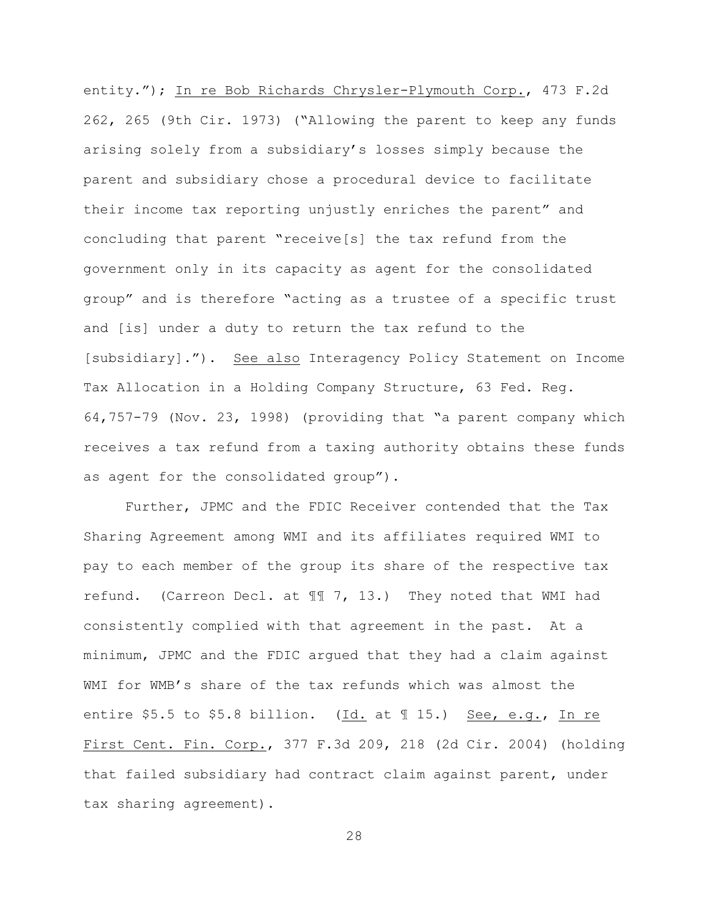entity."); In re Bob Richards Chrysler-Plymouth Corp., 473 F.2d 262, 265 (9th Cir. 1973) ("Allowing the parent to keep any funds arising solely from a subsidiary's losses simply because the parent and subsidiary chose a procedural device to facilitate their income tax reporting unjustly enriches the parent" and concluding that parent "receive[s] the tax refund from the government only in its capacity as agent for the consolidated group" and is therefore "acting as a trustee of a specific trust and [is] under a duty to return the tax refund to the [subsidiary]."). See also Interagency Policy Statement on Income Tax Allocation in a Holding Company Structure, 63 Fed. Reg. 64,757-79 (Nov. 23, 1998) (providing that "a parent company which receives a tax refund from a taxing authority obtains these funds as agent for the consolidated group").

Further, JPMC and the FDIC Receiver contended that the Tax Sharing Agreement among WMI and its affiliates required WMI to pay to each member of the group its share of the respective tax refund. (Carreon Decl. at ¶¶ 7, 13.) They noted that WMI had consistently complied with that agreement in the past. At a minimum, JPMC and the FDIC argued that they had a claim against WMI for WMB's share of the tax refunds which was almost the entire \$5.5 to \$5.8 billion. (Id. at ¶ 15.) See, e.g., In re First Cent. Fin. Corp., 377 F.3d 209, 218 (2d Cir. 2004) (holding that failed subsidiary had contract claim against parent, under tax sharing agreement).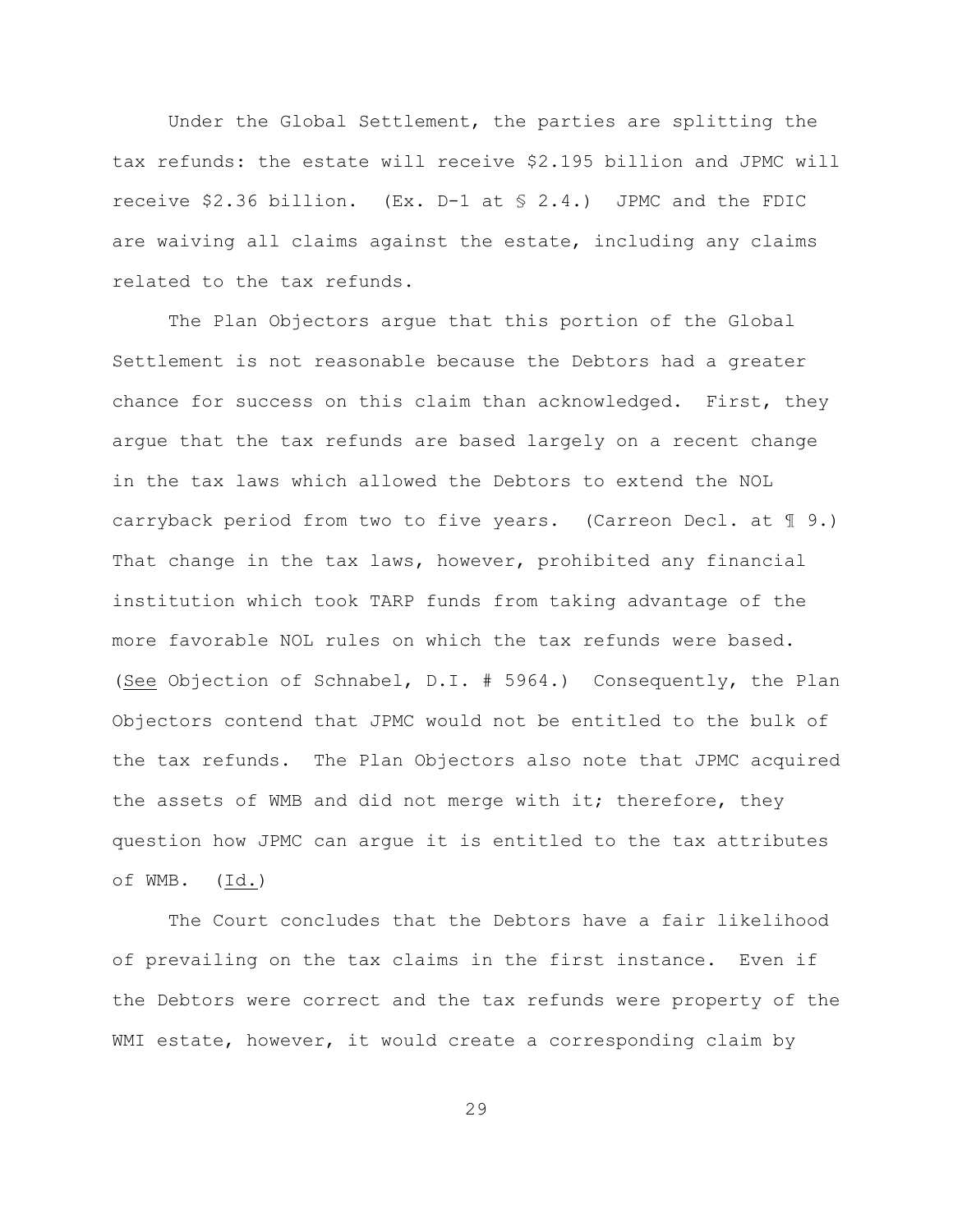Under the Global Settlement, the parties are splitting the tax refunds: the estate will receive $2.195 billion and JPMC will receive $2.36 billion. (Ex. D-1 at § 2.4.) JPMC and the FDIC are waiving all claims against the estate, including any claims related to the tax refunds.

The Plan Objectors argue that this portion of the Global Settlement is not reasonable because the Debtors had a greater chance for success on this claim than acknowledged. First, they argue that the tax refunds are based largely on a recent change in the tax laws which allowed the Debtors to extend the NOL carryback period from two to five years. (Carreon Decl. at ¶ 9.) That change in the tax laws, however, prohibited any financial institution which took TARP funds from taking advantage of the more favorable NOL rules on which the tax refunds were based. (See Objection of Schnabel, D.I. # 5964.) Consequently, the Plan Objectors contend that JPMC would not be entitled to the bulk of the tax refunds. The Plan Objectors also note that JPMC acquired the assets of WMB and did not merge with it; therefore, they question how JPMC can argue it is entitled to the tax attributes of WMB. (Id.)

The Court concludes that the Debtors have a fair likelihood of prevailing on the tax claims in the first instance. Even if the Debtors were correct and the tax refunds were property of the WMI estate, however, it would create a corresponding claim by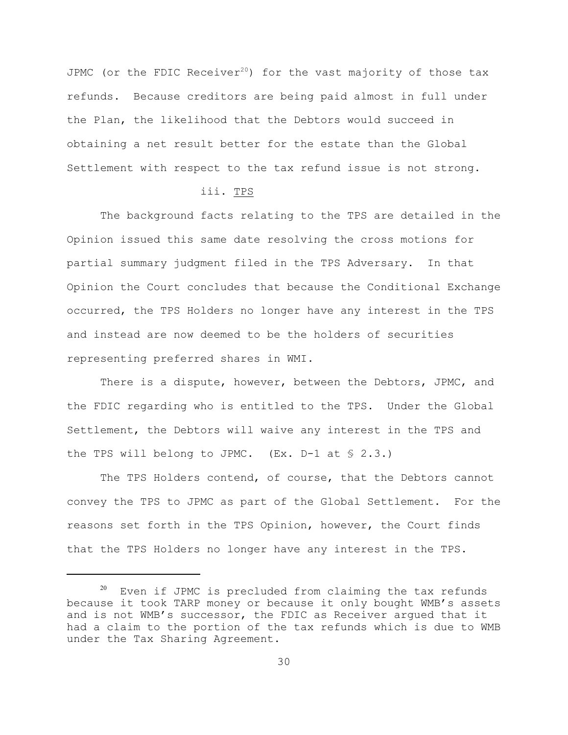JPMC (or the FDIC Receiver[20]) for the vast majority of those tax refunds. Because creditors are being paid almost in full under the Plan, the likelihood that the Debtors would succeed in obtaining a net result better for the estate than the Global Settlement with respect to the tax refund issue is not strong.

iii. TPS

The background facts relating to the TPS are detailed in the Opinion issued this same date resolving the cross motions for partial summary judgment filed in the TPS Adversary. In that Opinion the Court concludes that because the Conditional Exchange occurred, the TPS Holders no longer have any interest in the TPS and instead are now deemed to be the holders of securities representing preferred shares in WMI.

There is a dispute, however, between the Debtors, JPMC, and the FDIC regarding who is entitled to the TPS. Under the Global Settlement, the Debtors will waive any interest in the TPS and the TPS will belong to JPMC. (Ex. D-1 at § 2.3.)

The TPS Holders contend, of course, that the Debtors cannot convey the TPS to JPMC as part of the Global Settlement. For the reasons set forth in the TPS Opinion, however, the Court finds that the TPS Holders no longer have any interest in the TPS.

[20] Even if JPMC is precluded from claiming the tax refunds because it took TARP money or because it only bought WMB's assets and is not WMB's successor, the FDIC as Receiver argued that it had a claim to the portion of the tax refunds which is due to WMB under the Tax Sharing Agreement.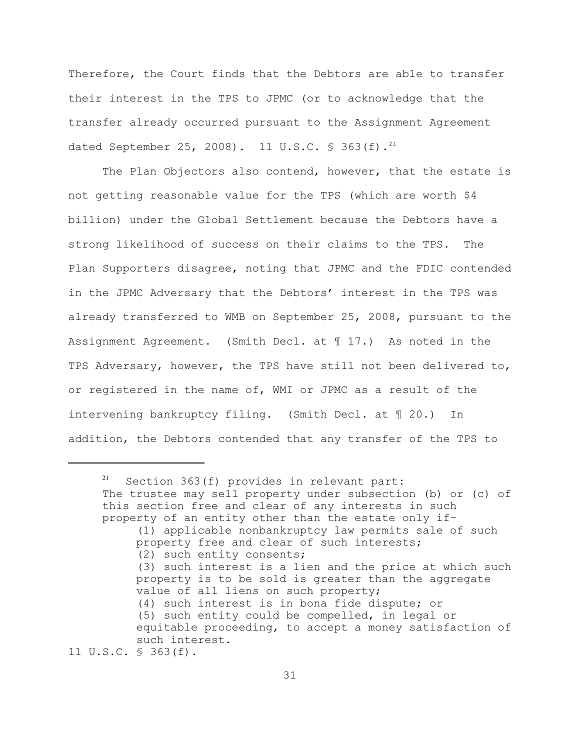Therefore, the Court finds that the Debtors are able to transfer their interest in the TPS to JPMC (or to acknowledge that the transfer already occurred pursuant to the Assignment Agreement dated September 25, 2008). 11 U.S.C. § 363(f).[21]

The Plan Objectors also contend, however, that the estate is not getting reasonable value for the TPS (which are worth $4 billion) under the Global Settlement because the Debtors have a strong likelihood of success on their claims to the TPS. The Plan Supporters disagree, noting that JPMC and the FDIC contended in the JPMC Adversary that the Debtors' interest in the TPS was already transferred to WMB on September 25, 2008, pursuant to the Assignment Agreement. (Smith Decl. at ¶ 17.) As noted in the TPS Adversary, however, the TPS have still not been delivered to, or registered in the name of, WMI or JPMC as a result of the intervening bankruptcy filing. (Smith Decl. at ¶ 20.) In addition, the Debtors contended that any transfer of the TPS to

---

[21] Section 363(f) provides in relevant part:

> The trustee may sell property under subsection (b) or (c) of this section free and clear of any interests in such property of an entity other than the estate only if–
>
> (1) applicable nonbankruptcy law permits sale of such property free and clear of such interests;
>
> (2) such entity consents;
>
> (3) such interest is a lien and the price at which such property is to be sold is greater than the aggregate value of all liens on such property;
>
> (4) such interest is in bona fide dispute; or
>
> (5) such entity could be compelled, in legal or equitable proceeding, to accept a money satisfaction of such interest.

11 U.S.C. § 363(f).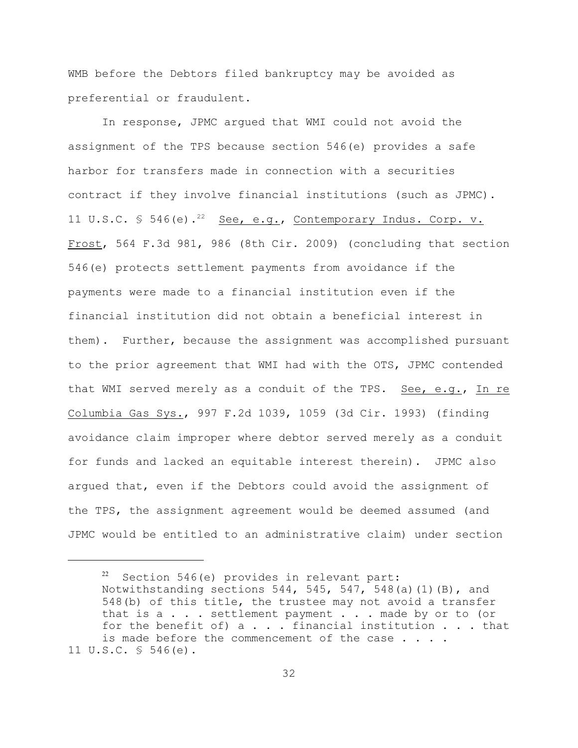WMB before the Debtors filed bankruptcy may be avoided as preferential or fraudulent.

In response, JPMC argued that WMI could not avoid the assignment of the TPS because section 546(e) provides a safe harbor for transfers made in connection with a securities contract if they involve financial institutions (such as JPMC). 11 U.S.C. § 546(e).[22] See, e.g., Contemporary Indus. Corp. v. Frost, 564 F.3d 981, 986 (8th Cir. 2009) (concluding that section 546(e) protects settlement payments from avoidance if the payments were made to a financial institution even if the financial institution did not obtain a beneficial interest in them). Further, because the assignment was accomplished pursuant to the prior agreement that WMI had with the OTS, JPMC contended that WMI served merely as a conduit of the TPS. See, e.g., In re Columbia Gas Sys., 997 F.2d 1039, 1059 (3d Cir. 1993) (finding avoidance claim improper where debtor served merely as a conduit for funds and lacked an equitable interest therein). JPMC also argued that, even if the Debtors could avoid the assignment of the TPS, the assignment agreement would be deemed assumed (and JPMC would be entitled to an administrative claim) under section

---

[22] Section 546(e) provides in relevant part:

> Notwithstanding sections 544, 545, 547, 548(a)(1)(B), and 548(b) of this title, the trustee may not avoid a transfer that is a . . . settlement payment . . . made by or to (or for the benefit of) a . . . financial institution . . . that is made before the commencement of the case . . . .

11 U.S.C. § 546(e).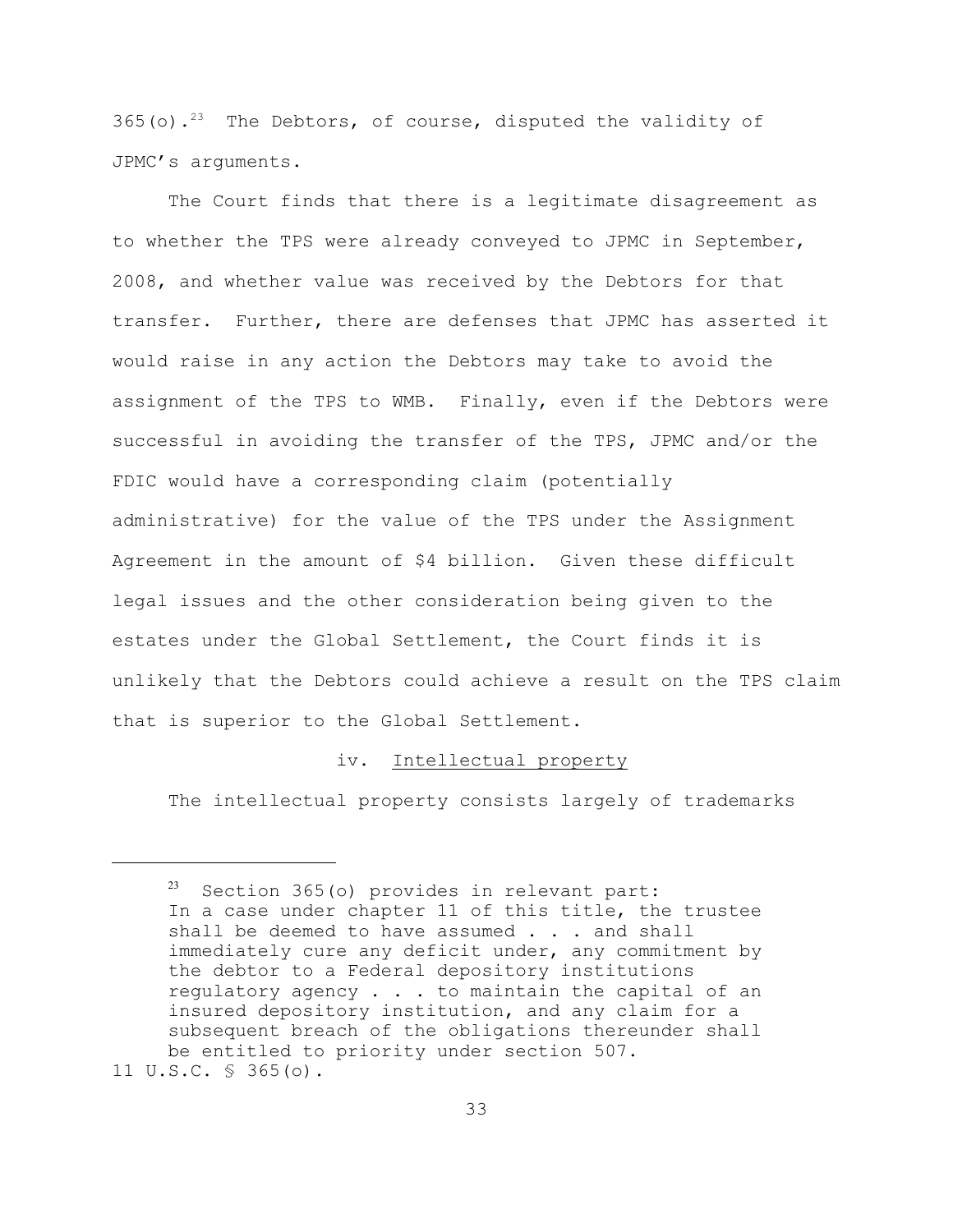365(o).[23] The Debtors, of course, disputed the validity of JPMC's arguments.

The Court finds that there is a legitimate disagreement as to whether the TPS were already conveyed to JPMC in September, 2008, and whether value was received by the Debtors for that transfer. Further, there are defenses that JPMC has asserted it would raise in any action the Debtors may take to avoid the assignment of the TPS to WMB. Finally, even if the Debtors were successful in avoiding the transfer of the TPS, JPMC and/or the FDIC would have a corresponding claim (potentially administrative) for the value of the TPS under the Assignment Agreement in the amount of $4 billion. Given these difficult legal issues and the other consideration being given to the estates under the Global Settlement, the Court finds it is unlikely that the Debtors could achieve a result on the TPS claim that is superior to the Global Settlement.

iv. Intellectual property

The intellectual property consists largely of trademarks

---

[23] Section 365(o) provides in relevant part:

> In a case under chapter 11 of this title, the trustee shall be deemed to have assumed . . . and shall immediately cure any deficit under, any commitment by the debtor to a Federal depository institutions regulatory agency . . . to maintain the capital of an insured depository institution, and any claim for a subsequent breach of the obligations thereunder shall be entitled to priority under section 507.

11 U.S.C. § 365(o).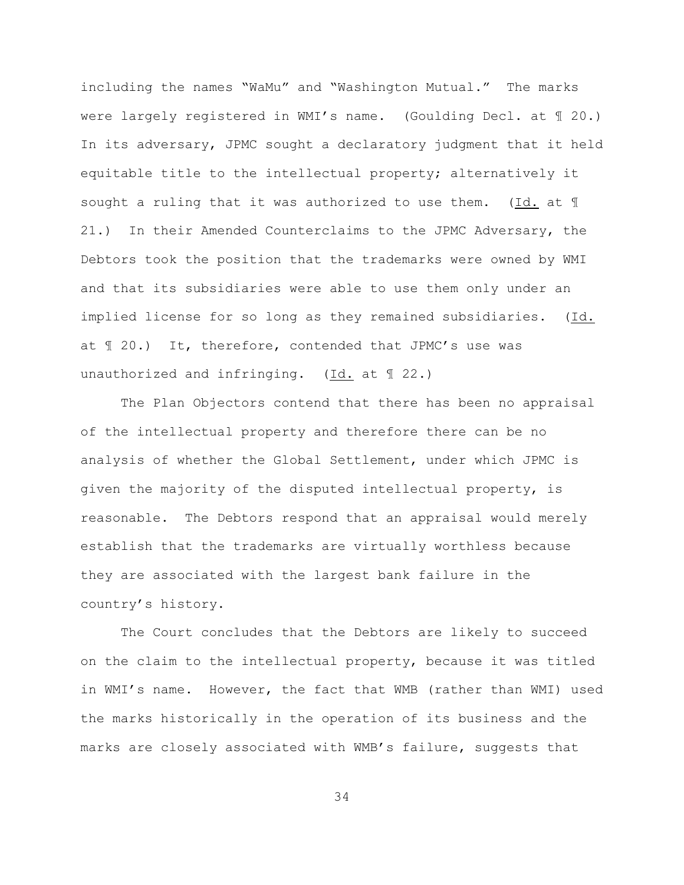including the names "WaMu" and "Washington Mutual." The marks were largely registered in WMI's name. (Goulding Decl. at ¶ 20.) In its adversary, JPMC sought a declaratory judgment that it held equitable title to the intellectual property; alternatively it sought a ruling that it was authorized to use them. (Id. at ¶ 21.) In their Amended Counterclaims to the JPMC Adversary, the Debtors took the position that the trademarks were owned by WMI and that its subsidiaries were able to use them only under an implied license for so long as they remained subsidiaries. (Id. at ¶ 20.) It, therefore, contended that JPMC's use was unauthorized and infringing. (Id. at ¶ 22.)

The Plan Objectors contend that there has been no appraisal of the intellectual property and therefore there can be no analysis of whether the Global Settlement, under which JPMC is given the majority of the disputed intellectual property, is reasonable. The Debtors respond that an appraisal would merely establish that the trademarks are virtually worthless because they are associated with the largest bank failure in the country's history.

The Court concludes that the Debtors are likely to succeed on the claim to the intellectual property, because it was titled in WMI's name. However, the fact that WMB (rather than WMI) used the marks historically in the operation of its business and the marks are closely associated with WMB's failure, suggests that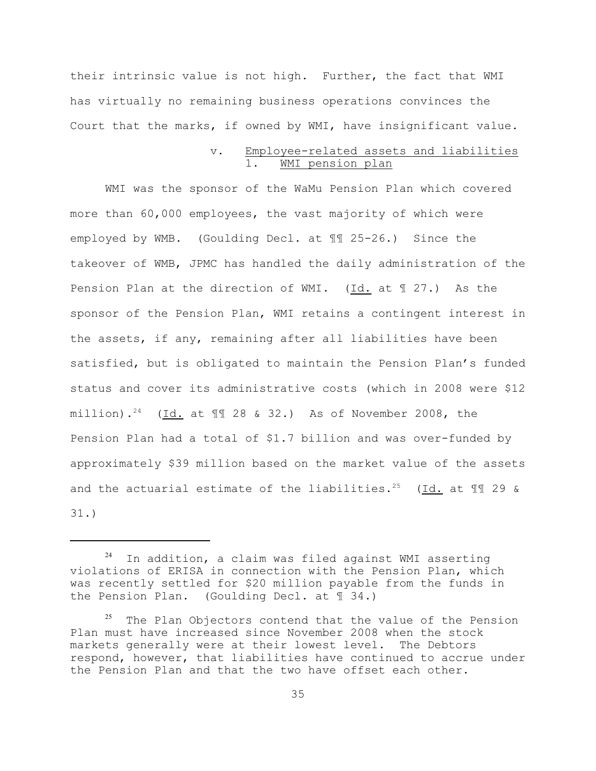their intrinsic value is not high. Further, the fact that WMI has virtually no remaining business operations convinces the Court that the marks, if owned by WMI, have insignificant value.

v. Employee-related assets and liabilities

1. WMI pension plan

WMI was the sponsor of the WaMu Pension Plan which covered more than 60,000 employees, the vast majority of which were employed by WMB. (Goulding Decl. at ¶¶ 25-26.) Since the takeover of WMB, JPMC has handled the daily administration of the Pension Plan at the direction of WMI. (Id. at ¶ 27.) As the sponsor of the Pension Plan, WMI retains a contingent interest in the assets, if any, remaining after all liabilities have been satisfied, but is obligated to maintain the Pension Plan's funded status and cover its administrative costs (which in 2008 were $12 million).[24] (Id. at ¶¶ 28 & 32.) As of November 2008, the Pension Plan had a total of $1.7 billion and was over-funded by approximately $39 million based on the market value of the assets and the actuarial estimate of the liabilities.[25] (Id. at ¶¶ 29 & 31.)

---

[24] In addition, a claim was filed against WMI asserting violations of ERISA in connection with the Pension Plan, which was recently settled for $20 million payable from the funds in the Pension Plan. (Goulding Decl. at ¶ 34.)

[25] The Plan Objectors contend that the value of the Pension Plan must have increased since November 2008 when the stock markets generally were at their lowest level. The Debtors respond, however, that liabilities have continued to accrue under the Pension Plan and that the two have offset each other.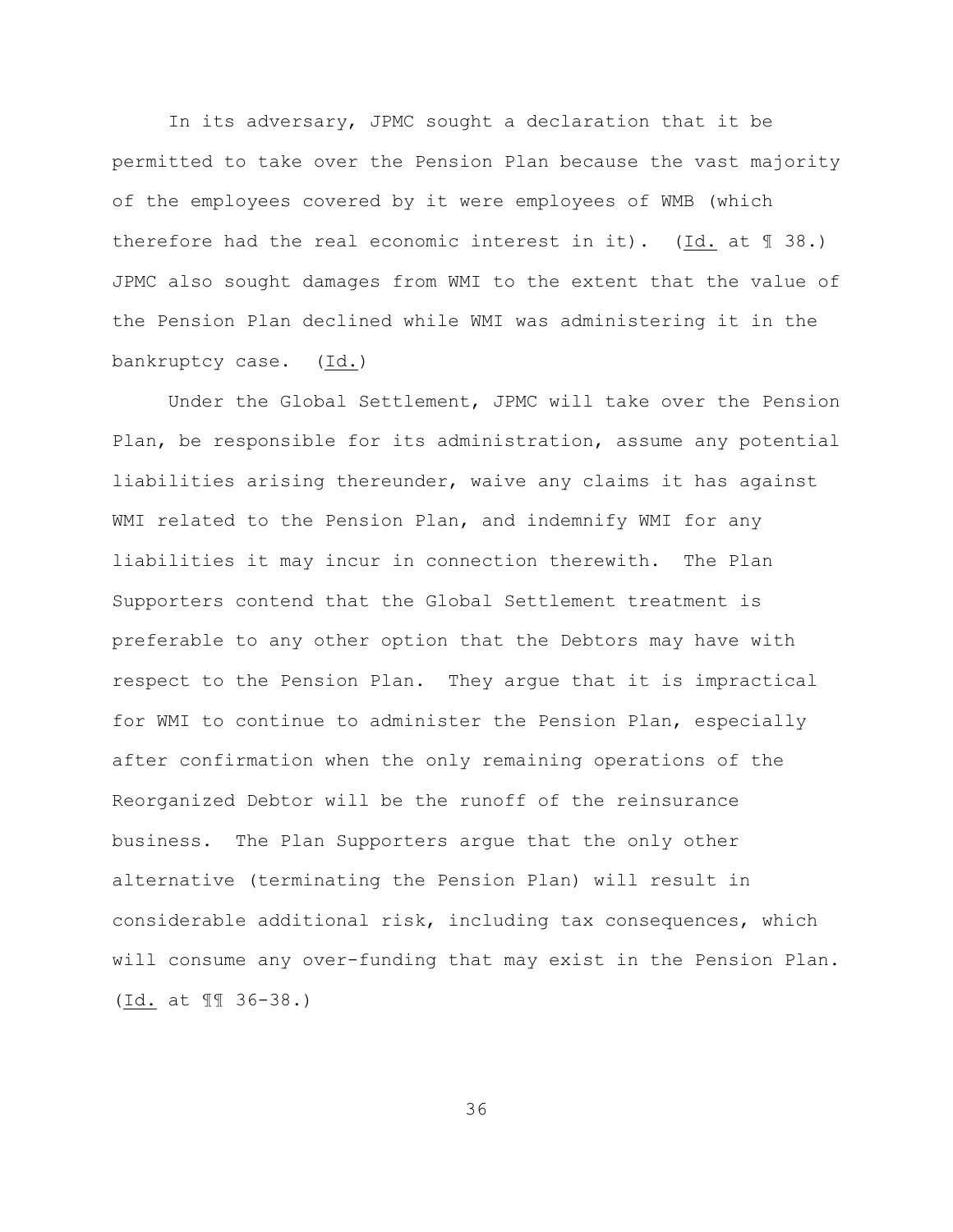In its adversary, JPMC sought a declaration that it be permitted to take over the Pension Plan because the vast majority of the employees covered by it were employees of WMB (which therefore had the real economic interest in it). (Id. at ¶ 38.) JPMC also sought damages from WMI to the extent that the value of the Pension Plan declined while WMI was administering it in the bankruptcy case. (Id.)

Under the Global Settlement, JPMC will take over the Pension Plan, be responsible for its administration, assume any potential liabilities arising thereunder, waive any claims it has against WMI related to the Pension Plan, and indemnify WMI for any liabilities it may incur in connection therewith. The Plan Supporters contend that the Global Settlement treatment is preferable to any other option that the Debtors may have with respect to the Pension Plan. They argue that it is impractical for WMI to continue to administer the Pension Plan, especially after confirmation when the only remaining operations of the Reorganized Debtor will be the runoff of the reinsurance business. The Plan Supporters argue that the only other alternative (terminating the Pension Plan) will result in considerable additional risk, including tax consequences, which will consume any over-funding that may exist in the Pension Plan. (Id. at ¶¶ 36-38.)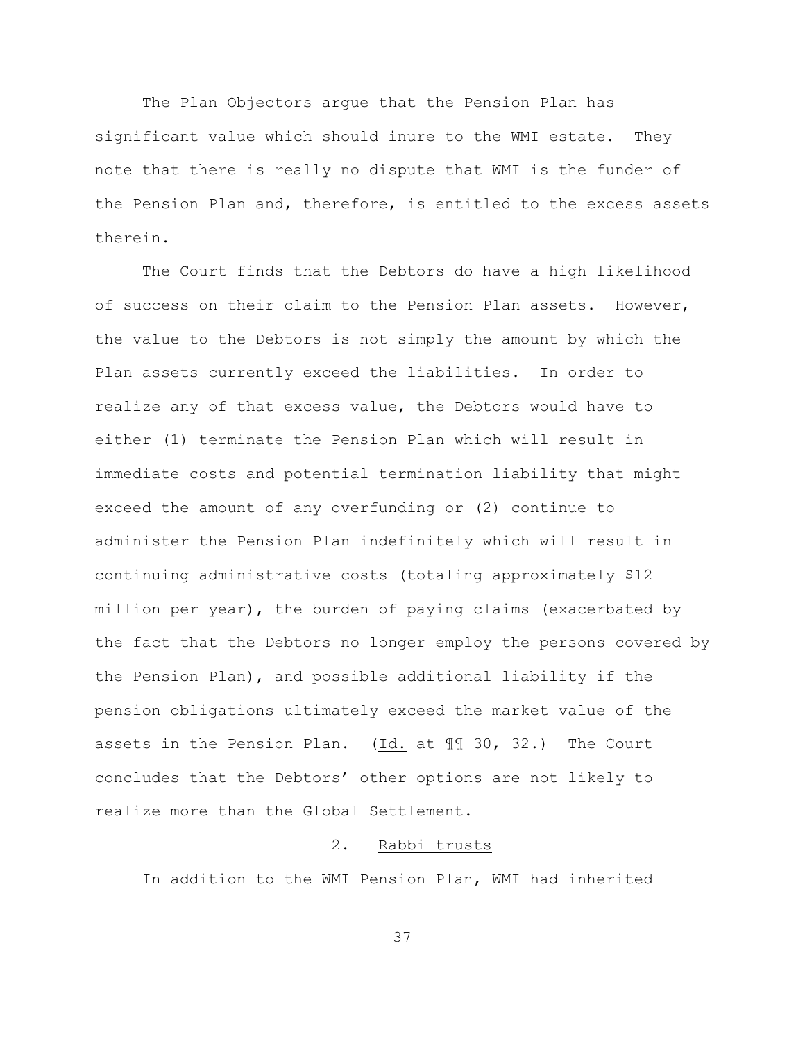The Plan Objectors argue that the Pension Plan has significant value which should inure to the WMI estate. They note that there is really no dispute that WMI is the funder of the Pension Plan and, therefore, is entitled to the excess assets therein.

The Court finds that the Debtors do have a high likelihood of success on their claim to the Pension Plan assets. However, the value to the Debtors is not simply the amount by which the Plan assets currently exceed the liabilities. In order to realize any of that excess value, the Debtors would have to either (1) terminate the Pension Plan which will result in immediate costs and potential termination liability that might exceed the amount of any overfunding or (2) continue to administer the Pension Plan indefinitely which will result in continuing administrative costs (totaling approximately $12 million per year), the burden of paying claims (exacerbated by the fact that the Debtors no longer employ the persons covered by the Pension Plan), and possible additional liability if the pension obligations ultimately exceed the market value of the assets in the Pension Plan. (Id. at ¶¶ 30, 32.) The Court concludes that the Debtors' other options are not likely to realize more than the Global Settlement.

### 2. Rabbi trusts

In addition to the WMI Pension Plan, WMI had inherited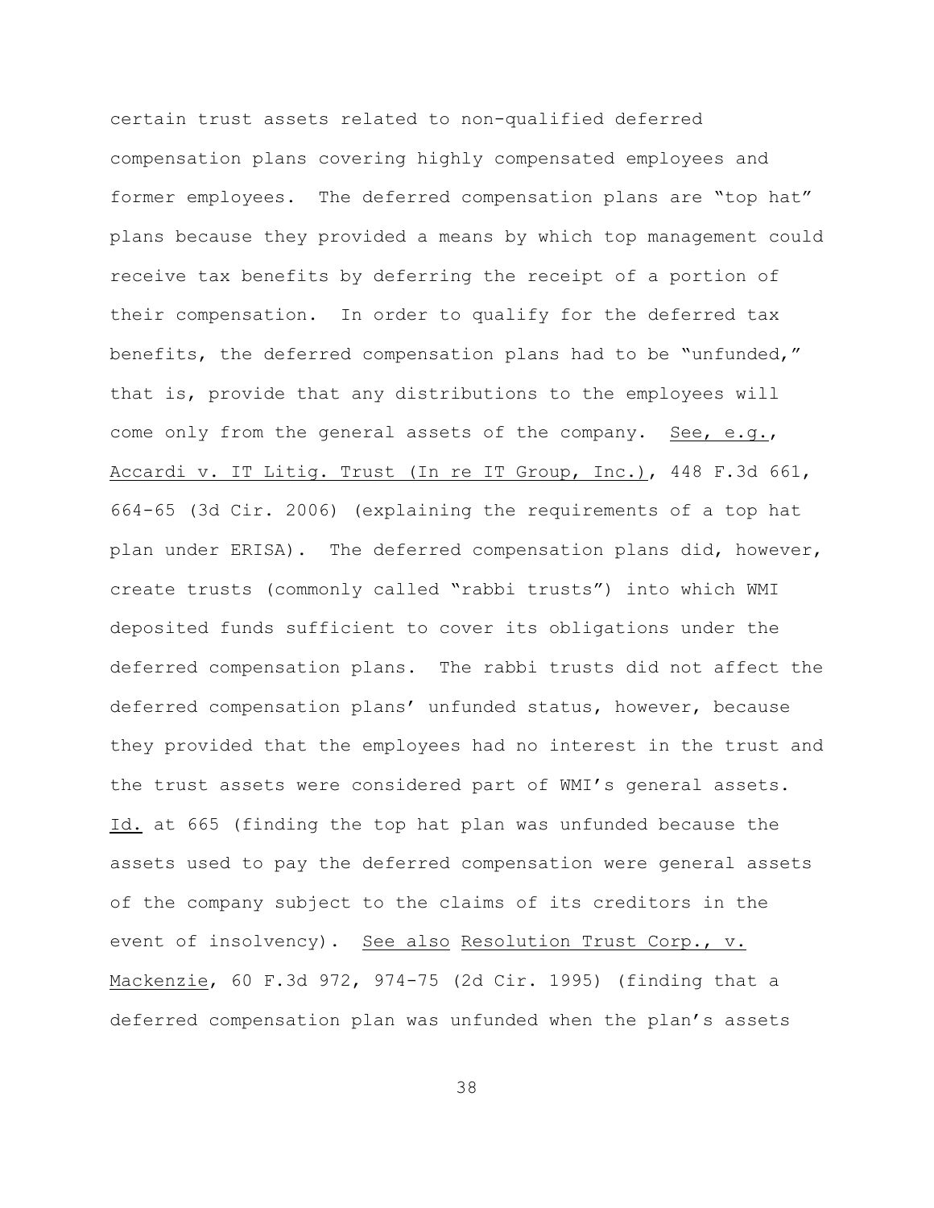certain trust assets related to non-qualified deferred compensation plans covering highly compensated employees and former employees. The deferred compensation plans are "top hat" plans because they provided a means by which top management could receive tax benefits by deferring the receipt of a portion of their compensation. In order to qualify for the deferred tax benefits, the deferred compensation plans had to be "unfunded," that is, provide that any distributions to the employees will come only from the general assets of the company. See, e.g., Accardi v. IT Litig. Trust (In re IT Group, Inc.), 448 F.3d 661, 664-65 (3d Cir. 2006) (explaining the requirements of a top hat plan under ERISA). The deferred compensation plans did, however, create trusts (commonly called "rabbi trusts") into which WMI deposited funds sufficient to cover its obligations under the deferred compensation plans. The rabbi trusts did not affect the deferred compensation plans' unfunded status, however, because they provided that the employees had no interest in the trust and the trust assets were considered part of WMI's general assets. Id. at 665 (finding the top hat plan was unfunded because the assets used to pay the deferred compensation were general assets of the company subject to the claims of its creditors in the event of insolvency). See also Resolution Trust Corp., v. Mackenzie, 60 F.3d 972, 974-75 (2d Cir. 1995) (finding that a deferred compensation plan was unfunded when the plan's assets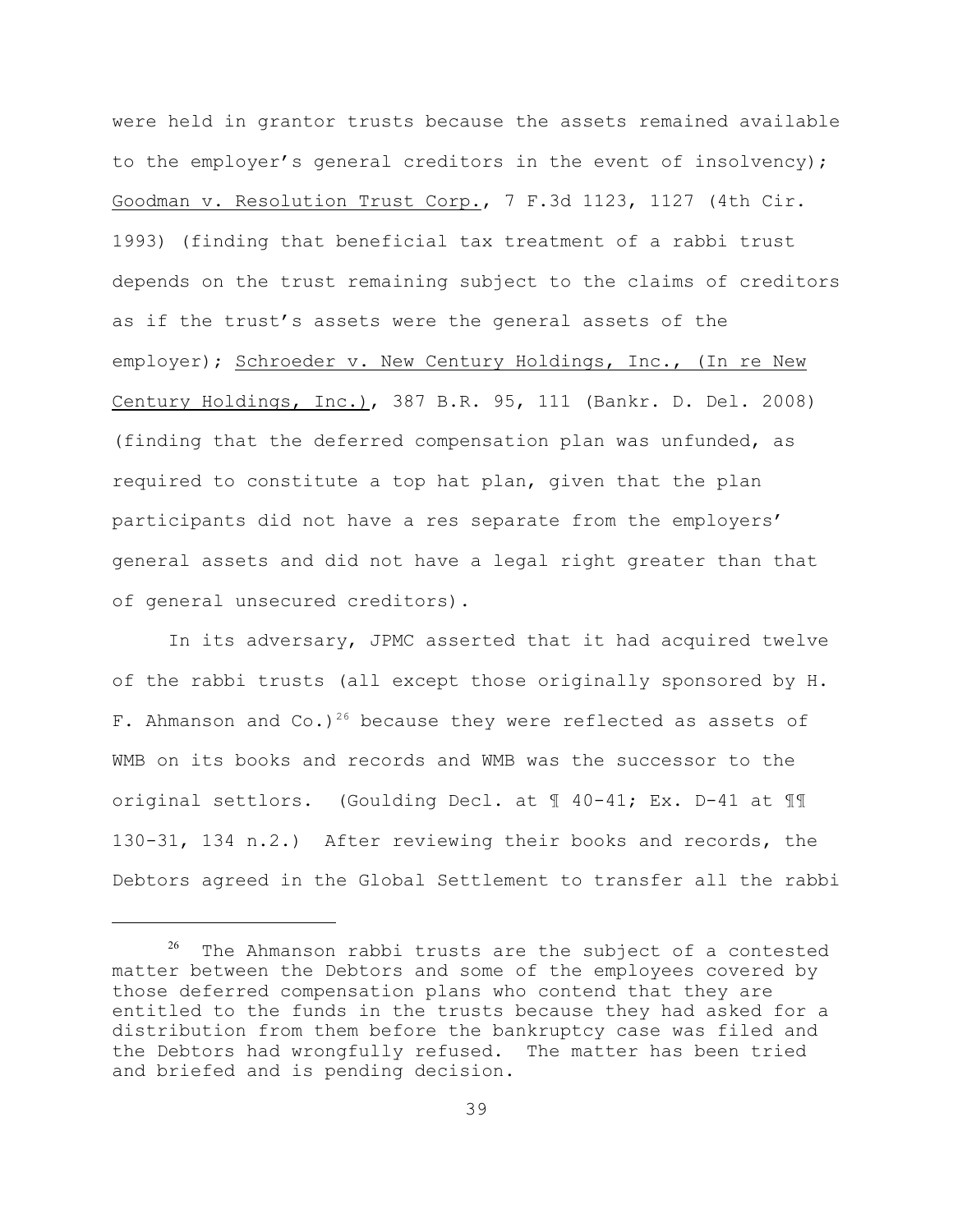were held in grantor trusts because the assets remained available to the employer's general creditors in the event of insolvency); Goodman v. Resolution Trust Corp., 7 F.3d 1123, 1127 (4th Cir. 1993) (finding that beneficial tax treatment of a rabbi trust depends on the trust remaining subject to the claims of creditors as if the trust's assets were the general assets of the employer); Schroeder v. New Century Holdings, Inc., (In re New Century Holdings, Inc.), 387 B.R. 95, 111 (Bankr. D. Del. 2008) (finding that the deferred compensation plan was unfunded, as required to constitute a top hat plan, given that the plan participants did not have a res separate from the employers' general assets and did not have a legal right greater than that of general unsecured creditors).

In its adversary, JPMC asserted that it had acquired twelve of the rabbi trusts (all except those originally sponsored by H. F. Ahmanson and Co.)[26] because they were reflected as assets of WMB on its books and records and WMB was the successor to the original settlors. (Goulding Decl. at ¶ 40-41; Ex. D-41 at ¶¶ 130-31, 134 n.2.) After reviewing their books and records, the Debtors agreed in the Global Settlement to transfer all the rabbi

---

[26] The Ahmanson rabbi trusts are the subject of a contested matter between the Debtors and some of the employees covered by those deferred compensation plans who contend that they are entitled to the funds in the trusts because they had asked for a distribution from them before the bankruptcy case was filed and the Debtors had wrongfully refused. The matter has been tried and briefed and is pending decision.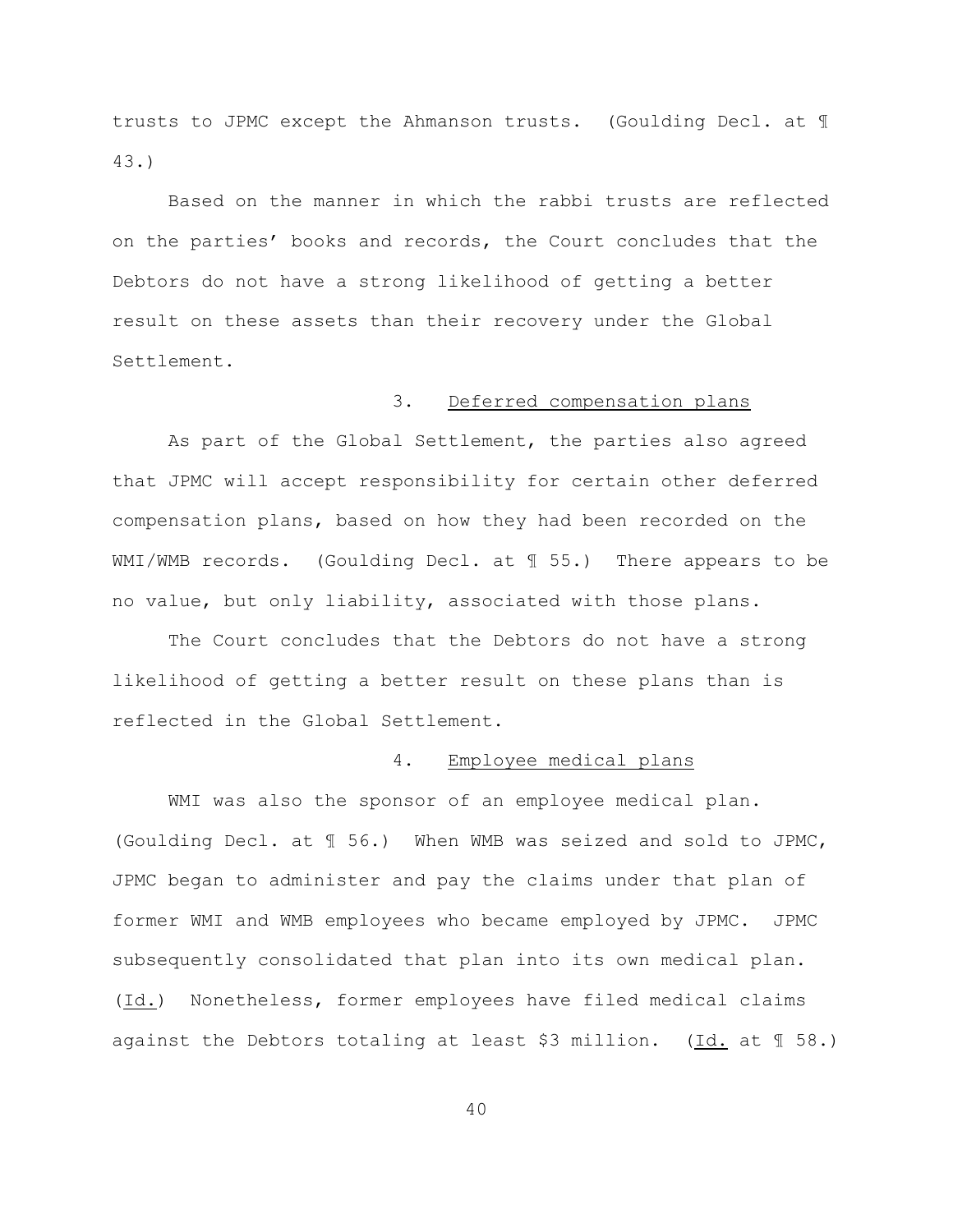trusts to JPMC except the Ahmanson trusts. (Goulding Decl. at ¶ 43.)

Based on the manner in which the rabbi trusts are reflected on the parties' books and records, the Court concludes that the Debtors do not have a strong likelihood of getting a better result on these assets than their recovery under the Global Settlement.

### 3. Deferred compensation plans

As part of the Global Settlement, the parties also agreed that JPMC will accept responsibility for certain other deferred compensation plans, based on how they had been recorded on the WMI/WMB records. (Goulding Decl. at ¶ 55.) There appears to be no value, but only liability, associated with those plans.

The Court concludes that the Debtors do not have a strong likelihood of getting a better result on these plans than is reflected in the Global Settlement.

### 4. Employee medical plans

WMI was also the sponsor of an employee medical plan. (Goulding Decl. at ¶ 56.) When WMB was seized and sold to JPMC, JPMC began to administer and pay the claims under that plan of former WMI and WMB employees who became employed by JPMC. JPMC subsequently consolidated that plan into its own medical plan. (Id.) Nonetheless, former employees have filed medical claims against the Debtors totaling at least $3 million. (Id. at ¶ 58.)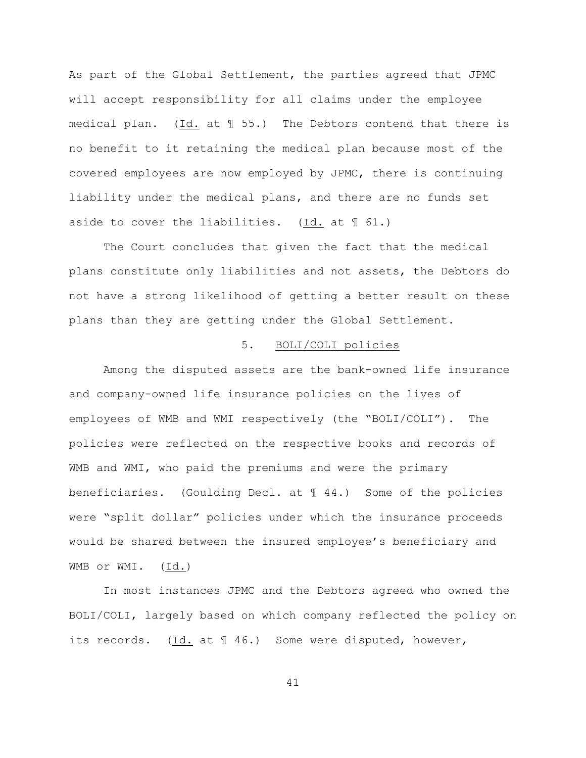As part of the Global Settlement, the parties agreed that JPMC will accept responsibility for all claims under the employee medical plan. (Id. at ¶ 55.) The Debtors contend that there is no benefit to it retaining the medical plan because most of the covered employees are now employed by JPMC, there is continuing liability under the medical plans, and there are no funds set aside to cover the liabilities. (Id. at ¶ 61.)

The Court concludes that given the fact that the medical plans constitute only liabilities and not assets, the Debtors do not have a strong likelihood of getting a better result on these plans than they are getting under the Global Settlement.

5. BOLI/COLI policies

Among the disputed assets are the bank-owned life insurance and company-owned life insurance policies on the lives of employees of WMB and WMI respectively (the "BOLI/COLI"). The policies were reflected on the respective books and records of WMB and WMI, who paid the premiums and were the primary beneficiaries. (Goulding Decl. at ¶ 44.) Some of the policies were "split dollar" policies under which the insurance proceeds would be shared between the insured employee's beneficiary and WMB or WMI. (Id.)

In most instances JPMC and the Debtors agreed who owned the BOLI/COLI, largely based on which company reflected the policy on its records. (Id. at ¶ 46.) Some were disputed, however,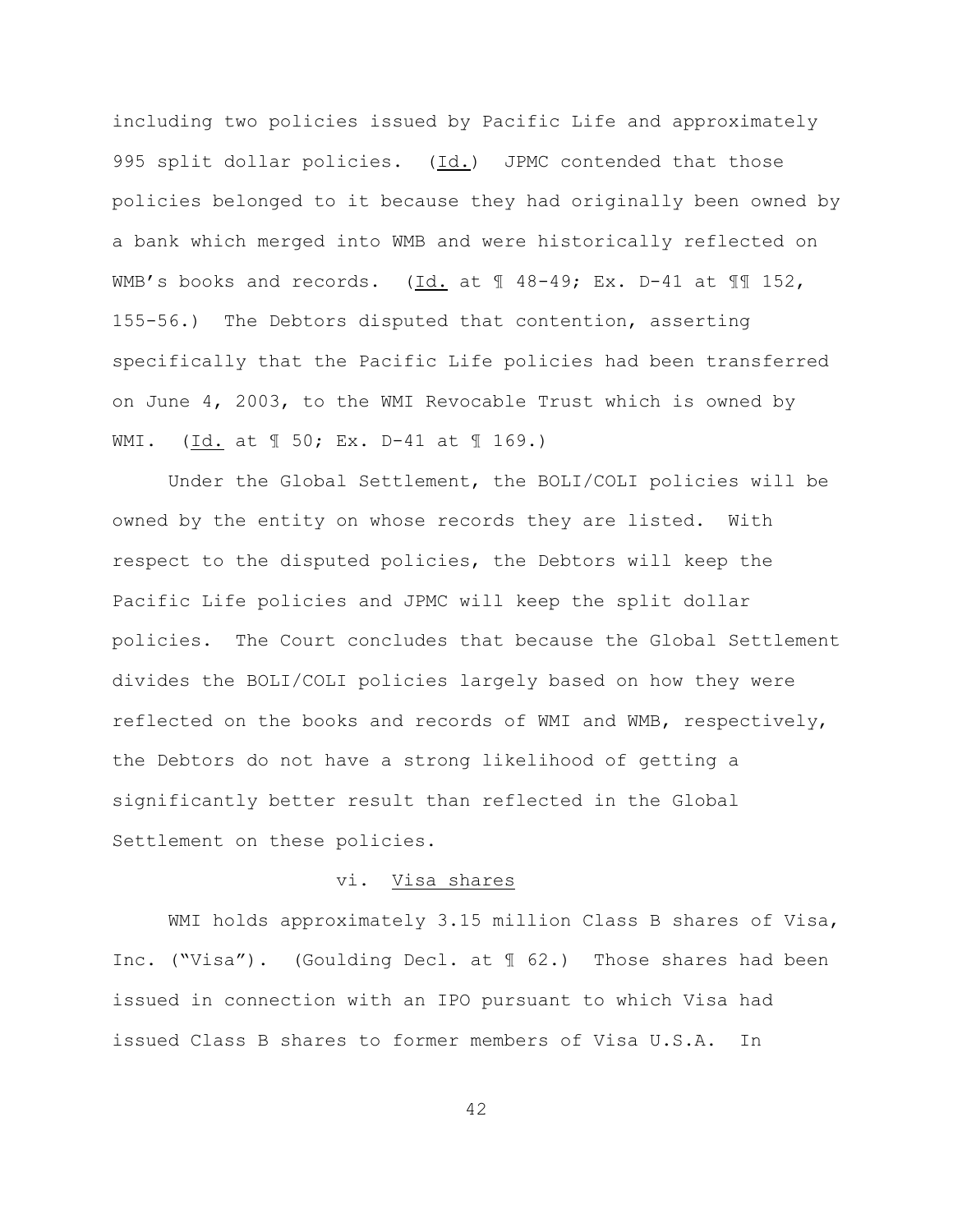including two policies issued by Pacific Life and approximately 995 split dollar policies. (Id.) JPMC contended that those policies belonged to it because they had originally been owned by a bank which merged into WMB and were historically reflected on WMB's books and records. (Id. at ¶ 48-49; Ex. D-41 at ¶¶ 152, 155-56.) The Debtors disputed that contention, asserting specifically that the Pacific Life policies had been transferred on June 4, 2003, to the WMI Revocable Trust which is owned by WMI. (Id. at ¶ 50; Ex. D-41 at ¶ 169.)

Under the Global Settlement, the BOLI/COLI policies will be owned by the entity on whose records they are listed. With respect to the disputed policies, the Debtors will keep the Pacific Life policies and JPMC will keep the split dollar policies. The Court concludes that because the Global Settlement divides the BOLI/COLI policies largely based on how they were reflected on the books and records of WMI and WMB, respectively, the Debtors do not have a strong likelihood of getting a significantly better result than reflected in the Global Settlement on these policies.

vi. Visa shares

WMI holds approximately 3.15 million Class B shares of Visa, Inc. ("Visa"). (Goulding Decl. at ¶ 62.) Those shares had been issued in connection with an IPO pursuant to which Visa had issued Class B shares to former members of Visa U.S.A. In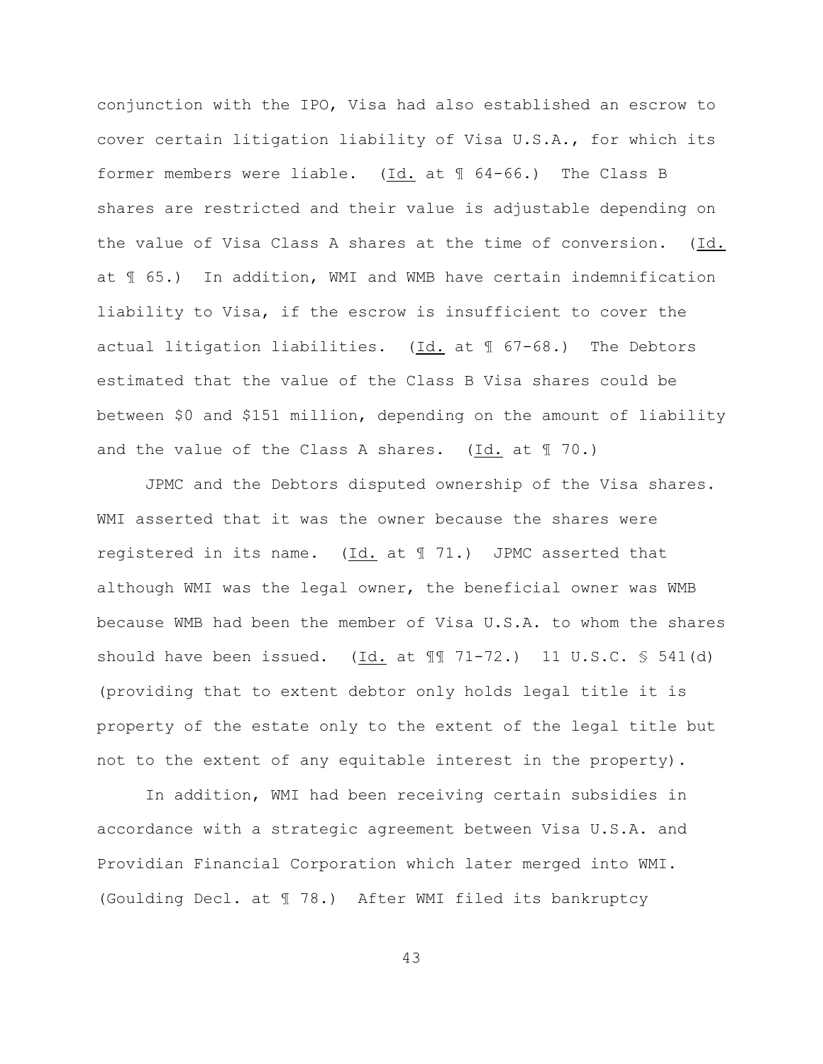conjunction with the IPO, Visa had also established an escrow to cover certain litigation liability of Visa U.S.A., for which its former members were liable. (Id. at ¶ 64-66.) The Class B shares are restricted and their value is adjustable depending on the value of Visa Class A shares at the time of conversion. (Id. at ¶ 65.) In addition, WMI and WMB have certain indemnification liability to Visa, if the escrow is insufficient to cover the actual litigation liabilities. (Id. at ¶ 67-68.) The Debtors estimated that the value of the Class B Visa shares could be between $0 and $151 million, depending on the amount of liability and the value of the Class A shares. (Id. at ¶ 70.)

JPMC and the Debtors disputed ownership of the Visa shares. WMI asserted that it was the owner because the shares were registered in its name. (Id. at ¶ 71.) JPMC asserted that although WMI was the legal owner, the beneficial owner was WMB because WMB had been the member of Visa U.S.A. to whom the shares should have been issued. (Id. at ¶¶ 71-72.) 11 U.S.C. § 541(d) (providing that to extent debtor only holds legal title it is property of the estate only to the extent of the legal title but not to the extent of any equitable interest in the property).

In addition, WMI had been receiving certain subsidies in accordance with a strategic agreement between Visa U.S.A. and Providian Financial Corporation which later merged into WMI. (Goulding Decl. at ¶ 78.) After WMI filed its bankruptcy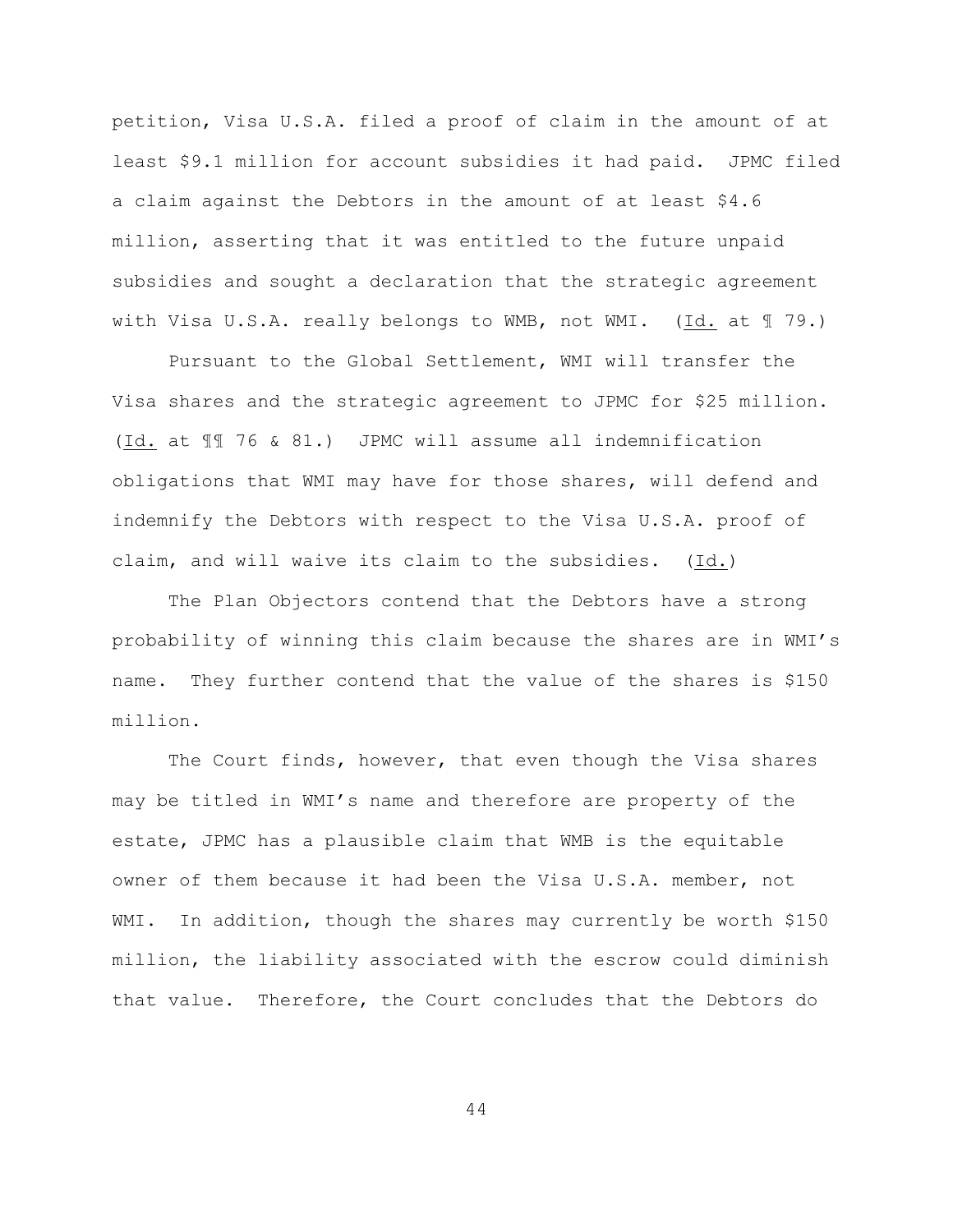petition, Visa U.S.A. filed a proof of claim in the amount of at least $9.1 million for account subsidies it had paid. JPMC filed a claim against the Debtors in the amount of at least $4.6 million, asserting that it was entitled to the future unpaid subsidies and sought a declaration that the strategic agreement with Visa U.S.A. really belongs to WMB, not WMI. (Id. at ¶ 79.)

Pursuant to the Global Settlement, WMI will transfer the Visa shares and the strategic agreement to JPMC for $25 million. (Id. at ¶¶ 76 & 81.) JPMC will assume all indemnification obligations that WMI may have for those shares, will defend and indemnify the Debtors with respect to the Visa U.S.A. proof of claim, and will waive its claim to the subsidies. (Id.)

The Plan Objectors contend that the Debtors have a strong probability of winning this claim because the shares are in WMI's name. They further contend that the value of the shares is $150 million.

The Court finds, however, that even though the Visa shares may be titled in WMI's name and therefore are property of the estate, JPMC has a plausible claim that WMB is the equitable owner of them because it had been the Visa U.S.A. member, not WMI. In addition, though the shares may currently be worth $150 million, the liability associated with the escrow could diminish that value. Therefore, the Court concludes that the Debtors do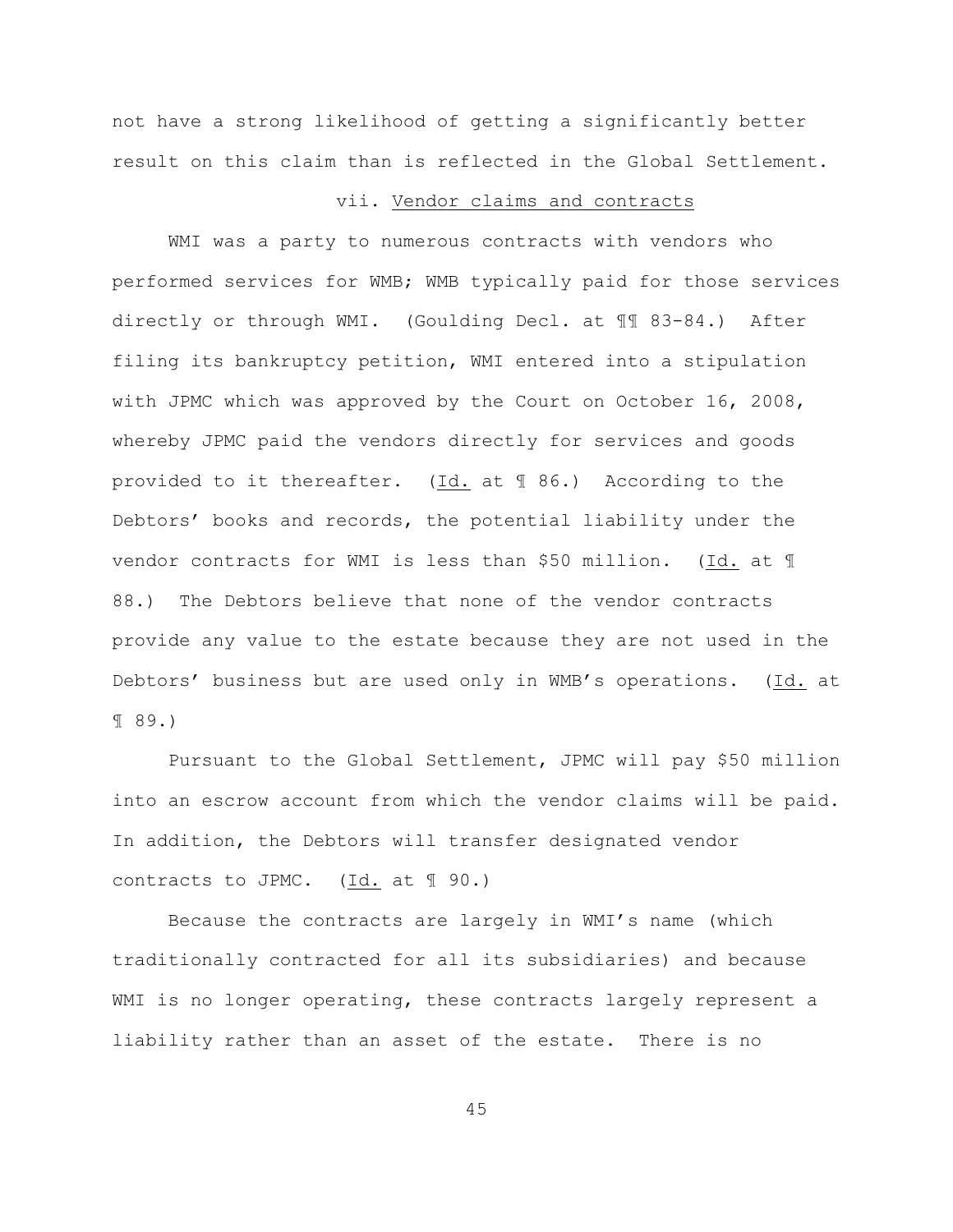not have a strong likelihood of getting a significantly better result on this claim than is reflected in the Global Settlement.

vii. Vendor claims and contracts

WMI was a party to numerous contracts with vendors who performed services for WMB; WMB typically paid for those services directly or through WMI. (Goulding Decl. at ¶¶ 83-84.) After filing its bankruptcy petition, WMI entered into a stipulation with JPMC which was approved by the Court on October 16, 2008, whereby JPMC paid the vendors directly for services and goods provided to it thereafter. (Id. at ¶ 86.) According to the Debtors' books and records, the potential liability under the vendor contracts for WMI is less than $50 million. (Id. at ¶ 88.) The Debtors believe that none of the vendor contracts provide any value to the estate because they are not used in the Debtors' business but are used only in WMB's operations. (Id. at ¶ 89.)

Pursuant to the Global Settlement, JPMC will pay $50 million into an escrow account from which the vendor claims will be paid. In addition, the Debtors will transfer designated vendor contracts to JPMC. (Id. at ¶ 90.)

Because the contracts are largely in WMI's name (which traditionally contracted for all its subsidiaries) and because WMI is no longer operating, these contracts largely represent a liability rather than an asset of the estate. There is no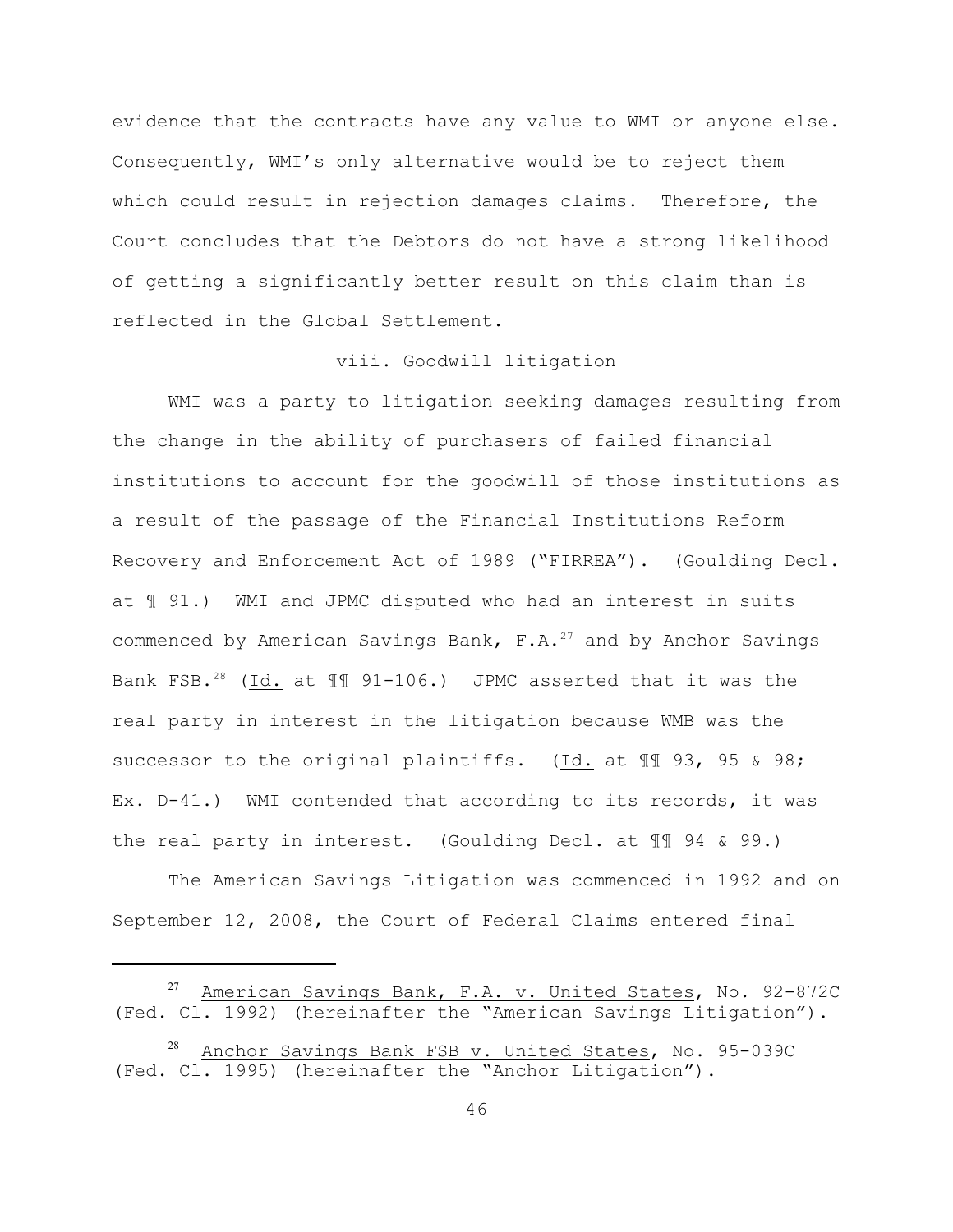evidence that the contracts have any value to WMI or anyone else. Consequently, WMI's only alternative would be to reject them which could result in rejection damages claims. Therefore, the Court concludes that the Debtors do not have a strong likelihood of getting a significantly better result on this claim than is reflected in the Global Settlement.

viii. Goodwill litigation

WMI was a party to litigation seeking damages resulting from the change in the ability of purchasers of failed financial institutions to account for the goodwill of those institutions as a result of the passage of the Financial Institutions Reform Recovery and Enforcement Act of 1989 ("FIRREA"). (Goulding Decl. at ¶ 91.) WMI and JPMC disputed who had an interest in suits commenced by American Savings Bank, F.A.[27] and by Anchor Savings Bank FSB.[28] (Id. at ¶¶ 91-106.) JPMC asserted that it was the real party in interest in the litigation because WMB was the successor to the original plaintiffs. (Id. at ¶¶ 93, 95 & 98; Ex. D-41.) WMI contended that according to its records, it was the real party in interest. (Goulding Decl. at ¶¶ 94 & 99.)

The American Savings Litigation was commenced in 1992 and on September 12, 2008, the Court of Federal Claims entered final

[27] American Savings Bank, F.A. v. United States, No. 92-872C (Fed. Cl. 1992) (hereinafter the "American Savings Litigation").

[28] Anchor Savings Bank FSB v. United States, No. 95-039C (Fed. Cl. 1995) (hereinafter the "Anchor Litigation").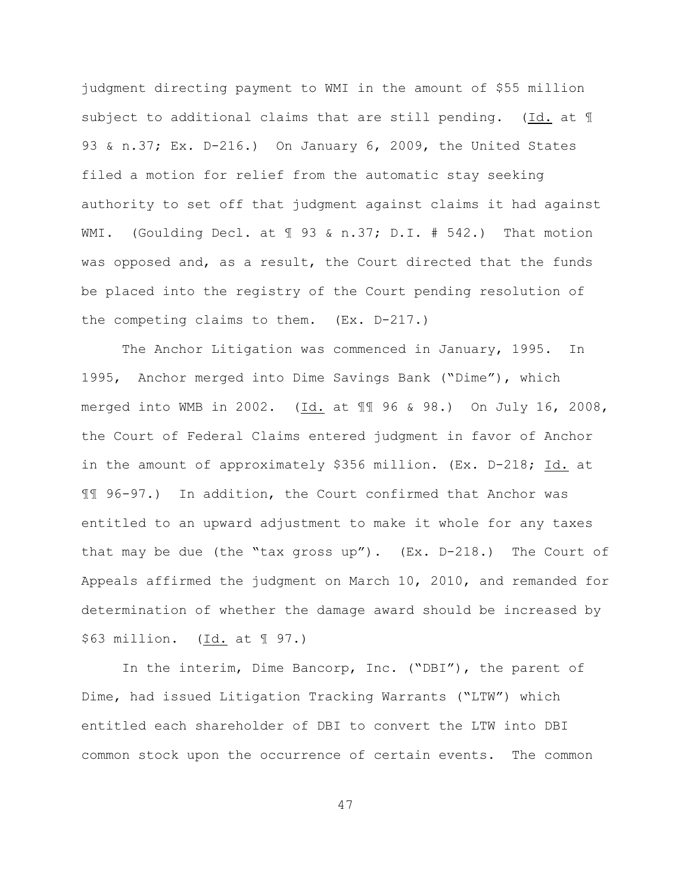judgment directing payment to WMI in the amount of $55 million subject to additional claims that are still pending. (Id. at ¶ 93 & n.37; Ex. D-216.) On January 6, 2009, the United States filed a motion for relief from the automatic stay seeking authority to set off that judgment against claims it had against WMI. (Goulding Decl. at ¶ 93 & n.37; D.I. # 542.) That motion was opposed and, as a result, the Court directed that the funds be placed into the registry of the Court pending resolution of the competing claims to them. (Ex. D-217.)

The Anchor Litigation was commenced in January, 1995. In 1995, Anchor merged into Dime Savings Bank ("Dime"), which merged into WMB in 2002. (Id. at ¶¶ 96 & 98.) On July 16, 2008, the Court of Federal Claims entered judgment in favor of Anchor in the amount of approximately $356 million. (Ex. D-218; Id. at ¶¶ 96-97.) In addition, the Court confirmed that Anchor was entitled to an upward adjustment to make it whole for any taxes that may be due (the "tax gross up"). (Ex. D-218.) The Court of Appeals affirmed the judgment on March 10, 2010, and remanded for determination of whether the damage award should be increased by $63 million. (Id. at ¶ 97.)

In the interim, Dime Bancorp, Inc. ("DBI"), the parent of Dime, had issued Litigation Tracking Warrants ("LTW") which entitled each shareholder of DBI to convert the LTW into DBI common stock upon the occurrence of certain events. The common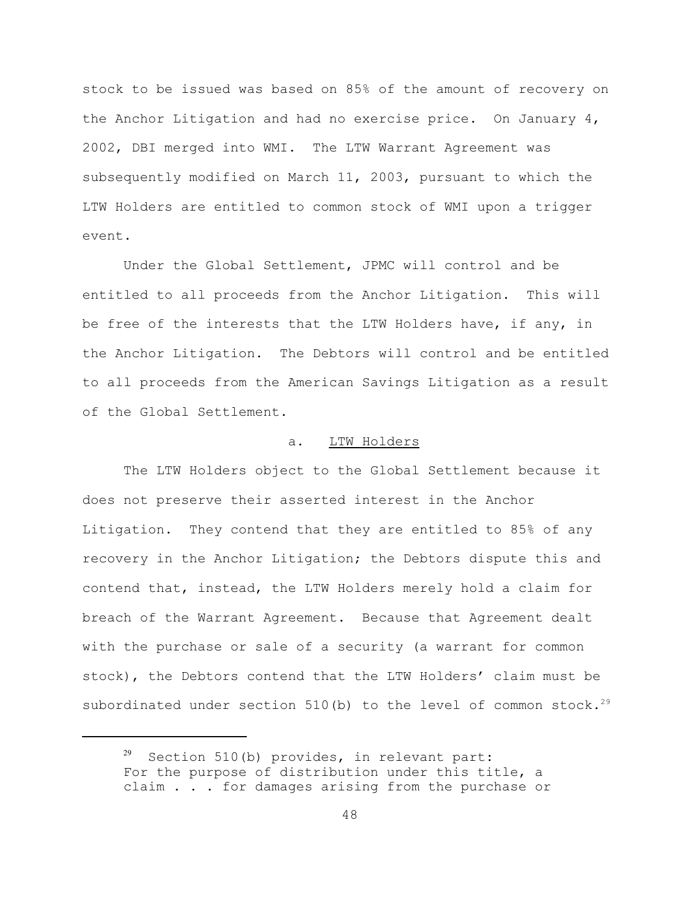stock to be issued was based on 85% of the amount of recovery on the Anchor Litigation and had no exercise price. On January 4, 2002, DBI merged into WMI. The LTW Warrant Agreement was subsequently modified on March 11, 2003, pursuant to which the LTW Holders are entitled to common stock of WMI upon a trigger event.

Under the Global Settlement, JPMC will control and be entitled to all proceeds from the Anchor Litigation. This will be free of the interests that the LTW Holders have, if any, in the Anchor Litigation. The Debtors will control and be entitled to all proceeds from the American Savings Litigation as a result of the Global Settlement.

a. <u>LTW Holders</u>

The LTW Holders object to the Global Settlement because it does not preserve their asserted interest in the Anchor Litigation. They contend that they are entitled to 85% of any recovery in the Anchor Litigation; the Debtors dispute this and contend that, instead, the LTW Holders merely hold a claim for breach of the Warrant Agreement. Because that Agreement dealt with the purchase or sale of a security (a warrant for common stock), the Debtors contend that the LTW Holders' claim must be subordinated under section 510(b) to the level of common stock.[29]

---

[29] Section 510(b) provides, in relevant part:
For the purpose of distribution under this title, a claim . . . for damages arising from the purchase or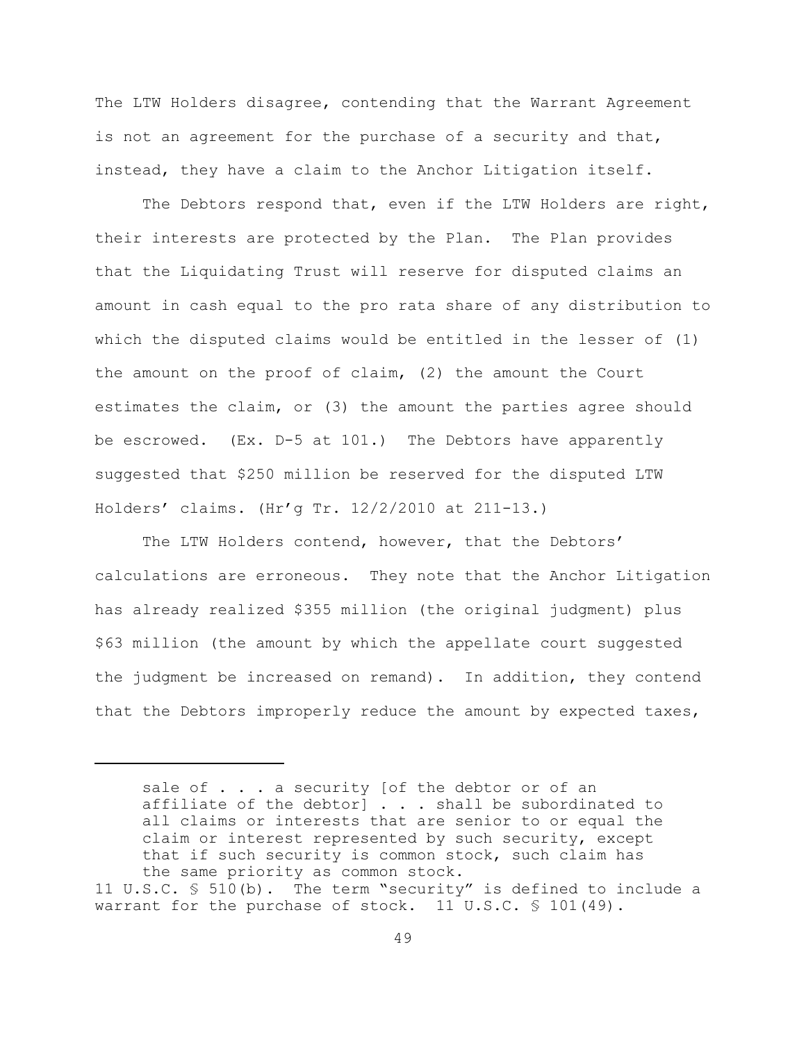The LTW Holders disagree, contending that the Warrant Agreement is not an agreement for the purchase of a security and that, instead, they have a claim to the Anchor Litigation itself.

The Debtors respond that, even if the LTW Holders are right, their interests are protected by the Plan. The Plan provides that the Liquidating Trust will reserve for disputed claims an amount in cash equal to the pro rata share of any distribution to which the disputed claims would be entitled in the lesser of (1) the amount on the proof of claim, (2) the amount the Court estimates the claim, or (3) the amount the parties agree should be escrowed. (Ex. D-5 at 101.) The Debtors have apparently suggested that $250 million be reserved for the disputed LTW Holders' claims. (Hr'g Tr. 12/2/2010 at 211-13.)

The LTW Holders contend, however, that the Debtors' calculations are erroneous. They note that the Anchor Litigation has already realized $355 million (the original judgment) plus $63 million (the amount by which the appellate court suggested the judgment be increased on remand). In addition, they contend that the Debtors improperly reduce the amount by expected taxes,

---

> sale of . . . a security [of the debtor or of an affiliate of the debtor] . . . shall be subordinated to all claims or interests that are senior to or equal the claim or interest represented by such security, except that if such security is common stock, such claim has the same priority as common stock.

11 U.S.C. § 510(b). The term "security" is defined to include a warrant for the purchase of stock. 11 U.S.C. § 101(49).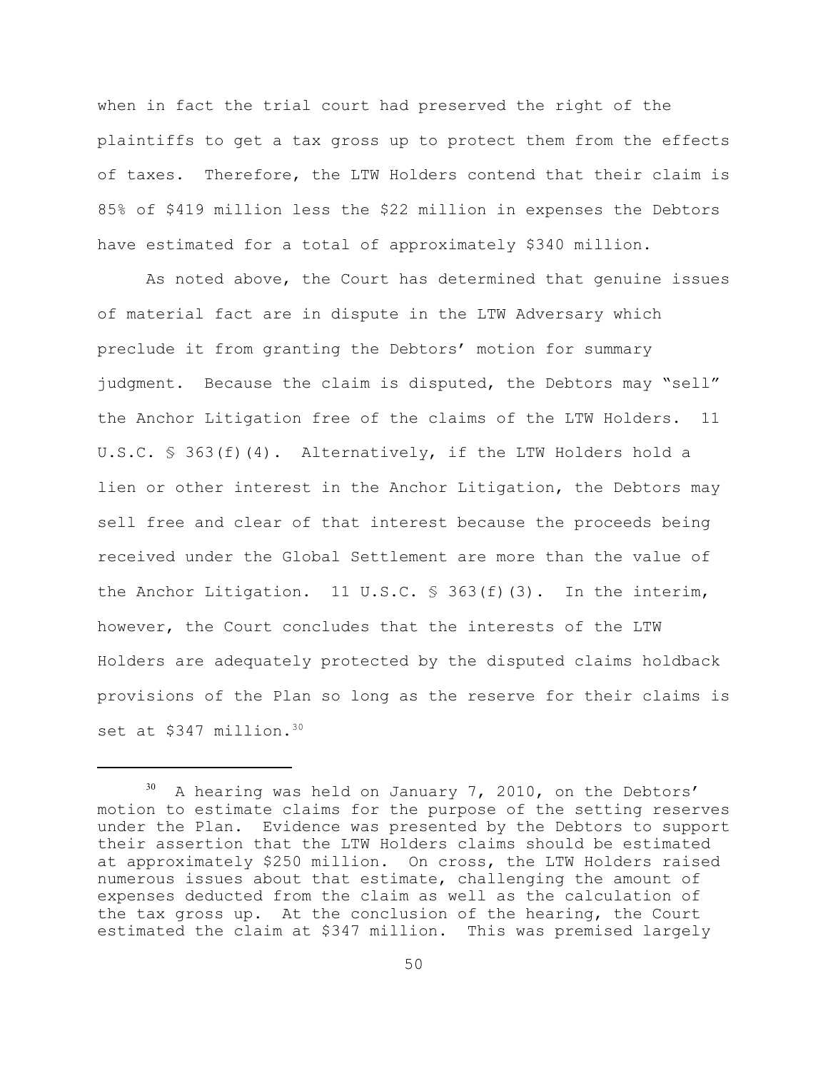when in fact the trial court had preserved the right of the plaintiffs to get a tax gross up to protect them from the effects of taxes. Therefore, the LTW Holders contend that their claim is 85% of $419 million less the $22 million in expenses the Debtors have estimated for a total of approximately $340 million.

As noted above, the Court has determined that genuine issues of material fact are in dispute in the LTW Adversary which preclude it from granting the Debtors' motion for summary judgment. Because the claim is disputed, the Debtors may "sell" the Anchor Litigation free of the claims of the LTW Holders. 11 U.S.C. § 363(f)(4). Alternatively, if the LTW Holders hold a lien or other interest in the Anchor Litigation, the Debtors may sell free and clear of that interest because the proceeds being received under the Global Settlement are more than the value of the Anchor Litigation. 11 U.S.C. § 363(f)(3). In the interim, however, the Court concludes that the interests of the LTW Holders are adequately protected by the disputed claims holdback provisions of the Plan so long as the reserve for their claims is set at $347 million.[30]

---

[30] A hearing was held on January 7, 2010, on the Debtors' motion to estimate claims for the purpose of the setting reserves under the Plan. Evidence was presented by the Debtors to support their assertion that the LTW Holders claims should be estimated at approximately $250 million. On cross, the LTW Holders raised numerous issues about that estimate, challenging the amount of expenses deducted from the claim as well as the calculation of the tax gross up. At the conclusion of the hearing, the Court estimated the claim at $347 million. This was premised largely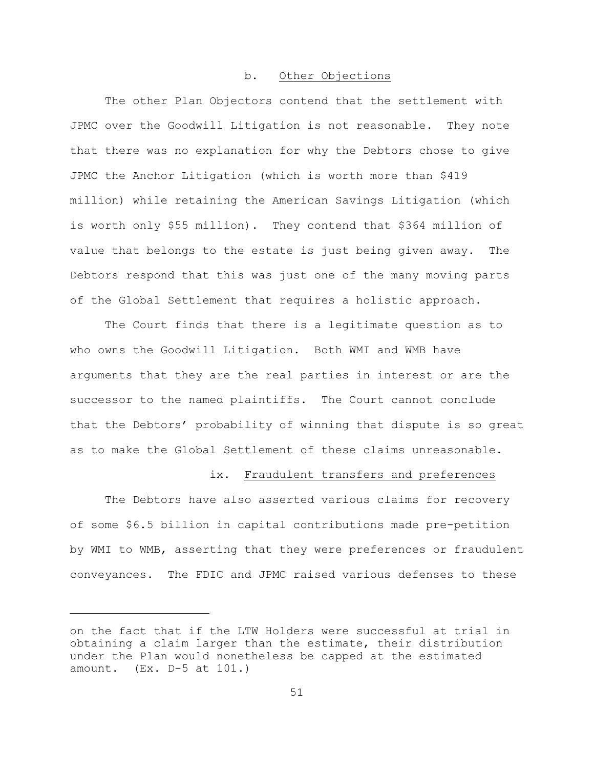b. Other Objections

The other Plan Objectors contend that the settlement with JPMC over the Goodwill Litigation is not reasonable. They note that there was no explanation for why the Debtors chose to give JPMC the Anchor Litigation (which is worth more than $419 million) while retaining the American Savings Litigation (which is worth only $55 million). They contend that $364 million of value that belongs to the estate is just being given away. The Debtors respond that this was just one of the many moving parts of the Global Settlement that requires a holistic approach.

The Court finds that there is a legitimate question as to who owns the Goodwill Litigation. Both WMI and WMB have arguments that they are the real parties in interest or are the successor to the named plaintiffs. The Court cannot conclude that the Debtors' probability of winning that dispute is so great as to make the Global Settlement of these claims unreasonable.

ix. Fraudulent transfers and preferences

The Debtors have also asserted various claims for recovery of some $6.5 billion in capital contributions made pre-petition by WMI to WMB, asserting that they were preferences or fraudulent conveyances. The FDIC and JPMC raised various defenses to these

---

on the fact that if the LTW Holders were successful at trial in obtaining a claim larger than the estimate, their distribution under the Plan would nonetheless be capped at the estimated amount. (Ex. D-5 at 101.)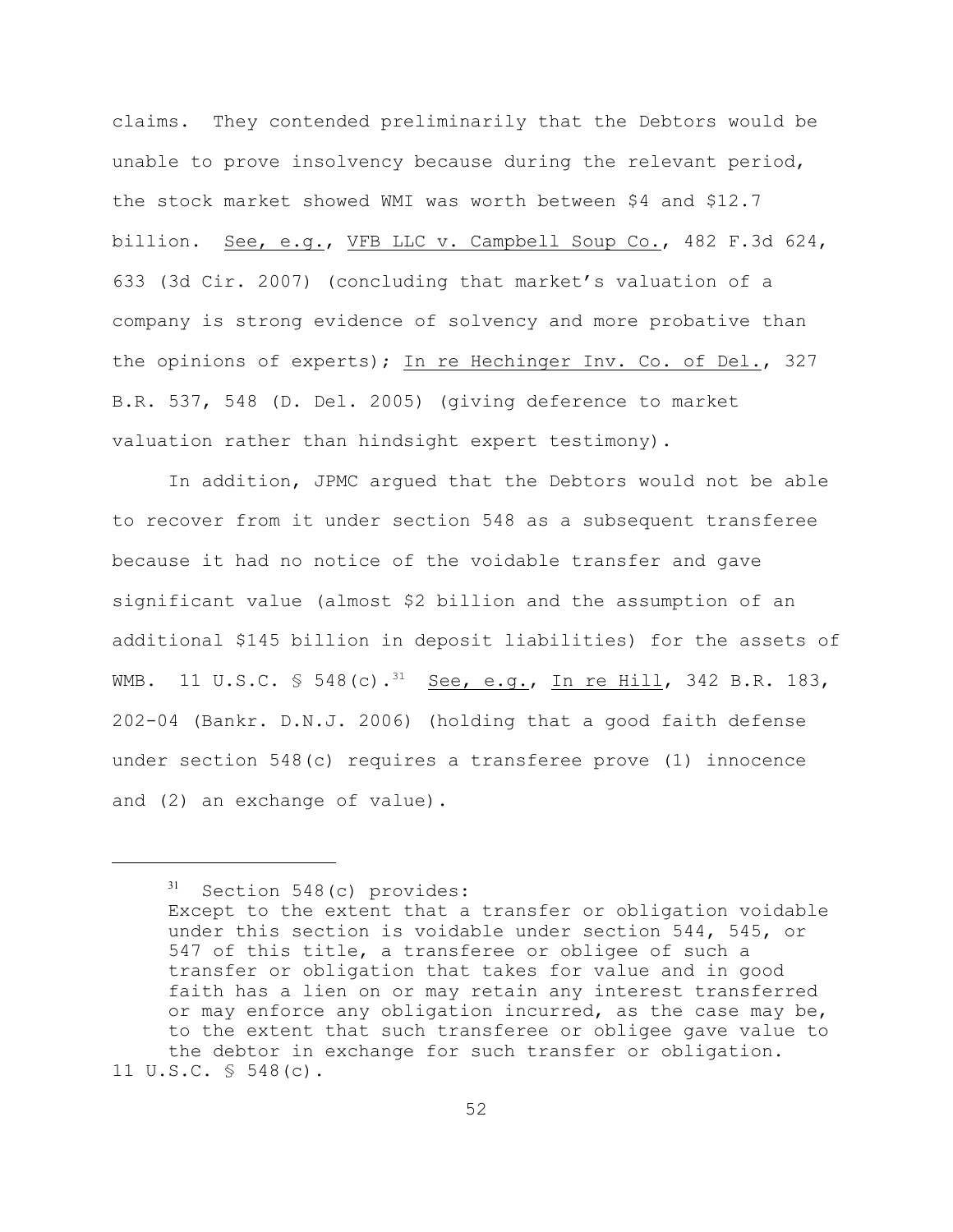claims. They contended preliminarily that the Debtors would be unable to prove insolvency because during the relevant period, the stock market showed WMI was worth between \$4 and \$12.7 billion. See, e.g., VFB LLC v. Campbell Soup Co., 482 F.3d 624, 633 (3d Cir. 2007) (concluding that market's valuation of a company is strong evidence of solvency and more probative than the opinions of experts); In re Hechinger Inv. Co. of Del., 327 B.R. 537, 548 (D. Del. 2005) (giving deference to market valuation rather than hindsight expert testimony).

In addition, JPMC argued that the Debtors would not be able to recover from it under section 548 as a subsequent transferee because it had no notice of the voidable transfer and gave significant value (almost \$2 billion and the assumption of an additional \$145 billion in deposit liabilities) for the assets of WMB. 11 U.S.C. § 548(c).[31] See, e.g., In re Hill, 342 B.R. 183, 202-04 (Bankr. D.N.J. 2006) (holding that a good faith defense under section 548(c) requires a transferee prove (1) innocence and (2) an exchange of value).

---

[31] Section 548(c) provides:

> Except to the extent that a transfer or obligation voidable under this section is voidable under section 544, 545, or 547 of this title, a transferee or obligee of such a transfer or obligation that takes for value and in good faith has a lien on or may retain any interest transferred or may enforce any obligation incurred, as the case may be, to the extent that such transferee or obligee gave value to the debtor in exchange for such transfer or obligation.

11 U.S.C. § 548(c).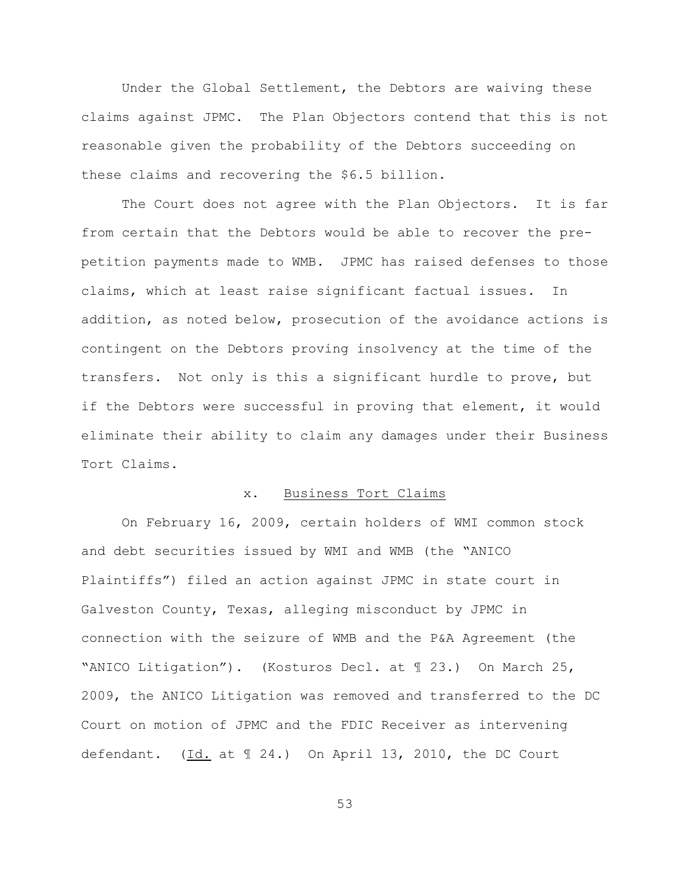Under the Global Settlement, the Debtors are waiving these claims against JPMC. The Plan Objectors contend that this is not reasonable given the probability of the Debtors succeeding on these claims and recovering the $6.5 billion.

The Court does not agree with the Plan Objectors. It is far from certain that the Debtors would be able to recover the pre-petition payments made to WMB. JPMC has raised defenses to those claims, which at least raise significant factual issues. In addition, as noted below, prosecution of the avoidance actions is contingent on the Debtors proving insolvency at the time of the transfers. Not only is this a significant hurdle to prove, but if the Debtors were successful in proving that element, it would eliminate their ability to claim any damages under their Business Tort Claims.

x. Business Tort Claims

On February 16, 2009, certain holders of WMI common stock and debt securities issued by WMI and WMB (the "ANICO Plaintiffs") filed an action against JPMC in state court in Galveston County, Texas, alleging misconduct by JPMC in connection with the seizure of WMB and the P&A Agreement (the "ANICO Litigation"). (Kosturos Decl. at ¶ 23.) On March 25, 2009, the ANICO Litigation was removed and transferred to the DC Court on motion of JPMC and the FDIC Receiver as intervening defendant. (Id. at ¶ 24.) On April 13, 2010, the DC Court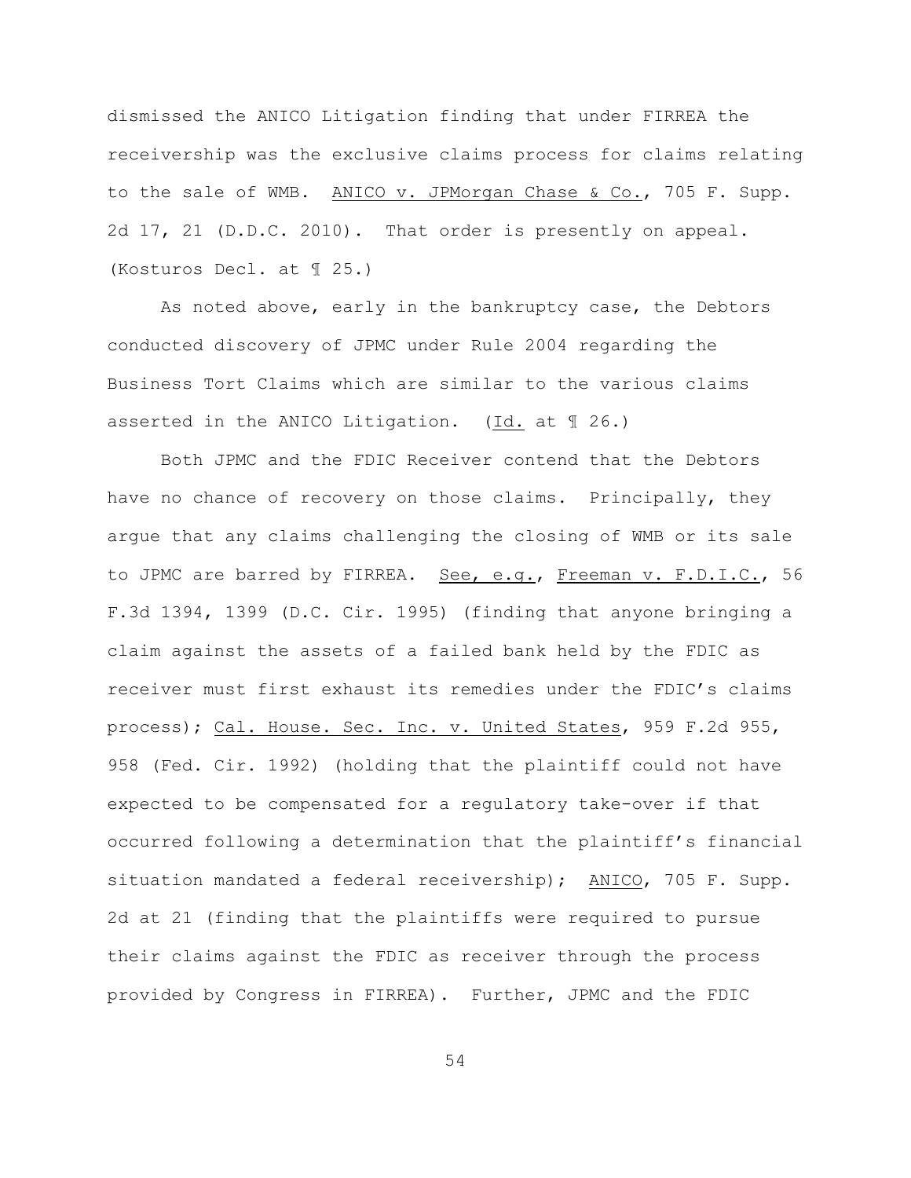dismissed the ANICO Litigation finding that under FIRREA the receivership was the exclusive claims process for claims relating to the sale of WMB. ANICO v. JPMorgan Chase & Co., 705 F. Supp. 2d 17, 21 (D.D.C. 2010). That order is presently on appeal. (Kosturos Decl. at ¶ 25.)

As noted above, early in the bankruptcy case, the Debtors conducted discovery of JPMC under Rule 2004 regarding the Business Tort Claims which are similar to the various claims asserted in the ANICO Litigation. (Id. at ¶ 26.)

Both JPMC and the FDIC Receiver contend that the Debtors have no chance of recovery on those claims. Principally, they argue that any claims challenging the closing of WMB or its sale to JPMC are barred by FIRREA. See, e.g., Freeman v. F.D.I.C., 56 F.3d 1394, 1399 (D.C. Cir. 1995) (finding that anyone bringing a claim against the assets of a failed bank held by the FDIC as receiver must first exhaust its remedies under the FDIC's claims process); Cal. House. Sec. Inc. v. United States, 959 F.2d 955, 958 (Fed. Cir. 1992) (holding that the plaintiff could not have expected to be compensated for a regulatory take-over if that occurred following a determination that the plaintiff's financial situation mandated a federal receivership); ANICO, 705 F. Supp. 2d at 21 (finding that the plaintiffs were required to pursue their claims against the FDIC as receiver through the process provided by Congress in FIRREA). Further, JPMC and the FDIC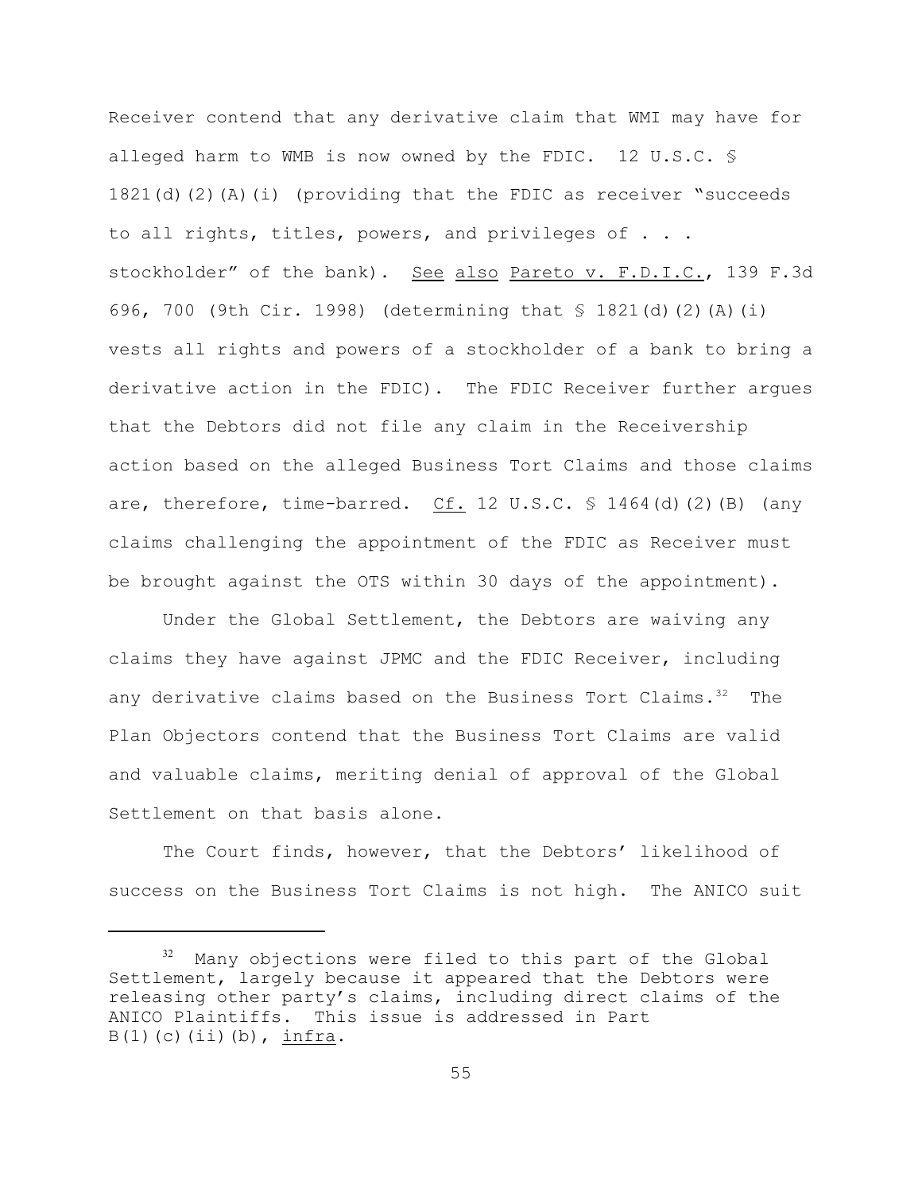Receiver contend that any derivative claim that WMI may have for alleged harm to WMB is now owned by the FDIC. 12 U.S.C. § 1821(d)(2)(A)(i) (providing that the FDIC as receiver "succeeds to all rights, titles, powers, and privileges of . . . stockholder" of the bank). See also Pareto v. F.D.I.C., 139 F.3d 696, 700 (9th Cir. 1998) (determining that § 1821(d)(2)(A)(i) vests all rights and powers of a stockholder of a bank to bring a derivative action in the FDIC). The FDIC Receiver further argues that the Debtors did not file any claim in the Receivership action based on the alleged Business Tort Claims and those claims are, therefore, time-barred. Cf. 12 U.S.C. § 1464(d)(2)(B) (any claims challenging the appointment of the FDIC as Receiver must be brought against the OTS within 30 days of the appointment).

Under the Global Settlement, the Debtors are waiving any claims they have against JPMC and the FDIC Receiver, including any derivative claims based on the Business Tort Claims.[32] The Plan Objectors contend that the Business Tort Claims are valid and valuable claims, meriting denial of approval of the Global Settlement on that basis alone.

The Court finds, however, that the Debtors' likelihood of success on the Business Tort Claims is not high. The ANICO suit

[32] Many objections were filed to this part of the Global Settlement, largely because it appeared that the Debtors were releasing other party's claims, including direct claims of the ANICO Plaintiffs. This issue is addressed in Part B(1)(c)(ii)(b), infra.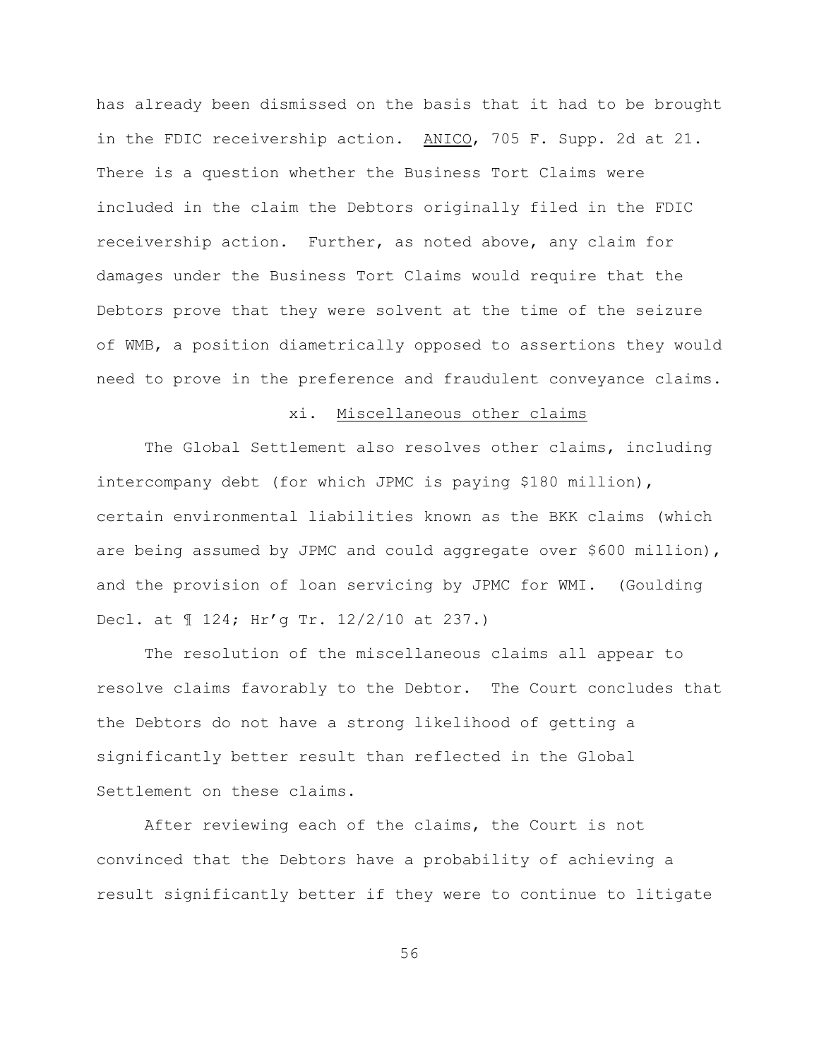has already been dismissed on the basis that it had to be brought in the FDIC receivership action. ANICO, 705 F. Supp. 2d at 21. There is a question whether the Business Tort Claims were included in the claim the Debtors originally filed in the FDIC receivership action. Further, as noted above, any claim for damages under the Business Tort Claims would require that the Debtors prove that they were solvent at the time of the seizure of WMB, a position diametrically opposed to assertions they would need to prove in the preference and fraudulent conveyance claims.

xi. Miscellaneous other claims

The Global Settlement also resolves other claims, including intercompany debt (for which JPMC is paying $180 million), certain environmental liabilities known as the BKK claims (which are being assumed by JPMC and could aggregate over $600 million), and the provision of loan servicing by JPMC for WMI. (Goulding Decl. at ¶ 124; Hr'g Tr. 12/2/10 at 237.)

The resolution of the miscellaneous claims all appear to resolve claims favorably to the Debtor. The Court concludes that the Debtors do not have a strong likelihood of getting a significantly better result than reflected in the Global Settlement on these claims.

After reviewing each of the claims, the Court is not convinced that the Debtors have a probability of achieving a result significantly better if they were to continue to litigate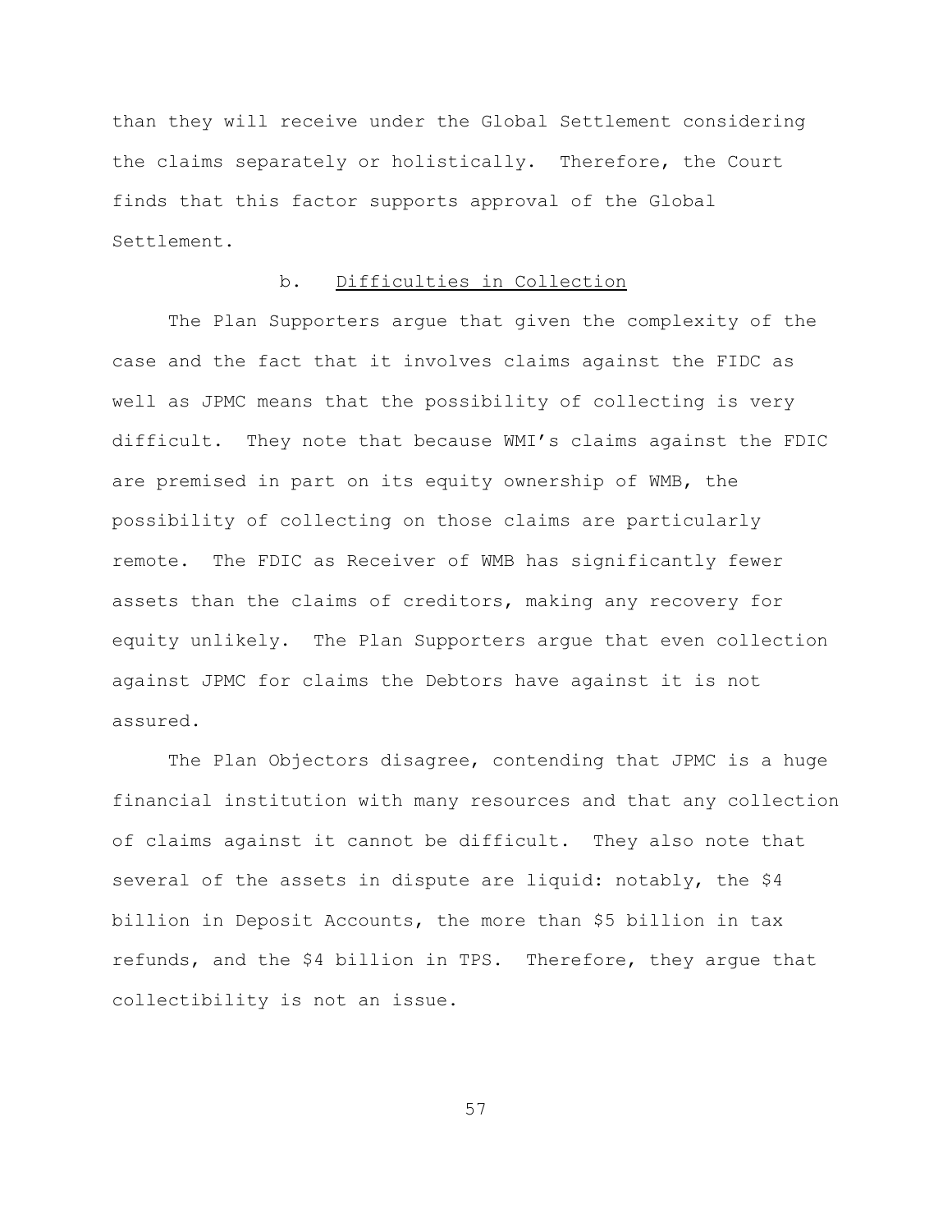than they will receive under the Global Settlement considering the claims separately or holistically. Therefore, the Court finds that this factor supports approval of the Global Settlement.

#### b. Difficulties in Collection

The Plan Supporters argue that given the complexity of the case and the fact that it involves claims against the FIDC as well as JPMC means that the possibility of collecting is very difficult. They note that because WMI's claims against the FDIC are premised in part on its equity ownership of WMB, the possibility of collecting on those claims are particularly remote. The FDIC as Receiver of WMB has significantly fewer assets than the claims of creditors, making any recovery for equity unlikely. The Plan Supporters argue that even collection against JPMC for claims the Debtors have against it is not assured.

The Plan Objectors disagree, contending that JPMC is a huge financial institution with many resources and that any collection of claims against it cannot be difficult. They also note that several of the assets in dispute are liquid: notably, the $4 billion in Deposit Accounts, the more than $5 billion in tax refunds, and the $4 billion in TPS. Therefore, they argue that collectibility is not an issue.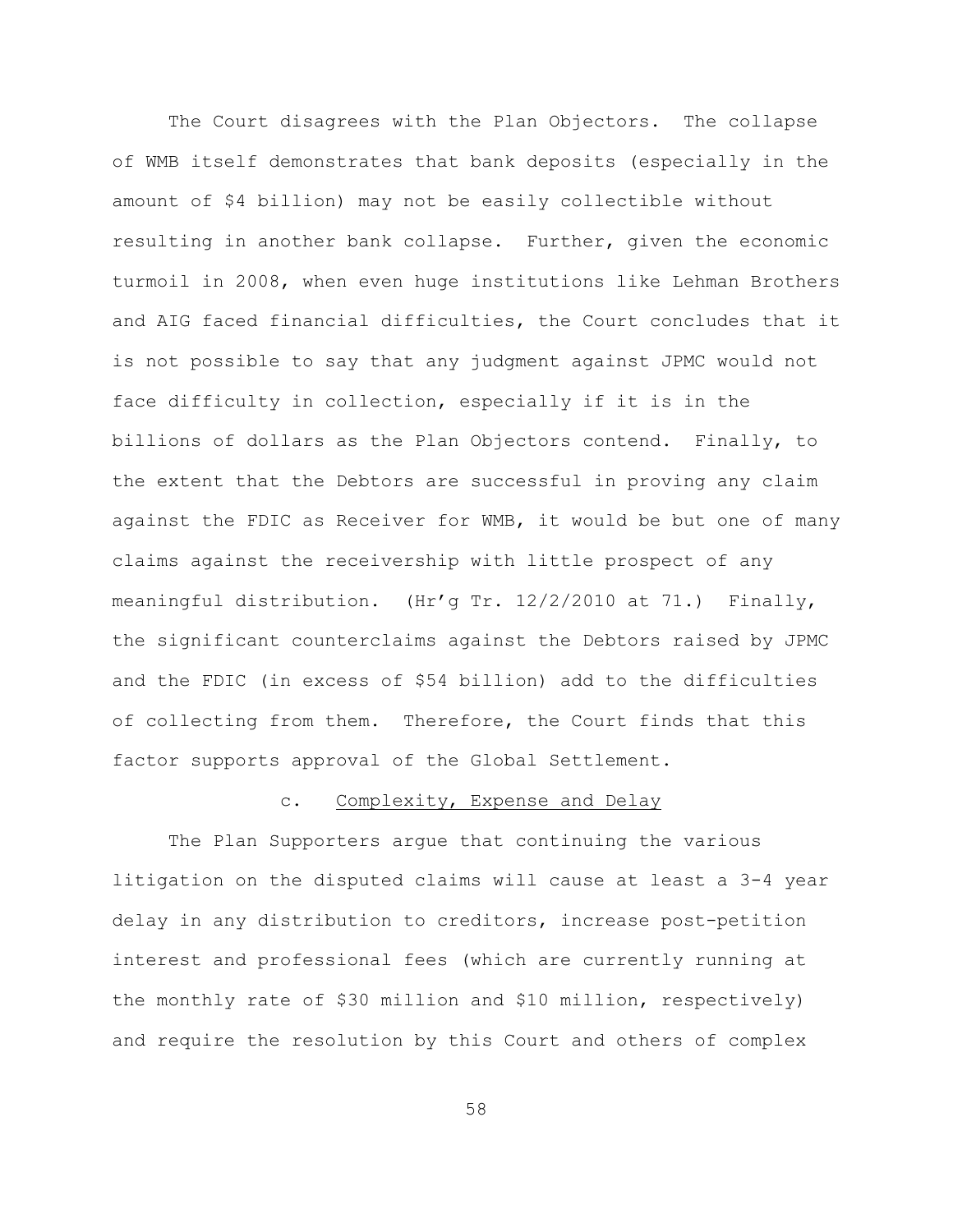The Court disagrees with the Plan Objectors. The collapse of WMB itself demonstrates that bank deposits (especially in the amount of $4 billion) may not be easily collectible without resulting in another bank collapse. Further, given the economic turmoil in 2008, when even huge institutions like Lehman Brothers and AIG faced financial difficulties, the Court concludes that it is not possible to say that any judgment against JPMC would not face difficulty in collection, especially if it is in the billions of dollars as the Plan Objectors contend. Finally, to the extent that the Debtors are successful in proving any claim against the FDIC as Receiver for WMB, it would be but one of many claims against the receivership with little prospect of any meaningful distribution. (Hr'g Tr. 12/2/2010 at 71.) Finally, the significant counterclaims against the Debtors raised by JPMC and the FDIC (in excess of $54 billion) add to the difficulties of collecting from them. Therefore, the Court finds that this factor supports approval of the Global Settlement.

c. Complexity, Expense and Delay

The Plan Supporters argue that continuing the various litigation on the disputed claims will cause at least a 3-4 year delay in any distribution to creditors, increase post-petition interest and professional fees (which are currently running at the monthly rate of $30 million and $10 million, respectively) and require the resolution by this Court and others of complex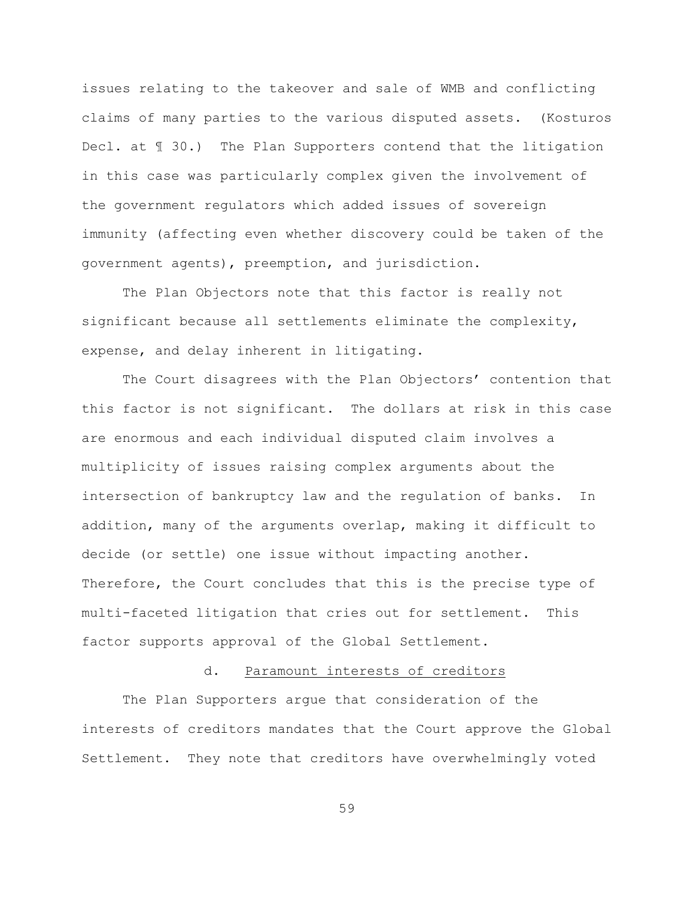issues relating to the takeover and sale of WMB and conflicting claims of many parties to the various disputed assets. (Kosturos Decl. at ¶ 30.) The Plan Supporters contend that the litigation in this case was particularly complex given the involvement of the government regulators which added issues of sovereign immunity (affecting even whether discovery could be taken of the government agents), preemption, and jurisdiction.

The Plan Objectors note that this factor is really not significant because all settlements eliminate the complexity, expense, and delay inherent in litigating.

The Court disagrees with the Plan Objectors' contention that this factor is not significant. The dollars at risk in this case are enormous and each individual disputed claim involves a multiplicity of issues raising complex arguments about the intersection of bankruptcy law and the regulation of banks. In addition, many of the arguments overlap, making it difficult to decide (or settle) one issue without impacting another. Therefore, the Court concludes that this is the precise type of multi-faceted litigation that cries out for settlement. This factor supports approval of the Global Settlement.

d. <u>Paramount interests of creditors</u>

The Plan Supporters argue that consideration of the interests of creditors mandates that the Court approve the Global Settlement. They note that creditors have overwhelmingly voted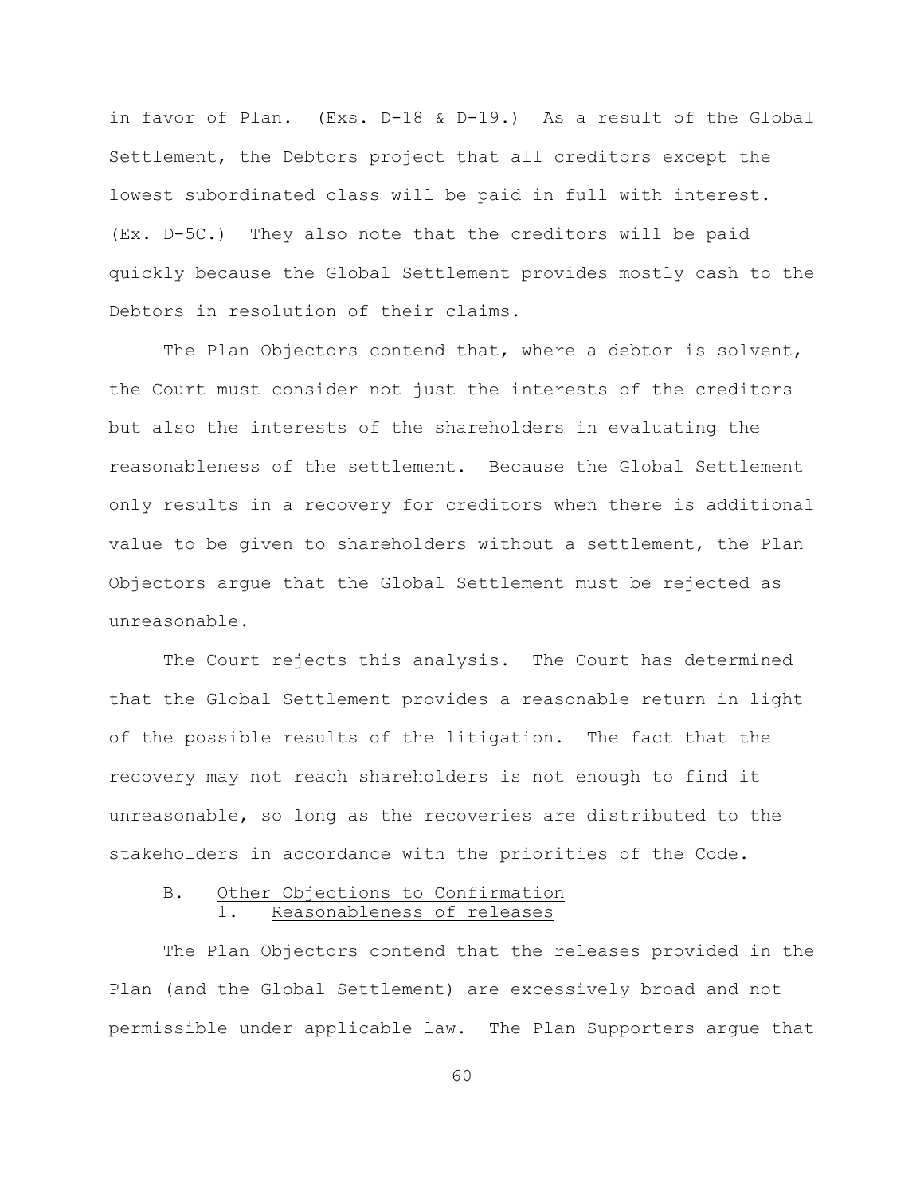in favor of Plan. (Exs. D-18 & D-19.) As a result of the Global Settlement, the Debtors project that all creditors except the lowest subordinated class will be paid in full with interest. (Ex. D-5C.) They also note that the creditors will be paid quickly because the Global Settlement provides mostly cash to the Debtors in resolution of their claims.

The Plan Objectors contend that, where a debtor is solvent, the Court must consider not just the interests of the creditors but also the interests of the shareholders in evaluating the reasonableness of the settlement. Because the Global Settlement only results in a recovery for creditors when there is additional value to be given to shareholders without a settlement, the Plan Objectors argue that the Global Settlement must be rejected as unreasonable.

The Court rejects this analysis. The Court has determined that the Global Settlement provides a reasonable return in light of the possible results of the litigation. The fact that the recovery may not reach shareholders is not enough to find it unreasonable, so long as the recoveries are distributed to the stakeholders in accordance with the priorities of the Code.

### B. Other Objections to Confirmation

#### 1. Reasonableness of releases

The Plan Objectors contend that the releases provided in the Plan (and the Global Settlement) are excessively broad and not permissible under applicable law. The Plan Supporters argue that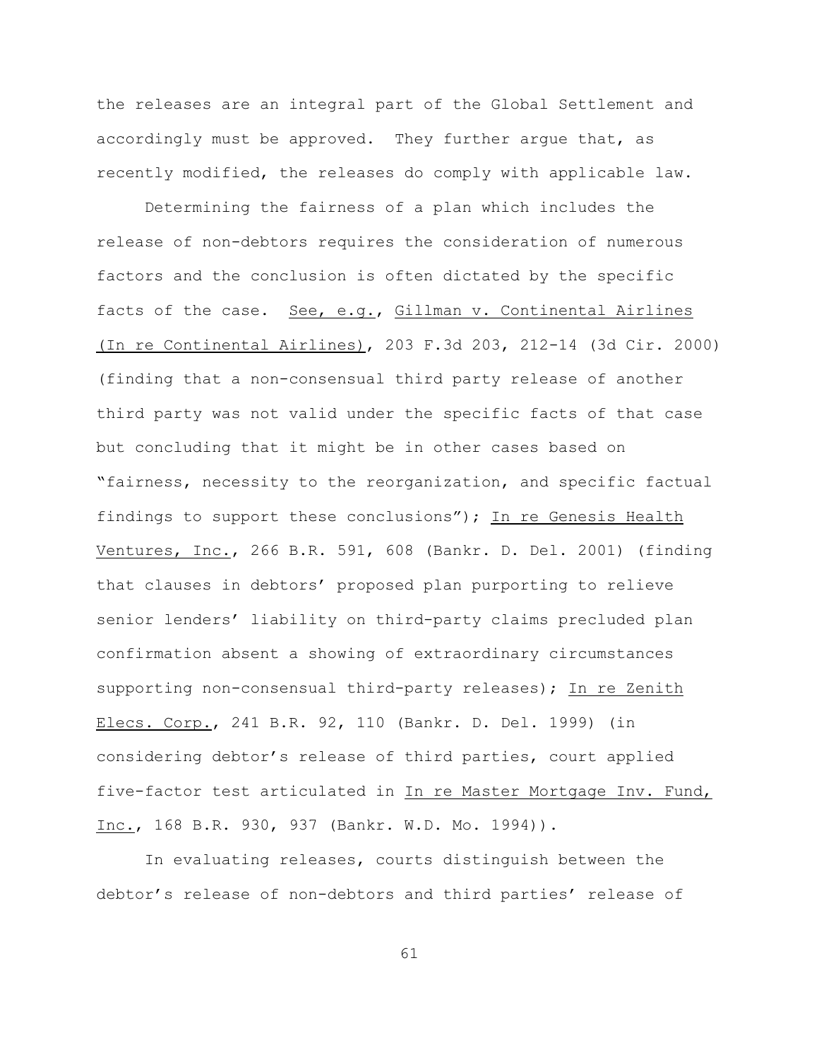the releases are an integral part of the Global Settlement and accordingly must be approved. They further argue that, as recently modified, the releases do comply with applicable law.

Determining the fairness of a plan which includes the release of non-debtors requires the consideration of numerous factors and the conclusion is often dictated by the specific facts of the case. See, e.g., Gillman v. Continental Airlines (In re Continental Airlines), 203 F.3d 203, 212-14 (3d Cir. 2000) (finding that a non-consensual third party release of another third party was not valid under the specific facts of that case but concluding that it might be in other cases based on "fairness, necessity to the reorganization, and specific factual findings to support these conclusions"); In re Genesis Health Ventures, Inc., 266 B.R. 591, 608 (Bankr. D. Del. 2001) (finding that clauses in debtors' proposed plan purporting to relieve senior lenders' liability on third-party claims precluded plan confirmation absent a showing of extraordinary circumstances supporting non-consensual third-party releases); In re Zenith Elecs. Corp., 241 B.R. 92, 110 (Bankr. D. Del. 1999) (in considering debtor's release of third parties, court applied five-factor test articulated in In re Master Mortgage Inv. Fund, Inc., 168 B.R. 930, 937 (Bankr. W.D. Mo. 1994)).

In evaluating releases, courts distinguish between the debtor's release of non-debtors and third parties' release of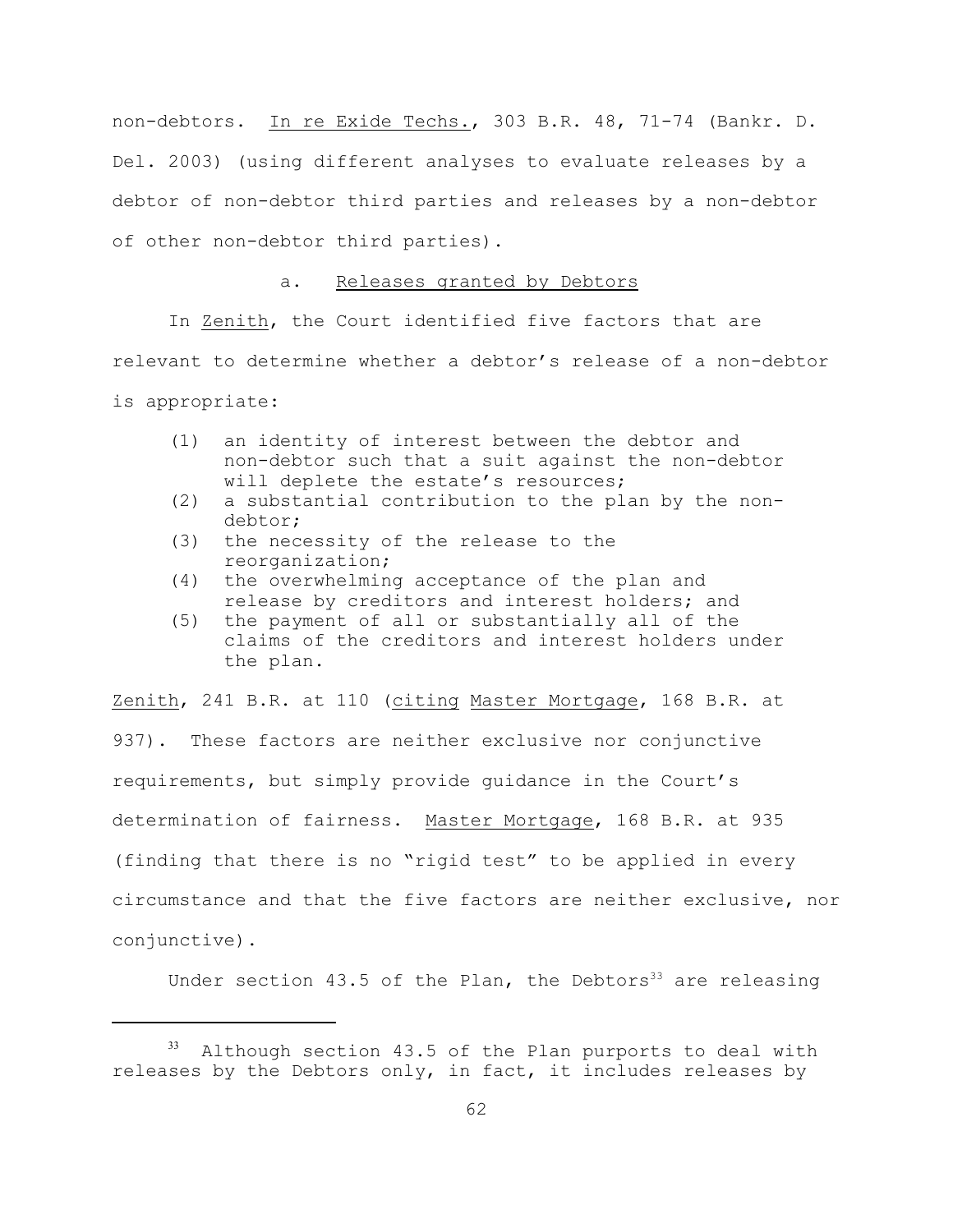non-debtors. In re Exide Techs., 303 B.R. 48, 71-74 (Bankr. D. Del. 2003) (using different analyses to evaluate releases by a debtor of non-debtor third parties and releases by a non-debtor of other non-debtor third parties).

a. Releases granted by Debtors

In Zenith, the Court identified five factors that are relevant to determine whether a debtor's release of a non-debtor is appropriate:

> (1) an identity of interest between the debtor and non-debtor such that a suit against the non-debtor will deplete the estate's resources;
> (2) a substantial contribution to the plan by the non-debtor;
> (3) the necessity of the release to the reorganization;
> (4) the overwhelming acceptance of the plan and release by creditors and interest holders; and
> (5) the payment of all or substantially all of the claims of the creditors and interest holders under the plan.

Zenith, 241 B.R. at 110 (citing Master Mortgage, 168 B.R. at 937). These factors are neither exclusive nor conjunctive requirements, but simply provide guidance in the Court's determination of fairness. Master Mortgage, 168 B.R. at 935 (finding that there is no "rigid test" to be applied in every circumstance and that the five factors are neither exclusive, nor conjunctive).

Under section 43.5 of the Plan, the Debtors[33] are releasing

---

[33] Although section 43.5 of the Plan purports to deal with releases by the Debtors only, in fact, it includes releases by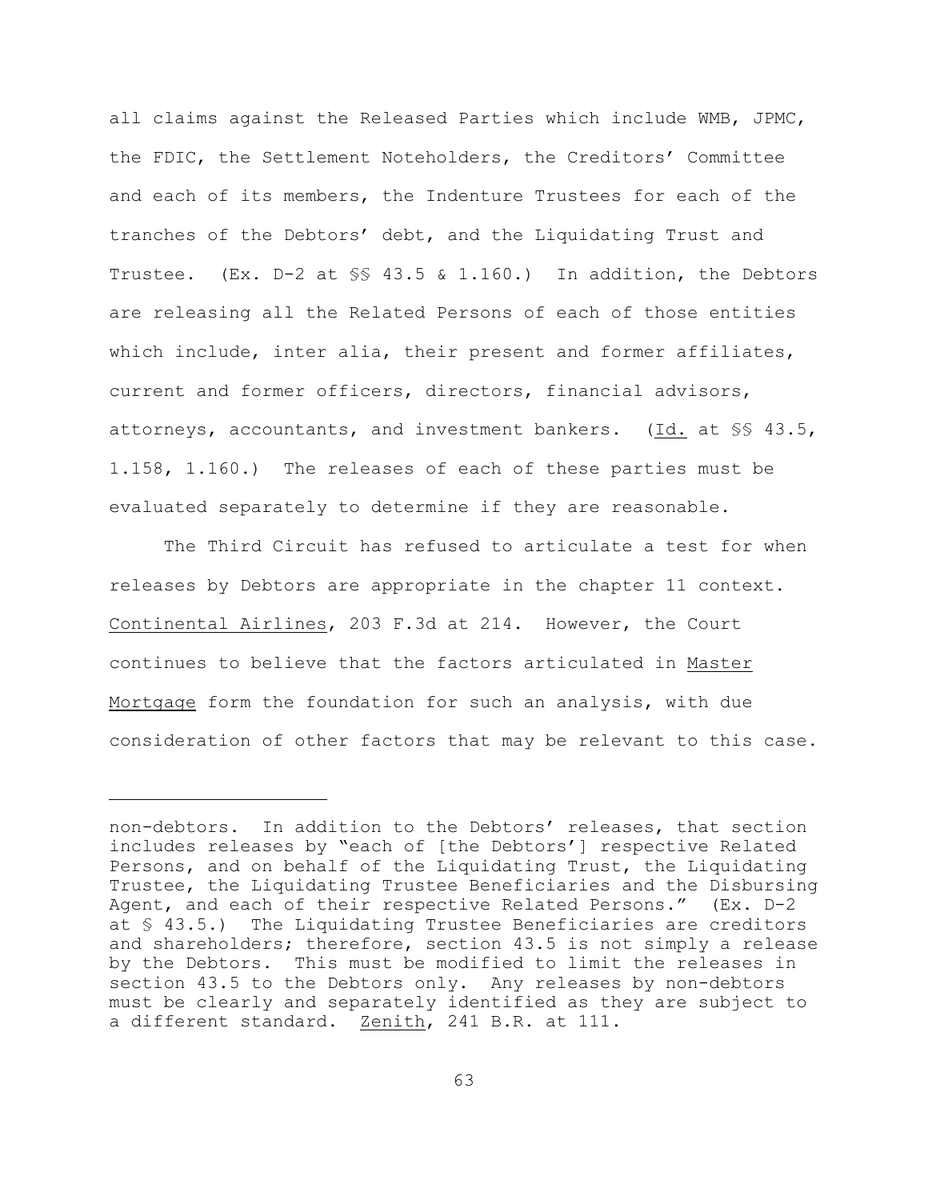all claims against the Released Parties which include WMB, JPMC, the FDIC, the Settlement Noteholders, the Creditors' Committee and each of its members, the Indenture Trustees for each of the tranches of the Debtors' debt, and the Liquidating Trust and Trustee. (Ex. D-2 at §§ 43.5 & 1.160.) In addition, the Debtors are releasing all the Related Persons of each of those entities which include, inter alia, their present and former affiliates, current and former officers, directors, financial advisors, attorneys, accountants, and investment bankers. (Id. at §§ 43.5, 1.158, 1.160.) The releases of each of these parties must be evaluated separately to determine if they are reasonable.

The Third Circuit has refused to articulate a test for when releases by Debtors are appropriate in the chapter 11 context. Continental Airlines, 203 F.3d at 214. However, the Court continues to believe that the factors articulated in Master Mortgage form the foundation for such an analysis, with due consideration of other factors that may be relevant to this case.

---

non-debtors. In addition to the Debtors' releases, that section includes releases by "each of [the Debtors'] respective Related Persons, and on behalf of the Liquidating Trust, the Liquidating Trustee, the Liquidating Trustee Beneficiaries and the Disbursing Agent, and each of their respective Related Persons." (Ex. D-2 at § 43.5.) The Liquidating Trustee Beneficiaries are creditors and shareholders; therefore, section 43.5 is not simply a release by the Debtors. This must be modified to limit the releases in section 43.5 to the Debtors only. Any releases by non-debtors must be clearly and separately identified as they are subject to a different standard. Zenith, 241 B.R. at 111.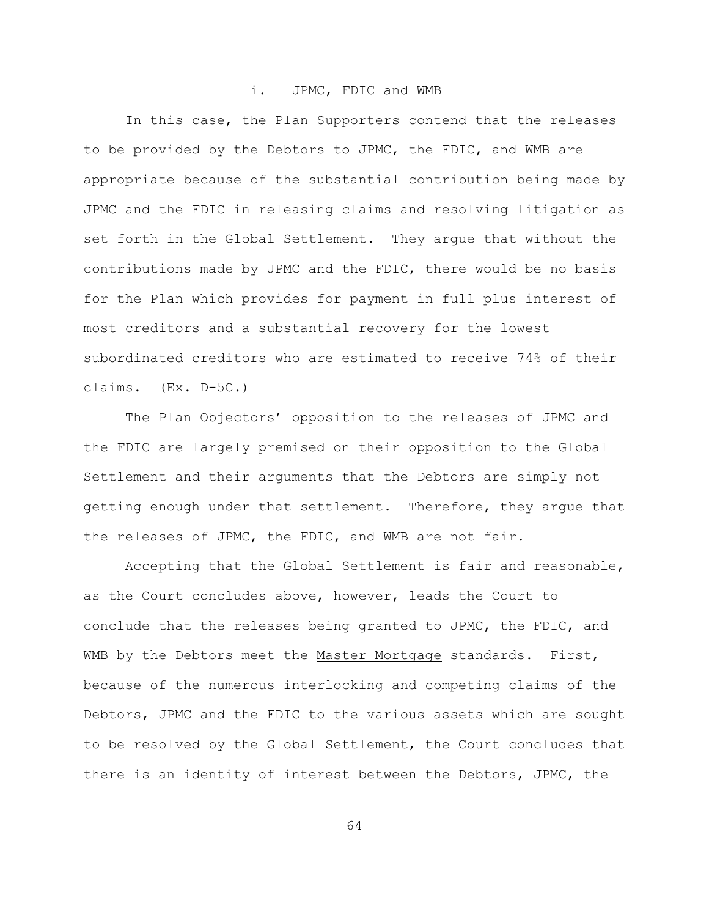#### i. JPMC, FDIC and WMB

In this case, the Plan Supporters contend that the releases to be provided by the Debtors to JPMC, the FDIC, and WMB are appropriate because of the substantial contribution being made by JPMC and the FDIC in releasing claims and resolving litigation as set forth in the Global Settlement. They argue that without the contributions made by JPMC and the FDIC, there would be no basis for the Plan which provides for payment in full plus interest of most creditors and a substantial recovery for the lowest subordinated creditors who are estimated to receive 74% of their claims. (Ex. D-5C.)

The Plan Objectors' opposition to the releases of JPMC and the FDIC are largely premised on their opposition to the Global Settlement and their arguments that the Debtors are simply not getting enough under that settlement. Therefore, they argue that the releases of JPMC, the FDIC, and WMB are not fair.

Accepting that the Global Settlement is fair and reasonable, as the Court concludes above, however, leads the Court to conclude that the releases being granted to JPMC, the FDIC, and WMB by the Debtors meet the <u>Master Mortgage</u> standards. First, because of the numerous interlocking and competing claims of the Debtors, JPMC and the FDIC to the various assets which are sought to be resolved by the Global Settlement, the Court concludes that there is an identity of interest between the Debtors, JPMC, the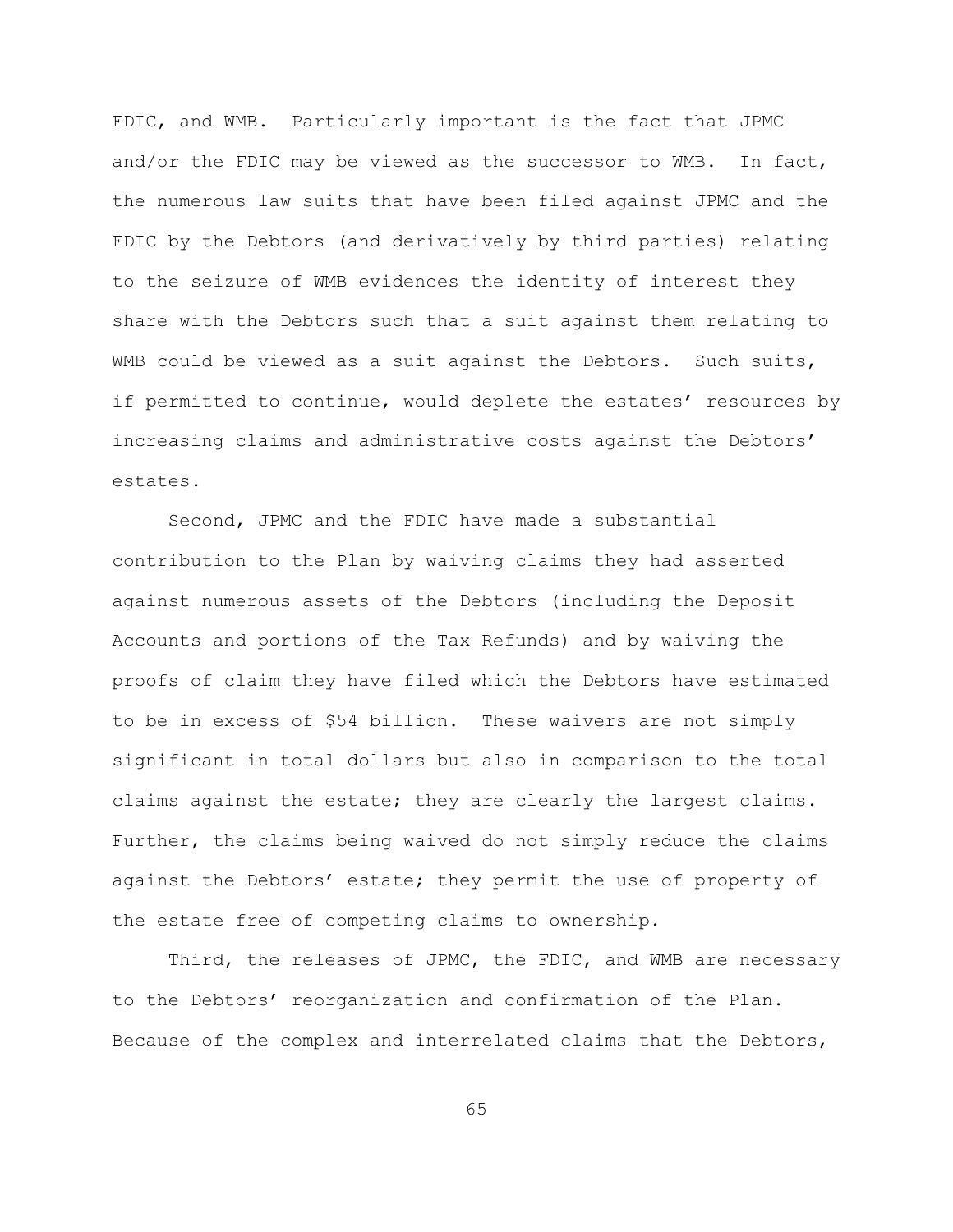FDIC, and WMB. Particularly important is the fact that JPMC and/or the FDIC may be viewed as the successor to WMB. In fact, the numerous law suits that have been filed against JPMC and the FDIC by the Debtors (and derivatively by third parties) relating to the seizure of WMB evidences the identity of interest they share with the Debtors such that a suit against them relating to WMB could be viewed as a suit against the Debtors. Such suits, if permitted to continue, would deplete the estates' resources by increasing claims and administrative costs against the Debtors' estates.

Second, JPMC and the FDIC have made a substantial contribution to the Plan by waiving claims they had asserted against numerous assets of the Debtors (including the Deposit Accounts and portions of the Tax Refunds) and by waiving the proofs of claim they have filed which the Debtors have estimated to be in excess of $54 billion. These waivers are not simply significant in total dollars but also in comparison to the total claims against the estate; they are clearly the largest claims. Further, the claims being waived do not simply reduce the claims against the Debtors' estate; they permit the use of property of the estate free of competing claims to ownership.

Third, the releases of JPMC, the FDIC, and WMB are necessary to the Debtors' reorganization and confirmation of the Plan. Because of the complex and interrelated claims that the Debtors,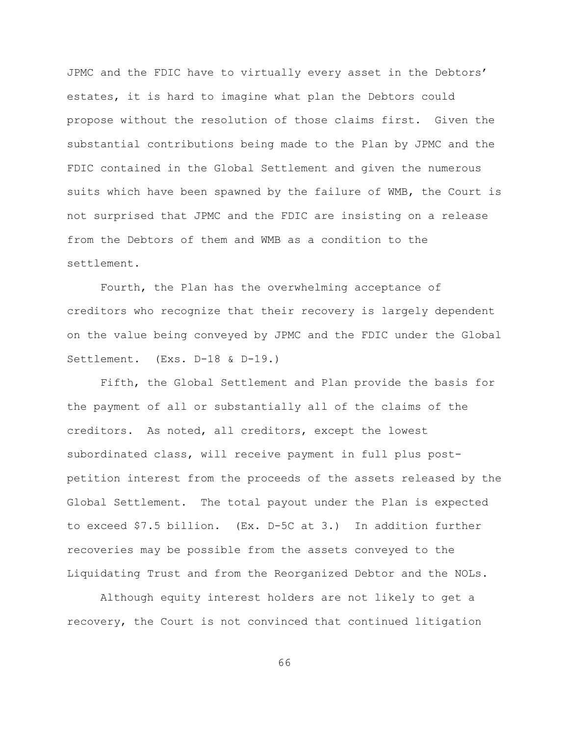JPMC and the FDIC have to virtually every asset in the Debtors' estates, it is hard to imagine what plan the Debtors could propose without the resolution of those claims first. Given the substantial contributions being made to the Plan by JPMC and the FDIC contained in the Global Settlement and given the numerous suits which have been spawned by the failure of WMB, the Court is not surprised that JPMC and the FDIC are insisting on a release from the Debtors of them and WMB as a condition to the settlement.

Fourth, the Plan has the overwhelming acceptance of creditors who recognize that their recovery is largely dependent on the value being conveyed by JPMC and the FDIC under the Global Settlement. (Exs. D-18 & D-19.)

Fifth, the Global Settlement and Plan provide the basis for the payment of all or substantially all of the claims of the creditors. As noted, all creditors, except the lowest subordinated class, will receive payment in full plus post-petition interest from the proceeds of the assets released by the Global Settlement. The total payout under the Plan is expected to exceed $7.5 billion. (Ex. D-5C at 3.) In addition further recoveries may be possible from the assets conveyed to the Liquidating Trust and from the Reorganized Debtor and the NOLs.

Although equity interest holders are not likely to get a recovery, the Court is not convinced that continued litigation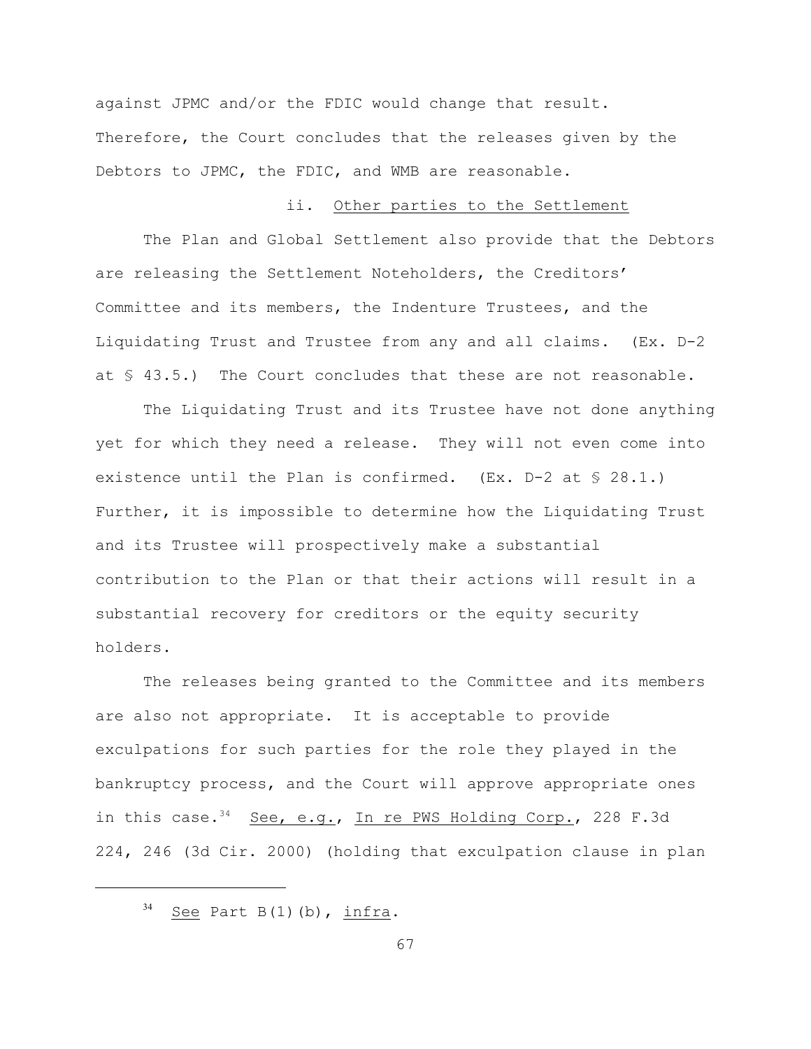against JPMC and/or the FDIC would change that result. Therefore, the Court concludes that the releases given by the Debtors to JPMC, the FDIC, and WMB are reasonable.

ii. Other parties to the Settlement

The Plan and Global Settlement also provide that the Debtors are releasing the Settlement Noteholders, the Creditors' Committee and its members, the Indenture Trustees, and the Liquidating Trust and Trustee from any and all claims. (Ex. D-2 at § 43.5.) The Court concludes that these are not reasonable.

The Liquidating Trust and its Trustee have not done anything yet for which they need a release. They will not even come into existence until the Plan is confirmed. (Ex. D-2 at § 28.1.) Further, it is impossible to determine how the Liquidating Trust and its Trustee will prospectively make a substantial contribution to the Plan or that their actions will result in a substantial recovery for creditors or the equity security holders.

The releases being granted to the Committee and its members are also not appropriate. It is acceptable to provide exculpations for such parties for the role they played in the bankruptcy process, and the Court will approve appropriate ones in this case.[34] See, e.g., In re PWS Holding Corp., 228 F.3d 224, 246 (3d Cir. 2000) (holding that exculpation clause in plan

---

[34] See Part B(1)(b), infra.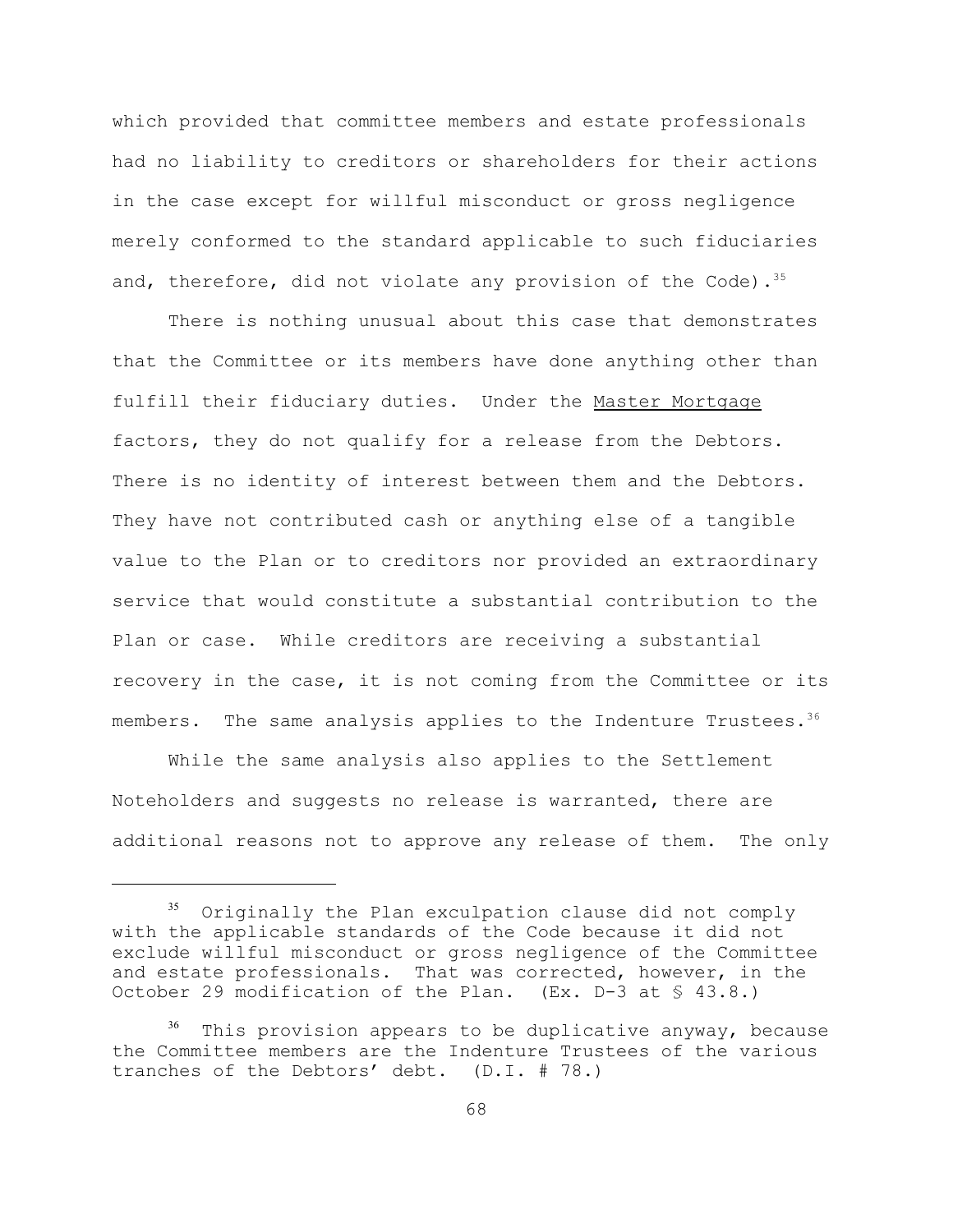which provided that committee members and estate professionals had no liability to creditors or shareholders for their actions in the case except for willful misconduct or gross negligence merely conformed to the standard applicable to such fiduciaries and, therefore, did not violate any provision of the Code).[35]

There is nothing unusual about this case that demonstrates that the Committee or its members have done anything other than fulfill their fiduciary duties. Under the Master Mortgage factors, they do not qualify for a release from the Debtors. There is no identity of interest between them and the Debtors. They have not contributed cash or anything else of a tangible value to the Plan or to creditors nor provided an extraordinary service that would constitute a substantial contribution to the Plan or case. While creditors are receiving a substantial recovery in the case, it is not coming from the Committee or its members. The same analysis applies to the Indenture Trustees.[36]

While the same analysis also applies to the Settlement Noteholders and suggests no release is warranted, there are additional reasons not to approve any release of them. The only

---

[35] Originally the Plan exculpation clause did not comply with the applicable standards of the Code because it did not exclude willful misconduct or gross negligence of the Committee and estate professionals. That was corrected, however, in the October 29 modification of the Plan. (Ex. D-3 at § 43.8.)

[36] This provision appears to be duplicative anyway, because the Committee members are the Indenture Trustees of the various tranches of the Debtors' debt. (D.I. # 78.)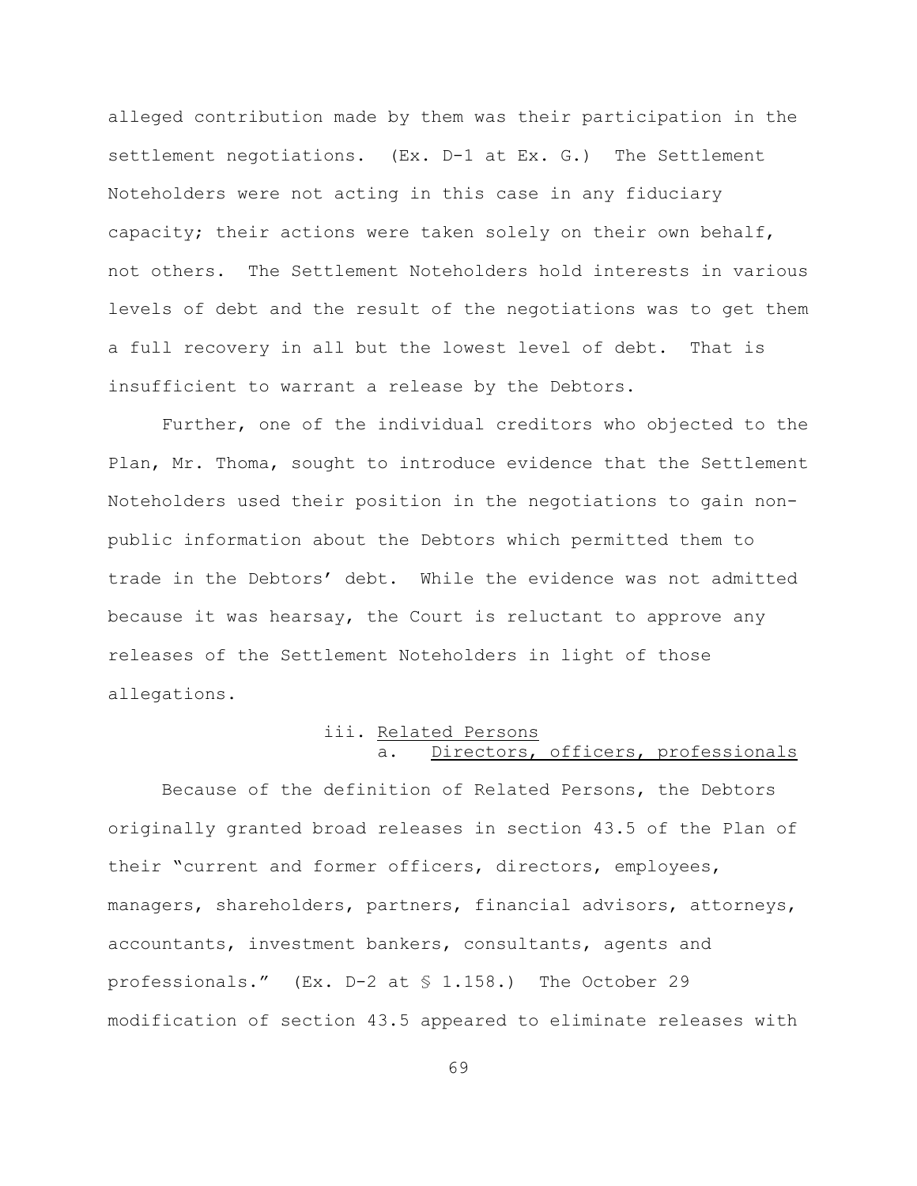alleged contribution made by them was their participation in the settlement negotiations. (Ex. D-1 at Ex. G.) The Settlement Noteholders were not acting in this case in any fiduciary capacity; their actions were taken solely on their own behalf, not others. The Settlement Noteholders hold interests in various levels of debt and the result of the negotiations was to get them a full recovery in all but the lowest level of debt. That is insufficient to warrant a release by the Debtors.

Further, one of the individual creditors who objected to the Plan, Mr. Thoma, sought to introduce evidence that the Settlement Noteholders used their position in the negotiations to gain non-public information about the Debtors which permitted them to trade in the Debtors' debt. While the evidence was not admitted because it was hearsay, the Court is reluctant to approve any releases of the Settlement Noteholders in light of those allegations.

iii. <u>Related Persons</u>

a. <u>Directors, officers, professionals</u>

Because of the definition of Related Persons, the Debtors originally granted broad releases in section 43.5 of the Plan of their "current and former officers, directors, employees, managers, shareholders, partners, financial advisors, attorneys, accountants, investment bankers, consultants, agents and professionals." (Ex. D-2 at § 1.158.) The October 29 modification of section 43.5 appeared to eliminate releases with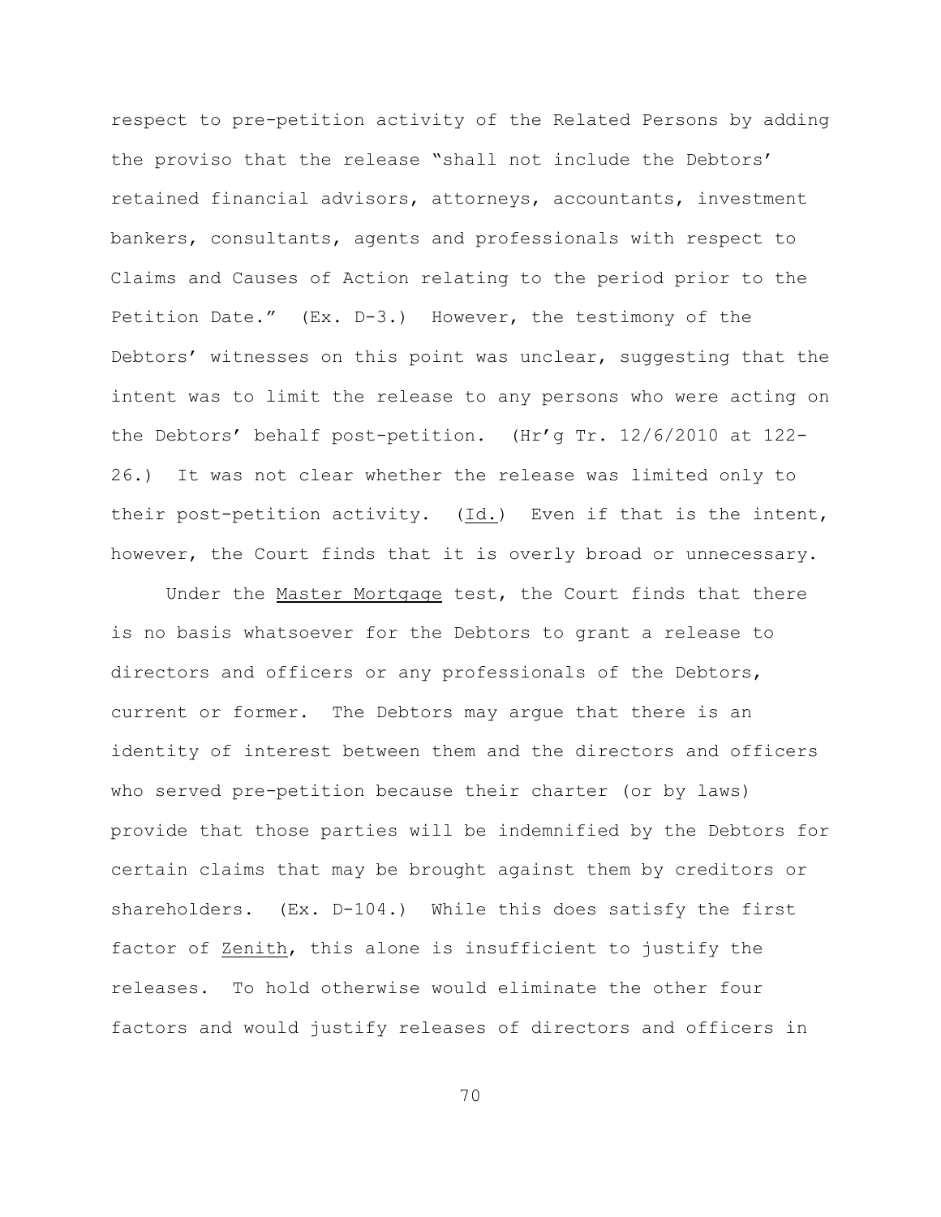respect to pre-petition activity of the Related Persons by adding the proviso that the release "shall not include the Debtors' retained financial advisors, attorneys, accountants, investment bankers, consultants, agents and professionals with respect to Claims and Causes of Action relating to the period prior to the Petition Date." (Ex. D-3.) However, the testimony of the Debtors' witnesses on this point was unclear, suggesting that the intent was to limit the release to any persons who were acting on the Debtors' behalf post-petition. (Hr'g Tr. 12/6/2010 at 122-26.) It was not clear whether the release was limited only to their post-petition activity. (Id.) Even if that is the intent, however, the Court finds that it is overly broad or unnecessary.

Under the Master Mortgage test, the Court finds that there is no basis whatsoever for the Debtors to grant a release to directors and officers or any professionals of the Debtors, current or former. The Debtors may argue that there is an identity of interest between them and the directors and officers who served pre-petition because their charter (or by laws) provide that those parties will be indemnified by the Debtors for certain claims that may be brought against them by creditors or shareholders. (Ex. D-104.) While this does satisfy the first factor of Zenith, this alone is insufficient to justify the releases. To hold otherwise would eliminate the other four factors and would justify releases of directors and officers in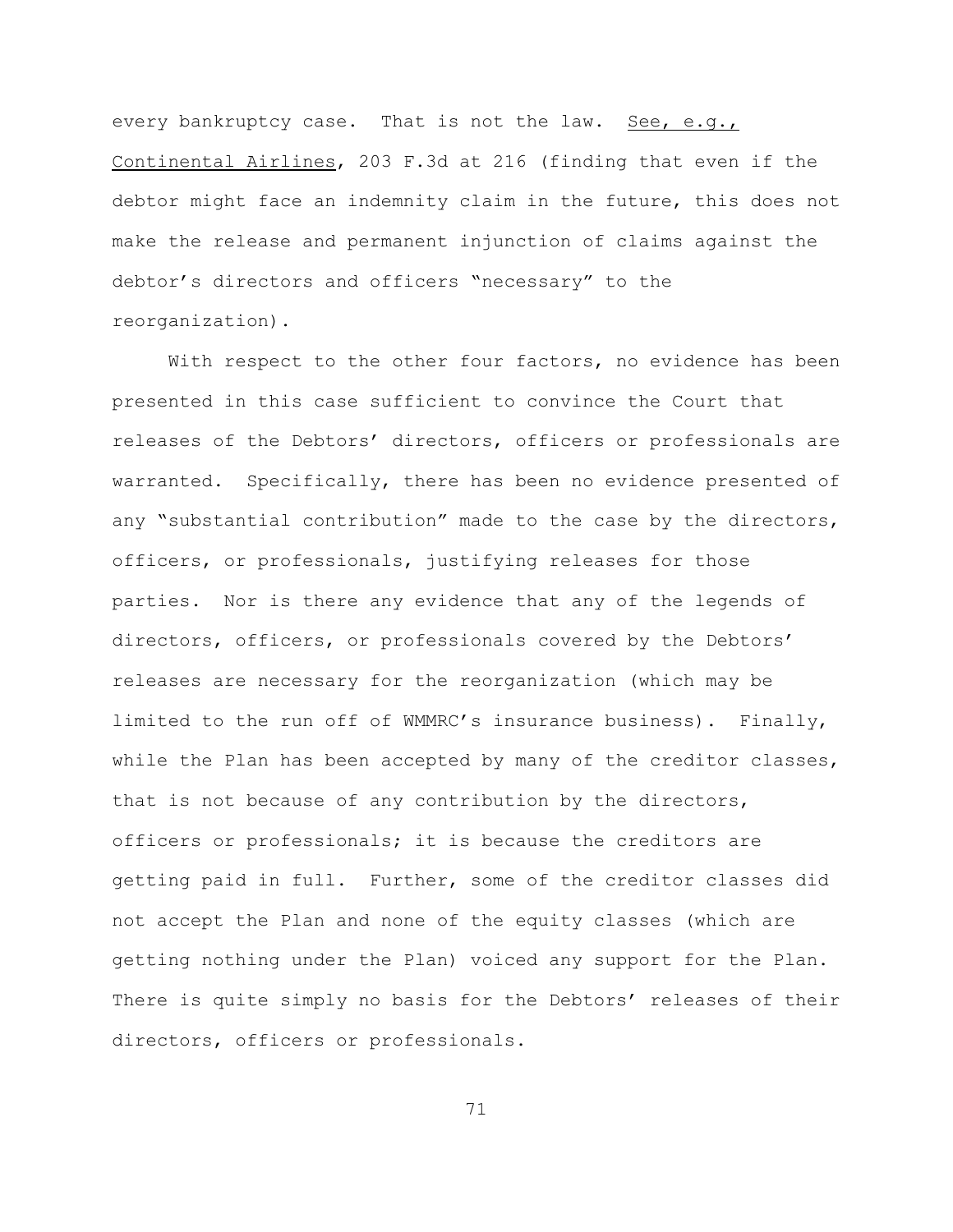every bankruptcy case. That is not the law. See, e.g., Continental Airlines, 203 F.3d at 216 (finding that even if the debtor might face an indemnity claim in the future, this does not make the release and permanent injunction of claims against the debtor's directors and officers "necessary" to the reorganization).

With respect to the other four factors, no evidence has been presented in this case sufficient to convince the Court that releases of the Debtors' directors, officers or professionals are warranted. Specifically, there has been no evidence presented of any "substantial contribution" made to the case by the directors, officers, or professionals, justifying releases for those parties. Nor is there any evidence that any of the legends of directors, officers, or professionals covered by the Debtors' releases are necessary for the reorganization (which may be limited to the run off of WMMRC's insurance business). Finally, while the Plan has been accepted by many of the creditor classes, that is not because of any contribution by the directors, officers or professionals; it is because the creditors are getting paid in full. Further, some of the creditor classes did not accept the Plan and none of the equity classes (which are getting nothing under the Plan) voiced any support for the Plan. There is quite simply no basis for the Debtors' releases of their directors, officers or professionals.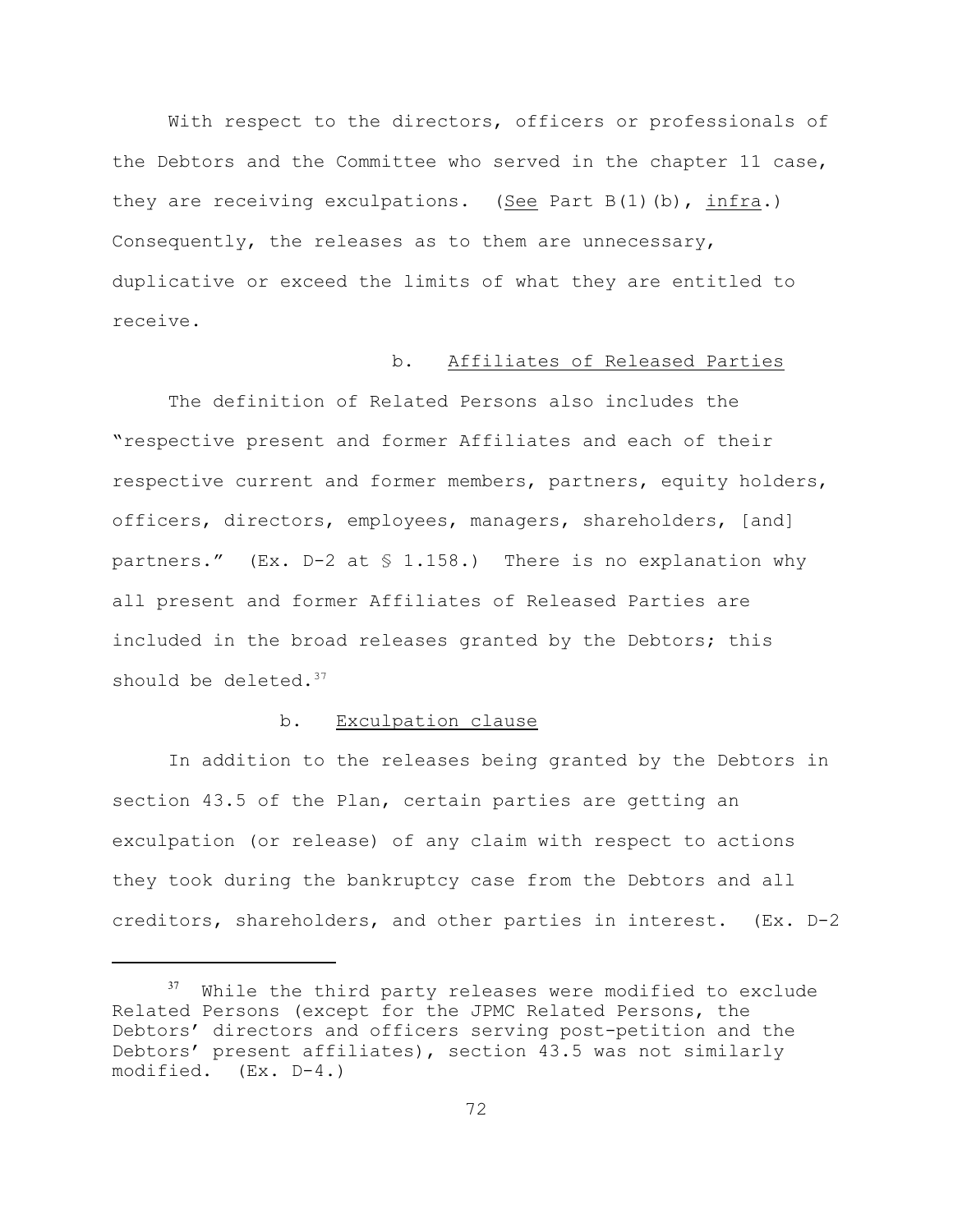With respect to the directors, officers or professionals of the Debtors and the Committee who served in the chapter 11 case, they are receiving exculpations. (See Part B(1)(b), infra.) Consequently, the releases as to them are unnecessary, duplicative or exceed the limits of what they are entitled to receive.

b. Affiliates of Released Parties

The definition of Related Persons also includes the "respective present and former Affiliates and each of their respective current and former members, partners, equity holders, officers, directors, employees, managers, shareholders, [and] partners." (Ex. D-2 at § 1.158.) There is no explanation why all present and former Affiliates of Released Parties are included in the broad releases granted by the Debtors; this should be deleted.[37]

b. Exculpation clause

In addition to the releases being granted by the Debtors in section 43.5 of the Plan, certain parties are getting an exculpation (or release) of any claim with respect to actions they took during the bankruptcy case from the Debtors and all creditors, shareholders, and other parties in interest. (Ex. D-2

---

[37] While the third party releases were modified to exclude Related Persons (except for the JPMC Related Persons, the Debtors' directors and officers serving post-petition and the Debtors' present affiliates), section 43.5 was not similarly modified. (Ex. D-4.)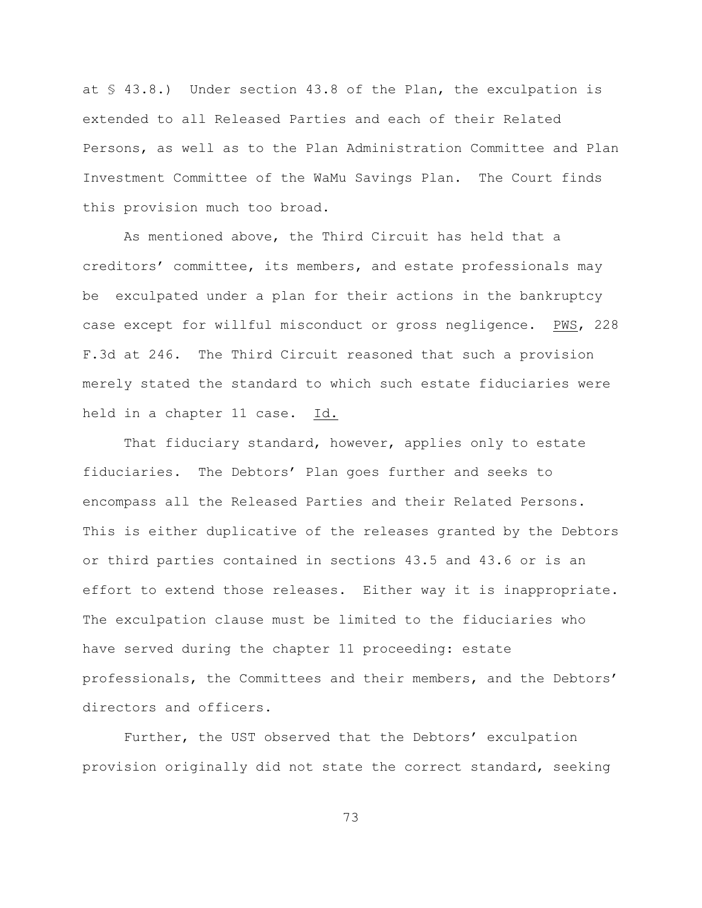at § 43.8.) Under section 43.8 of the Plan, the exculpation is extended to all Released Parties and each of their Related Persons, as well as to the Plan Administration Committee and Plan Investment Committee of the WaMu Savings Plan. The Court finds this provision much too broad.

As mentioned above, the Third Circuit has held that a creditors' committee, its members, and estate professionals may be exculpated under a plan for their actions in the bankruptcy case except for willful misconduct or gross negligence. PWS, 228 F.3d at 246. The Third Circuit reasoned that such a provision merely stated the standard to which such estate fiduciaries were held in a chapter 11 case. Id.

That fiduciary standard, however, applies only to estate fiduciaries. The Debtors' Plan goes further and seeks to encompass all the Released Parties and their Related Persons. This is either duplicative of the releases granted by the Debtors or third parties contained in sections 43.5 and 43.6 or is an effort to extend those releases. Either way it is inappropriate. The exculpation clause must be limited to the fiduciaries who have served during the chapter 11 proceeding: estate professionals, the Committees and their members, and the Debtors' directors and officers.

Further, the UST observed that the Debtors' exculpation provision originally did not state the correct standard, seeking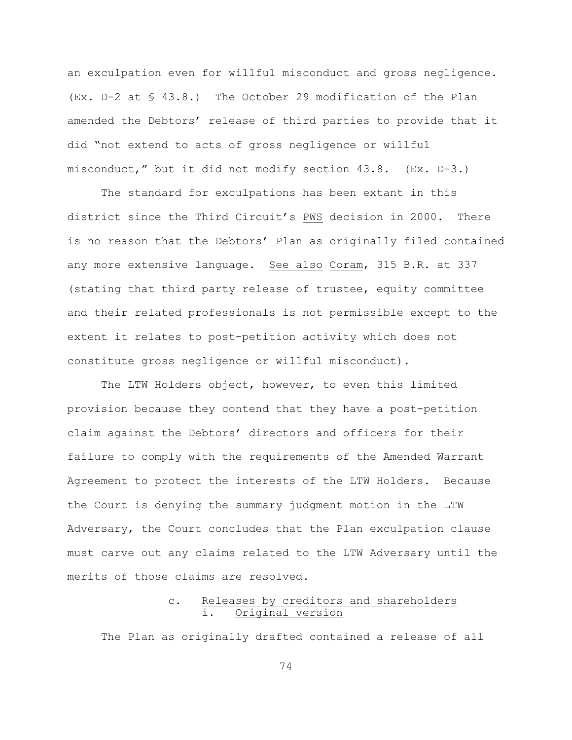an exculpation even for willful misconduct and gross negligence. (Ex. D-2 at § 43.8.) The October 29 modification of the Plan amended the Debtors' release of third parties to provide that it did "not extend to acts of gross negligence or willful misconduct," but it did not modify section 43.8. (Ex. D-3.)

The standard for exculpations has been extant in this district since the Third Circuit's PWS decision in 2000. There is no reason that the Debtors' Plan as originally filed contained any more extensive language. See also Coram, 315 B.R. at 337 (stating that third party release of trustee, equity committee and their related professionals is not permissible except to the extent it relates to post-petition activity which does not constitute gross negligence or willful misconduct).

The LTW Holders object, however, to even this limited provision because they contend that they have a post-petition claim against the Debtors' directors and officers for their failure to comply with the requirements of the Amended Warrant Agreement to protect the interests of the LTW Holders. Because the Court is denying the summary judgment motion in the LTW Adversary, the Court concludes that the Plan exculpation clause must carve out any claims related to the LTW Adversary until the merits of those claims are resolved.

#### c. Releases by creditors and shareholders

##### i. Original version

The Plan as originally drafted contained a release of all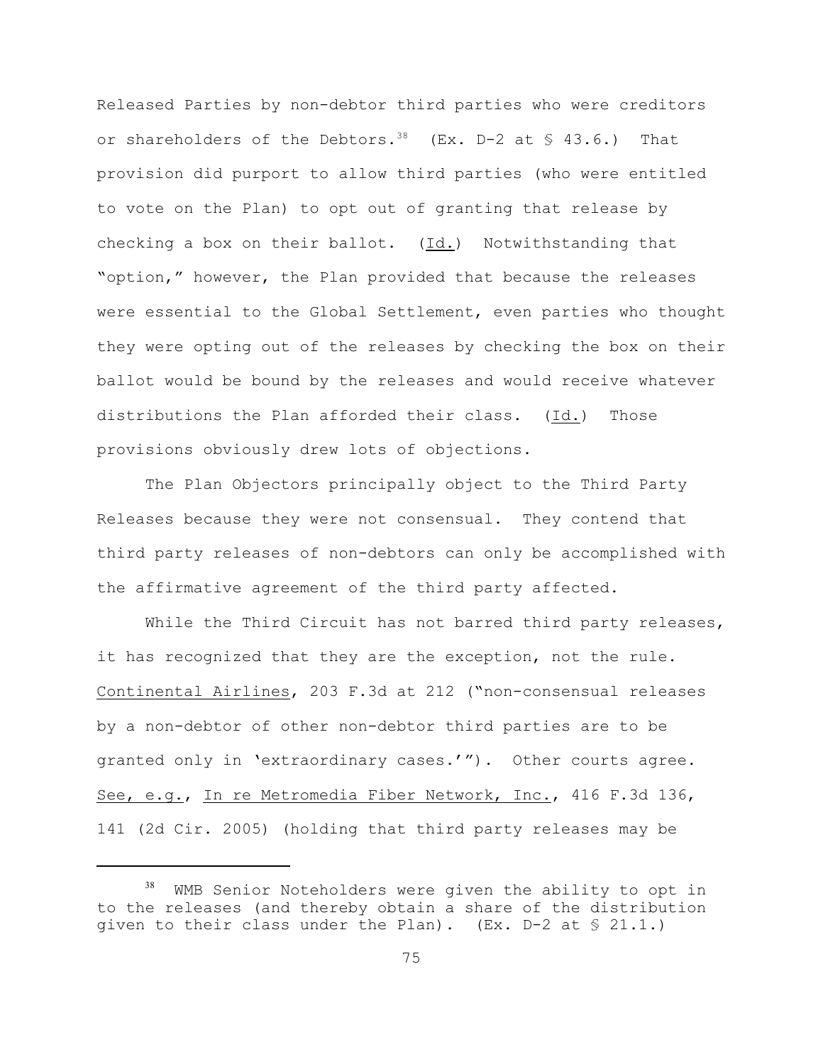Released Parties by non-debtor third parties who were creditors or shareholders of the Debtors.[38] (Ex. D-2 at § 43.6.) That provision did purport to allow third parties (who were entitled to vote on the Plan) to opt out of granting that release by checking a box on their ballot. (Id.) Notwithstanding that "option," however, the Plan provided that because the releases were essential to the Global Settlement, even parties who thought they were opting out of the releases by checking the box on their ballot would be bound by the releases and would receive whatever distributions the Plan afforded their class. (Id.) Those provisions obviously drew lots of objections.

The Plan Objectors principally object to the Third Party Releases because they were not consensual. They contend that third party releases of non-debtors can only be accomplished with the affirmative agreement of the third party affected.

While the Third Circuit has not barred third party releases, it has recognized that they are the exception, not the rule. Continental Airlines, 203 F.3d at 212 ("non-consensual releases by a non-debtor of other non-debtor third parties are to be granted only in 'extraordinary cases.'"). Other courts agree. See, e.g., In re Metromedia Fiber Network, Inc., 416 F.3d 136, 141 (2d Cir. 2005) (holding that third party releases may be

[38] WMB Senior Noteholders were given the ability to opt in to the releases (and thereby obtain a share of the distribution given to their class under the Plan). (Ex. D-2 at § 21.1.)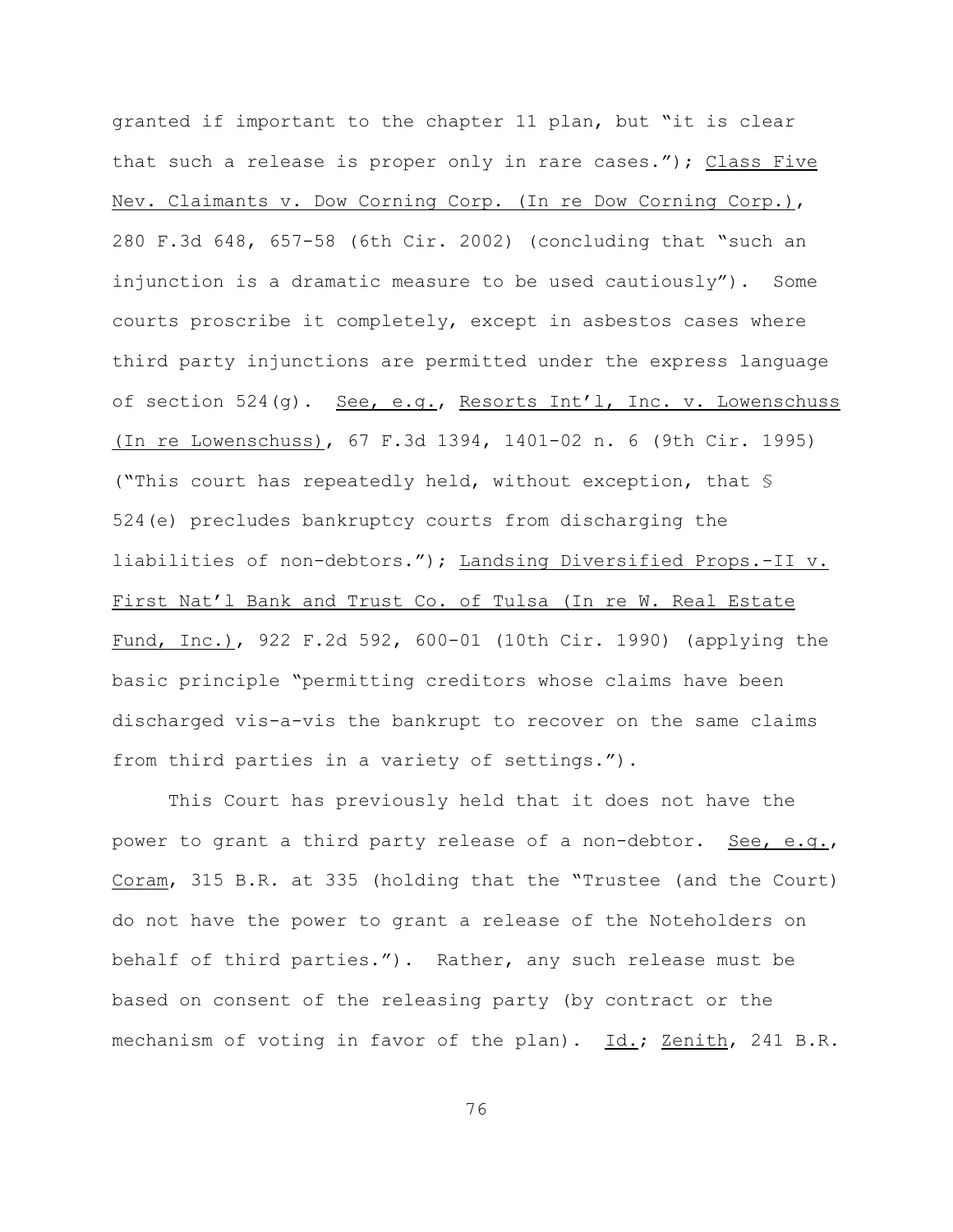granted if important to the chapter 11 plan, but "it is clear that such a release is proper only in rare cases."); Class Five Nev. Claimants v. Dow Corning Corp. (In re Dow Corning Corp.), 280 F.3d 648, 657-58 (6th Cir. 2002) (concluding that "such an injunction is a dramatic measure to be used cautiously"). Some courts proscribe it completely, except in asbestos cases where third party injunctions are permitted under the express language of section 524(g). See, e.g., Resorts Int'l, Inc. v. Lowenschuss (In re Lowenschuss), 67 F.3d 1394, 1401-02 n. 6 (9th Cir. 1995) ("This court has repeatedly held, without exception, that § 524(e) precludes bankruptcy courts from discharging the liabilities of non-debtors."); Landsing Diversified Props.-II v. First Nat'l Bank and Trust Co. of Tulsa (In re W. Real Estate Fund, Inc.), 922 F.2d 592, 600-01 (10th Cir. 1990) (applying the basic principle "permitting creditors whose claims have been discharged vis-a-vis the bankrupt to recover on the same claims from third parties in a variety of settings.").

This Court has previously held that it does not have the power to grant a third party release of a non-debtor. See, e.g., Coram, 315 B.R. at 335 (holding that the "Trustee (and the Court) do not have the power to grant a release of the Noteholders on behalf of third parties."). Rather, any such release must be based on consent of the releasing party (by contract or the mechanism of voting in favor of the plan). Id.; Zenith, 241 B.R.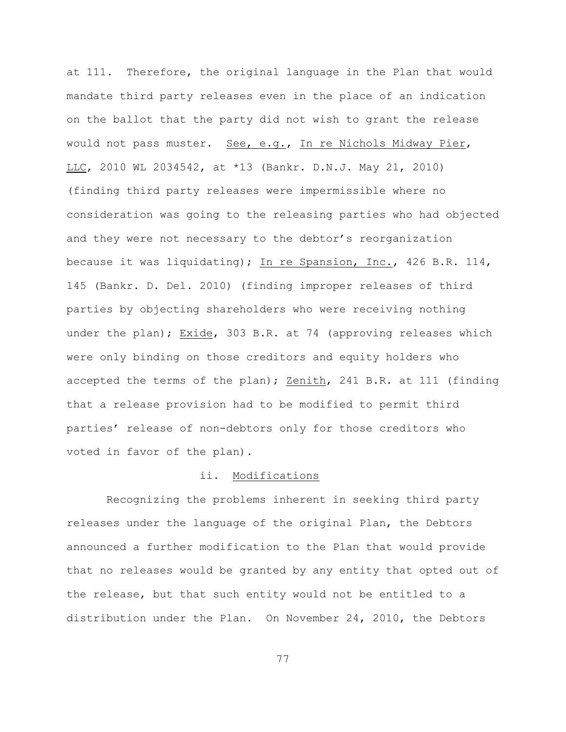at 111. Therefore, the original language in the Plan that would mandate third party releases even in the place of an indication on the ballot that the party did not wish to grant the release would not pass muster. See, e.g., In re Nichols Midway Pier, LLC, 2010 WL 2034542, at *13 (Bankr. D.N.J. May 21, 2010) (finding third party releases were impermissible where no consideration was going to the releasing parties who had objected and they were not necessary to the debtor's reorganization because it was liquidating); In re Spansion, Inc., 426 B.R. 114, 145 (Bankr. D. Del. 2010) (finding improper releases of third parties by objecting shareholders who were receiving nothing under the plan); Exide, 303 B.R. at 74 (approving releases which were only binding on those creditors and equity holders who accepted the terms of the plan); Zenith, 241 B.R. at 111 (finding that a release provision had to be modified to permit third parties' release of non-debtors only for those creditors who voted in favor of the plan).

ii. Modifications

Recognizing the problems inherent in seeking third party releases under the language of the original Plan, the Debtors announced a further modification to the Plan that would provide that no releases would be granted by any entity that opted out of the release, but that such entity would not be entitled to a distribution under the Plan. On November 24, 2010, the Debtors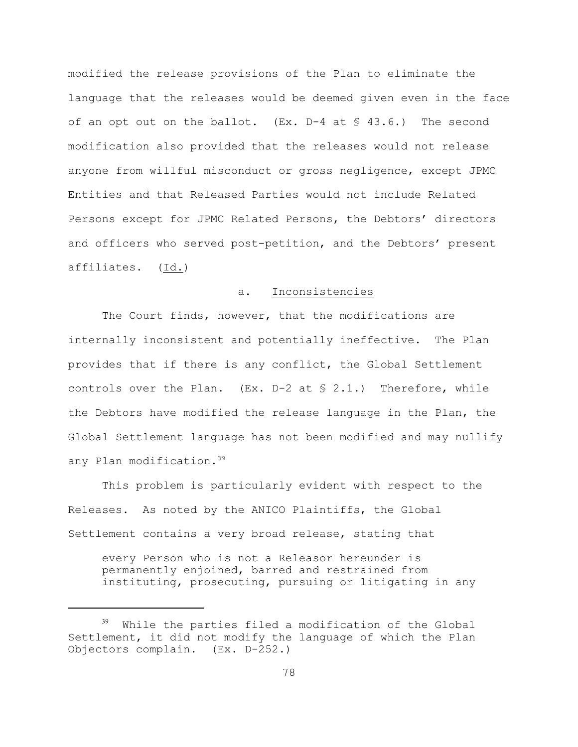modified the release provisions of the Plan to eliminate the language that the releases would be deemed given even in the face of an opt out on the ballot. (Ex. D-4 at § 43.6.) The second modification also provided that the releases would not release anyone from willful misconduct or gross negligence, except JPMC Entities and that Released Parties would not include Related Persons except for JPMC Related Persons, the Debtors' directors and officers who served post-petition, and the Debtors' present affiliates. (Id.)

a. Inconsistencies

The Court finds, however, that the modifications are internally inconsistent and potentially ineffective. The Plan provides that if there is any conflict, the Global Settlement controls over the Plan. (Ex. D-2 at § 2.1.) Therefore, while the Debtors have modified the release language in the Plan, the Global Settlement language has not been modified and may nullify any Plan modification.[39]

This problem is particularly evident with respect to the Releases. As noted by the ANICO Plaintiffs, the Global Settlement contains a very broad release, stating that

> every Person who is not a Releasor hereunder is permanently enjoined, barred and restrained from instituting, prosecuting, pursuing or litigating in any

[39] While the parties filed a modification of the Global Settlement, it did not modify the language of which the Plan Objectors complain. (Ex. D-252.)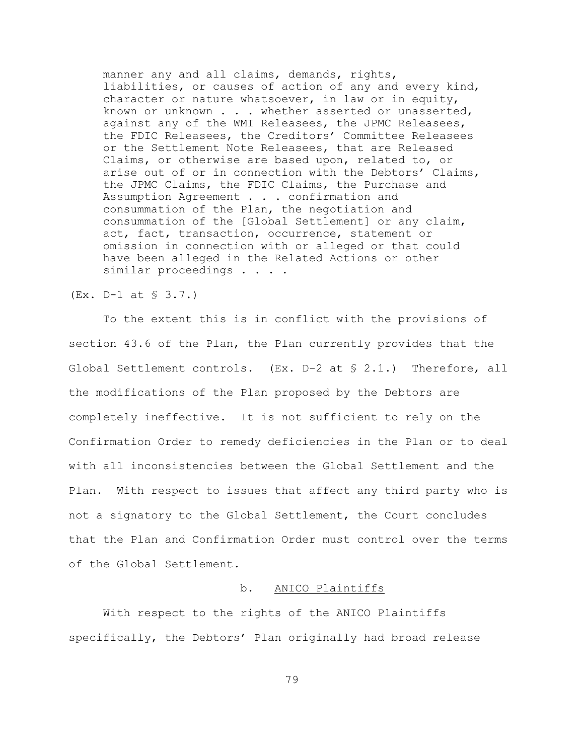> manner any and all claims, demands, rights, liabilities, or causes of action of any and every kind, character or nature whatsoever, in law or in equity, known or unknown . . . whether asserted or unasserted, against any of the WMI Releasees, the JPMC Releasees, the FDIC Releasees, the Creditors' Committee Releasees or the Settlement Note Releasees, that are Released Claims, or otherwise are based upon, related to, or arise out of or in connection with the Debtors' Claims, the JPMC Claims, the FDIC Claims, the Purchase and Assumption Agreement . . . confirmation and consummation of the Plan, the negotiation and consummation of the [Global Settlement] or any claim, act, fact, transaction, occurrence, statement or omission in connection with or alleged or that could have been alleged in the Related Actions or other similar proceedings . . . .

(Ex. D-1 at § 3.7.)

To the extent this is in conflict with the provisions of section 43.6 of the Plan, the Plan currently provides that the Global Settlement controls. (Ex. D-2 at § 2.1.) Therefore, all the modifications of the Plan proposed by the Debtors are completely ineffective. It is not sufficient to rely on the Confirmation Order to remedy deficiencies in the Plan or to deal with all inconsistencies between the Global Settlement and the Plan. With respect to issues that affect any third party who is not a signatory to the Global Settlement, the Court concludes that the Plan and Confirmation Order must control over the terms of the Global Settlement.

#### b. ANICO Plaintiffs

With respect to the rights of the ANICO Plaintiffs specifically, the Debtors' Plan originally had broad release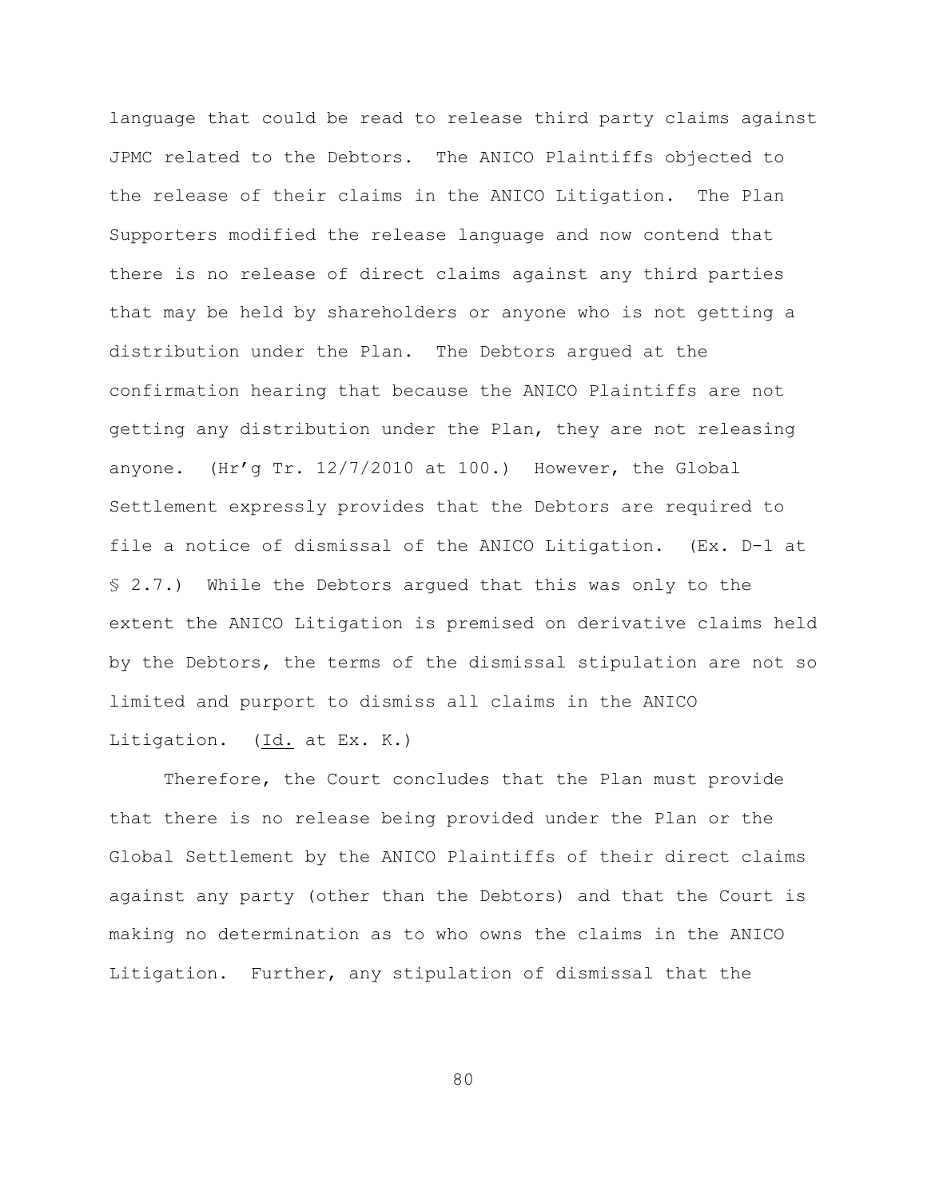language that could be read to release third party claims against JPMC related to the Debtors. The ANICO Plaintiffs objected to the release of their claims in the ANICO Litigation. The Plan Supporters modified the release language and now contend that there is no release of direct claims against any third parties that may be held by shareholders or anyone who is not getting a distribution under the Plan. The Debtors argued at the confirmation hearing that because the ANICO Plaintiffs are not getting any distribution under the Plan, they are not releasing anyone. (Hr'g Tr. 12/7/2010 at 100.) However, the Global Settlement expressly provides that the Debtors are required to file a notice of dismissal of the ANICO Litigation. (Ex. D-1 at § 2.7.) While the Debtors argued that this was only to the extent the ANICO Litigation is premised on derivative claims held by the Debtors, the terms of the dismissal stipulation are not so limited and purport to dismiss all claims in the ANICO Litigation. (Id. at Ex. K.)

Therefore, the Court concludes that the Plan must provide that there is no release being provided under the Plan or the Global Settlement by the ANICO Plaintiffs of their direct claims against any party (other than the Debtors) and that the Court is making no determination as to who owns the claims in the ANICO Litigation. Further, any stipulation of dismissal that the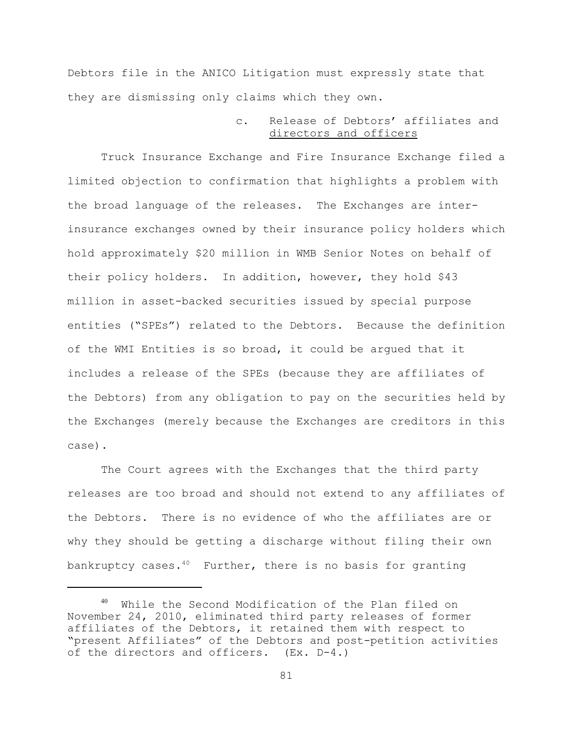Debtors file in the ANICO Litigation must expressly state that they are dismissing only claims which they own.

c. Release of Debtors' affiliates and directors and officers

Truck Insurance Exchange and Fire Insurance Exchange filed a limited objection to confirmation that highlights a problem with the broad language of the releases. The Exchanges are inter-insurance exchanges owned by their insurance policy holders which hold approximately $20 million in WMB Senior Notes on behalf of their policy holders. In addition, however, they hold $43 million in asset-backed securities issued by special purpose entities ("SPEs") related to the Debtors. Because the definition of the WMI Entities is so broad, it could be argued that it includes a release of the SPEs (because they are affiliates of the Debtors) from any obligation to pay on the securities held by the Exchanges (merely because the Exchanges are creditors in this case).

The Court agrees with the Exchanges that the third party releases are too broad and should not extend to any affiliates of the Debtors. There is no evidence of who the affiliates are or why they should be getting a discharge without filing their own bankruptcy cases.[40] Further, there is no basis for granting

[40] While the Second Modification of the Plan filed on November 24, 2010, eliminated third party releases of former affiliates of the Debtors, it retained them with respect to "present Affiliates" of the Debtors and post-petition activities of the directors and officers. (Ex. D-4.)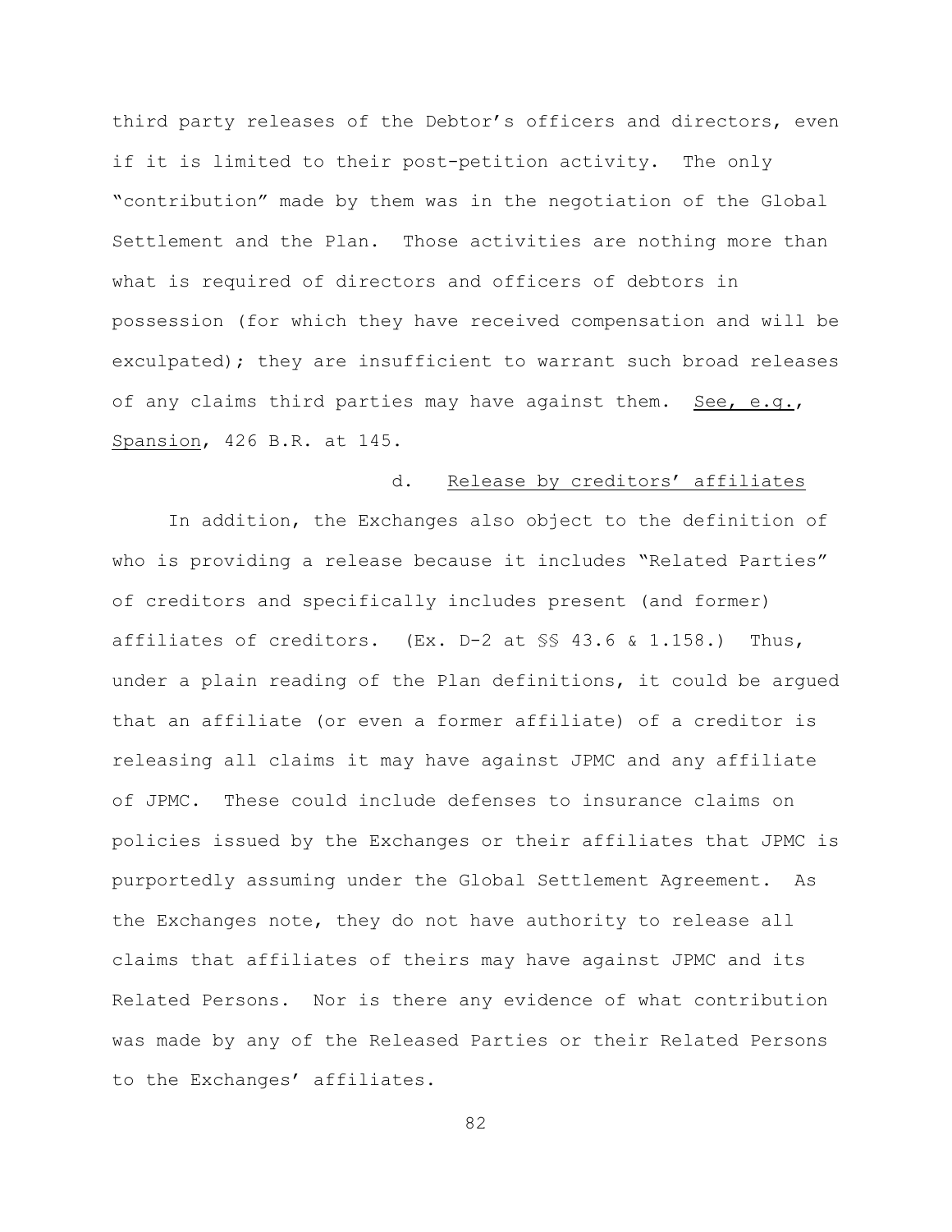third party releases of the Debtor's officers and directors, even if it is limited to their post-petition activity. The only "contribution" made by them was in the negotiation of the Global Settlement and the Plan. Those activities are nothing more than what is required of directors and officers of debtors in possession (for which they have received compensation and will be exculpated); they are insufficient to warrant such broad releases of any claims third parties may have against them. See, e.g., Spansion, 426 B.R. at 145.

#### d. Release by creditors' affiliates

In addition, the Exchanges also object to the definition of who is providing a release because it includes "Related Parties" of creditors and specifically includes present (and former) affiliates of creditors. (Ex. D-2 at §§ 43.6 & 1.158.) Thus, under a plain reading of the Plan definitions, it could be argued that an affiliate (or even a former affiliate) of a creditor is releasing all claims it may have against JPMC and any affiliate of JPMC. These could include defenses to insurance claims on policies issued by the Exchanges or their affiliates that JPMC is purportedly assuming under the Global Settlement Agreement. As the Exchanges note, they do not have authority to release all claims that affiliates of theirs may have against JPMC and its Related Persons. Nor is there any evidence of what contribution was made by any of the Released Parties or their Related Persons to the Exchanges' affiliates.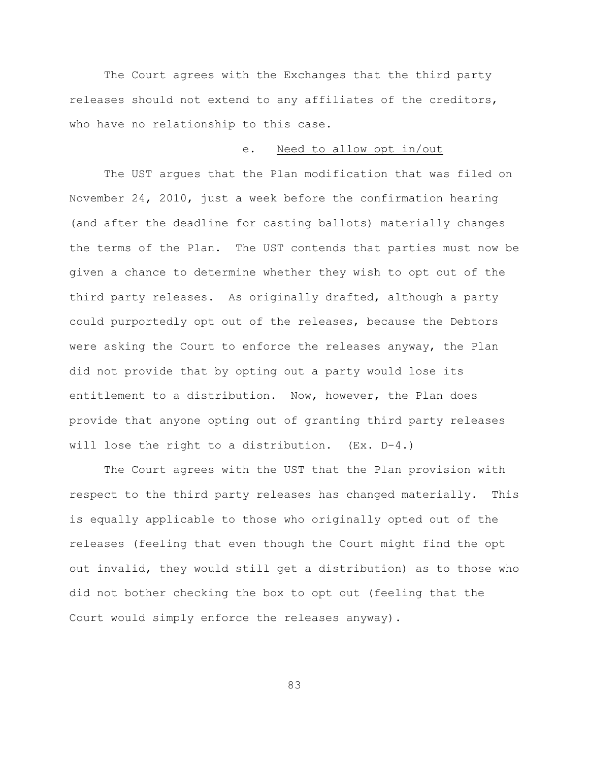The Court agrees with the Exchanges that the third party releases should not extend to any affiliates of the creditors, who have no relationship to this case.

#### e. Need to allow opt in/out

The UST argues that the Plan modification that was filed on November 24, 2010, just a week before the confirmation hearing (and after the deadline for casting ballots) materially changes the terms of the Plan. The UST contends that parties must now be given a chance to determine whether they wish to opt out of the third party releases. As originally drafted, although a party could purportedly opt out of the releases, because the Debtors were asking the Court to enforce the releases anyway, the Plan did not provide that by opting out a party would lose its entitlement to a distribution. Now, however, the Plan does provide that anyone opting out of granting third party releases will lose the right to a distribution. (Ex. D-4.)

The Court agrees with the UST that the Plan provision with respect to the third party releases has changed materially. This is equally applicable to those who originally opted out of the releases (feeling that even though the Court might find the opt out invalid, they would still get a distribution) as to those who did not bother checking the box to opt out (feeling that the Court would simply enforce the releases anyway).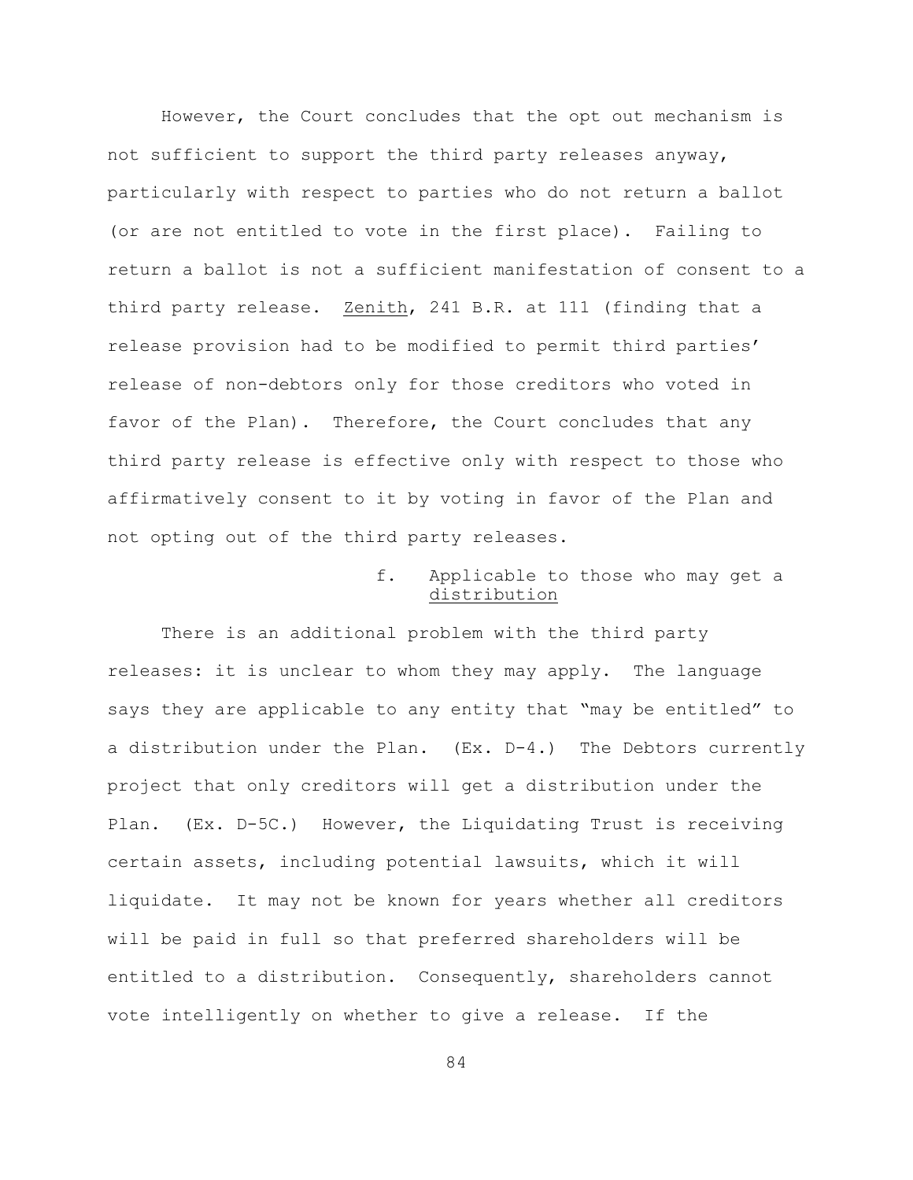However, the Court concludes that the opt out mechanism is not sufficient to support the third party releases anyway, particularly with respect to parties who do not return a ballot (or are not entitled to vote in the first place). Failing to return a ballot is not a sufficient manifestation of consent to a third party release. Zenith, 241 B.R. at 111 (finding that a release provision had to be modified to permit third parties' release of non-debtors only for those creditors who voted in favor of the Plan). Therefore, the Court concludes that any third party release is effective only with respect to those who affirmatively consent to it by voting in favor of the Plan and not opting out of the third party releases.

#### f. Applicable to those who may get a distribution

There is an additional problem with the third party releases: it is unclear to whom they may apply. The language says they are applicable to any entity that "may be entitled" to a distribution under the Plan. (Ex. D-4.) The Debtors currently project that only creditors will get a distribution under the Plan. (Ex. D-5C.) However, the Liquidating Trust is receiving certain assets, including potential lawsuits, which it will liquidate. It may not be known for years whether all creditors will be paid in full so that preferred shareholders will be entitled to a distribution. Consequently, shareholders cannot vote intelligently on whether to give a release. If the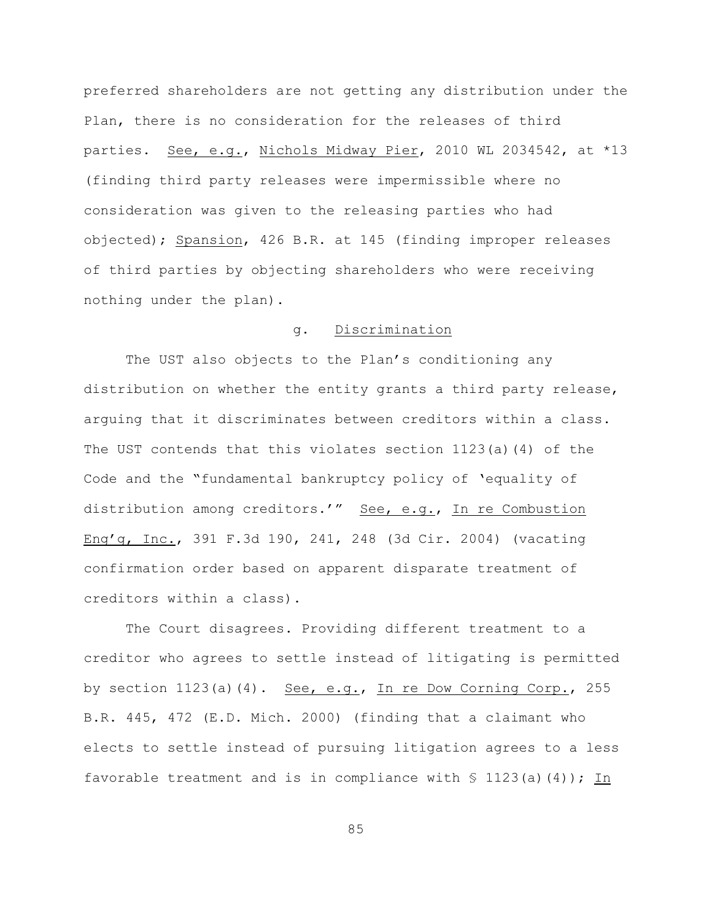preferred shareholders are not getting any distribution under the Plan, there is no consideration for the releases of third parties. <u>See, e.g.</u>, <u>Nichols Midway Pier</u>, 2010 WL 2034542, at *13 (finding third party releases were impermissible where no consideration was given to the releasing parties who had objected); <u>Spansion</u>, 426 B.R. at 145 (finding improper releases of third parties by objecting shareholders who were receiving nothing under the plan).

g. <u>Discrimination</u>

The UST also objects to the Plan's conditioning any distribution on whether the entity grants a third party release, arguing that it discriminates between creditors within a class. The UST contends that this violates section 1123(a)(4) of the Code and the "fundamental bankruptcy policy of 'equality of distribution among creditors.'" <u>See, e.g.</u>, <u>In re Combustion Eng'g, Inc.</u>, 391 F.3d 190, 241, 248 (3d Cir. 2004) (vacating confirmation order based on apparent disparate treatment of creditors within a class).

The Court disagrees. Providing different treatment to a creditor who agrees to settle instead of litigating is permitted by section 1123(a)(4). <u>See, e.g.</u>, <u>In re Dow Corning Corp.</u>, 255 B.R. 445, 472 (E.D. Mich. 2000) (finding that a claimant who elects to settle instead of pursuing litigation agrees to a less favorable treatment and is in compliance with § 1123(a)(4)); <u>In</u>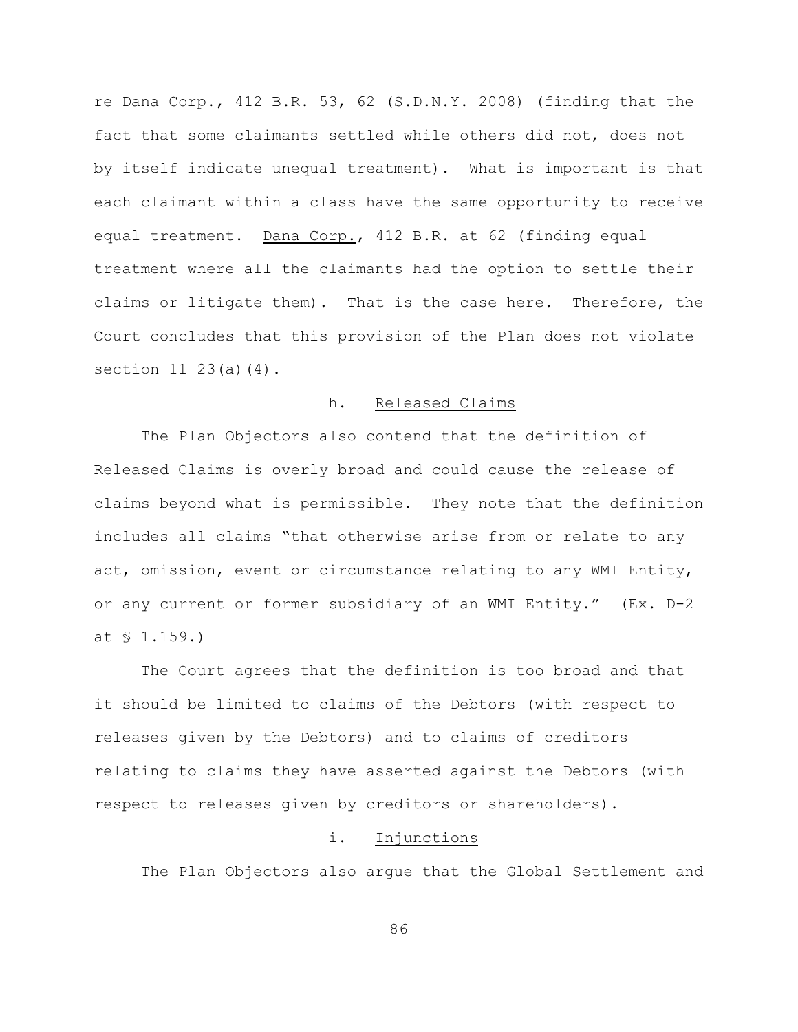re Dana Corp., 412 B.R. 53, 62 (S.D.N.Y. 2008) (finding that the fact that some claimants settled while others did not, does not by itself indicate unequal treatment). What is important is that each claimant within a class have the same opportunity to receive equal treatment. Dana Corp., 412 B.R. at 62 (finding equal treatment where all the claimants had the option to settle their claims or litigate them). That is the case here. Therefore, the Court concludes that this provision of the Plan does not violate section 11 23(a)(4).

h. Released Claims

The Plan Objectors also contend that the definition of Released Claims is overly broad and could cause the release of claims beyond what is permissible. They note that the definition includes all claims "that otherwise arise from or relate to any act, omission, event or circumstance relating to any WMI Entity, or any current or former subsidiary of an WMI Entity." (Ex. D-2 at § 1.159.)

The Court agrees that the definition is too broad and that it should be limited to claims of the Debtors (with respect to releases given by the Debtors) and to claims of creditors relating to claims they have asserted against the Debtors (with respect to releases given by creditors or shareholders).

i. Injunctions

The Plan Objectors also argue that the Global Settlement and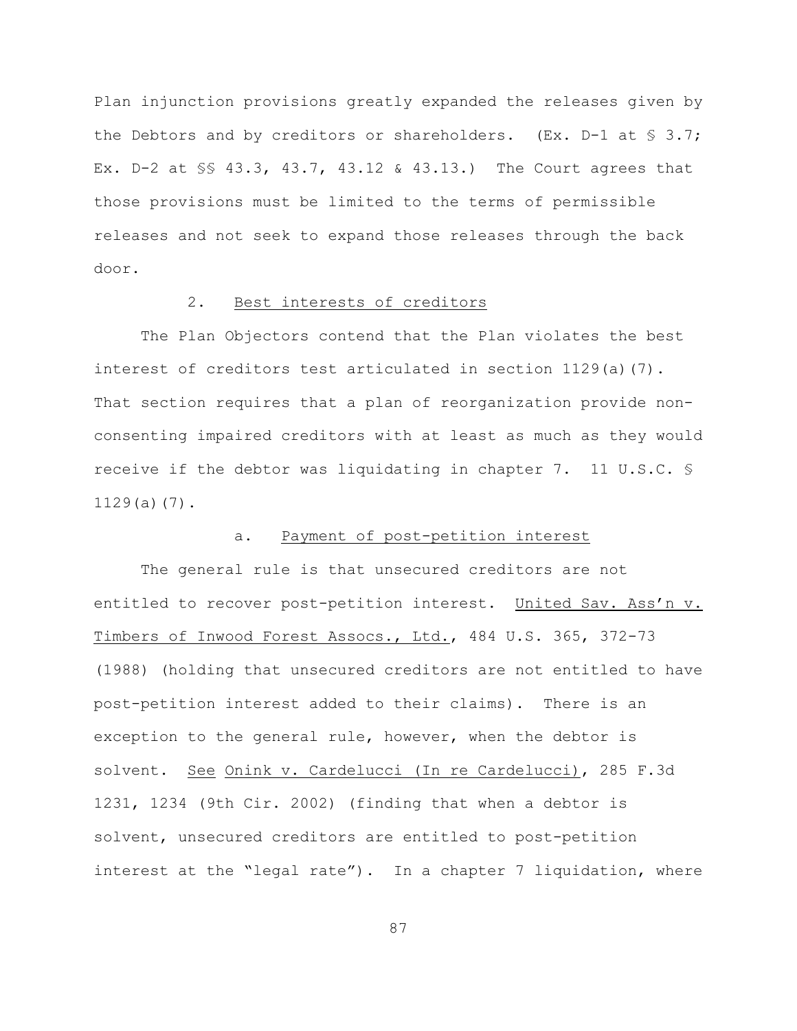Plan injunction provisions greatly expanded the releases given by the Debtors and by creditors or shareholders. (Ex. D-1 at § 3.7; Ex. D-2 at §§ 43.3, 43.7, 43.12 & 43.13.) The Court agrees that those provisions must be limited to the terms of permissible releases and not seek to expand those releases through the back door.

### 2. Best interests of creditors

The Plan Objectors contend that the Plan violates the best interest of creditors test articulated in section 1129(a)(7). That section requires that a plan of reorganization provide non-consenting impaired creditors with at least as much as they would receive if the debtor was liquidating in chapter 7. 11 U.S.C. § 1129(a)(7).

#### a. Payment of post-petition interest

The general rule is that unsecured creditors are not entitled to recover post-petition interest. United Sav. Ass'n v. Timbers of Inwood Forest Assocs., Ltd., 484 U.S. 365, 372-73 (1988) (holding that unsecured creditors are not entitled to have post-petition interest added to their claims). There is an exception to the general rule, however, when the debtor is solvent. See Onink v. Cardelucci (In re Cardelucci), 285 F.3d 1231, 1234 (9th Cir. 2002) (finding that when a debtor is solvent, unsecured creditors are entitled to post-petition interest at the "legal rate"). In a chapter 7 liquidation, where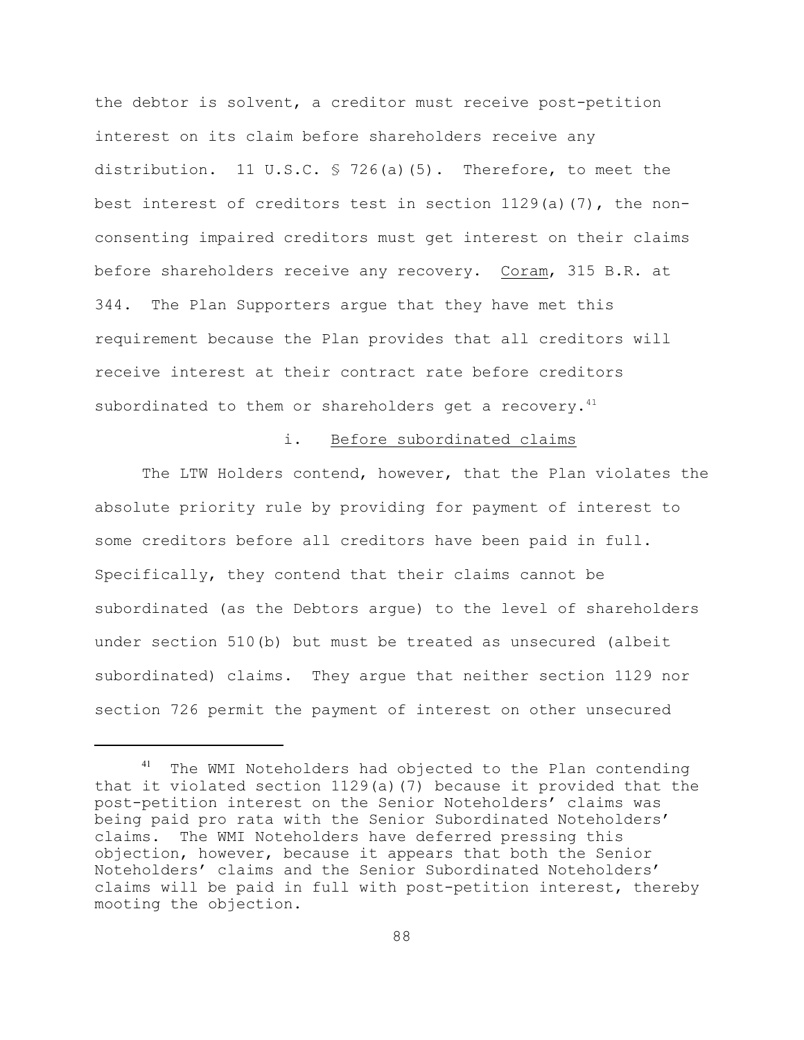the debtor is solvent, a creditor must receive post-petition interest on its claim before shareholders receive any distribution. 11 U.S.C. § 726(a)(5). Therefore, to meet the best interest of creditors test in section 1129(a)(7), the non-consenting impaired creditors must get interest on their claims before shareholders receive any recovery. Coram, 315 B.R. at 344. The Plan Supporters argue that they have met this requirement because the Plan provides that all creditors will receive interest at their contract rate before creditors subordinated to them or shareholders get a recovery.[41]

i. Before subordinated claims

The LTW Holders contend, however, that the Plan violates the absolute priority rule by providing for payment of interest to some creditors before all creditors have been paid in full. Specifically, they contend that their claims cannot be subordinated (as the Debtors argue) to the level of shareholders under section 510(b) but must be treated as unsecured (albeit subordinated) claims. They argue that neither section 1129 nor section 726 permit the payment of interest on other unsecured

[41] The WMI Noteholders had objected to the Plan contending that it violated section 1129(a)(7) because it provided that the post-petition interest on the Senior Noteholders' claims was being paid pro rata with the Senior Subordinated Noteholders' claims. The WMI Noteholders have deferred pressing this objection, however, because it appears that both the Senior Noteholders' claims and the Senior Subordinated Noteholders' claims will be paid in full with post-petition interest, thereby mooting the objection.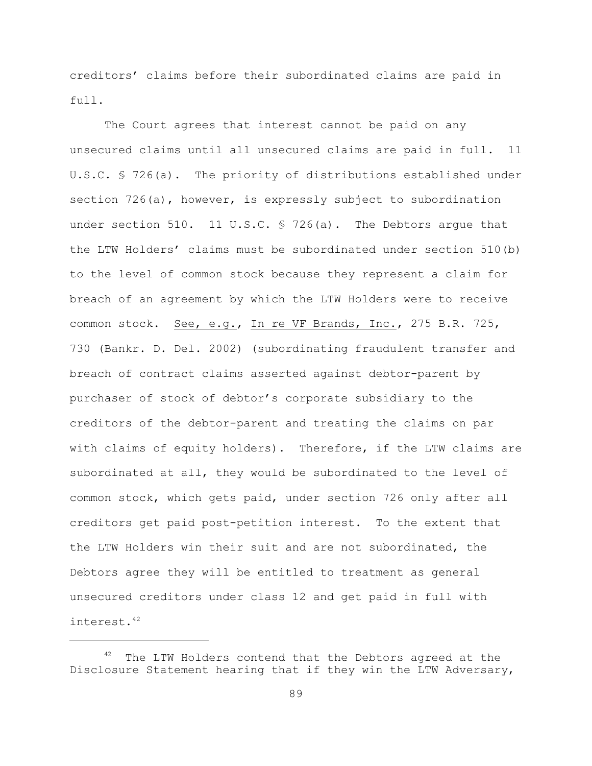creditors' claims before their subordinated claims are paid in full.

The Court agrees that interest cannot be paid on any unsecured claims until all unsecured claims are paid in full. 11 U.S.C. § 726(a). The priority of distributions established under section 726(a), however, is expressly subject to subordination under section 510. 11 U.S.C. § 726(a). The Debtors argue that the LTW Holders' claims must be subordinated under section 510(b) to the level of common stock because they represent a claim for breach of an agreement by which the LTW Holders were to receive common stock. See, e.g., In re VF Brands, Inc., 275 B.R. 725, 730 (Bankr. D. Del. 2002) (subordinating fraudulent transfer and breach of contract claims asserted against debtor-parent by purchaser of stock of debtor's corporate subsidiary to the creditors of the debtor-parent and treating the claims on par with claims of equity holders). Therefore, if the LTW claims are subordinated at all, they would be subordinated to the level of common stock, which gets paid, under section 726 only after all creditors get paid post-petition interest. To the extent that the LTW Holders win their suit and are not subordinated, the Debtors agree they will be entitled to treatment as general unsecured creditors under class 12 and get paid in full with interest.[42]

---

[42] The LTW Holders contend that the Debtors agreed at the Disclosure Statement hearing that if they win the LTW Adversary,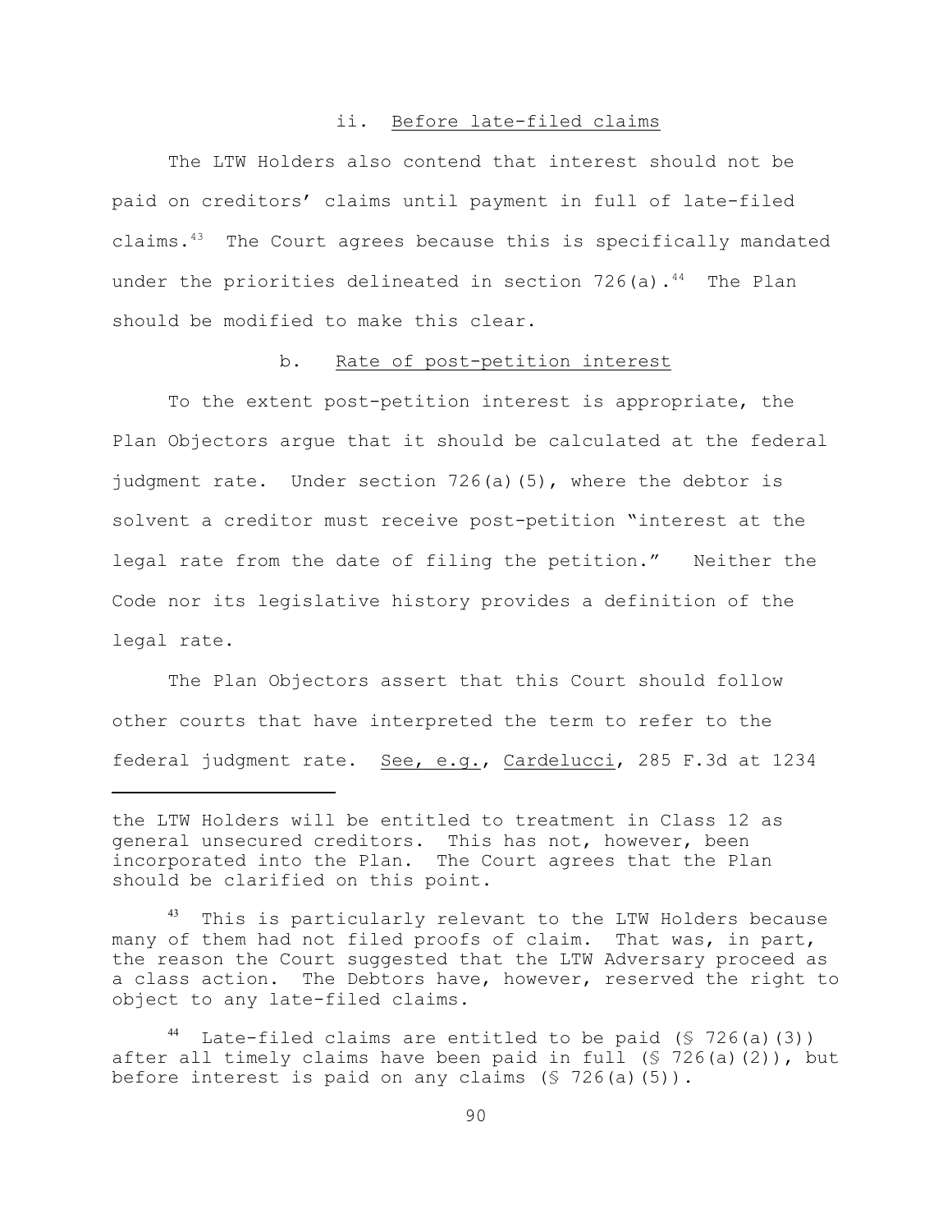### ii. Before late-filed claims

The LTW Holders also contend that interest should not be paid on creditors' claims until payment in full of late-filed claims.[43] The Court agrees because this is specifically mandated under the priorities delineated in section 726(a).[44] The Plan should be modified to make this clear.

#### b. Rate of post-petition interest

To the extent post-petition interest is appropriate, the Plan Objectors argue that it should be calculated at the federal judgment rate. Under section 726(a)(5), where the debtor is solvent a creditor must receive post-petition "interest at the legal rate from the date of filing the petition." Neither the Code nor its legislative history provides a definition of the legal rate.

The Plan Objectors assert that this Court should follow other courts that have interpreted the term to refer to the federal judgment rate. See, e.g., Cardelucci, 285 F.3d at 1234

---

the LTW Holders will be entitled to treatment in Class 12 as general unsecured creditors. This has not, however, been incorporated into the Plan. The Court agrees that the Plan should be clarified on this point.

[43] This is particularly relevant to the LTW Holders because many of them had not filed proofs of claim. That was, in part, the reason the Court suggested that the LTW Adversary proceed as a class action. The Debtors have, however, reserved the right to object to any late-filed claims.

[44] Late-filed claims are entitled to be paid (§ 726(a)(3)) after all timely claims have been paid in full (§ 726(a)(2)), but before interest is paid on any claims (§ 726(a)(5)).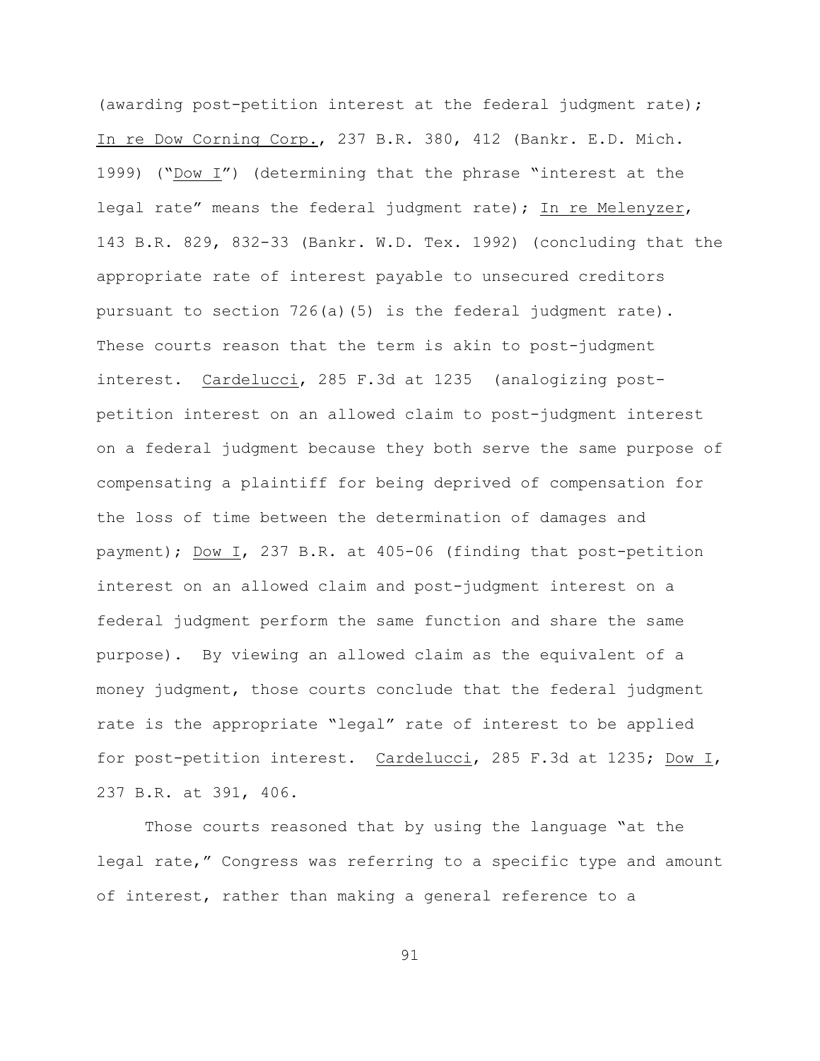(awarding post-petition interest at the federal judgment rate); In re Dow Corning Corp., 237 B.R. 380, 412 (Bankr. E.D. Mich. 1999) ("Dow I") (determining that the phrase "interest at the legal rate" means the federal judgment rate); In re Melenyzer, 143 B.R. 829, 832-33 (Bankr. W.D. Tex. 1992) (concluding that the appropriate rate of interest payable to unsecured creditors pursuant to section 726(a)(5) is the federal judgment rate). These courts reason that the term is akin to post-judgment interest. Cardelucci, 285 F.3d at 1235 (analogizing post-petition interest on an allowed claim to post-judgment interest on a federal judgment because they both serve the same purpose of compensating a plaintiff for being deprived of compensation for the loss of time between the determination of damages and payment); Dow I, 237 B.R. at 405-06 (finding that post-petition interest on an allowed claim and post-judgment interest on a federal judgment perform the same function and share the same purpose). By viewing an allowed claim as the equivalent of a money judgment, those courts conclude that the federal judgment rate is the appropriate "legal" rate of interest to be applied for post-petition interest. Cardelucci, 285 F.3d at 1235; Dow I, 237 B.R. at 391, 406.

Those courts reasoned that by using the language "at the legal rate," Congress was referring to a specific type and amount of interest, rather than making a general reference to a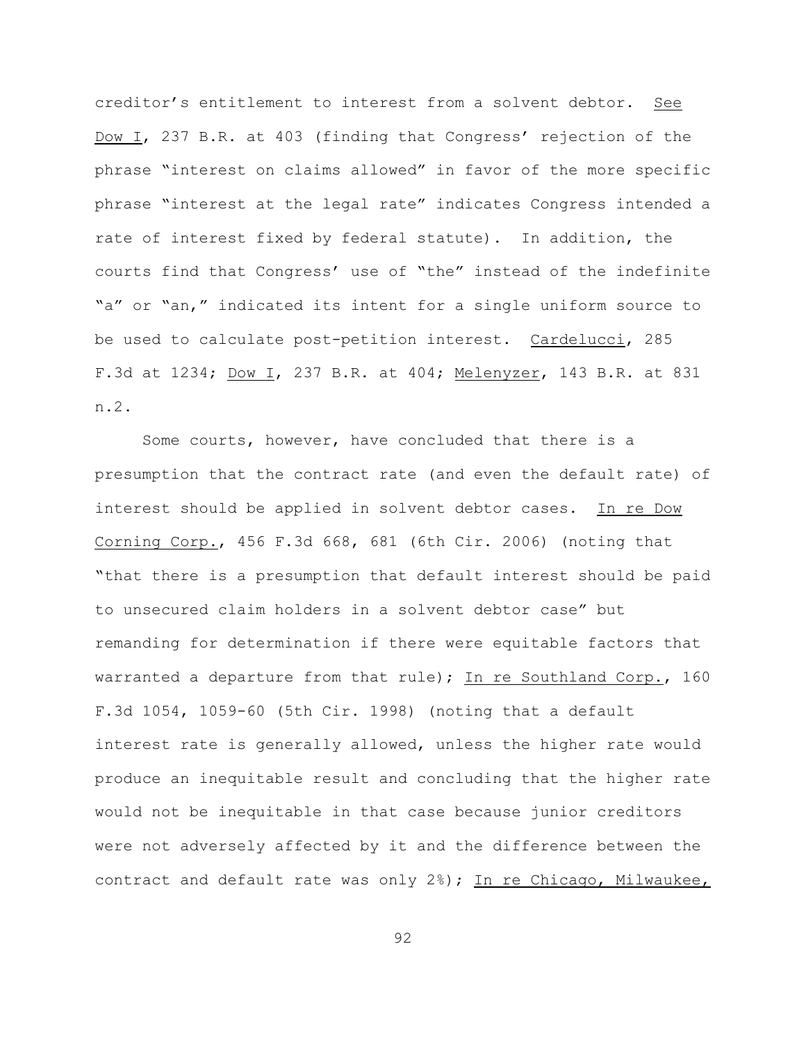creditor's entitlement to interest from a solvent debtor. See Dow I, 237 B.R. at 403 (finding that Congress' rejection of the phrase "interest on claims allowed" in favor of the more specific phrase "interest at the legal rate" indicates Congress intended a rate of interest fixed by federal statute). In addition, the courts find that Congress' use of "the" instead of the indefinite "a" or "an," indicated its intent for a single uniform source to be used to calculate post-petition interest. Cardelucci, 285 F.3d at 1234; Dow I, 237 B.R. at 404; Melenyzer, 143 B.R. at 831 n.2.

Some courts, however, have concluded that there is a presumption that the contract rate (and even the default rate) of interest should be applied in solvent debtor cases. In re Dow Corning Corp., 456 F.3d 668, 681 (6th Cir. 2006) (noting that "that there is a presumption that default interest should be paid to unsecured claim holders in a solvent debtor case" but remanding for determination if there were equitable factors that warranted a departure from that rule); In re Southland Corp., 160 F.3d 1054, 1059-60 (5th Cir. 1998) (noting that a default interest rate is generally allowed, unless the higher rate would produce an inequitable result and concluding that the higher rate would not be inequitable in that case because junior creditors were not adversely affected by it and the difference between the contract and default rate was only 2%); In re Chicago, Milwaukee,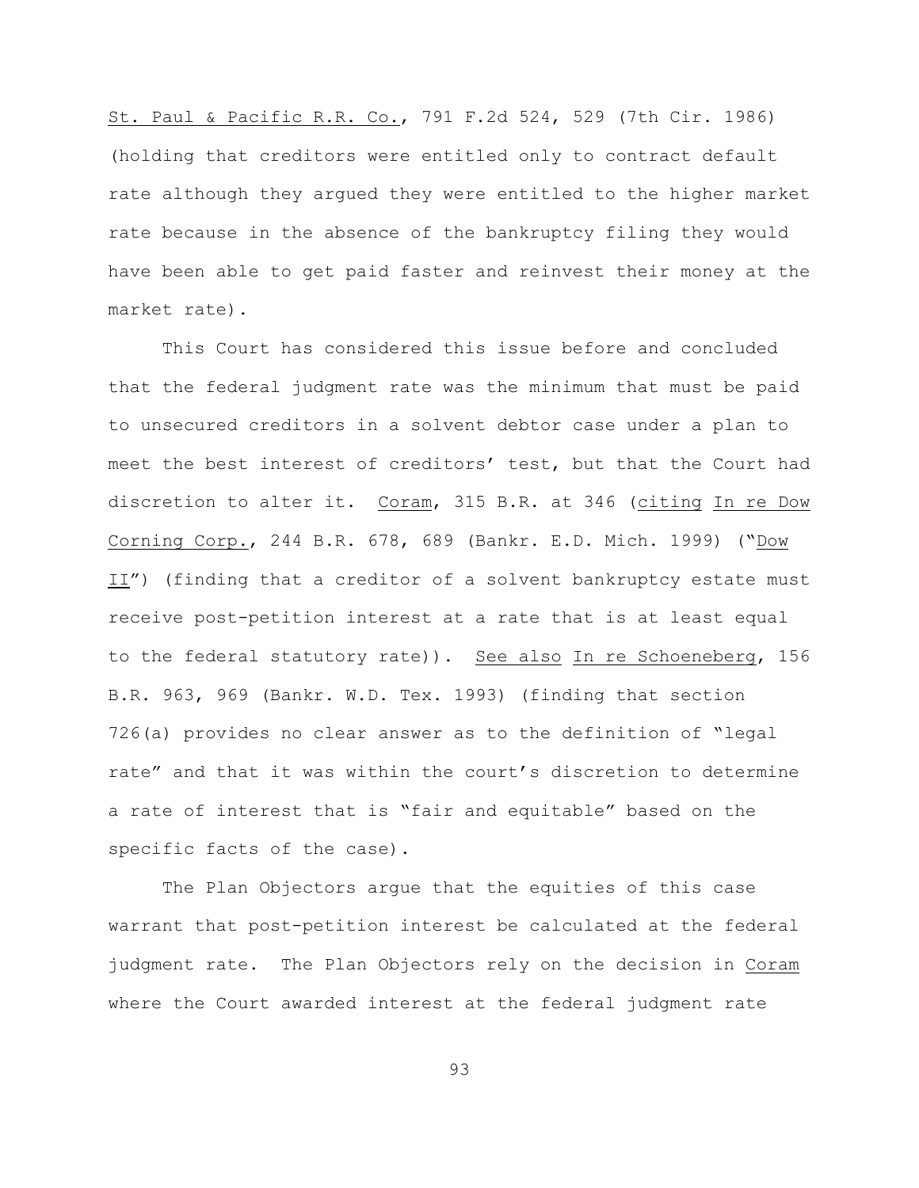St. Paul & Pacific R.R. Co., 791 F.2d 524, 529 (7th Cir. 1986) (holding that creditors were entitled only to contract default rate although they argued they were entitled to the higher market rate because in the absence of the bankruptcy filing they would have been able to get paid faster and reinvest their money at the market rate).

This Court has considered this issue before and concluded that the federal judgment rate was the minimum that must be paid to unsecured creditors in a solvent debtor case under a plan to meet the best interest of creditors' test, but that the Court had discretion to alter it. Coram, 315 B.R. at 346 (citing In re Dow Corning Corp., 244 B.R. 678, 689 (Bankr. E.D. Mich. 1999) ("Dow II") (finding that a creditor of a solvent bankruptcy estate must receive post-petition interest at a rate that is at least equal to the federal statutory rate)). See also In re Schoeneberg, 156 B.R. 963, 969 (Bankr. W.D. Tex. 1993) (finding that section 726(a) provides no clear answer as to the definition of "legal rate" and that it was within the court's discretion to determine a rate of interest that is "fair and equitable" based on the specific facts of the case).

The Plan Objectors argue that the equities of this case warrant that post-petition interest be calculated at the federal judgment rate. The Plan Objectors rely on the decision in Coram where the Court awarded interest at the federal judgment rate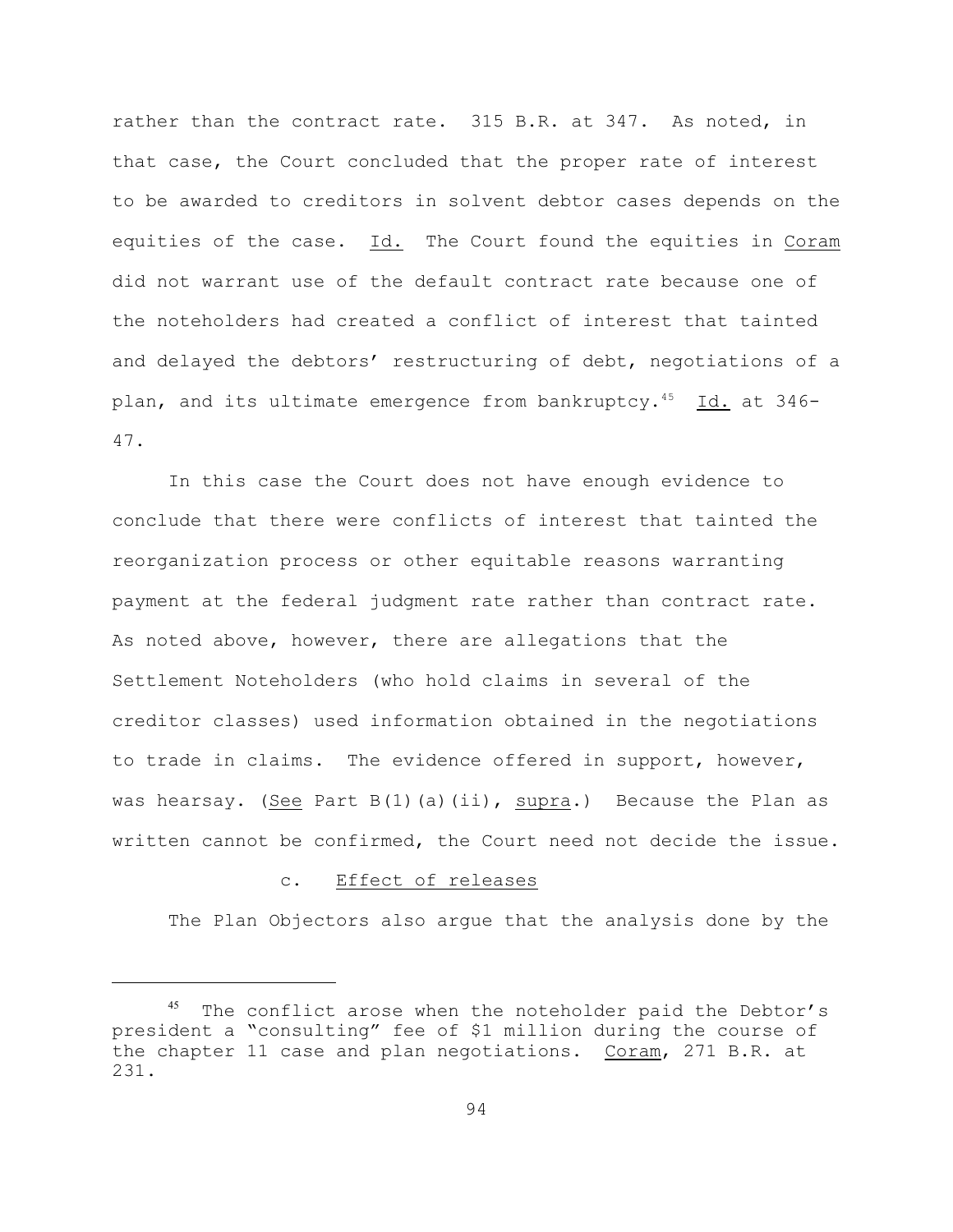rather than the contract rate. 315 B.R. at 347. As noted, in that case, the Court concluded that the proper rate of interest to be awarded to creditors in solvent debtor cases depends on the equities of the case. Id. The Court found the equities in Coram did not warrant use of the default contract rate because one of the noteholders had created a conflict of interest that tainted and delayed the debtors' restructuring of debt, negotiations of a plan, and its ultimate emergence from bankruptcy.[45] Id. at 346-47.

In this case the Court does not have enough evidence to conclude that there were conflicts of interest that tainted the reorganization process or other equitable reasons warranting payment at the federal judgment rate rather than contract rate. As noted above, however, there are allegations that the Settlement Noteholders (who hold claims in several of the creditor classes) used information obtained in the negotiations to trade in claims. The evidence offered in support, however, was hearsay. (See Part B(1)(a)(ii), supra.) Because the Plan as written cannot be confirmed, the Court need not decide the issue.

c. Effect of releases

The Plan Objectors also argue that the analysis done by the

---

[45] The conflict arose when the noteholder paid the Debtor's president a "consulting" fee of $1 million during the course of the chapter 11 case and plan negotiations. Coram, 271 B.R. at 231.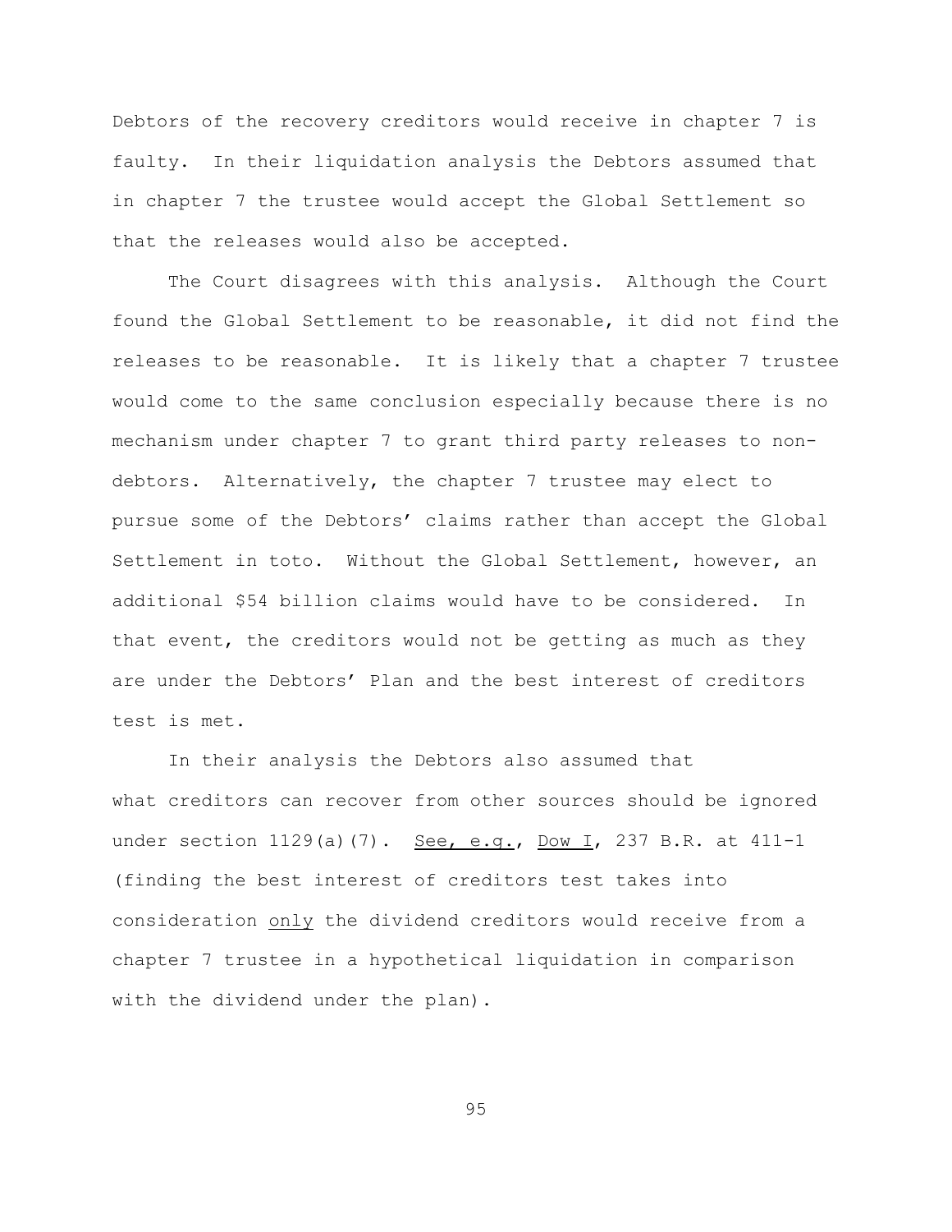Debtors of the recovery creditors would receive in chapter 7 is faulty. In their liquidation analysis the Debtors assumed that in chapter 7 the trustee would accept the Global Settlement so that the releases would also be accepted.

The Court disagrees with this analysis. Although the Court found the Global Settlement to be reasonable, it did not find the releases to be reasonable. It is likely that a chapter 7 trustee would come to the same conclusion especially because there is no mechanism under chapter 7 to grant third party releases to non-debtors. Alternatively, the chapter 7 trustee may elect to pursue some of the Debtors' claims rather than accept the Global Settlement in toto. Without the Global Settlement, however, an additional $54 billion claims would have to be considered. In that event, the creditors would not be getting as much as they are under the Debtors' Plan and the best interest of creditors test is met.

In their analysis the Debtors also assumed that what creditors can recover from other sources should be ignored under section 1129(a)(7). See, e.g., Dow I, 237 B.R. at 411-1 (finding the best interest of creditors test takes into consideration only the dividend creditors would receive from a chapter 7 trustee in a hypothetical liquidation in comparison with the dividend under the plan).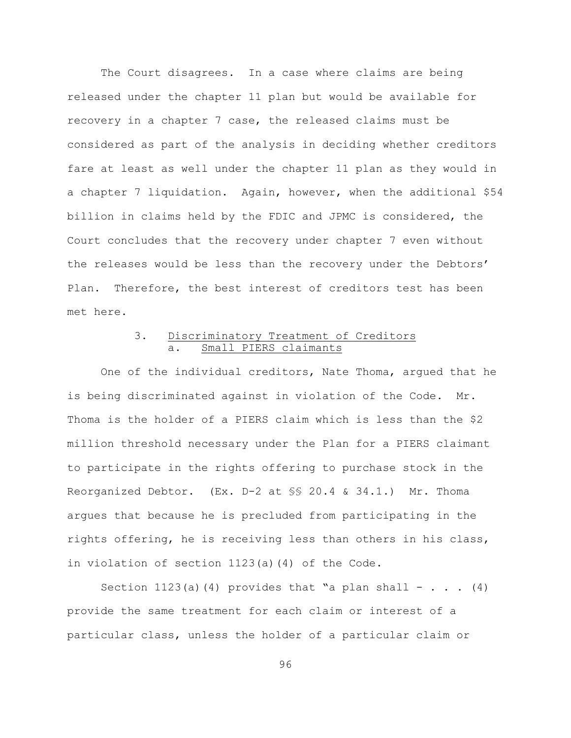The Court disagrees. In a case where claims are being released under the chapter 11 plan but would be available for recovery in a chapter 7 case, the released claims must be considered as part of the analysis in deciding whether creditors fare at least as well under the chapter 11 plan as they would in a chapter 7 liquidation. Again, however, when the additional $54 billion in claims held by the FDIC and JPMC is considered, the Court concludes that the recovery under chapter 7 even without the releases would be less than the recovery under the Debtors' Plan. Therefore, the best interest of creditors test has been met here.

### 3. Discriminatory Treatment of Creditors

#### a. Small PIERS claimants

One of the individual creditors, Nate Thoma, argued that he is being discriminated against in violation of the Code. Mr. Thoma is the holder of a PIERS claim which is less than the $2 million threshold necessary under the Plan for a PIERS claimant to participate in the rights offering to purchase stock in the Reorganized Debtor. (Ex. D-2 at §§ 20.4 & 34.1.) Mr. Thoma argues that because he is precluded from participating in the rights offering, he is receiving less than others in his class, in violation of section 1123(a)(4) of the Code.

Section 1123(a)(4) provides that "a plan shall - . . . (4) provide the same treatment for each claim or interest of a particular class, unless the holder of a particular claim or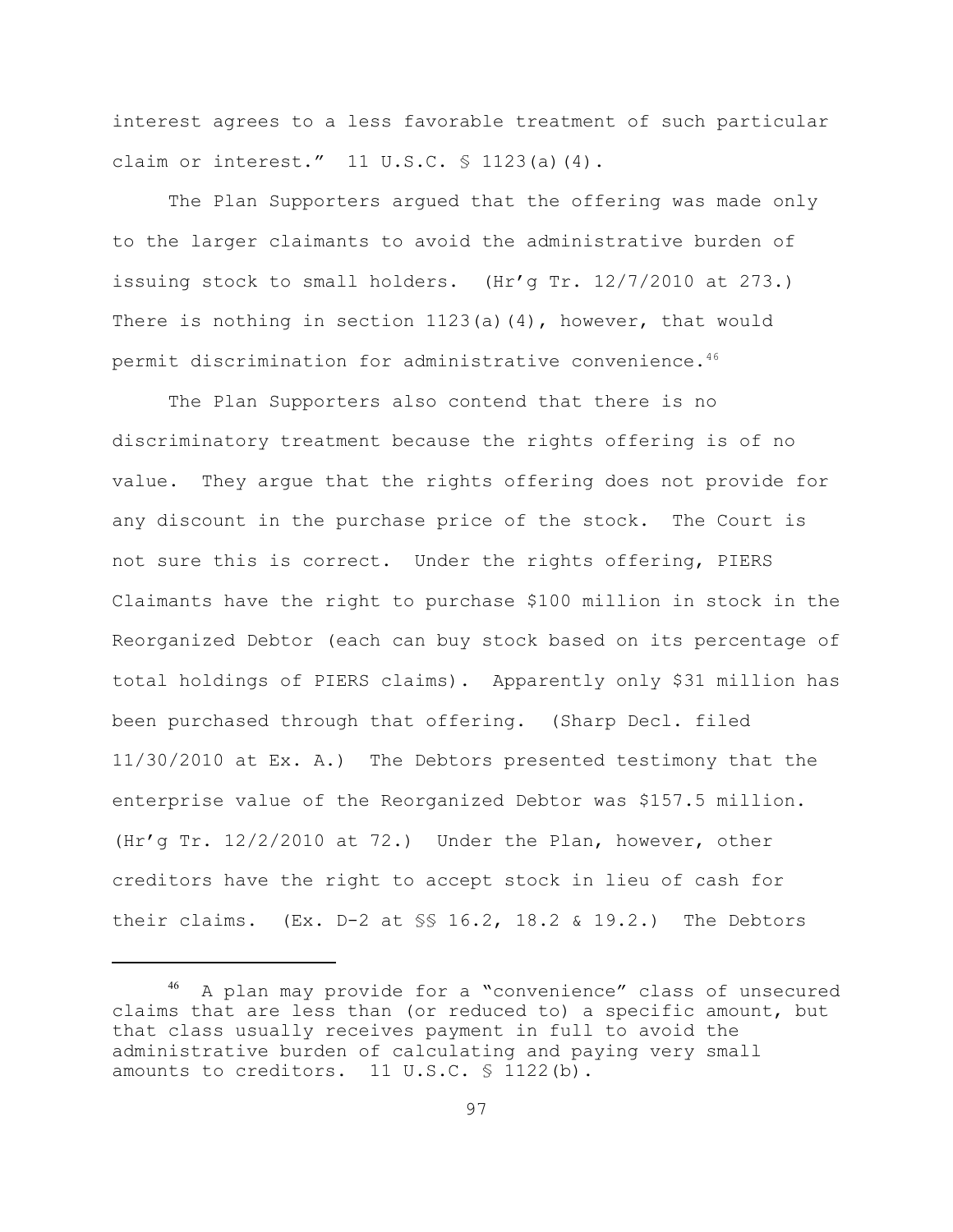interest agrees to a less favorable treatment of such particular claim or interest." 11 U.S.C. § 1123(a)(4).

The Plan Supporters argued that the offering was made only to the larger claimants to avoid the administrative burden of issuing stock to small holders. (Hr'g Tr. 12/7/2010 at 273.) There is nothing in section 1123(a)(4), however, that would permit discrimination for administrative convenience.[46]

The Plan Supporters also contend that there is no discriminatory treatment because the rights offering is of no value. They argue that the rights offering does not provide for any discount in the purchase price of the stock. The Court is not sure this is correct. Under the rights offering, PIERS Claimants have the right to purchase $100 million in stock in the Reorganized Debtor (each can buy stock based on its percentage of total holdings of PIERS claims). Apparently only $31 million has been purchased through that offering. (Sharp Decl. filed 11/30/2010 at Ex. A.) The Debtors presented testimony that the enterprise value of the Reorganized Debtor was $157.5 million. (Hr'g Tr. 12/2/2010 at 72.) Under the Plan, however, other creditors have the right to accept stock in lieu of cash for their claims. (Ex. D-2 at §§ 16.2, 18.2 & 19.2.) The Debtors

---

[46] A plan may provide for a "convenience" class of unsecured claims that are less than (or reduced to) a specific amount, but that class usually receives payment in full to avoid the administrative burden of calculating and paying very small amounts to creditors. 11 U.S.C. § 1122(b).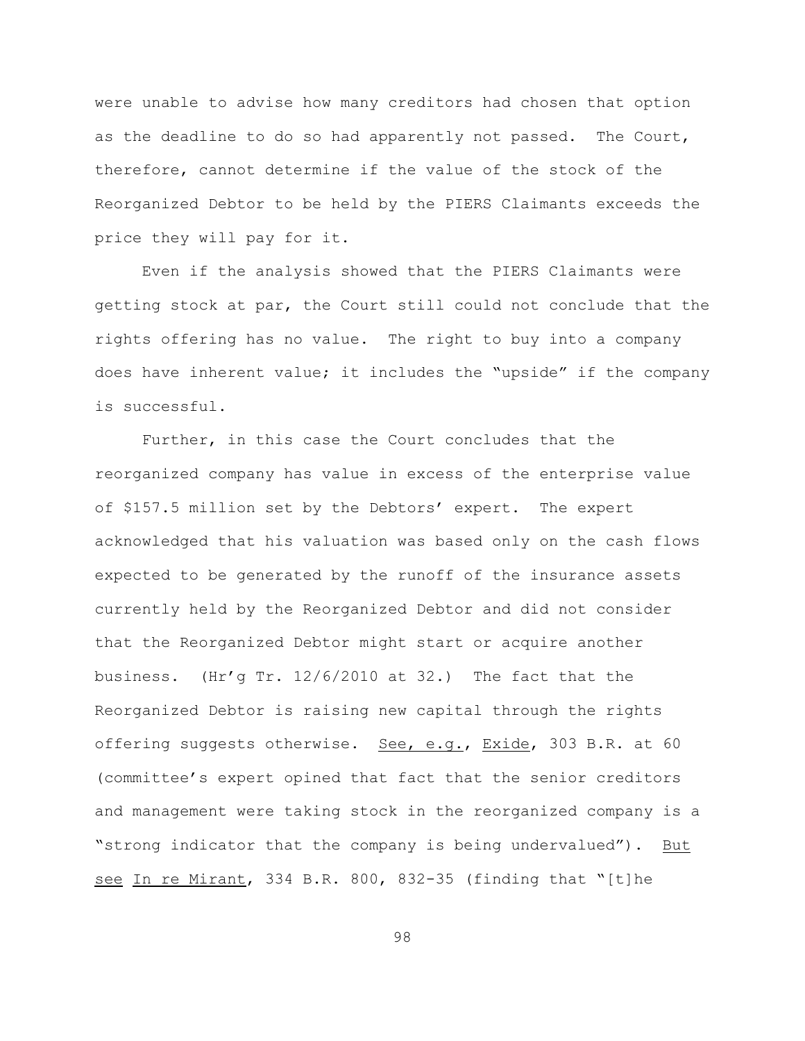were unable to advise how many creditors had chosen that option as the deadline to do so had apparently not passed. The Court, therefore, cannot determine if the value of the stock of the Reorganized Debtor to be held by the PIERS Claimants exceeds the price they will pay for it.

Even if the analysis showed that the PIERS Claimants were getting stock at par, the Court still could not conclude that the rights offering has no value. The right to buy into a company does have inherent value; it includes the "upside" if the company is successful.

Further, in this case the Court concludes that the reorganized company has value in excess of the enterprise value of $157.5 million set by the Debtors' expert. The expert acknowledged that his valuation was based only on the cash flows expected to be generated by the runoff of the insurance assets currently held by the Reorganized Debtor and did not consider that the Reorganized Debtor might start or acquire another business. (Hr'g Tr. 12/6/2010 at 32.) The fact that the Reorganized Debtor is raising new capital through the rights offering suggests otherwise. See, e.g., Exide, 303 B.R. at 60 (committee's expert opined that fact that the senior creditors and management were taking stock in the reorganized company is a "strong indicator that the company is being undervalued"). But see In re Mirant, 334 B.R. 800, 832-35 (finding that "[t]he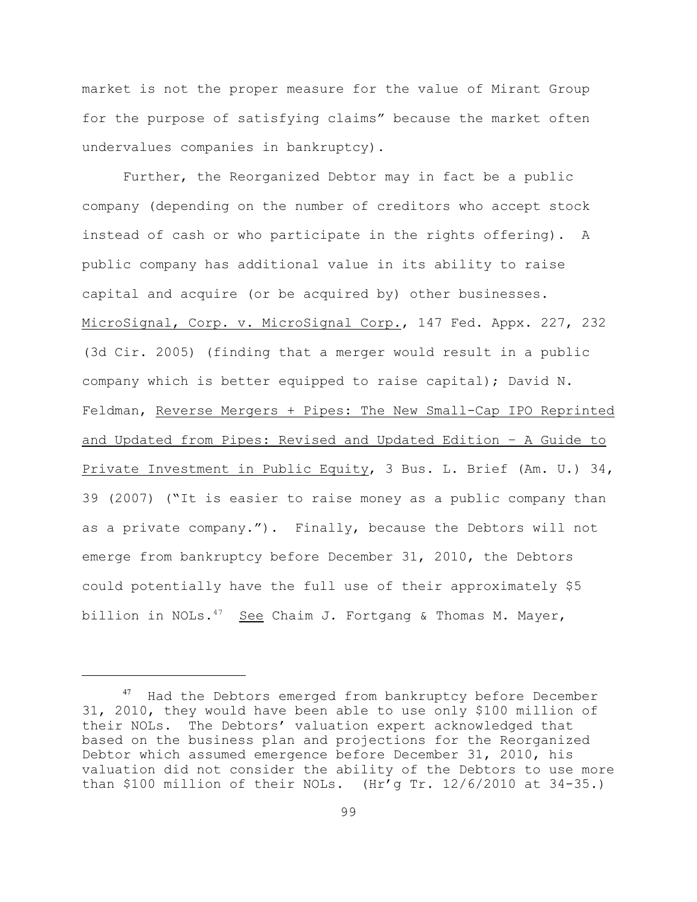market is not the proper measure for the value of Mirant Group for the purpose of satisfying claims" because the market often undervalues companies in bankruptcy).

Further, the Reorganized Debtor may in fact be a public company (depending on the number of creditors who accept stock instead of cash or who participate in the rights offering). A public company has additional value in its ability to raise capital and acquire (or be acquired by) other businesses. MicroSignal, Corp. v. MicroSignal Corp., 147 Fed. Appx. 227, 232 (3d Cir. 2005) (finding that a merger would result in a public company which is better equipped to raise capital); David N. Feldman, Reverse Mergers + Pipes: The New Small-Cap IPO Reprinted and Updated from Pipes: Revised and Updated Edition – A Guide to Private Investment in Public Equity, 3 Bus. L. Brief (Am. U.) 34, 39 (2007) ("It is easier to raise money as a public company than as a private company."). Finally, because the Debtors will not emerge from bankruptcy before December 31, 2010, the Debtors could potentially have the full use of their approximately $5 billion in NOLs.[47] See Chaim J. Fortgang & Thomas M. Mayer,

---

[47] Had the Debtors emerged from bankruptcy before December 31, 2010, they would have been able to use only $100 million of their NOLs. The Debtors' valuation expert acknowledged that based on the business plan and projections for the Reorganized Debtor which assumed emergence before December 31, 2010, his valuation did not consider the ability of the Debtors to use more than $100 million of their NOLs. (Hr'g Tr. 12/6/2010 at 34-35.)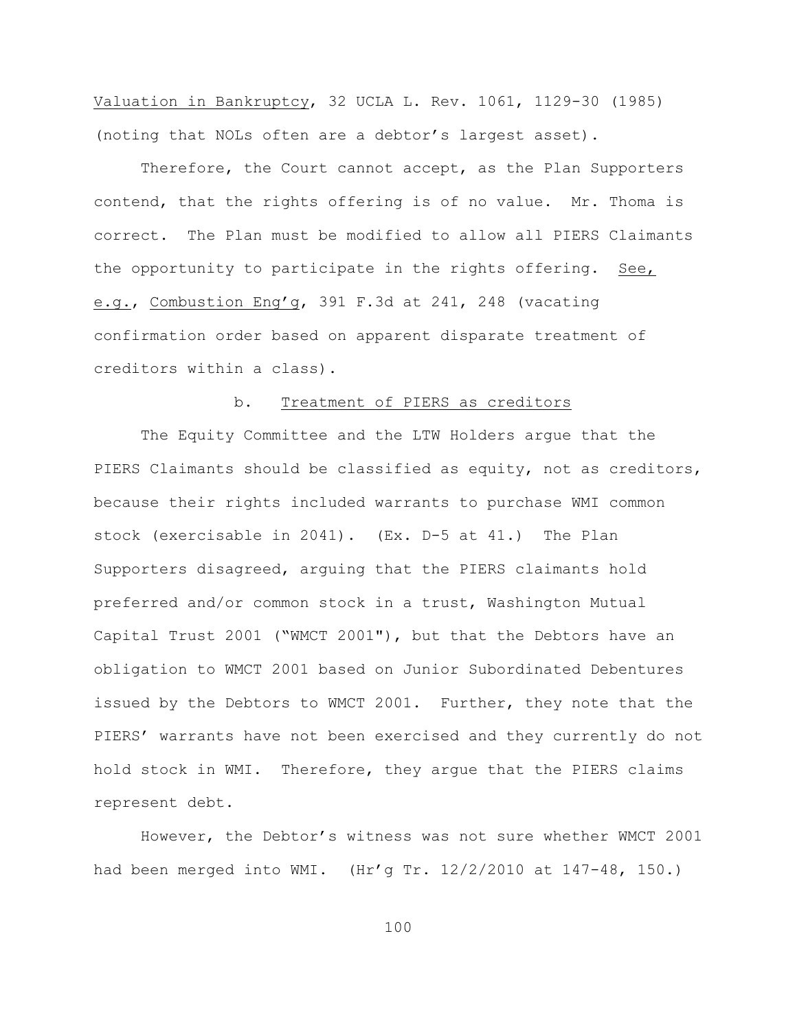Valuation in Bankruptcy, 32 UCLA L. Rev. 1061, 1129-30 (1985) (noting that NOLs often are a debtor's largest asset).

Therefore, the Court cannot accept, as the Plan Supporters contend, that the rights offering is of no value. Mr. Thoma is correct. The Plan must be modified to allow all PIERS Claimants the opportunity to participate in the rights offering. See, e.g., Combustion Eng'g, 391 F.3d at 241, 248 (vacating confirmation order based on apparent disparate treatment of creditors within a class).

b. Treatment of PIERS as creditors

The Equity Committee and the LTW Holders argue that the PIERS Claimants should be classified as equity, not as creditors, because their rights included warrants to purchase WMI common stock (exercisable in 2041). (Ex. D-5 at 41.) The Plan Supporters disagreed, arguing that the PIERS claimants hold preferred and/or common stock in a trust, Washington Mutual Capital Trust 2001 ("WMCT 2001"), but that the Debtors have an obligation to WMCT 2001 based on Junior Subordinated Debentures issued by the Debtors to WMCT 2001. Further, they note that the PIERS' warrants have not been exercised and they currently do not hold stock in WMI. Therefore, they argue that the PIERS claims represent debt.

However, the Debtor's witness was not sure whether WMCT 2001 had been merged into WMI. (Hr'g Tr. 12/2/2010 at 147-48, 150.)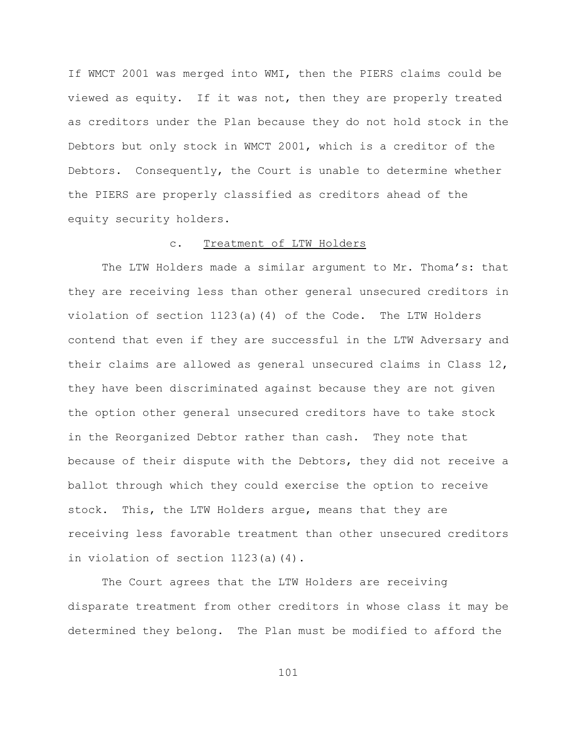If WMCT 2001 was merged into WMI, then the PIERS claims could be viewed as equity. If it was not, then they are properly treated as creditors under the Plan because they do not hold stock in the Debtors but only stock in WMCT 2001, which is a creditor of the Debtors. Consequently, the Court is unable to determine whether the PIERS are properly classified as creditors ahead of the equity security holders.

### c. Treatment of LTW Holders

The LTW Holders made a similar argument to Mr. Thoma's: that they are receiving less than other general unsecured creditors in violation of section 1123(a)(4) of the Code. The LTW Holders contend that even if they are successful in the LTW Adversary and their claims are allowed as general unsecured claims in Class 12, they have been discriminated against because they are not given the option other general unsecured creditors have to take stock in the Reorganized Debtor rather than cash. They note that because of their dispute with the Debtors, they did not receive a ballot through which they could exercise the option to receive stock. This, the LTW Holders argue, means that they are receiving less favorable treatment than other unsecured creditors in violation of section 1123(a)(4).

The Court agrees that the LTW Holders are receiving disparate treatment from other creditors in whose class it may be determined they belong. The Plan must be modified to afford the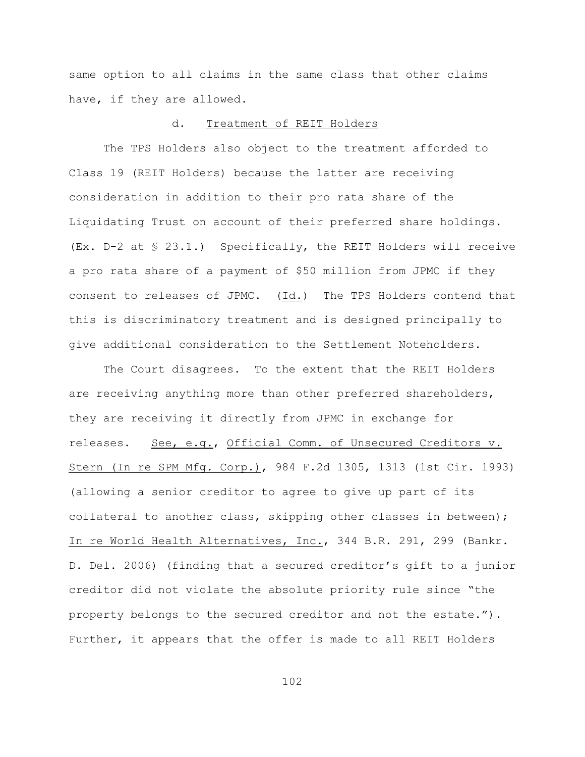same option to all claims in the same class that other claims have, if they are allowed.

#### d. Treatment of REIT Holders

The TPS Holders also object to the treatment afforded to Class 19 (REIT Holders) because the latter are receiving consideration in addition to their pro rata share of the Liquidating Trust on account of their preferred share holdings. (Ex. D-2 at § 23.1.) Specifically, the REIT Holders will receive a pro rata share of a payment of $50 million from JPMC if they consent to releases of JPMC. (Id.) The TPS Holders contend that this is discriminatory treatment and is designed principally to give additional consideration to the Settlement Noteholders.

The Court disagrees. To the extent that the REIT Holders are receiving anything more than other preferred shareholders, they are receiving it directly from JPMC in exchange for releases. See, e.g., Official Comm. of Unsecured Creditors v. Stern (In re SPM Mfg. Corp.), 984 F.2d 1305, 1313 (1st Cir. 1993) (allowing a senior creditor to agree to give up part of its collateral to another class, skipping other classes in between); In re World Health Alternatives, Inc., 344 B.R. 291, 299 (Bankr. D. Del. 2006) (finding that a secured creditor's gift to a junior creditor did not violate the absolute priority rule since "the property belongs to the secured creditor and not the estate."). Further, it appears that the offer is made to all REIT Holders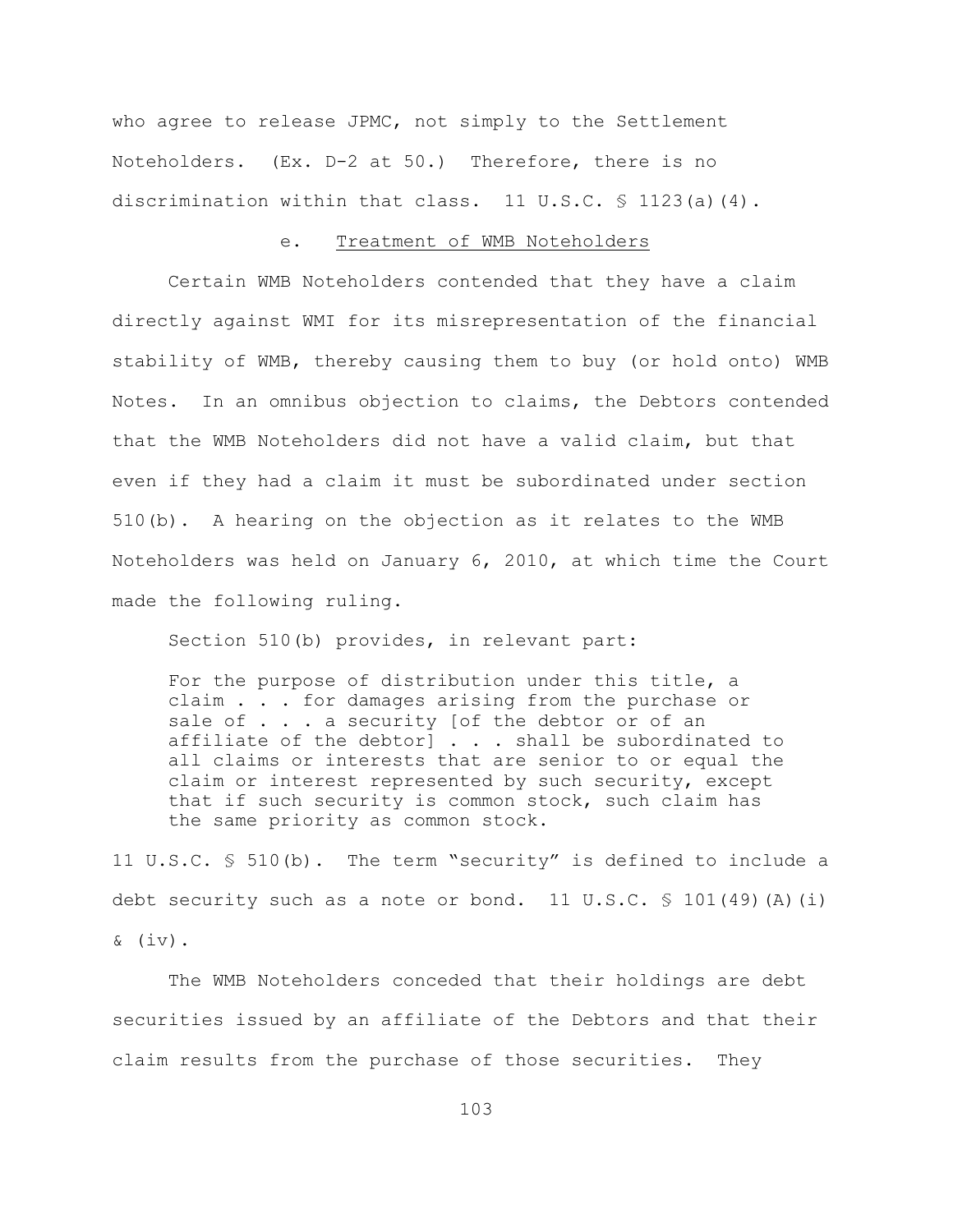who agree to release JPMC, not simply to the Settlement Noteholders. (Ex. D-2 at 50.) Therefore, there is no discrimination within that class. 11 U.S.C. § 1123(a)(4).

e. Treatment of WMB Noteholders

Certain WMB Noteholders contended that they have a claim directly against WMI for its misrepresentation of the financial stability of WMB, thereby causing them to buy (or hold onto) WMB Notes. In an omnibus objection to claims, the Debtors contended that the WMB Noteholders did not have a valid claim, but that even if they had a claim it must be subordinated under section 510(b). A hearing on the objection as it relates to the WMB Noteholders was held on January 6, 2010, at which time the Court made the following ruling.

Section 510(b) provides, in relevant part:

> For the purpose of distribution under this title, a claim . . . for damages arising from the purchase or sale of . . . a security [of the debtor or of an affiliate of the debtor] . . . shall be subordinated to all claims or interests that are senior to or equal the claim or interest represented by such security, except that if such security is common stock, such claim has the same priority as common stock.

11 U.S.C. § 510(b). The term "security" is defined to include a debt security such as a note or bond. 11 U.S.C. § 101(49)(A)(i) & (iv).

The WMB Noteholders conceded that their holdings are debt securities issued by an affiliate of the Debtors and that their claim results from the purchase of those securities. They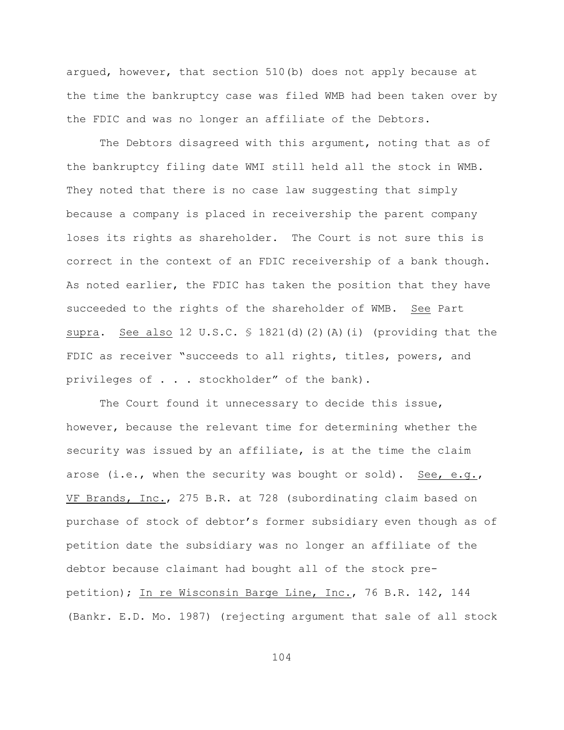argued, however, that section 510(b) does not apply because at the time the bankruptcy case was filed WMB had been taken over by the FDIC and was no longer an affiliate of the Debtors.

The Debtors disagreed with this argument, noting that as of the bankruptcy filing date WMI still held all the stock in WMB. They noted that there is no case law suggesting that simply because a company is placed in receivership the parent company loses its rights as shareholder. The Court is not sure this is correct in the context of an FDIC receivership of a bank though. As noted earlier, the FDIC has taken the position that they have succeeded to the rights of the shareholder of WMB. See Part supra. See also 12 U.S.C. § 1821(d)(2)(A)(i) (providing that the FDIC as receiver "succeeds to all rights, titles, powers, and privileges of . . . stockholder" of the bank).

The Court found it unnecessary to decide this issue, however, because the relevant time for determining whether the security was issued by an affiliate, is at the time the claim arose (i.e., when the security was bought or sold). See, e.g., VF Brands, Inc., 275 B.R. at 728 (subordinating claim based on purchase of stock of debtor's former subsidiary even though as of petition date the subsidiary was no longer an affiliate of the debtor because claimant had bought all of the stock pre-petition); In re Wisconsin Barge Line, Inc., 76 B.R. 142, 144 (Bankr. E.D. Mo. 1987) (rejecting argument that sale of all stock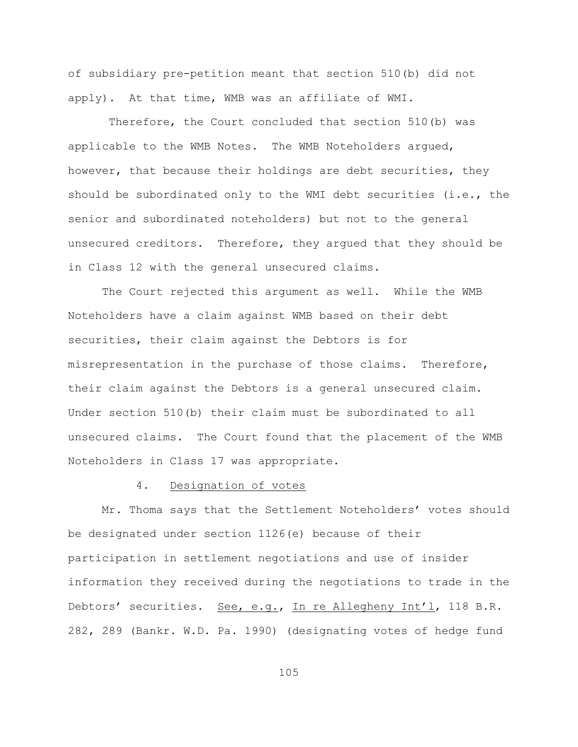of subsidiary pre-petition meant that section 510(b) did not apply). At that time, WMB was an affiliate of WMI.

Therefore, the Court concluded that section 510(b) was applicable to the WMB Notes. The WMB Noteholders argued, however, that because their holdings are debt securities, they should be subordinated only to the WMI debt securities (i.e., the senior and subordinated noteholders) but not to the general unsecured creditors. Therefore, they argued that they should be in Class 12 with the general unsecured claims.

The Court rejected this argument as well. While the WMB Noteholders have a claim against WMB based on their debt securities, their claim against the Debtors is for misrepresentation in the purchase of those claims. Therefore, their claim against the Debtors is a general unsecured claim. Under section 510(b) their claim must be subordinated to all unsecured claims. The Court found that the placement of the WMB Noteholders in Class 17 was appropriate.

4. <u>Designation of votes</u>

Mr. Thoma says that the Settlement Noteholders' votes should be designated under section 1126(e) because of their participation in settlement negotiations and use of insider information they received during the negotiations to trade in the Debtors' securities. <u>See, e.g.</u>, <u>In re Allegheny Int'l</u>, 118 B.R. 282, 289 (Bankr. W.D. Pa. 1990) (designating votes of hedge fund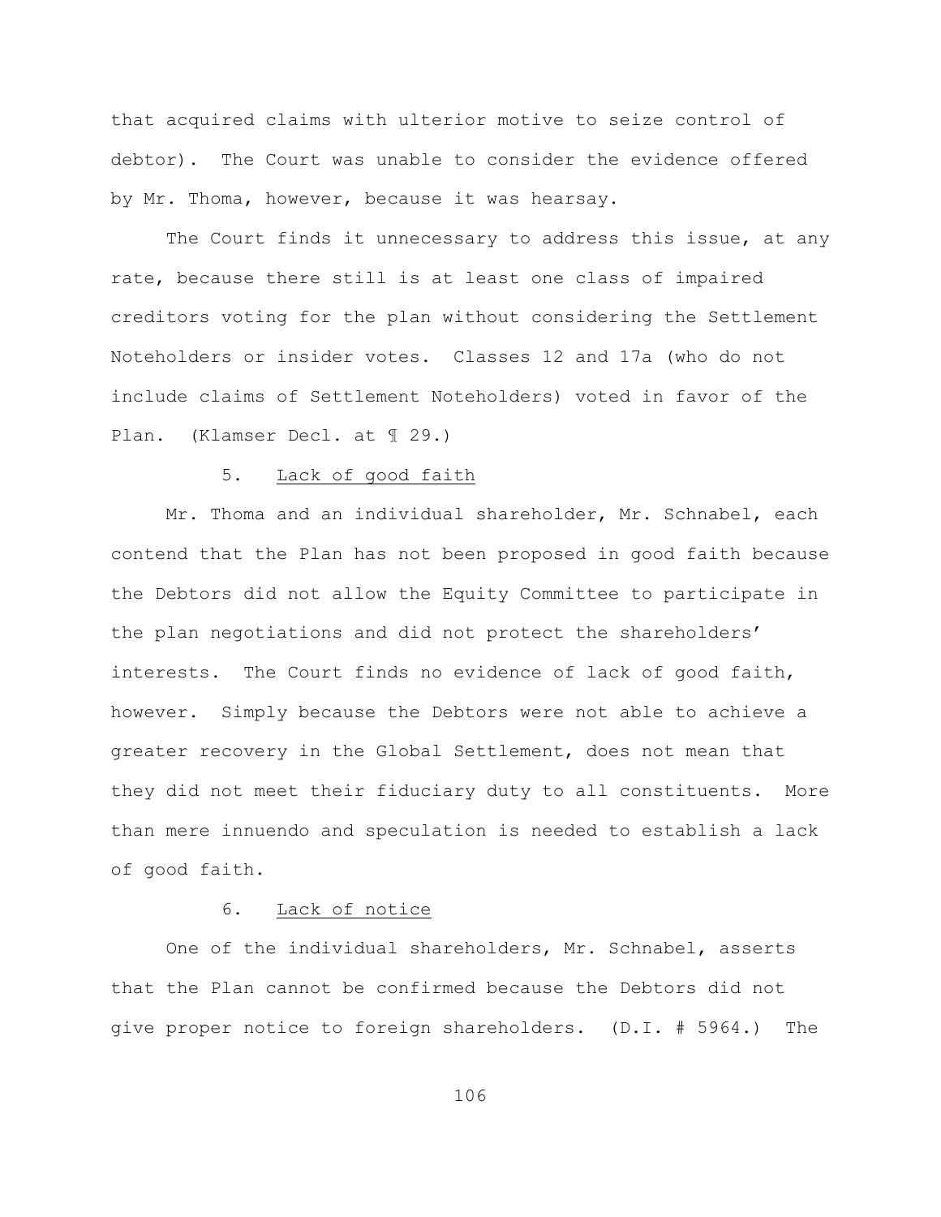that acquired claims with ulterior motive to seize control of debtor). The Court was unable to consider the evidence offered by Mr. Thoma, however, because it was hearsay.

The Court finds it unnecessary to address this issue, at any rate, because there still is at least one class of impaired creditors voting for the plan without considering the Settlement Noteholders or insider votes. Classes 12 and 17a (who do not include claims of Settlement Noteholders) voted in favor of the Plan. (Klamser Decl. at ¶ 29.)

5. Lack of good faith

Mr. Thoma and an individual shareholder, Mr. Schnabel, each contend that the Plan has not been proposed in good faith because the Debtors did not allow the Equity Committee to participate in the plan negotiations and did not protect the shareholders' interests. The Court finds no evidence of lack of good faith, however. Simply because the Debtors were not able to achieve a greater recovery in the Global Settlement, does not mean that they did not meet their fiduciary duty to all constituents. More than mere innuendo and speculation is needed to establish a lack of good faith.

6. Lack of notice

One of the individual shareholders, Mr. Schnabel, asserts that the Plan cannot be confirmed because the Debtors did not give proper notice to foreign shareholders. (D.I. # 5964.) The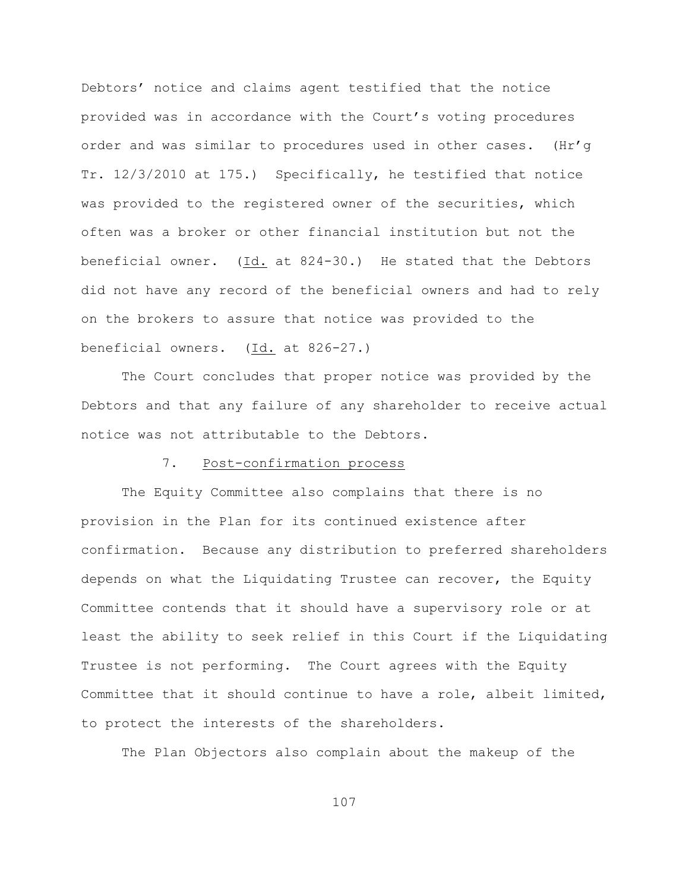Debtors' notice and claims agent testified that the notice provided was in accordance with the Court's voting procedures order and was similar to procedures used in other cases. (Hr'g Tr. 12/3/2010 at 175.) Specifically, he testified that notice was provided to the registered owner of the securities, which often was a broker or other financial institution but not the beneficial owner. (Id. at 824-30.) He stated that the Debtors did not have any record of the beneficial owners and had to rely on the brokers to assure that notice was provided to the beneficial owners. (Id. at 826-27.)

The Court concludes that proper notice was provided by the Debtors and that any failure of any shareholder to receive actual notice was not attributable to the Debtors.

### 7. Post-confirmation process

The Equity Committee also complains that there is no provision in the Plan for its continued existence after confirmation. Because any distribution to preferred shareholders depends on what the Liquidating Trustee can recover, the Equity Committee contends that it should have a supervisory role or at least the ability to seek relief in this Court if the Liquidating Trustee is not performing. The Court agrees with the Equity Committee that it should continue to have a role, albeit limited, to protect the interests of the shareholders.

The Plan Objectors also complain about the makeup of the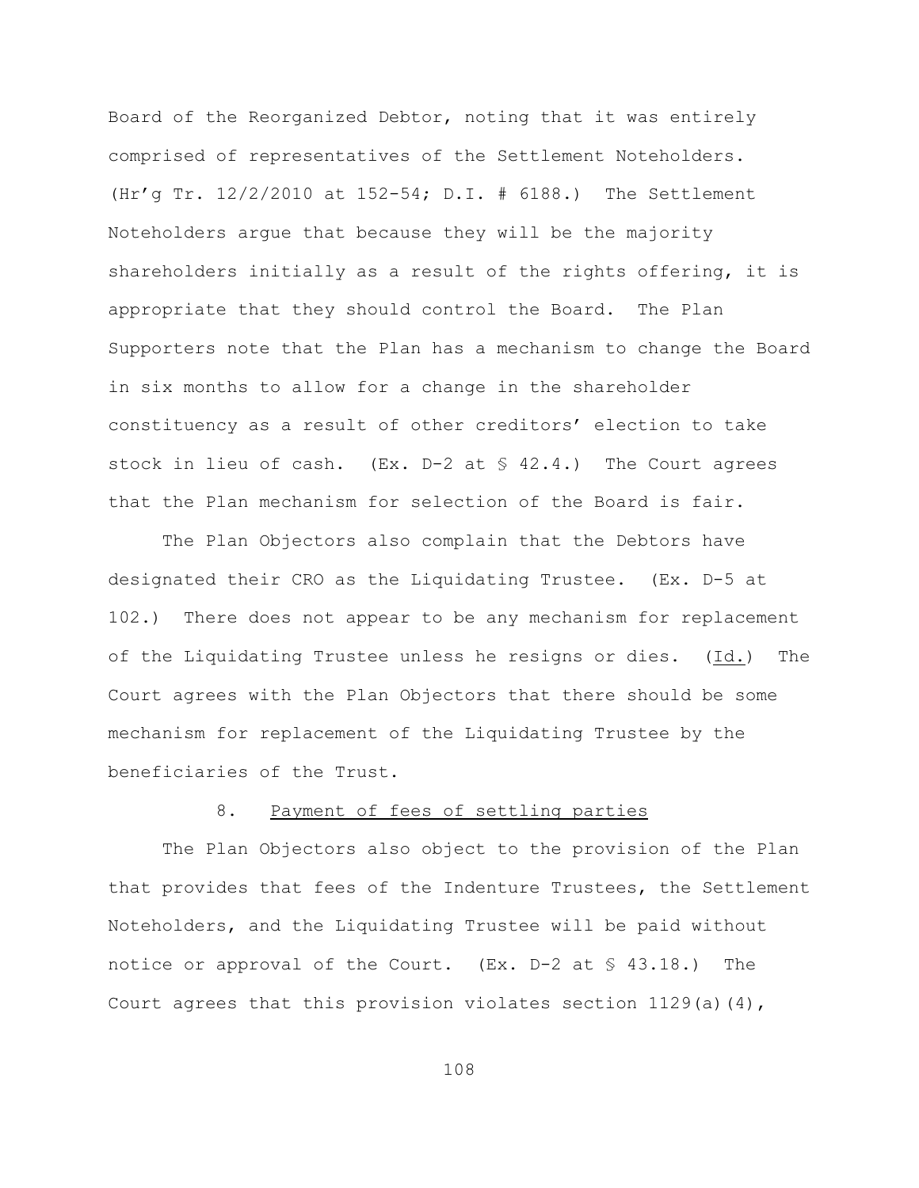Board of the Reorganized Debtor, noting that it was entirely comprised of representatives of the Settlement Noteholders. (Hr'g Tr. 12/2/2010 at 152-54; D.I. # 6188.) The Settlement Noteholders argue that because they will be the majority shareholders initially as a result of the rights offering, it is appropriate that they should control the Board. The Plan Supporters note that the Plan has a mechanism to change the Board in six months to allow for a change in the shareholder constituency as a result of other creditors' election to take stock in lieu of cash. (Ex. D-2 at § 42.4.) The Court agrees that the Plan mechanism for selection of the Board is fair.

The Plan Objectors also complain that the Debtors have designated their CRO as the Liquidating Trustee. (Ex. D-5 at 102.) There does not appear to be any mechanism for replacement of the Liquidating Trustee unless he resigns or dies. (Id.) The Court agrees with the Plan Objectors that there should be some mechanism for replacement of the Liquidating Trustee by the beneficiaries of the Trust.

8. Payment of fees of settling parties

The Plan Objectors also object to the provision of the Plan that provides that fees of the Indenture Trustees, the Settlement Noteholders, and the Liquidating Trustee will be paid without notice or approval of the Court. (Ex. D-2 at § 43.18.) The Court agrees that this provision violates section 1129(a)(4),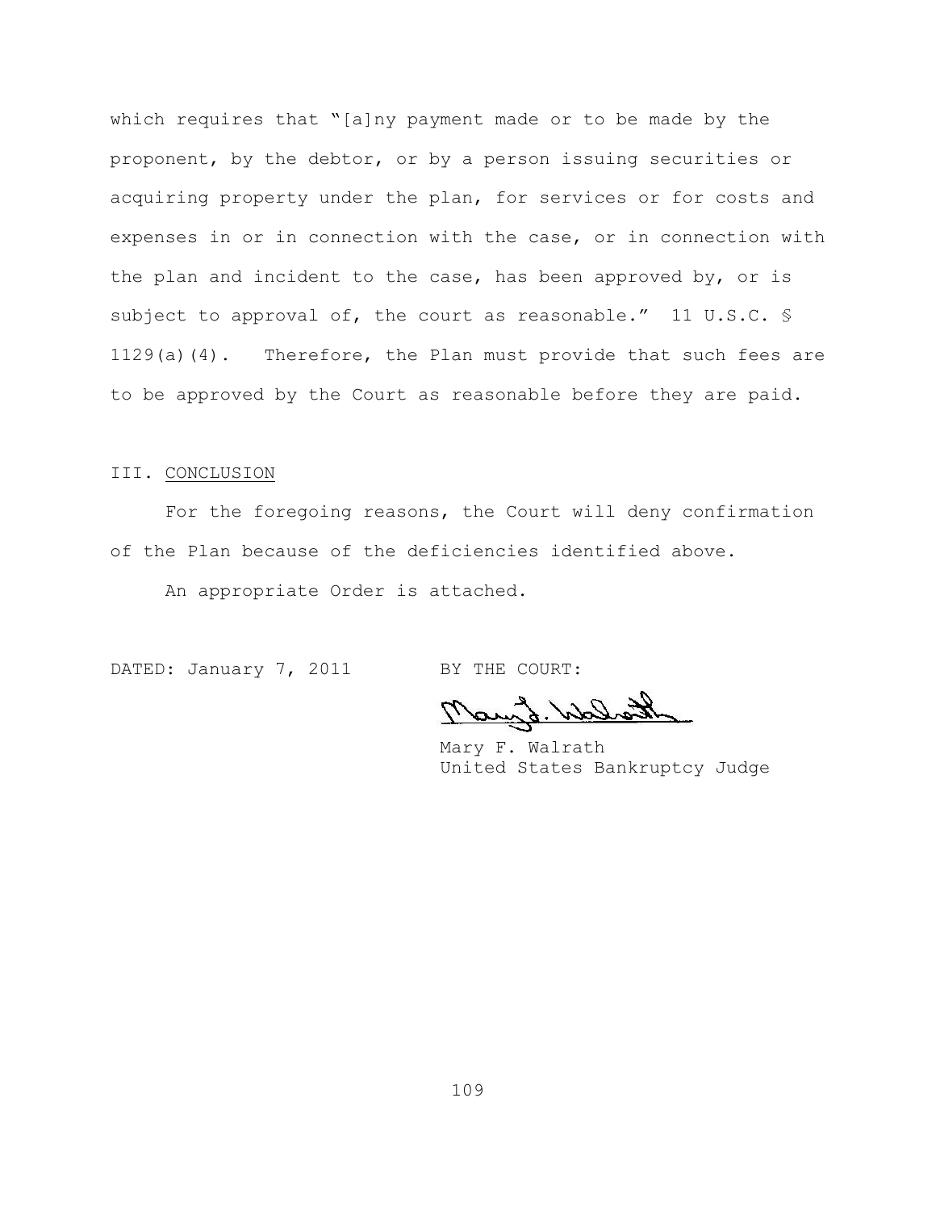which requires that "[a]ny payment made or to be made by the proponent, by the debtor, or by a person issuing securities or acquiring property under the plan, for services or for costs and expenses in or in connection with the case, or in connection with the plan and incident to the case, has been approved by, or is subject to approval of, the court as reasonable." 11 U.S.C. § 1129(a)(4). Therefore, the Plan must provide that such fees are to be approved by the Court as reasonable before they are paid.

## III. CONCLUSION

For the foregoing reasons, the Court will deny confirmation of the Plan because of the deficiencies identified above.

An appropriate Order is attached.

DATED: January 7, 2011

BY THE COURT:

Mary F. Walrath
United States Bankruptcy Judge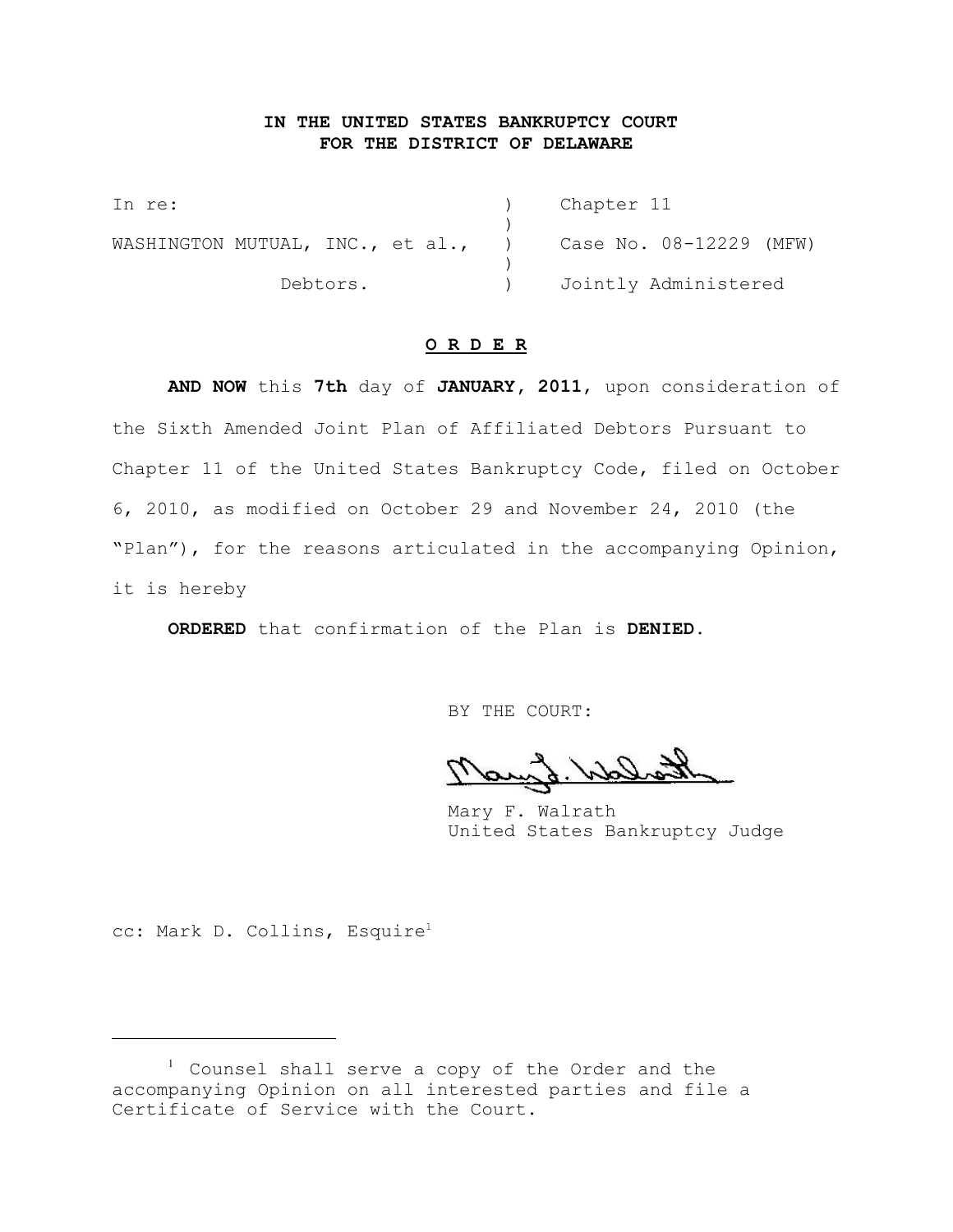**IN THE UNITED STATES BANKRUPTCY COURT**
**FOR THE DISTRICT OF DELAWARE**

| | | |
|---|---|---|
| In re: | ) | Chapter 11 |
| | ) | |
| WASHINGTON MUTUAL, INC., et al., | ) | Case No. 08-12229 (MFW) |
| | ) | |
| Debtors. | ) | Jointly Administered |

**O R D E R**

**AND NOW** this **7th** day of **JANUARY, 2011**, upon consideration of the Sixth Amended Joint Plan of Affiliated Debtors Pursuant to Chapter 11 of the United States Bankruptcy Code, filed on October 6, 2010, as modified on October 29 and November 24, 2010 (the "Plan"), for the reasons articulated in the accompanying Opinion, it is hereby

**ORDERED** that confirmation of the Plan is **DENIED**.

BY THE COURT:

Mary F. Walrath
United States Bankruptcy Judge

cc: Mark D. Collins, Esquire[1]

[1] Counsel shall serve a copy of the Order and the accompanying Opinion on all interested parties and file a Certificate of Service with the Court.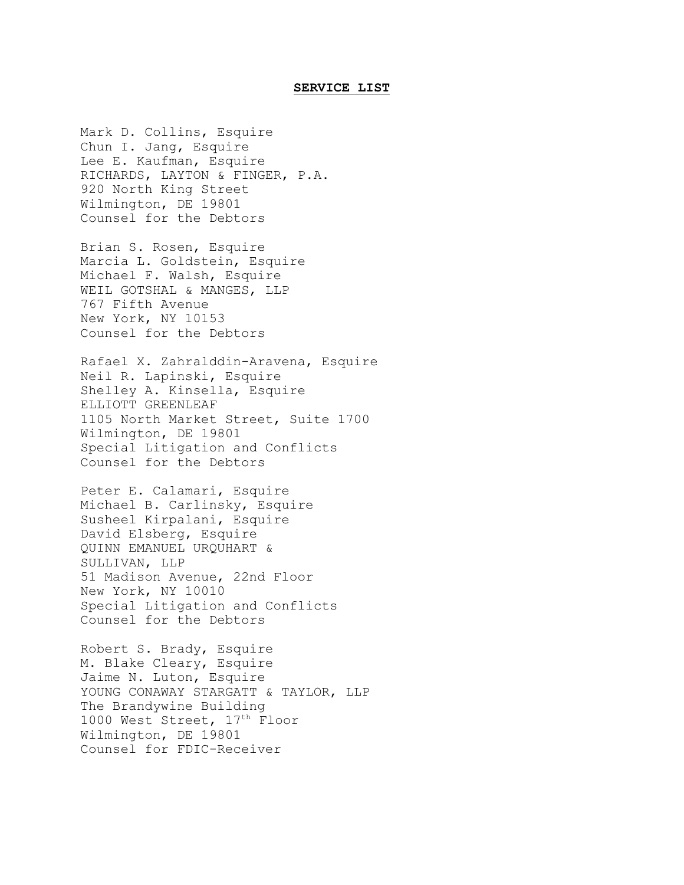**SERVICE LIST**

Mark D. Collins, Esquire
Chun I. Jang, Esquire
Lee E. Kaufman, Esquire
RICHARDS, LAYTON & FINGER, P.A.
920 North King Street
Wilmington, DE 19801
Counsel for the Debtors

Brian S. Rosen, Esquire
Marcia L. Goldstein, Esquire
Michael F. Walsh, Esquire
WEIL GOTSHAL & MANGES, LLP
767 Fifth Avenue
New York, NY 10153
Counsel for the Debtors

Rafael X. Zahralddin-Aravena, Esquire
Neil R. Lapinski, Esquire
Shelley A. Kinsella, Esquire
ELLIOTT GREENLEAF
1105 North Market Street, Suite 1700
Wilmington, DE 19801
Special Litigation and Conflicts
Counsel for the Debtors

Peter E. Calamari, Esquire
Michael B. Carlinsky, Esquire
Susheel Kirpalani, Esquire
David Elsberg, Esquire
QUINN EMANUEL URQUHART &
SULLIVAN, LLP
51 Madison Avenue, 22nd Floor
New York, NY 10010
Special Litigation and Conflicts
Counsel for the Debtors

Robert S. Brady, Esquire
M. Blake Cleary, Esquire
Jaime N. Luton, Esquire
YOUNG CONAWAY STARGATT & TAYLOR, LLP
The Brandywine Building
1000 West Street, 17th Floor
Wilmington, DE 19801
Counsel for FDIC-Receiver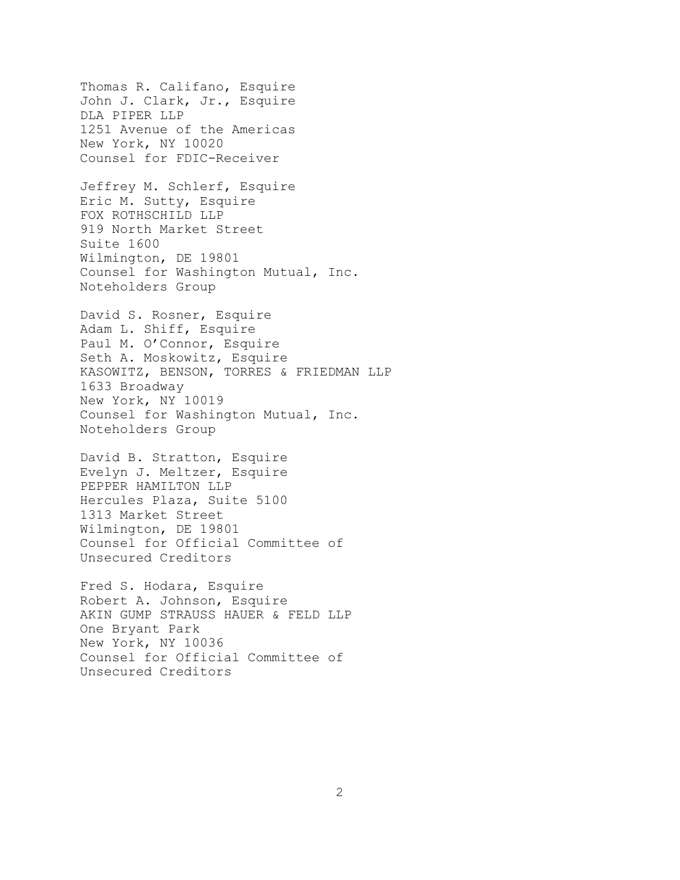Thomas R. Califano, Esquire
John J. Clark, Jr., Esquire
DLA PIPER LLP
1251 Avenue of the Americas
New York, NY 10020
Counsel for FDIC-Receiver

Jeffrey M. Schlerf, Esquire
Eric M. Sutty, Esquire
FOX ROTHSCHILD LLP
919 North Market Street
Suite 1600
Wilmington, DE 19801
Counsel for Washington Mutual, Inc.
Noteholders Group

David S. Rosner, Esquire
Adam L. Shiff, Esquire
Paul M. O'Connor, Esquire
Seth A. Moskowitz, Esquire
KASOWITZ, BENSON, TORRES & FRIEDMAN LLP
1633 Broadway
New York, NY 10019
Counsel for Washington Mutual, Inc.
Noteholders Group

David B. Stratton, Esquire
Evelyn J. Meltzer, Esquire
PEPPER HAMILTON LLP
Hercules Plaza, Suite 5100
1313 Market Street
Wilmington, DE 19801
Counsel for Official Committee of
Unsecured Creditors

Fred S. Hodara, Esquire
Robert A. Johnson, Esquire
AKIN GUMP STRAUSS HAUER & FELD LLP
One Bryant Park
New York, NY 10036
Counsel for Official Committee of
Unsecured Creditors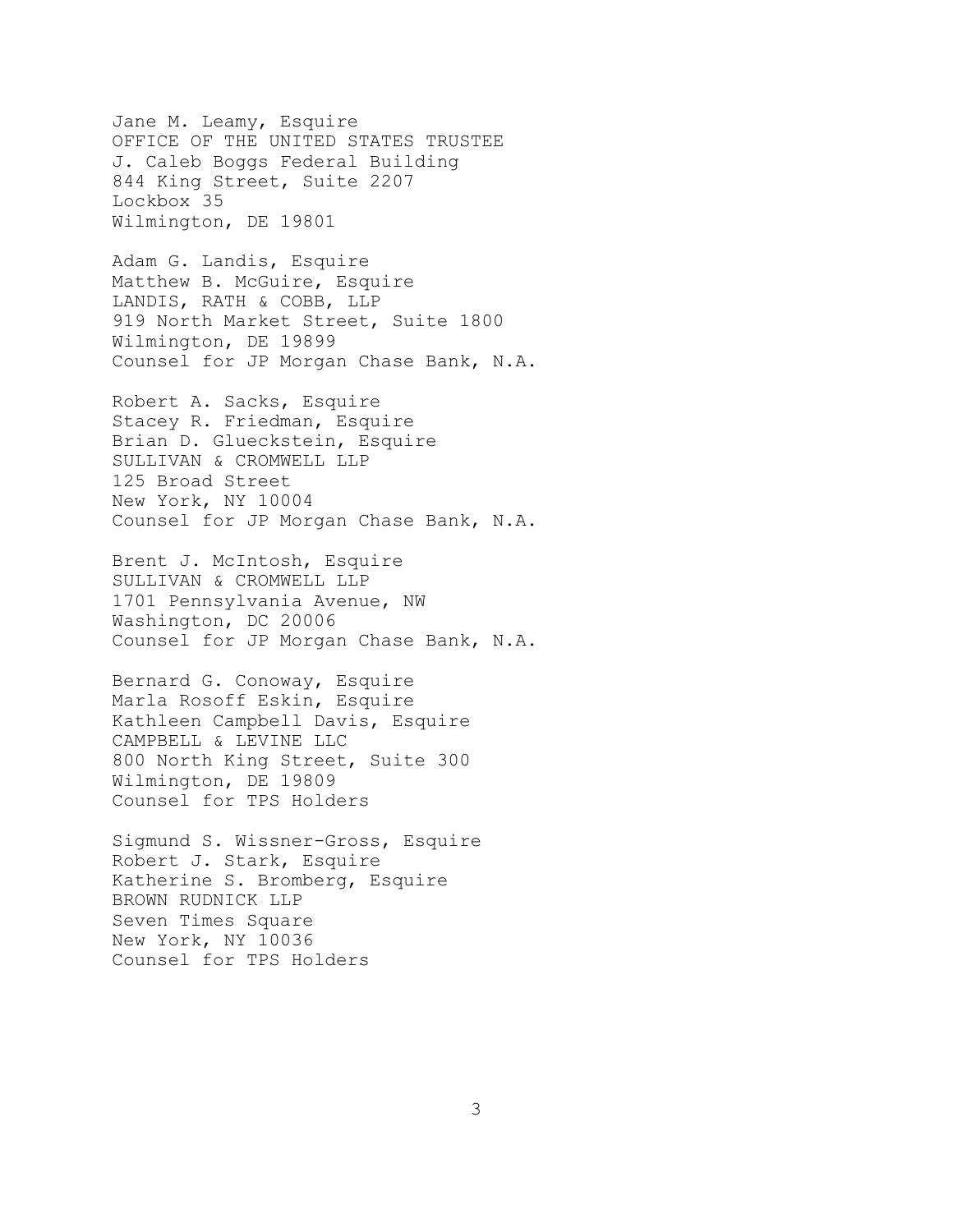Jane M. Leamy, Esquire
OFFICE OF THE UNITED STATES TRUSTEE
J. Caleb Boggs Federal Building
844 King Street, Suite 2207
Lockbox 35
Wilmington, DE 19801

Adam G. Landis, Esquire
Matthew B. McGuire, Esquire
LANDIS, RATH & COBB, LLP
919 North Market Street, Suite 1800
Wilmington, DE 19899
Counsel for JP Morgan Chase Bank, N.A.

Robert A. Sacks, Esquire
Stacey R. Friedman, Esquire
Brian D. Glueckstein, Esquire
SULLIVAN & CROMWELL LLP
125 Broad Street
New York, NY 10004
Counsel for JP Morgan Chase Bank, N.A.

Brent J. McIntosh, Esquire
SULLIVAN & CROMWELL LLP
1701 Pennsylvania Avenue, NW
Washington, DC 20006
Counsel for JP Morgan Chase Bank, N.A.

Bernard G. Conoway, Esquire
Marla Rosoff Eskin, Esquire
Kathleen Campbell Davis, Esquire
CAMPBELL & LEVINE LLC
800 North King Street, Suite 300
Wilmington, DE 19809
Counsel for TPS Holders

Sigmund S. Wissner-Gross, Esquire
Robert J. Stark, Esquire
Katherine S. Bromberg, Esquire
BROWN RUDNICK LLP
Seven Times Square
New York, NY 10036
Counsel for TPS Holders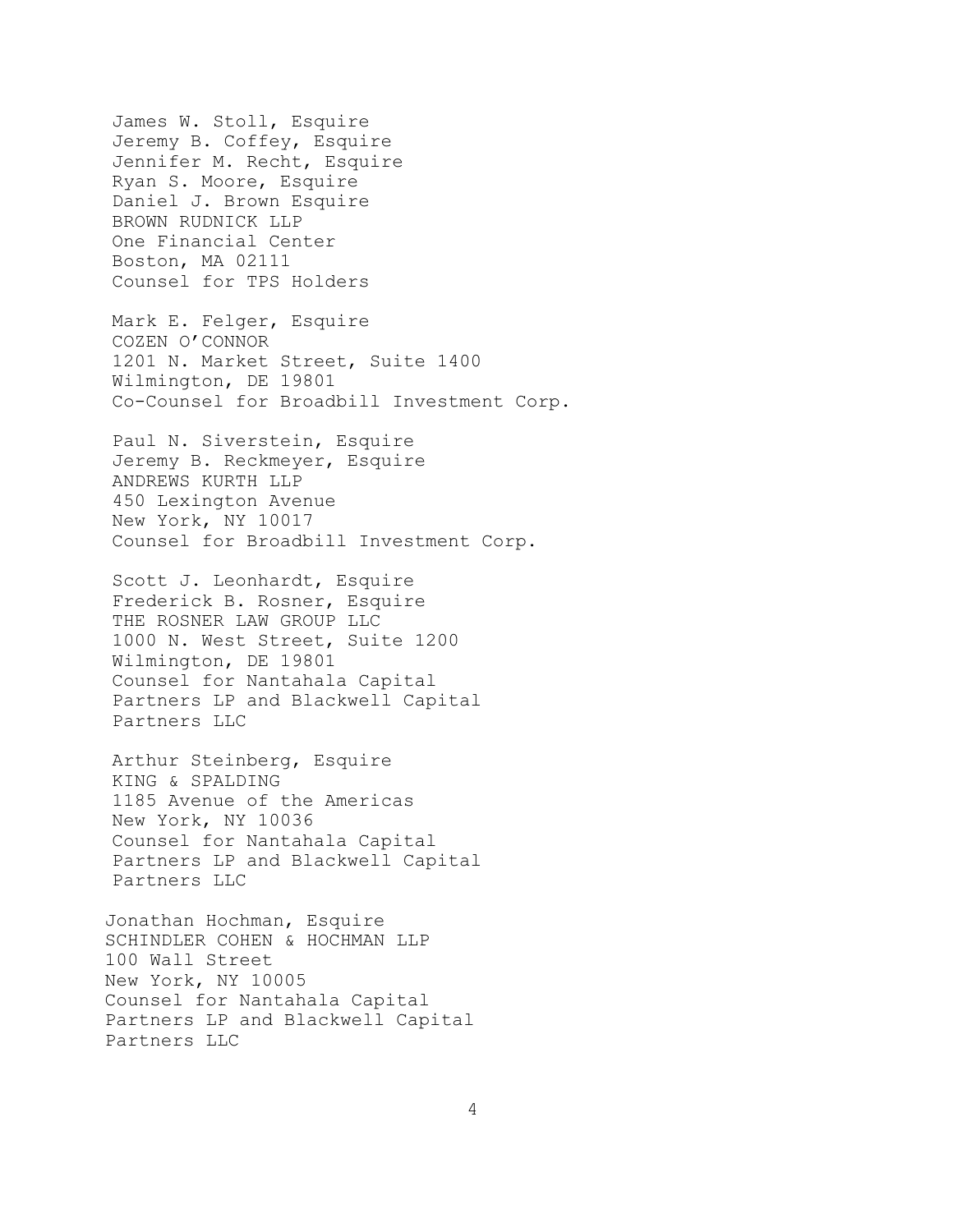James W. Stoll, Esquire
Jeremy B. Coffey, Esquire
Jennifer M. Recht, Esquire
Ryan S. Moore, Esquire
Daniel J. Brown Esquire
BROWN RUDNICK LLP
One Financial Center
Boston, MA 02111
Counsel for TPS Holders

Mark E. Felger, Esquire
COZEN O'CONNOR
1201 N. Market Street, Suite 1400
Wilmington, DE 19801
Co-Counsel for Broadbill Investment Corp.

Paul N. Siverstein, Esquire
Jeremy B. Reckmeyer, Esquire
ANDREWS KURTH LLP
450 Lexington Avenue
New York, NY 10017
Counsel for Broadbill Investment Corp.

Scott J. Leonhardt, Esquire
Frederick B. Rosner, Esquire
THE ROSNER LAW GROUP LLC
1000 N. West Street, Suite 1200
Wilmington, DE 19801
Counsel for Nantahala Capital Partners LP and Blackwell Capital Partners LLC

Arthur Steinberg, Esquire
KING & SPALDING
1185 Avenue of the Americas
New York, NY 10036
Counsel for Nantahala Capital Partners LP and Blackwell Capital Partners LLC

Jonathan Hochman, Esquire
SCHINDLER COHEN & HOCHMAN LLP
100 Wall Street
New York, NY 10005
Counsel for Nantahala Capital Partners LP and Blackwell Capital Partners LLC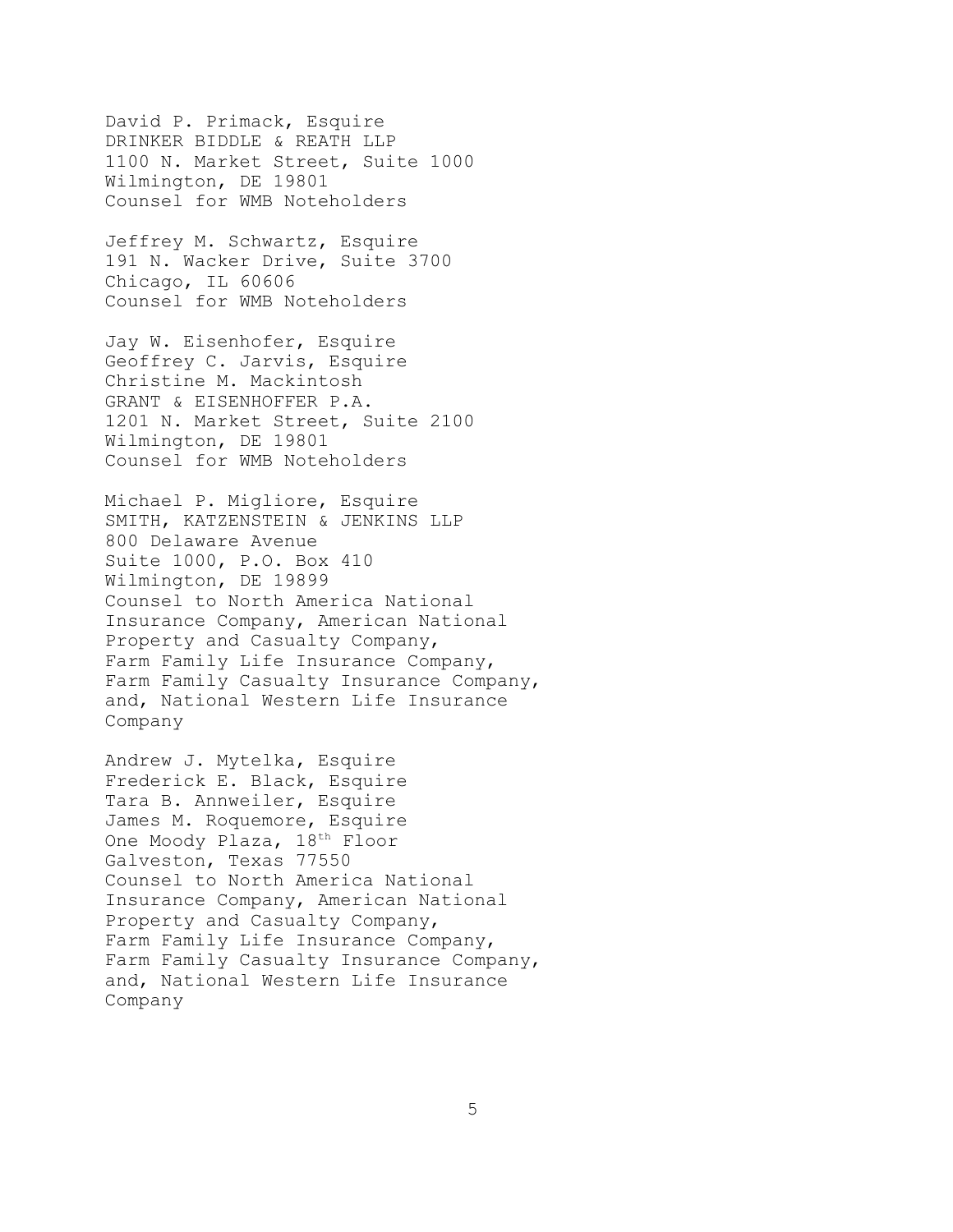David P. Primack, Esquire
DRINKER BIDDLE & REATH LLP
1100 N. Market Street, Suite 1000
Wilmington, DE 19801
Counsel for WMB Noteholders

Jeffrey M. Schwartz, Esquire
191 N. Wacker Drive, Suite 3700
Chicago, IL 60606
Counsel for WMB Noteholders

Jay W. Eisenhofer, Esquire
Geoffrey C. Jarvis, Esquire
Christine M. Mackintosh
GRANT & EISENHOFFER P.A.
1201 N. Market Street, Suite 2100
Wilmington, DE 19801
Counsel for WMB Noteholders

Michael P. Migliore, Esquire
SMITH, KATZENSTEIN & JENKINS LLP
800 Delaware Avenue
Suite 1000, P.O. Box 410
Wilmington, DE 19899
Counsel to North America National Insurance Company, American National Property and Casualty Company, Farm Family Life Insurance Company, Farm Family Casualty Insurance Company, and, National Western Life Insurance Company

Andrew J. Mytelka, Esquire
Frederick E. Black, Esquire
Tara B. Annweiler, Esquire
James M. Roquemore, Esquire
One Moody Plaza, 18th Floor
Galveston, Texas 77550
Counsel to North America National Insurance Company, American National Property and Casualty Company, Farm Family Life Insurance Company, Farm Family Casualty Insurance Company, and, National Western Life Insurance Company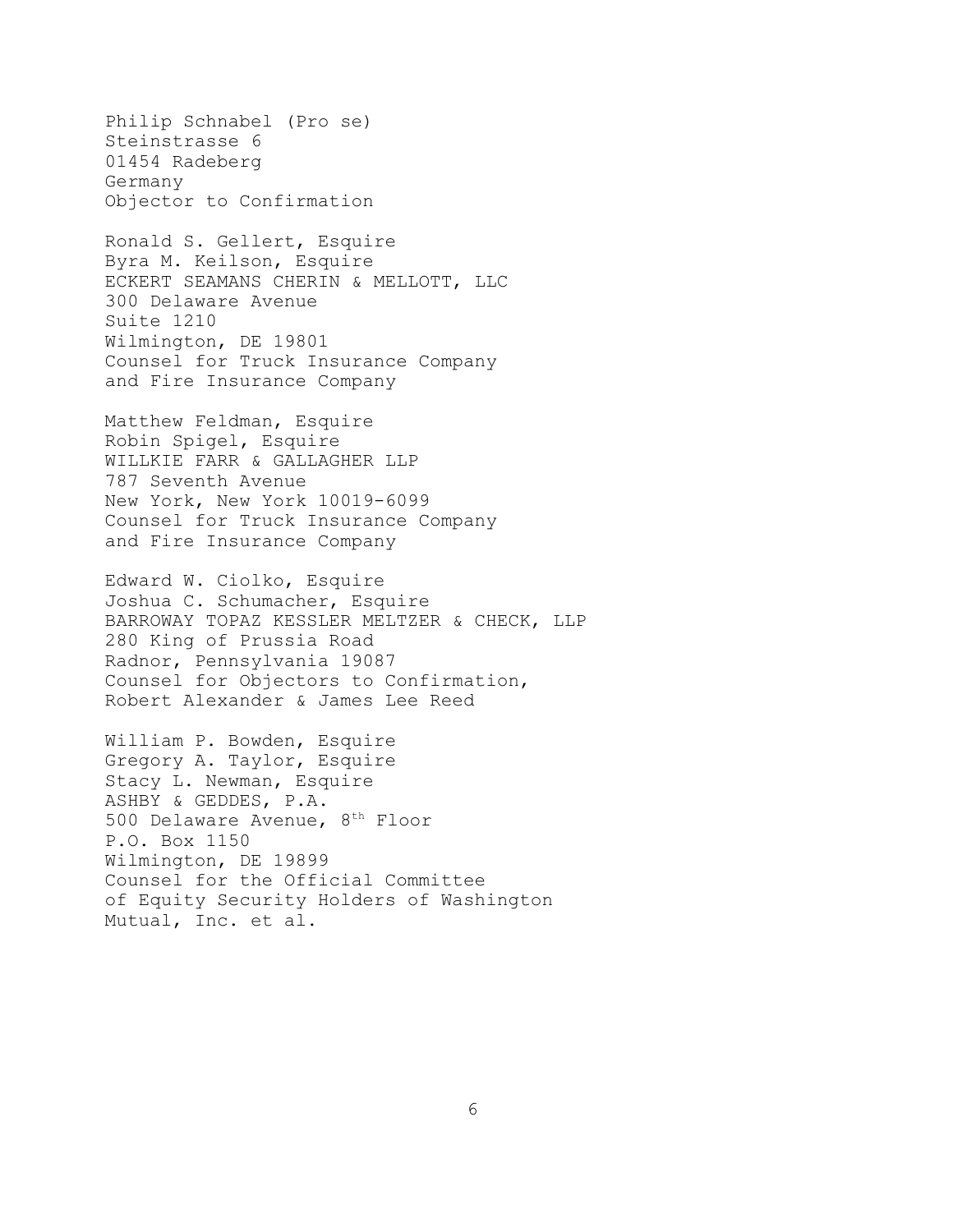Philip Schnabel (Pro se)
Steinstrasse 6
01454 Radeberg
Germany
Objector to Confirmation

Ronald S. Gellert, Esquire
Byra M. Keilson, Esquire
ECKERT SEAMANS CHERIN & MELLOTT, LLC
300 Delaware Avenue
Suite 1210
Wilmington, DE 19801
Counsel for Truck Insurance Company
and Fire Insurance Company

Matthew Feldman, Esquire
Robin Spigel, Esquire
WILLKIE FARR & GALLAGHER LLP
787 Seventh Avenue
New York, New York 10019-6099
Counsel for Truck Insurance Company
and Fire Insurance Company

Edward W. Ciolko, Esquire
Joshua C. Schumacher, Esquire
BARROWAY TOPAZ KESSLER MELTZER & CHECK, LLP
280 King of Prussia Road
Radnor, Pennsylvania 19087
Counsel for Objectors to Confirmation,
Robert Alexander & James Lee Reed

William P. Bowden, Esquire
Gregory A. Taylor, Esquire
Stacy L. Newman, Esquire
ASHBY & GEDDES, P.A.
500 Delaware Avenue, 8th Floor
P.O. Box 1150
Wilmington, DE 19899
Counsel for the Official Committee
of Equity Security Holders of Washington
Mutual, Inc. et al.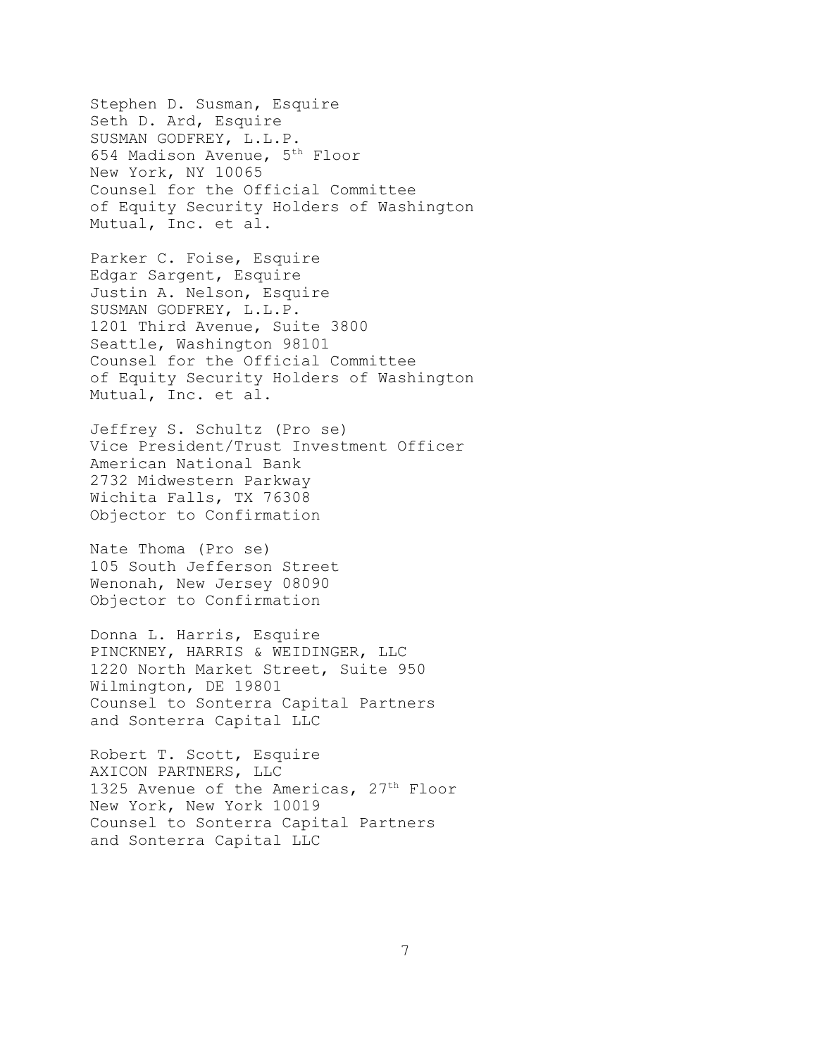Stephen D. Susman, Esquire
Seth D. Ard, Esquire
SUSMAN GODFREY, L.L.P.
654 Madison Avenue, 5th Floor
New York, NY 10065
Counsel for the Official Committee
of Equity Security Holders of Washington
Mutual, Inc. et al.

Parker C. Foise, Esquire
Edgar Sargent, Esquire
Justin A. Nelson, Esquire
SUSMAN GODFREY, L.L.P.
1201 Third Avenue, Suite 3800
Seattle, Washington 98101
Counsel for the Official Committee
of Equity Security Holders of Washington
Mutual, Inc. et al.

Jeffrey S. Schultz (Pro se)
Vice President/Trust Investment Officer
American National Bank
2732 Midwestern Parkway
Wichita Falls, TX 76308
Objector to Confirmation

Nate Thoma (Pro se)
105 South Jefferson Street
Wenonah, New Jersey 08090
Objector to Confirmation

Donna L. Harris, Esquire
PINCKNEY, HARRIS & WEIDINGER, LLC
1220 North Market Street, Suite 950
Wilmington, DE 19801
Counsel to Sonterra Capital Partners
and Sonterra Capital LLC

Robert T. Scott, Esquire
AXICON PARTNERS, LLC
1325 Avenue of the Americas, 27th Floor
New York, New York 10019
Counsel to Sonterra Capital Partners
and Sonterra Capital LLC